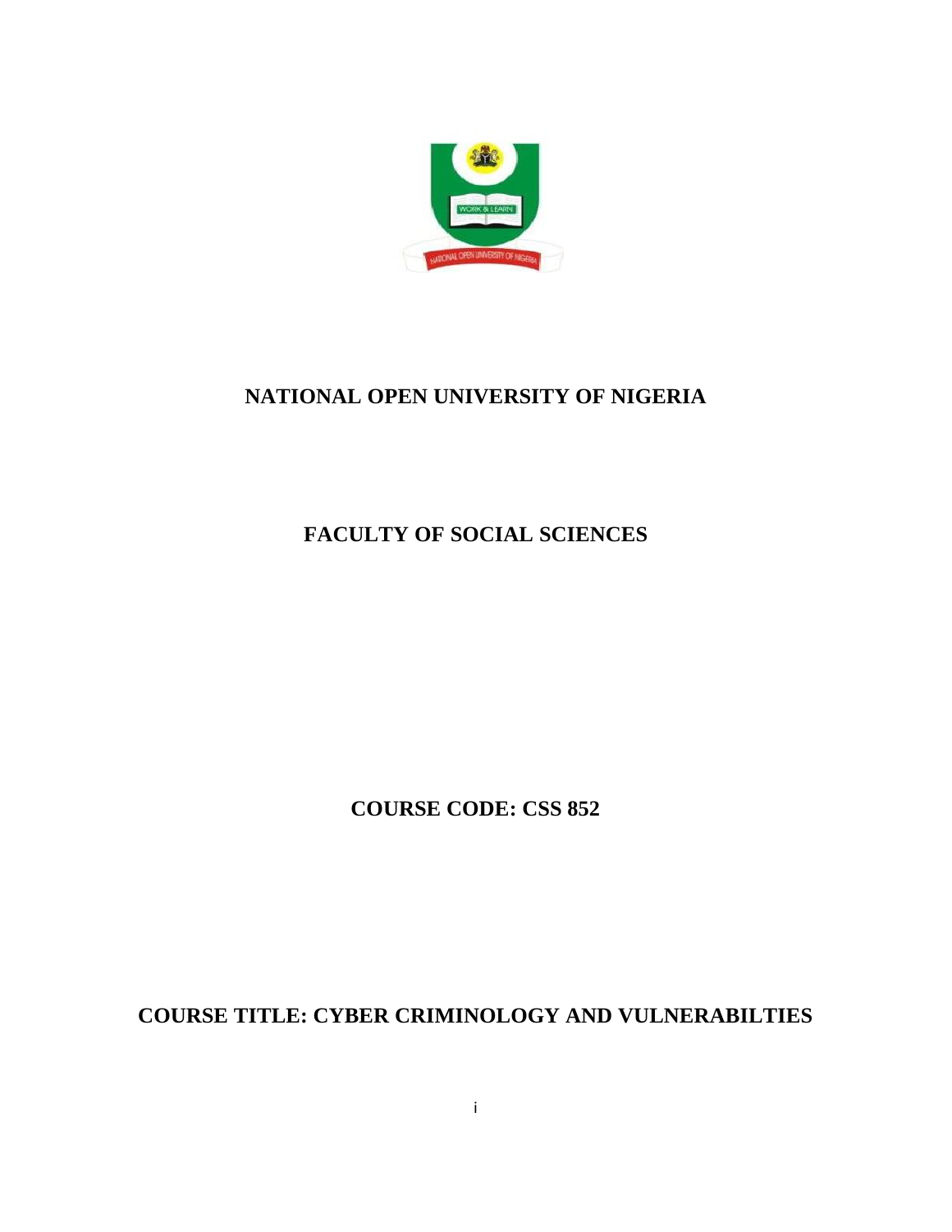# NATIONAL OPEN UNIVERSITY OF NIGERIA

## FACULTY OF SOCIAL SCIENCES

**COURSE CODE: CSS 852**

**COURSE TITLE: CYBER CRIMINOLOGY AND VULNERABILTIES**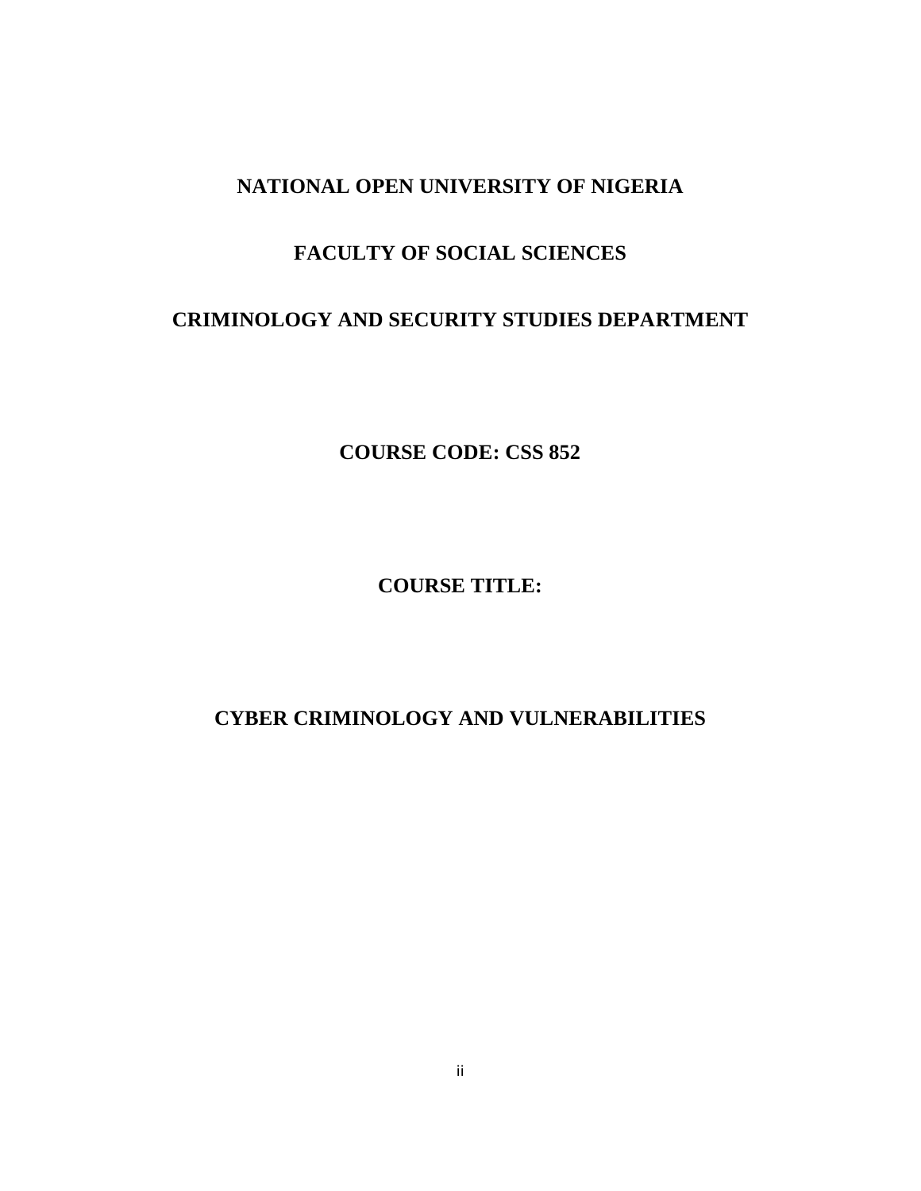**NATIONAL OPEN UNIVERSITY OF NIGERIA**

**FACULTY OF SOCIAL SCIENCES**

**CRIMINOLOGY AND SECURITY STUDIES DEPARTMENT**

**COURSE CODE: CSS 852**

**COURSE TITLE:**

**CYBER CRIMINOLOGY AND VULNERABILITIES**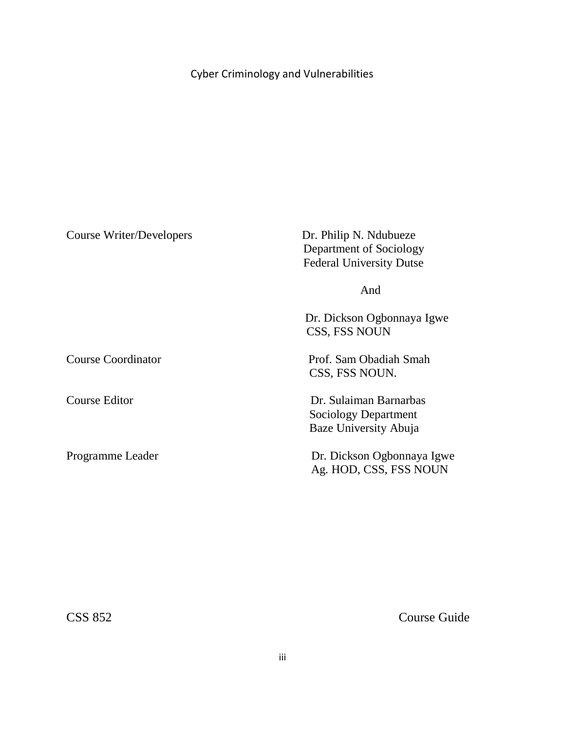Cyber Criminology and Vulnerabilities

| | |
|---|---|
| Course Writer/Developers | Dr. Philip N. Ndubueze<br>Department of Sociology<br>Federal University Dutse<br><br>And<br><br>Dr. Dickson Ogbonnaya Igwe<br>CSS, FSS NOUN |
| Course Coordinator | Prof. Sam Obadiah Smah<br>CSS, FSS NOUN. |
| Course Editor | Dr. Sulaiman Barnarbas<br>Sociology Department<br>Baze University Abuja |
| Programme Leader | Dr. Dickson Ogbonnaya Igwe<br>Ag. HOD, CSS, FSS NOUN |

CSS 852 Course Guide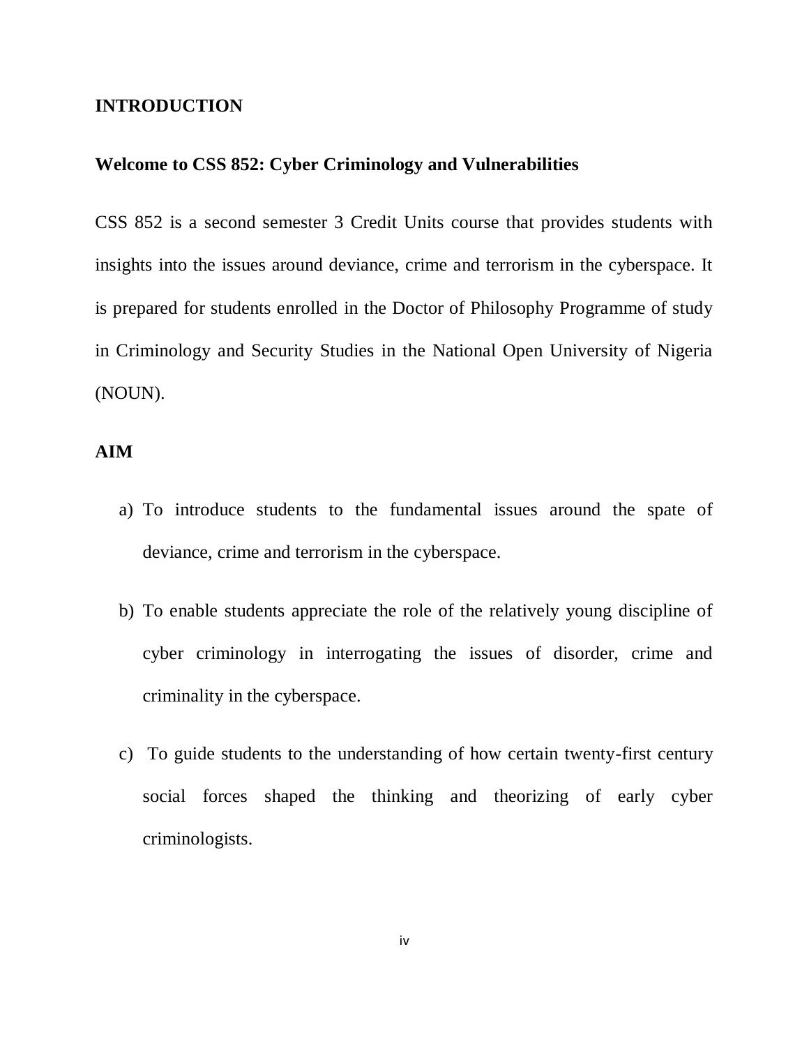## INTRODUCTION

### Welcome to CSS 852: Cyber Criminology and Vulnerabilities

CSS 852 is a second semester 3 Credit Units course that provides students with insights into the issues around deviance, crime and terrorism in the cyberspace. It is prepared for students enrolled in the Doctor of Philosophy Programme of study in Criminology and Security Studies in the National Open University of Nigeria (NOUN).

## AIM

a) To introduce students to the fundamental issues around the spate of deviance, crime and terrorism in the cyberspace.

b) To enable students appreciate the role of the relatively young discipline of cyber criminology in interrogating the issues of disorder, crime and criminality in the cyberspace.

c) To guide students to the understanding of how certain twenty-first century social forces shaped the thinking and theorizing of early cyber criminologists.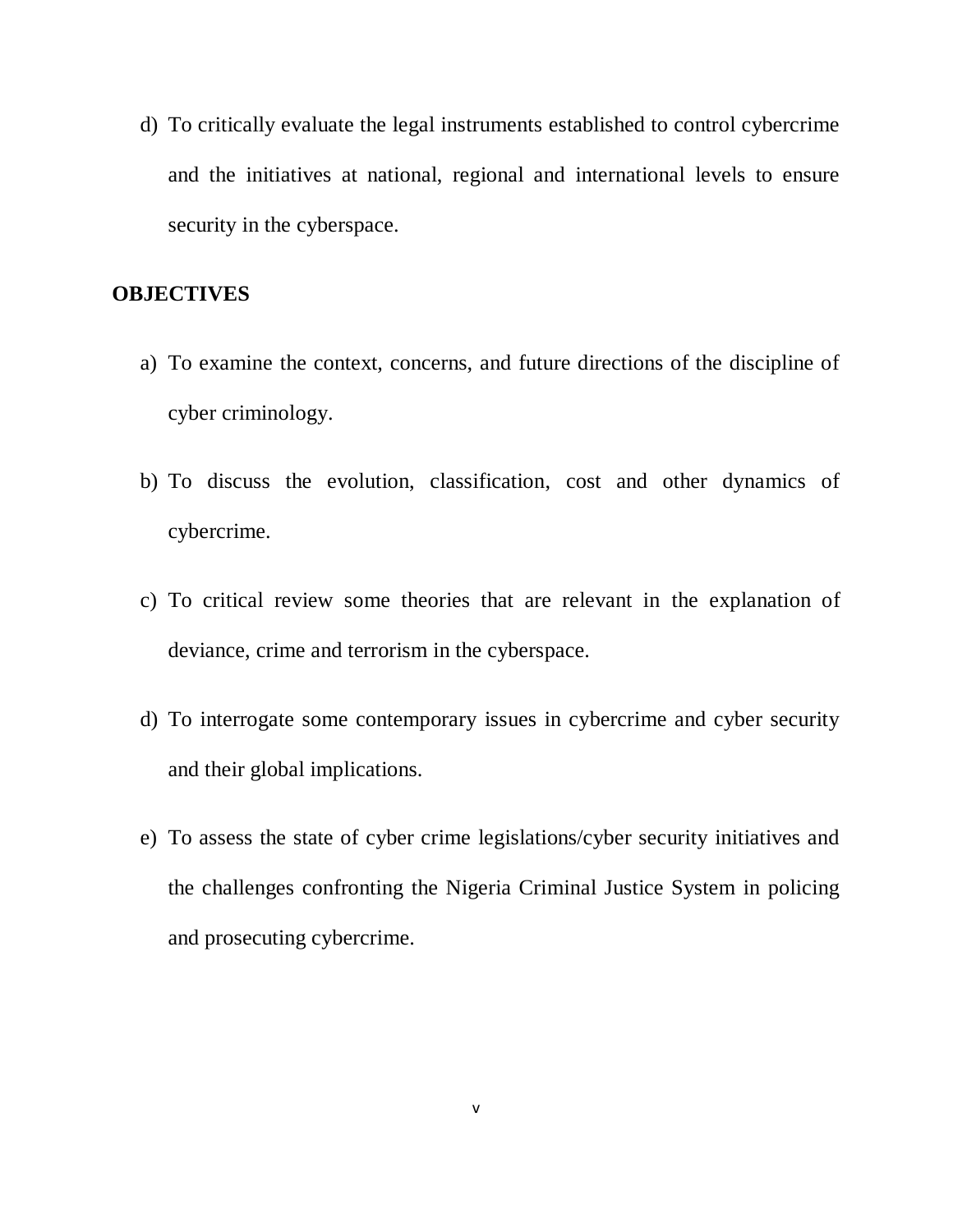d) To critically evaluate the legal instruments established to control cybercrime and the initiatives at national, regional and international levels to ensure security in the cyberspace.

**OBJECTIVES**

a) To examine the context, concerns, and future directions of the discipline of cyber criminology.

b) To discuss the evolution, classification, cost and other dynamics of cybercrime.

c) To critical review some theories that are relevant in the explanation of deviance, crime and terrorism in the cyberspace.

d) To interrogate some contemporary issues in cybercrime and cyber security and their global implications.

e) To assess the state of cyber crime legislations/cyber security initiatives and the challenges confronting the Nigeria Criminal Justice System in policing and prosecuting cybercrime.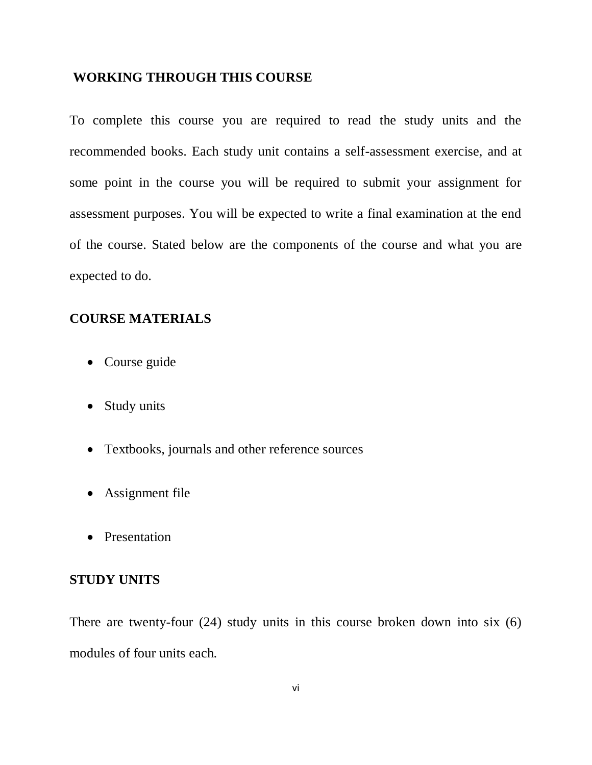## WORKING THROUGH THIS COURSE

To complete this course you are required to read the study units and the recommended books. Each study unit contains a self-assessment exercise, and at some point in the course you will be required to submit your assignment for assessment purposes. You will be expected to write a final examination at the end of the course. Stated below are the components of the course and what you are expected to do.

## COURSE MATERIALS

- Course guide
- Study units
- Textbooks, journals and other reference sources
- Assignment file
- Presentation

## STUDY UNITS

There are twenty-four (24) study units in this course broken down into six (6) modules of four units each.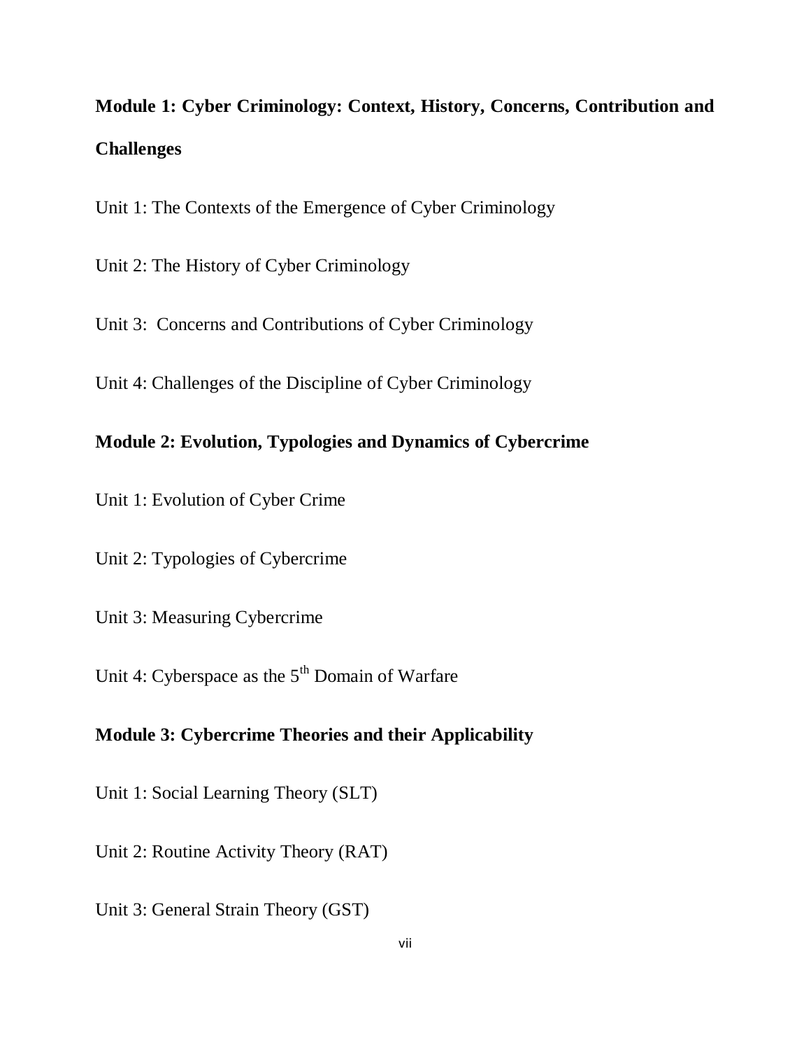**Module 1: Cyber Criminology: Context, History, Concerns, Contribution and Challenges**

Unit 1: The Contexts of the Emergence of Cyber Criminology

Unit 2: The History of Cyber Criminology

Unit 3: Concerns and Contributions of Cyber Criminology

Unit 4: Challenges of the Discipline of Cyber Criminology

**Module 2: Evolution, Typologies and Dynamics of Cybercrime**

Unit 1: Evolution of Cyber Crime

Unit 2: Typologies of Cybercrime

Unit 3: Measuring Cybercrime

Unit 4: Cyberspace as the $5^{th}$ Domain of Warfare

**Module 3: Cybercrime Theories and their Applicability**

Unit 1: Social Learning Theory (SLT)

Unit 2: Routine Activity Theory (RAT)

Unit 3: General Strain Theory (GST)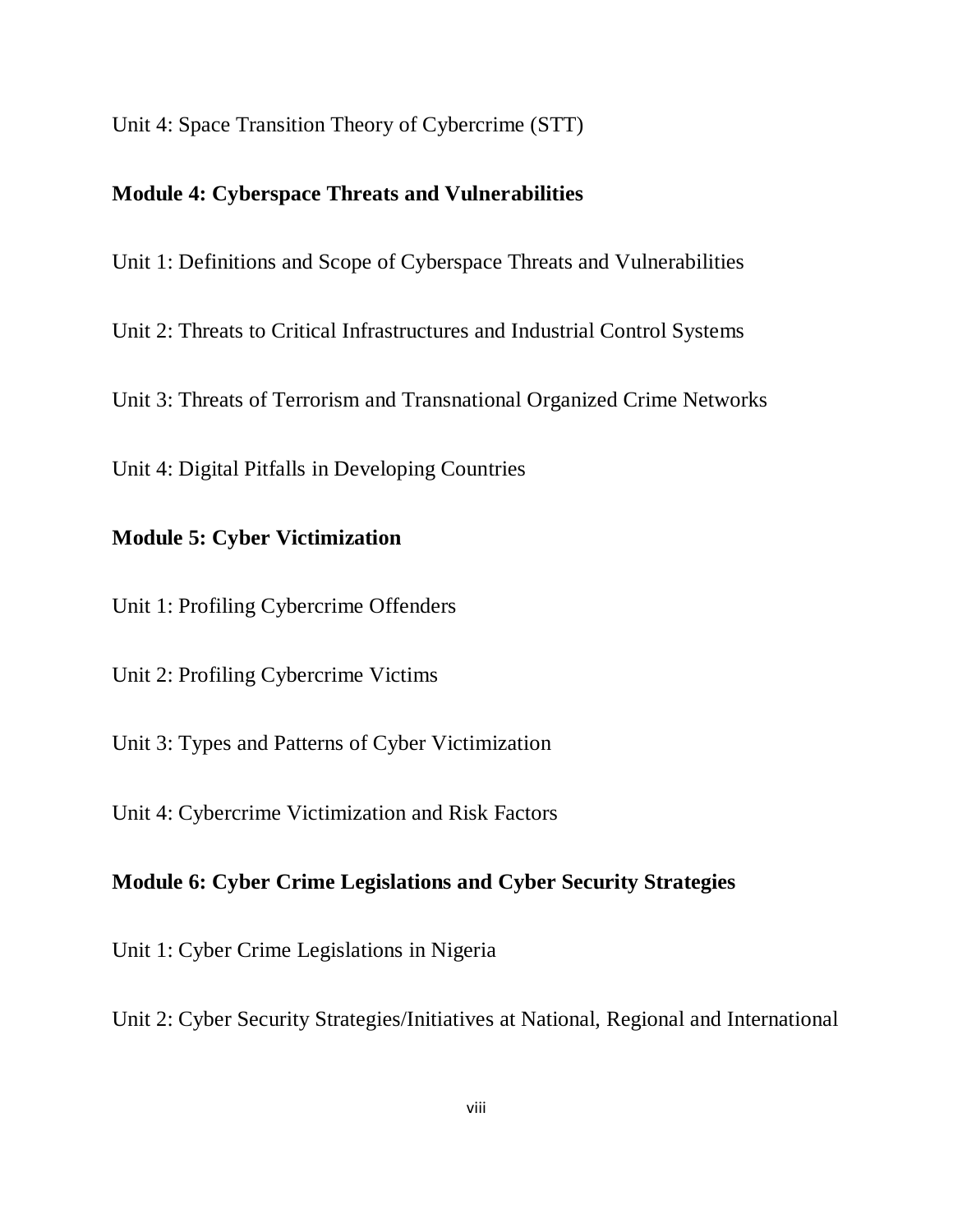Unit 4: Space Transition Theory of Cybercrime (STT)

**Module 4: Cyberspace Threats and Vulnerabilities**

Unit 1: Definitions and Scope of Cyberspace Threats and Vulnerabilities

Unit 2: Threats to Critical Infrastructures and Industrial Control Systems

Unit 3: Threats of Terrorism and Transnational Organized Crime Networks

Unit 4: Digital Pitfalls in Developing Countries

**Module 5: Cyber Victimization**

Unit 1: Profiling Cybercrime Offenders

Unit 2: Profiling Cybercrime Victims

Unit 3: Types and Patterns of Cyber Victimization

Unit 4: Cybercrime Victimization and Risk Factors

**Module 6: Cyber Crime Legislations and Cyber Security Strategies**

Unit 1: Cyber Crime Legislations in Nigeria

Unit 2: Cyber Security Strategies/Initiatives at National, Regional and International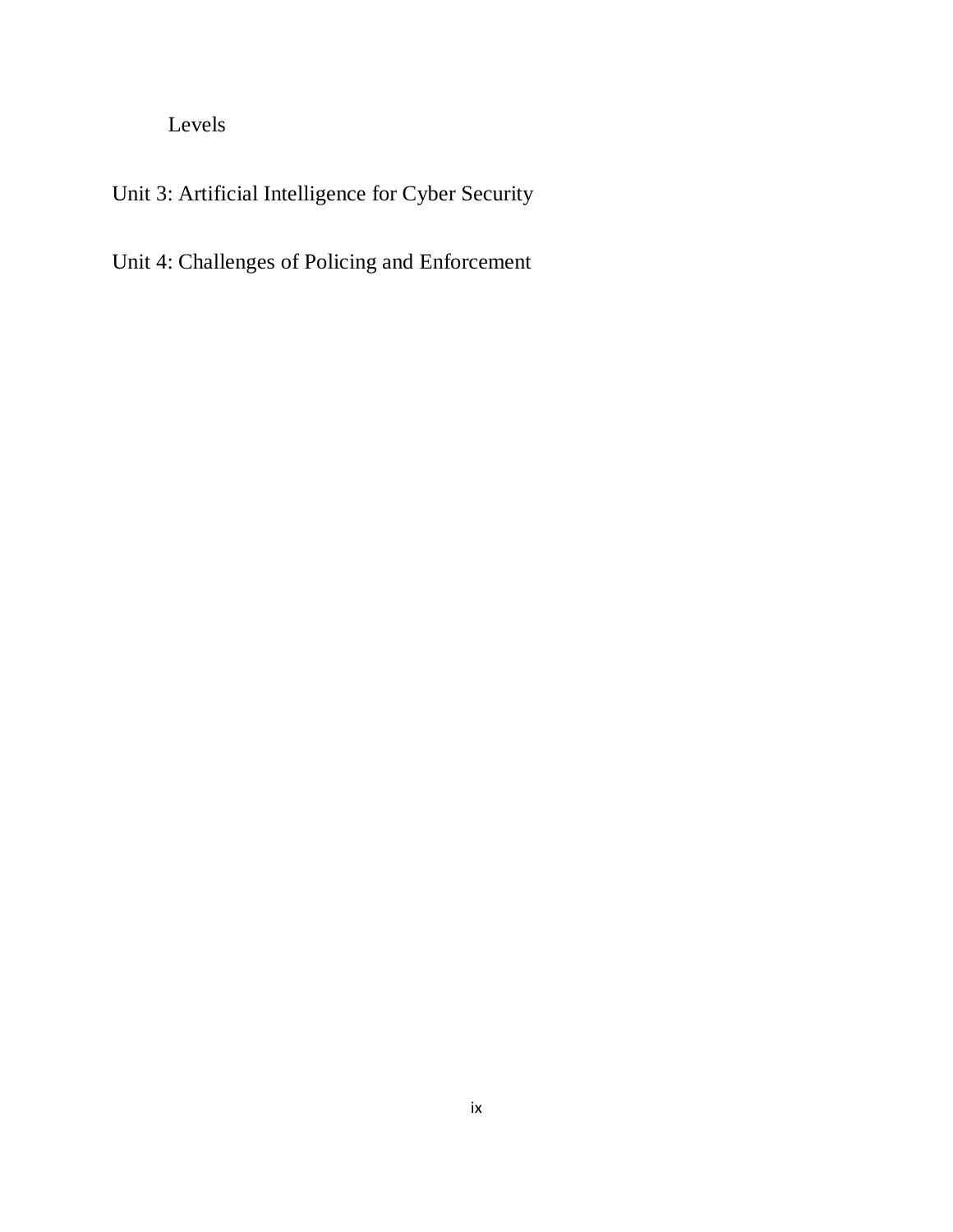Levels

Unit 3: Artificial Intelligence for Cyber Security

Unit 4: Challenges of Policing and Enforcement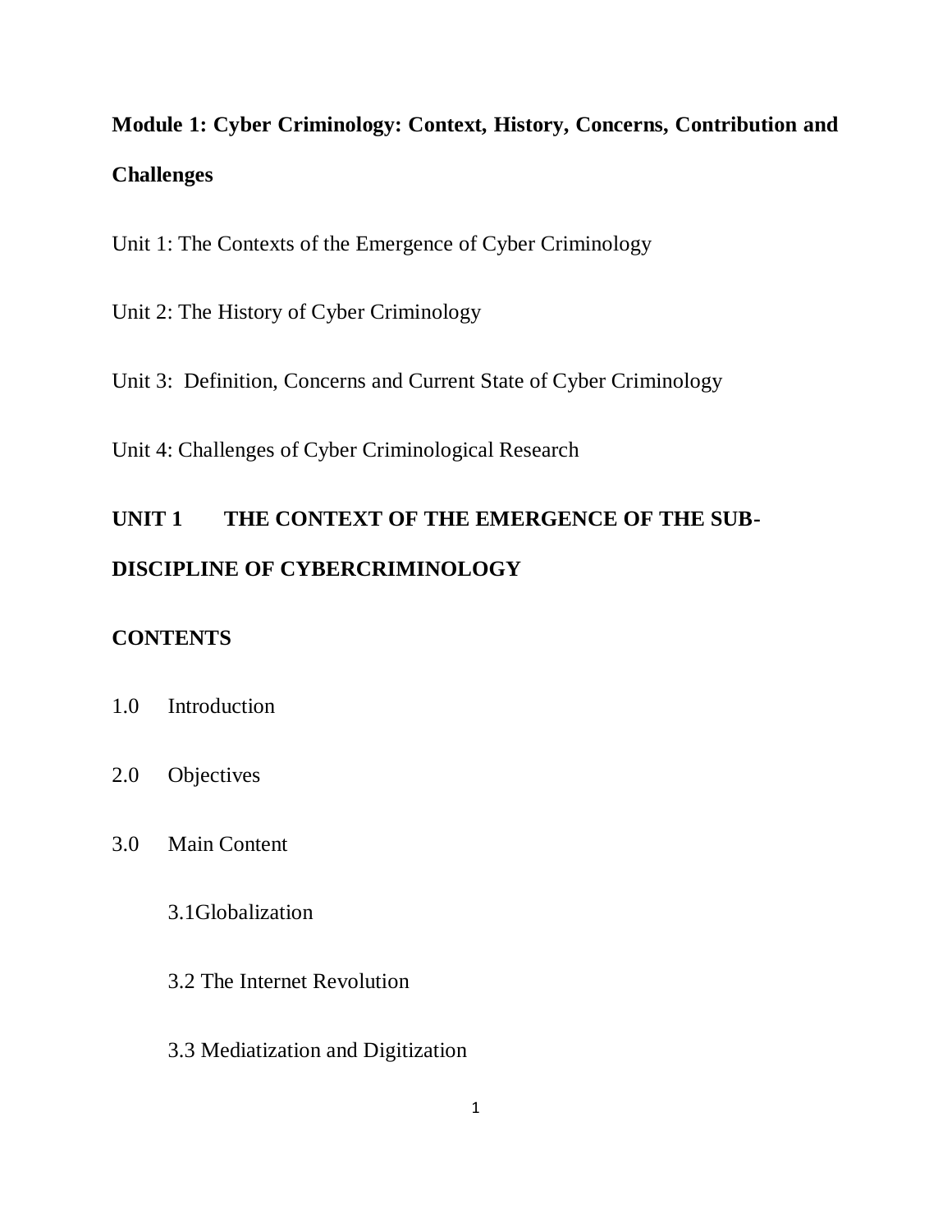## Module 1: Cyber Criminology: Context, History, Concerns, Contribution and Challenges

Unit 1: The Contexts of the Emergence of Cyber Criminology

Unit 2: The History of Cyber Criminology

Unit 3: Definition, Concerns and Current State of Cyber Criminology

Unit 4: Challenges of Cyber Criminological Research

## UNIT 1 THE CONTEXT OF THE EMERGENCE OF THE SUB-DISCIPLINE OF CYBERCRIMINOLOGY

### CONTENTS

1.0 Introduction

2.0 Objectives

3.0 Main Content

3.1Globalization

3.2 The Internet Revolution

3.3 Mediatization and Digitization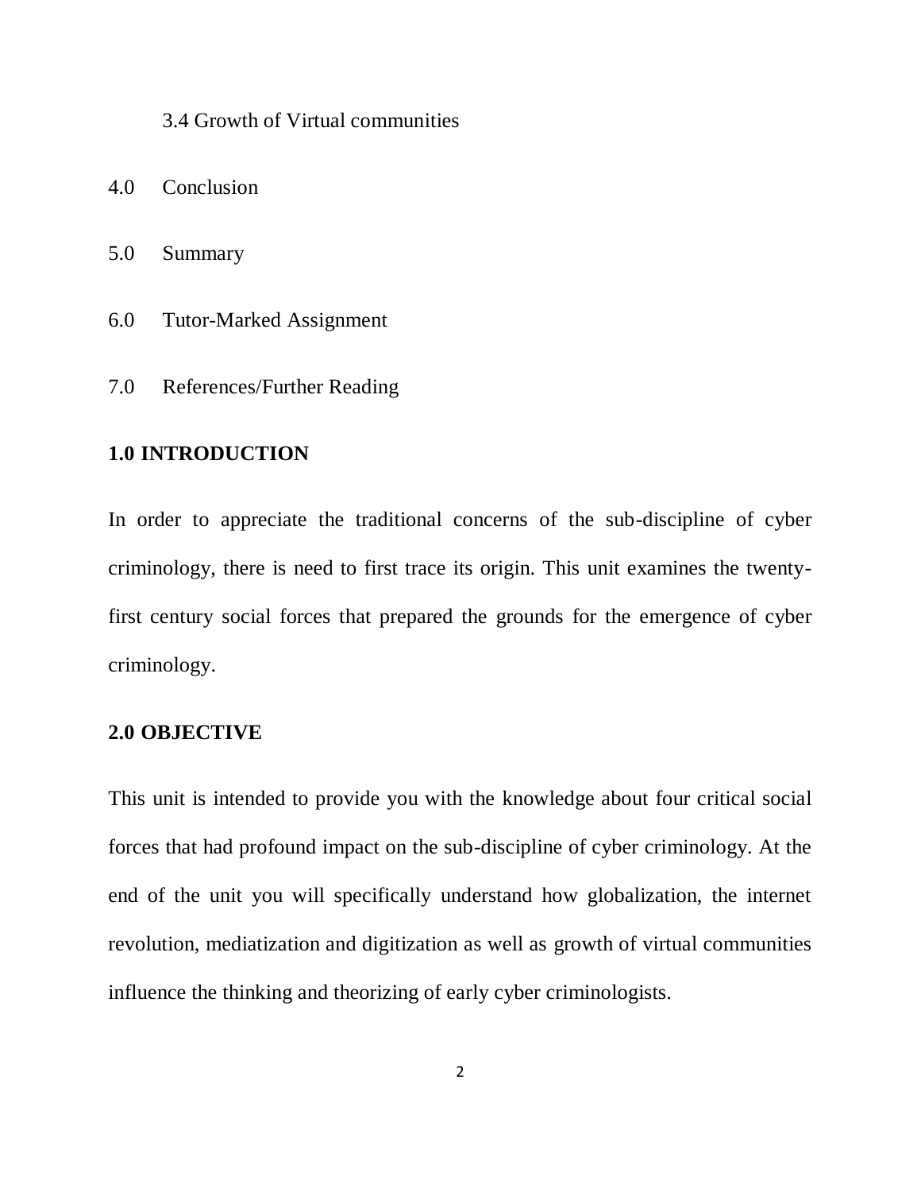3.4 Growth of Virtual communities

4.0 Conclusion

5.0 Summary

6.0 Tutor-Marked Assignment

7.0 References/Further Reading

## 1.0 INTRODUCTION

In order to appreciate the traditional concerns of the sub-discipline of cyber criminology, there is need to first trace its origin. This unit examines the twenty-first century social forces that prepared the grounds for the emergence of cyber criminology.

## 2.0 OBJECTIVE

This unit is intended to provide you with the knowledge about four critical social forces that had profound impact on the sub-discipline of cyber criminology. At the end of the unit you will specifically understand how globalization, the internet revolution, mediatization and digitization as well as growth of virtual communities influence the thinking and theorizing of early cyber criminologists.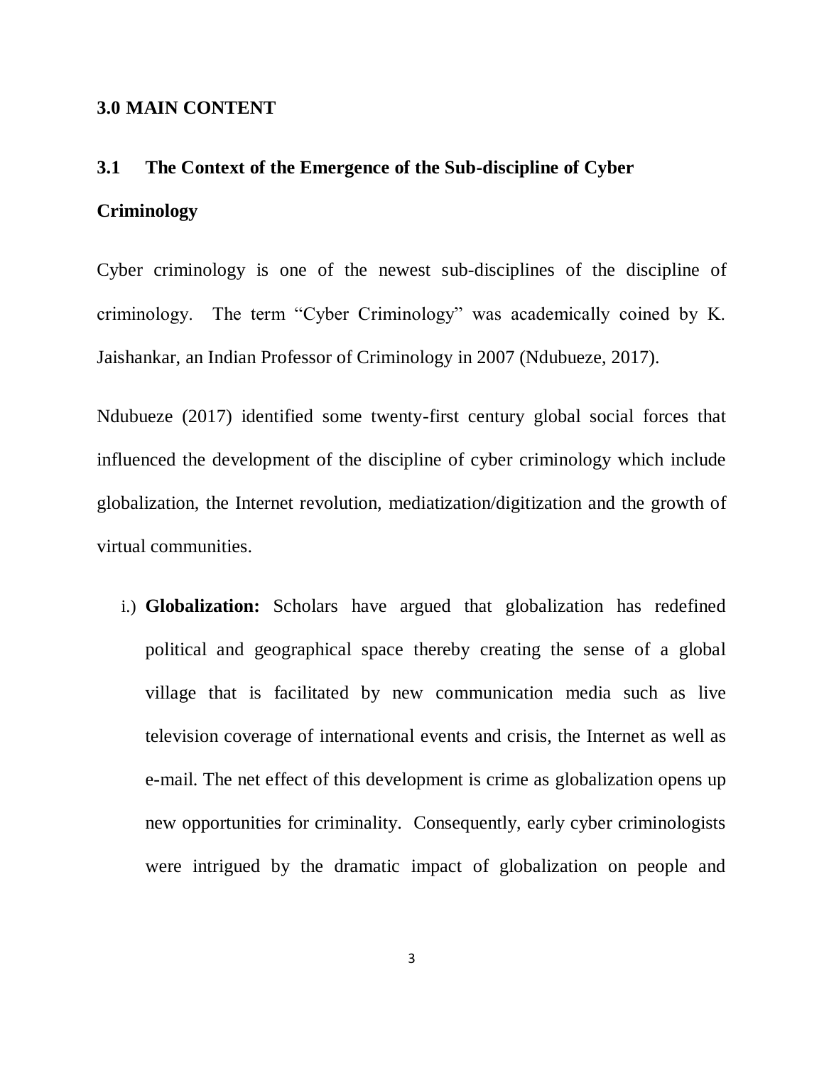## 3.0 MAIN CONTENT

### 3.1 The Context of the Emergence of the Sub-discipline of Cyber Criminology

Cyber criminology is one of the newest sub-disciplines of the discipline of criminology. The term "Cyber Criminology" was academically coined by K. Jaishankar, an Indian Professor of Criminology in 2007 (Ndubueze, 2017).

Ndubueze (2017) identified some twenty-first century global social forces that influenced the development of the discipline of cyber criminology which include globalization, the Internet revolution, mediatization/digitization and the growth of virtual communities.

i.) **Globalization:** Scholars have argued that globalization has redefined political and geographical space thereby creating the sense of a global village that is facilitated by new communication media such as live television coverage of international events and crisis, the Internet as well as e-mail. The net effect of this development is crime as globalization opens up new opportunities for criminality. Consequently, early cyber criminologists were intrigued by the dramatic impact of globalization on people and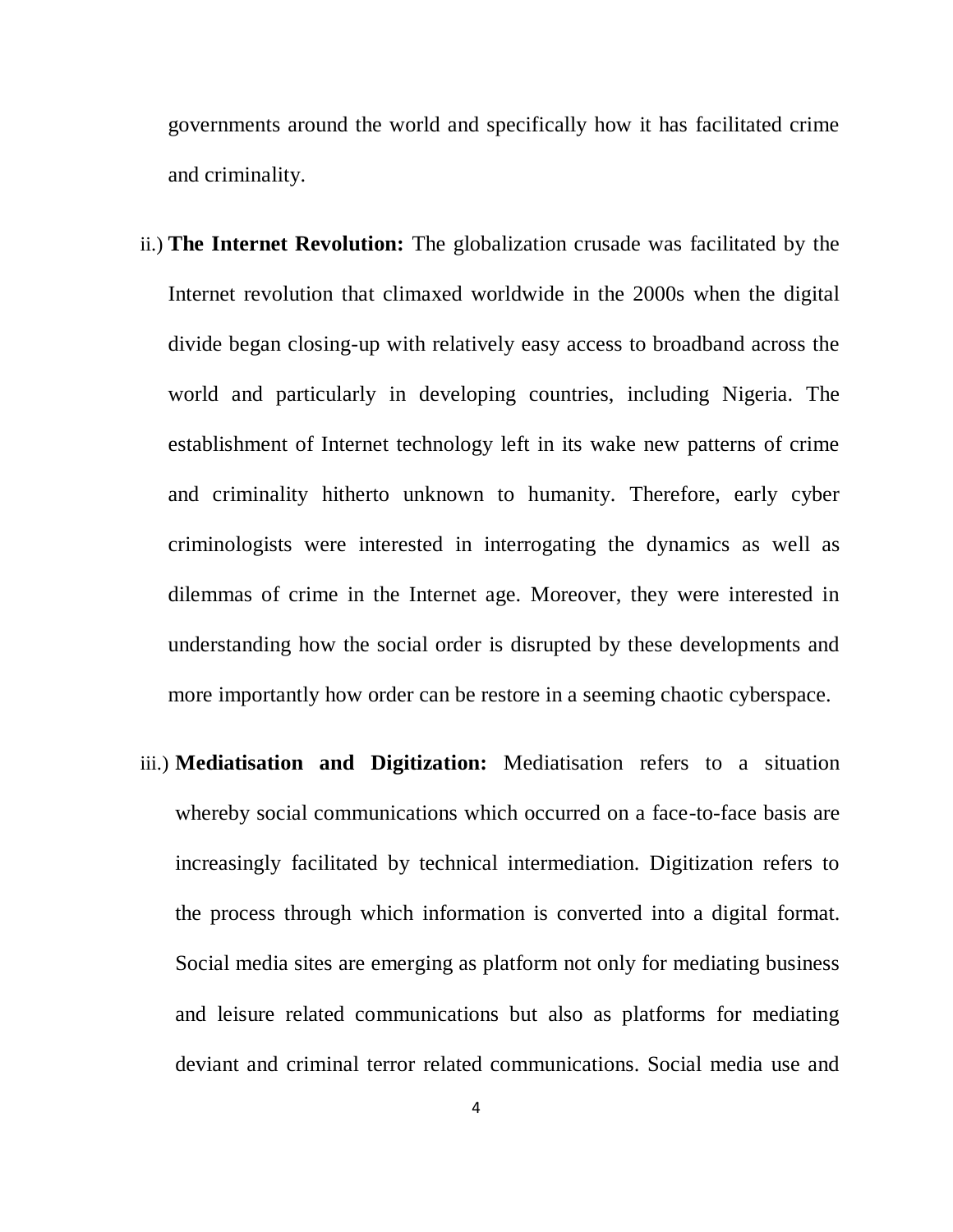governments around the world and specifically how it has facilitated crime and criminality.

ii.) **The Internet Revolution:** The globalization crusade was facilitated by the Internet revolution that climaxed worldwide in the 2000s when the digital divide began closing-up with relatively easy access to broadband across the world and particularly in developing countries, including Nigeria. The establishment of Internet technology left in its wake new patterns of crime and criminality hitherto unknown to humanity. Therefore, early cyber criminologists were interested in interrogating the dynamics as well as dilemmas of crime in the Internet age. Moreover, they were interested in understanding how the social order is disrupted by these developments and more importantly how order can be restore in a seeming chaotic cyberspace.

iii.) **Mediatisation and Digitization:** Mediatisation refers to a situation whereby social communications which occurred on a face-to-face basis are increasingly facilitated by technical intermediation. Digitization refers to the process through which information is converted into a digital format. Social media sites are emerging as platform not only for mediating business and leisure related communications but also as platforms for mediating deviant and criminal terror related communications. Social media use and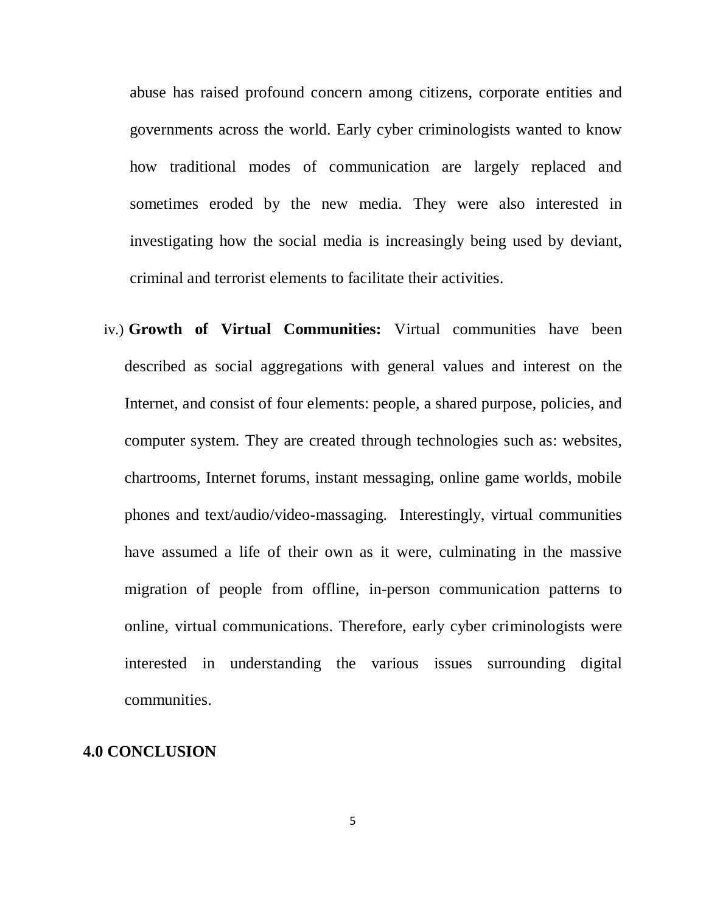abuse has raised profound concern among citizens, corporate entities and governments across the world. Early cyber criminologists wanted to know how traditional modes of communication are largely replaced and sometimes eroded by the new media. They were also interested in investigating how the social media is increasingly being used by deviant, criminal and terrorist elements to facilitate their activities.

iv.) **Growth of Virtual Communities:** Virtual communities have been described as social aggregations with general values and interest on the Internet, and consist of four elements: people, a shared purpose, policies, and computer system. They are created through technologies such as: websites, chartrooms, Internet forums, instant messaging, online game worlds, mobile phones and text/audio/video-massaging. Interestingly, virtual communities have assumed a life of their own as it were, culminating in the massive migration of people from offline, in-person communication patterns to online, virtual communications. Therefore, early cyber criminologists were interested in understanding the various issues surrounding digital communities.

## 4.0 CONCLUSION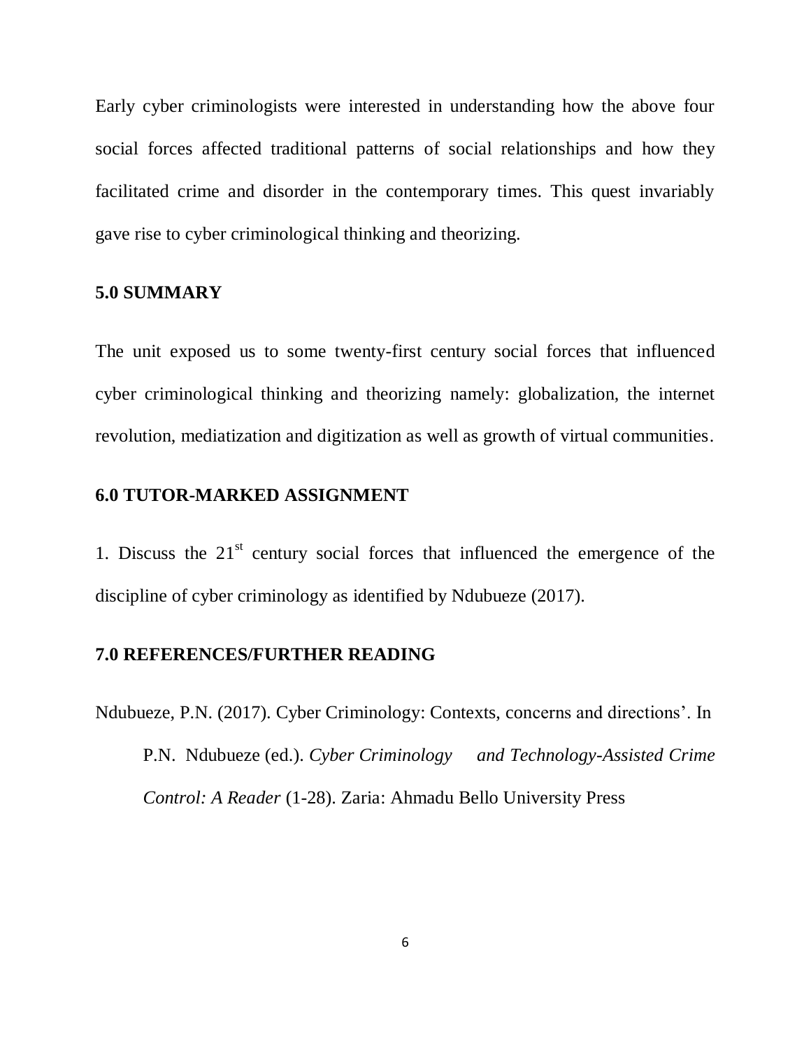Early cyber criminologists were interested in understanding how the above four social forces affected traditional patterns of social relationships and how they facilitated crime and disorder in the contemporary times. This quest invariably gave rise to cyber criminological thinking and theorizing.

## 5.0 SUMMARY

The unit exposed us to some twenty-first century social forces that influenced cyber criminological thinking and theorizing namely: globalization, the internet revolution, mediatization and digitization as well as growth of virtual communities.

## 6.0 TUTOR-MARKED ASSIGNMENT

1. Discuss the 21st century social forces that influenced the emergence of the discipline of cyber criminology as identified by Ndubueze (2017).

## 7.0 REFERENCES/FURTHER READING

Ndubueze, P.N. (2017). Cyber Criminology: Contexts, concerns and directions'. In P.N. Ndubueze (ed.). *Cyber Criminology and Technology-Assisted Crime Control: A Reader* (1-28). Zaria: Ahmadu Bello University Press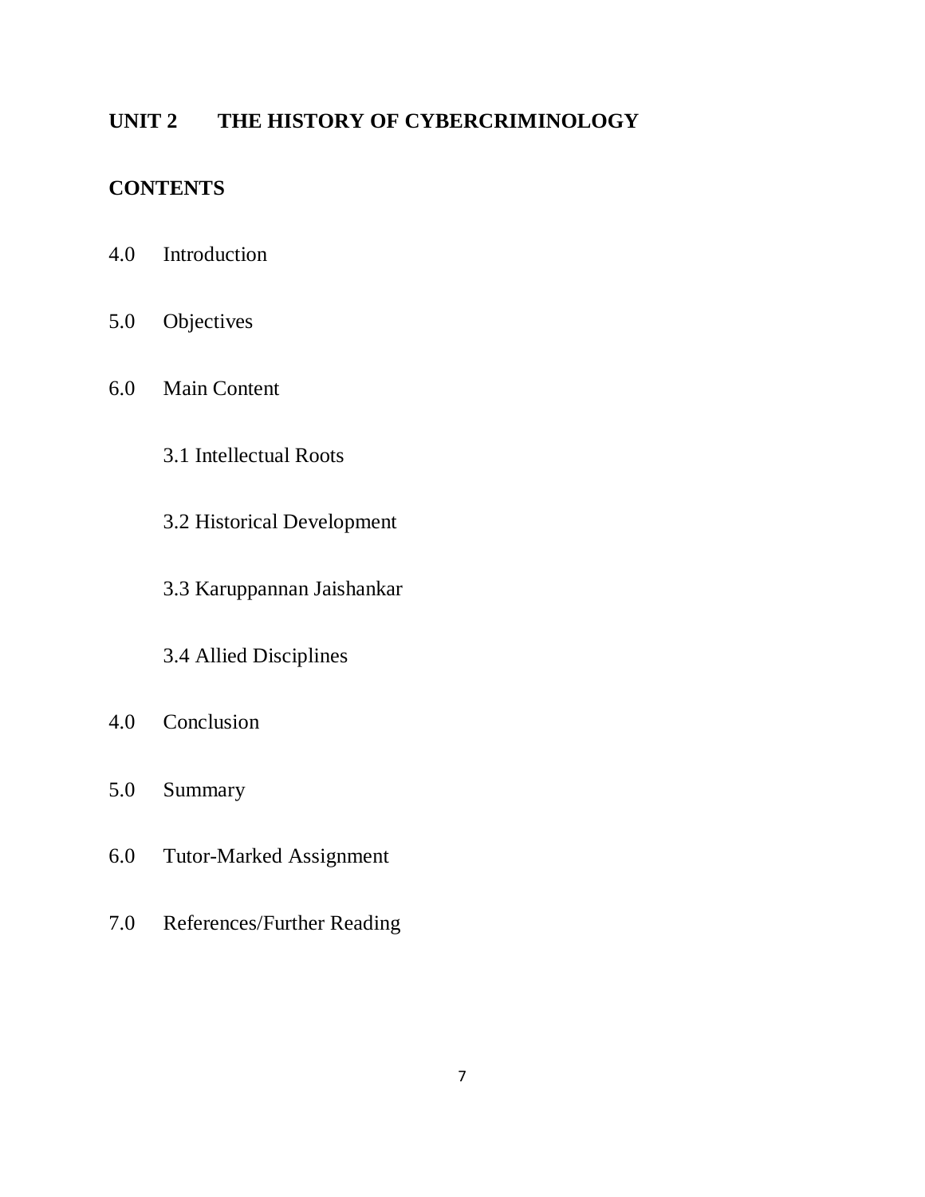## UNIT 2 THE HISTORY OF CYBERCRIMINOLOGY

### CONTENTS

4.0 Introduction

5.0 Objectives

6.0 Main Content

- 3.1 Intellectual Roots
- 3.2 Historical Development
- 3.3 Karuppannan Jaishankar
- 3.4 Allied Disciplines

4.0 Conclusion

5.0 Summary

6.0 Tutor-Marked Assignment

7.0 References/Further Reading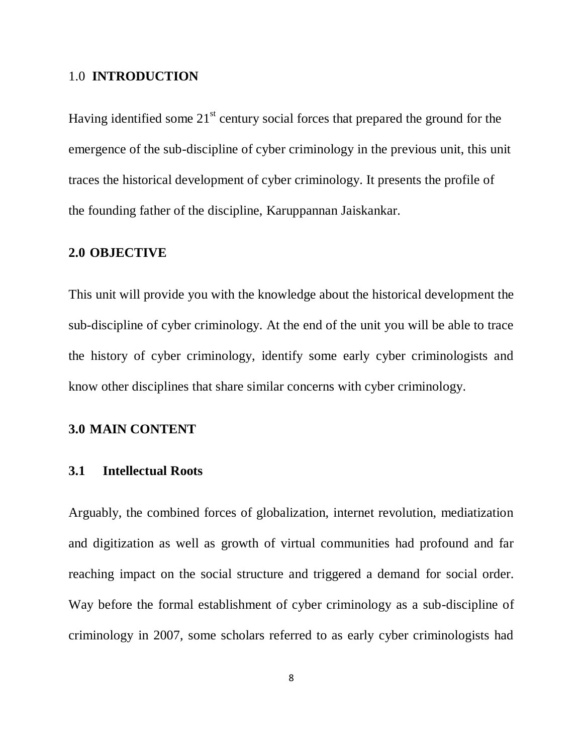## 1.0 INTRODUCTION

Having identified some $21^{st}$ century social forces that prepared the ground for the emergence of the sub-discipline of cyber criminology in the previous unit, this unit traces the historical development of cyber criminology. It presents the profile of the founding father of the discipline, Karuppannan Jaiskankar.

## 2.0 OBJECTIVE

This unit will provide you with the knowledge about the historical development the sub-discipline of cyber criminology. At the end of the unit you will be able to trace the history of cyber criminology, identify some early cyber criminologists and know other disciplines that share similar concerns with cyber criminology.

## 3.0 MAIN CONTENT

### 3.1 Intellectual Roots

Arguably, the combined forces of globalization, internet revolution, mediatization and digitization as well as growth of virtual communities had profound and far reaching impact on the social structure and triggered a demand for social order. Way before the formal establishment of cyber criminology as a sub-discipline of criminology in 2007, some scholars referred to as early cyber criminologists had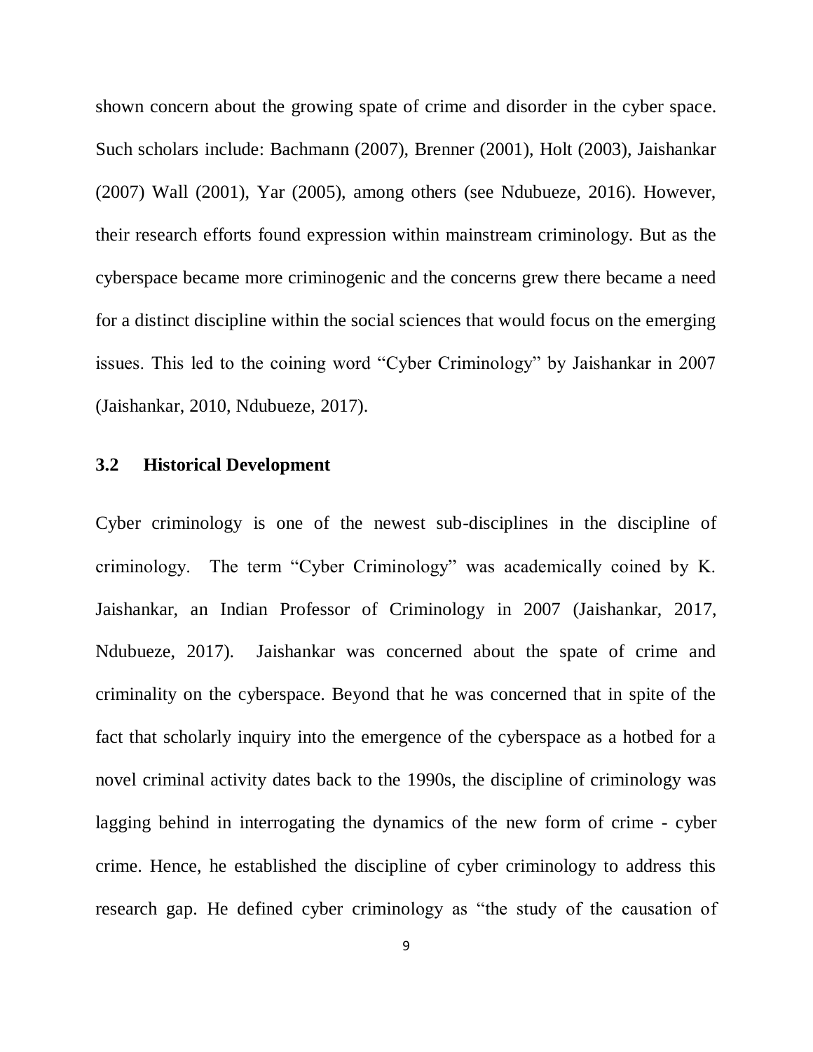shown concern about the growing spate of crime and disorder in the cyber space. Such scholars include: Bachmann (2007), Brenner (2001), Holt (2003), Jaishankar (2007) Wall (2001), Yar (2005), among others (see Ndubueze, 2016). However, their research efforts found expression within mainstream criminology. But as the cyberspace became more criminogenic and the concerns grew there became a need for a distinct discipline within the social sciences that would focus on the emerging issues. This led to the coining word "Cyber Criminology" by Jaishankar in 2007 (Jaishankar, 2010, Ndubueze, 2017).

## 3.2 Historical Development

Cyber criminology is one of the newest sub-disciplines in the discipline of criminology. The term "Cyber Criminology" was academically coined by K. Jaishankar, an Indian Professor of Criminology in 2007 (Jaishankar, 2017, Ndubueze, 2017). Jaishankar was concerned about the spate of crime and criminality on the cyberspace. Beyond that he was concerned that in spite of the fact that scholarly inquiry into the emergence of the cyberspace as a hotbed for a novel criminal activity dates back to the 1990s, the discipline of criminology was lagging behind in interrogating the dynamics of the new form of crime - cyber crime. Hence, he established the discipline of cyber criminology to address this research gap. He defined cyber criminology as "the study of the causation of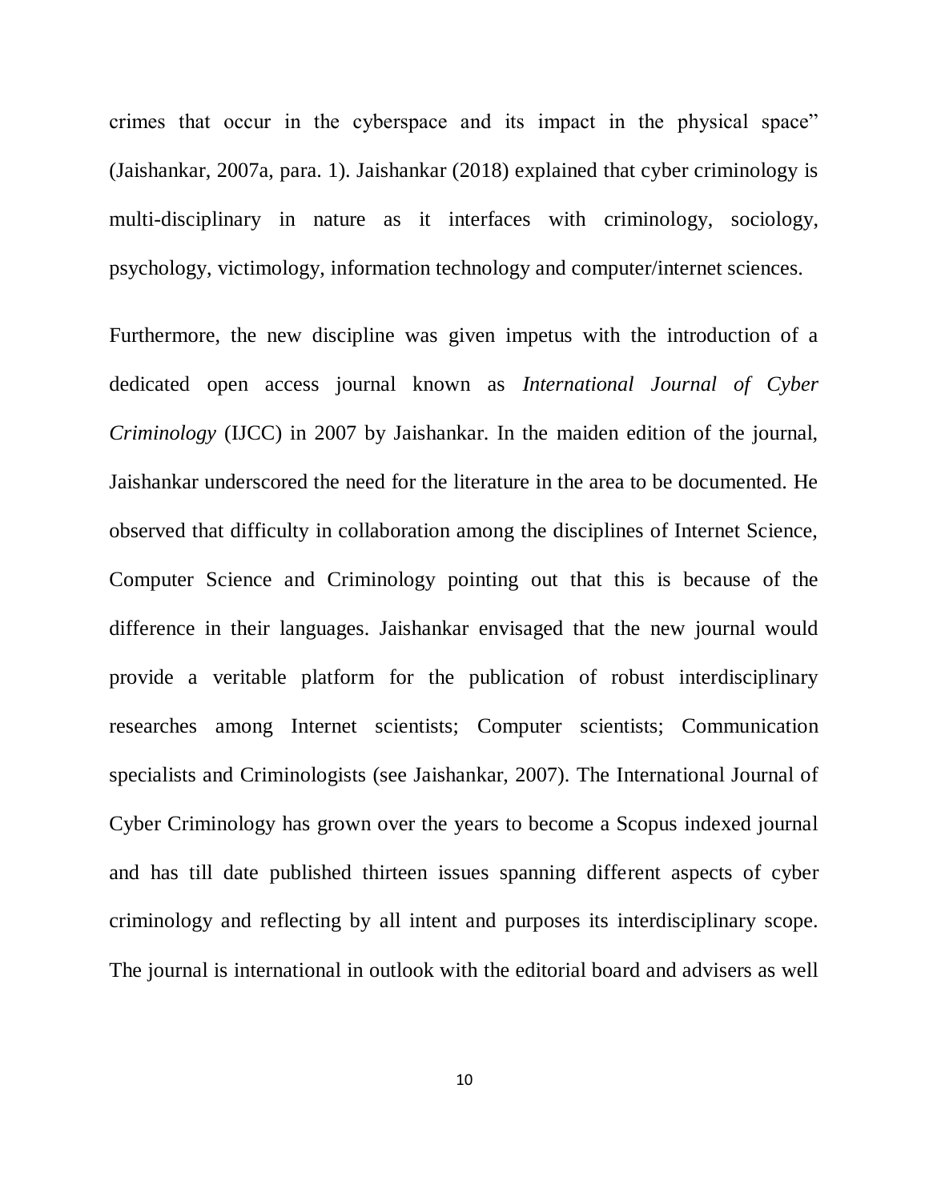crimes that occur in the cyberspace and its impact in the physical space" (Jaishankar, 2007a, para. 1). Jaishankar (2018) explained that cyber criminology is multi-disciplinary in nature as it interfaces with criminology, sociology, psychology, victimology, information technology and computer/internet sciences.

Furthermore, the new discipline was given impetus with the introduction of a dedicated open access journal known as *International Journal of Cyber Criminology* (IJCC) in 2007 by Jaishankar. In the maiden edition of the journal, Jaishankar underscored the need for the literature in the area to be documented. He observed that difficulty in collaboration among the disciplines of Internet Science, Computer Science and Criminology pointing out that this is because of the difference in their languages. Jaishankar envisaged that the new journal would provide a veritable platform for the publication of robust interdisciplinary researches among Internet scientists; Computer scientists; Communication specialists and Criminologists (see Jaishankar, 2007). The International Journal of Cyber Criminology has grown over the years to become a Scopus indexed journal and has till date published thirteen issues spanning different aspects of cyber criminology and reflecting by all intent and purposes its interdisciplinary scope. The journal is international in outlook with the editorial board and advisers as well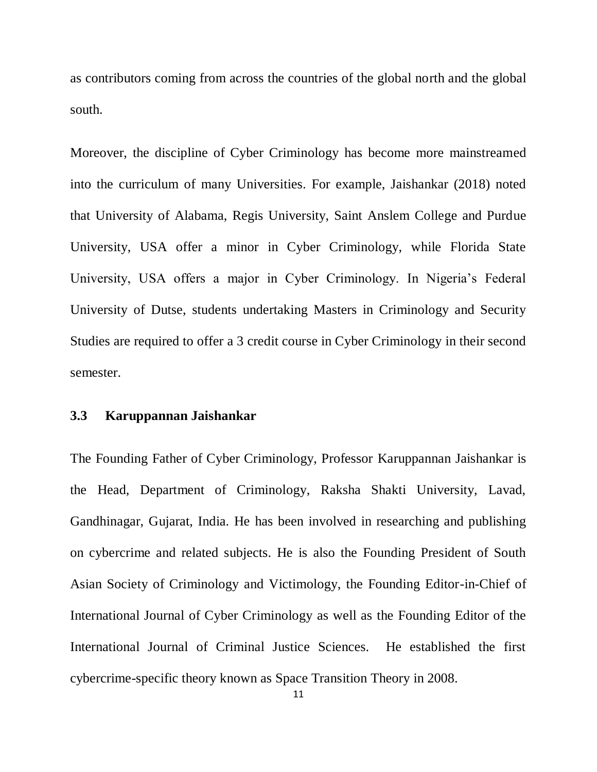as contributors coming from across the countries of the global north and the global south.

Moreover, the discipline of Cyber Criminology has become more mainstreamed into the curriculum of many Universities. For example, Jaishankar (2018) noted that University of Alabama, Regis University, Saint Anslem College and Purdue University, USA offer a minor in Cyber Criminology, while Florida State University, USA offers a major in Cyber Criminology. In Nigeria's Federal University of Dutse, students undertaking Masters in Criminology and Security Studies are required to offer a 3 credit course in Cyber Criminology in their second semester.

### 3.3 Karuppannan Jaishankar

The Founding Father of Cyber Criminology, Professor Karuppannan Jaishankar is the Head, Department of Criminology, Raksha Shakti University, Lavad, Gandhinagar, Gujarat, India. He has been involved in researching and publishing on cybercrime and related subjects. He is also the Founding President of South Asian Society of Criminology and Victimology, the Founding Editor-in-Chief of International Journal of Cyber Criminology as well as the Founding Editor of the International Journal of Criminal Justice Sciences. He established the first cybercrime-specific theory known as Space Transition Theory in 2008.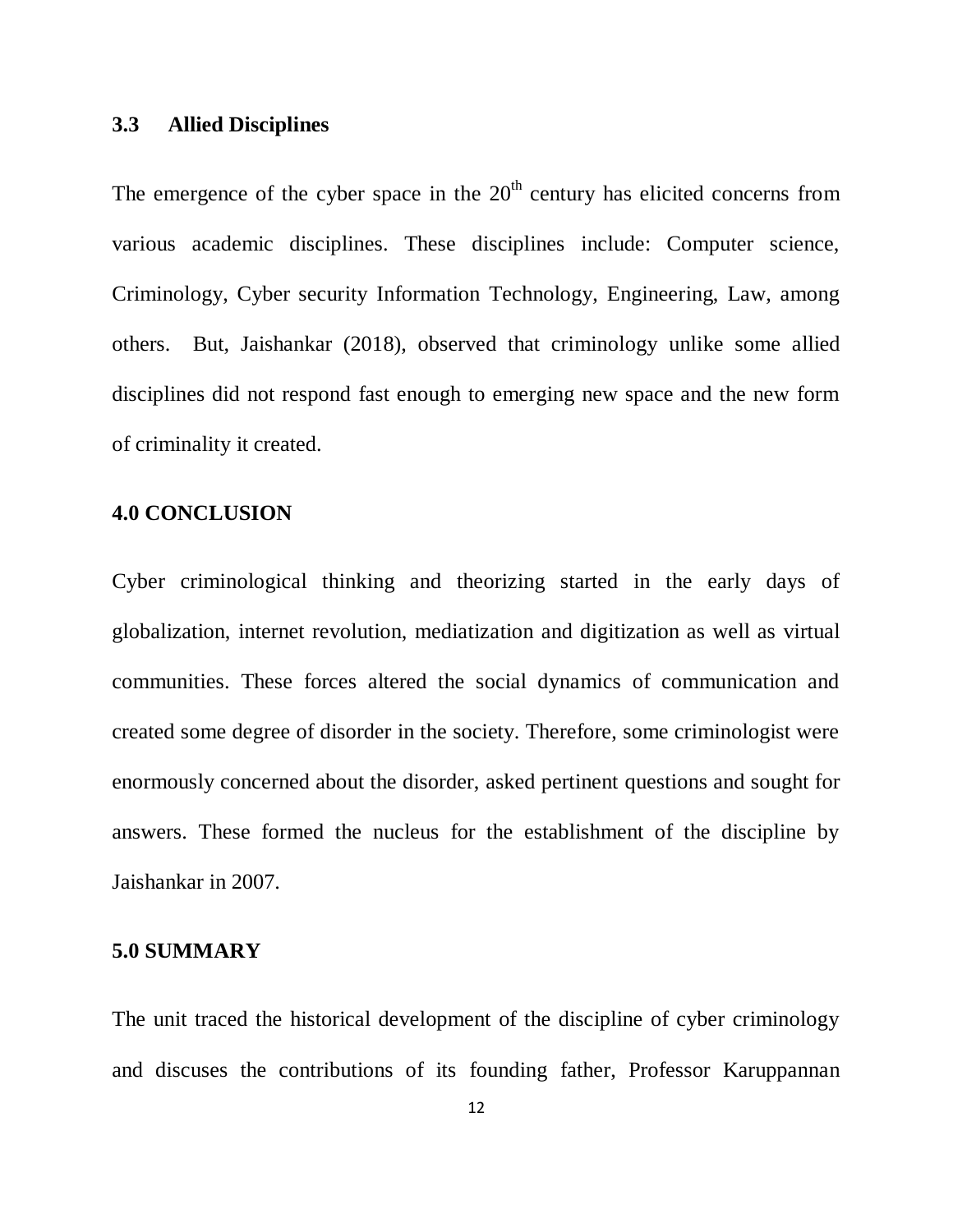### 3.3 Allied Disciplines

The emergence of the cyber space in the $20^{th}$ century has elicited concerns from various academic disciplines. These disciplines include: Computer science, Criminology, Cyber security Information Technology, Engineering, Law, among others. But, Jaishankar (2018), observed that criminology unlike some allied disciplines did not respond fast enough to emerging new space and the new form of criminality it created.

## 4.0 CONCLUSION

Cyber criminological thinking and theorizing started in the early days of globalization, internet revolution, mediatization and digitization as well as virtual communities. These forces altered the social dynamics of communication and created some degree of disorder in the society. Therefore, some criminologist were enormously concerned about the disorder, asked pertinent questions and sought for answers. These formed the nucleus for the establishment of the discipline by Jaishankar in 2007.

## 5.0 SUMMARY

The unit traced the historical development of the discipline of cyber criminology and discuses the contributions of its founding father, Professor Karuppannan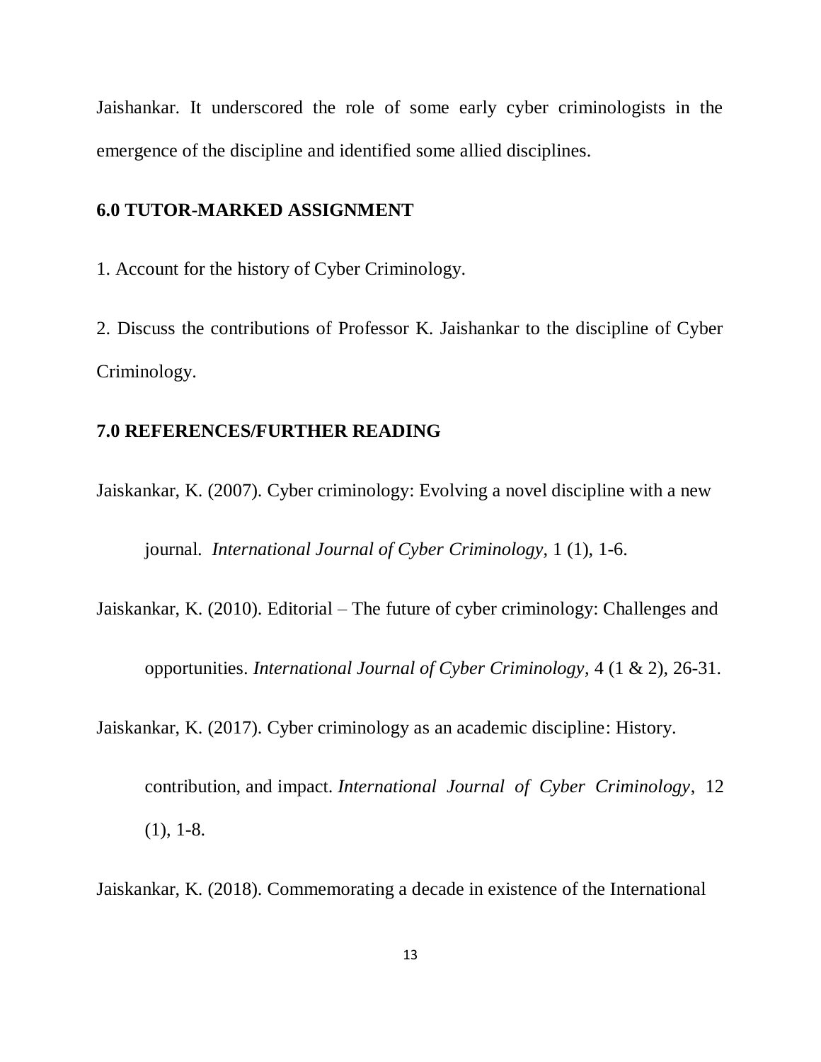Jaishankar. It underscored the role of some early cyber criminologists in the emergence of the discipline and identified some allied disciplines.

## 6.0 TUTOR-MARKED ASSIGNMENT

1. Account for the history of Cyber Criminology.

2. Discuss the contributions of Professor K. Jaishankar to the discipline of Cyber Criminology.

## 7.0 REFERENCES/FURTHER READING

Jaiskankar, K. (2007). Cyber criminology: Evolving a novel discipline with a new journal. *International Journal of Cyber Criminology*, 1 (1), 1-6.

Jaiskankar, K. (2010). Editorial – The future of cyber criminology: Challenges and opportunities. *International Journal of Cyber Criminology*, 4 (1 & 2), 26-31.

Jaiskankar, K. (2017). Cyber criminology as an academic discipline: History. contribution, and impact. *International Journal of Cyber Criminology*, 12 (1), 1-8.

Jaiskankar, K. (2018). Commemorating a decade in existence of the International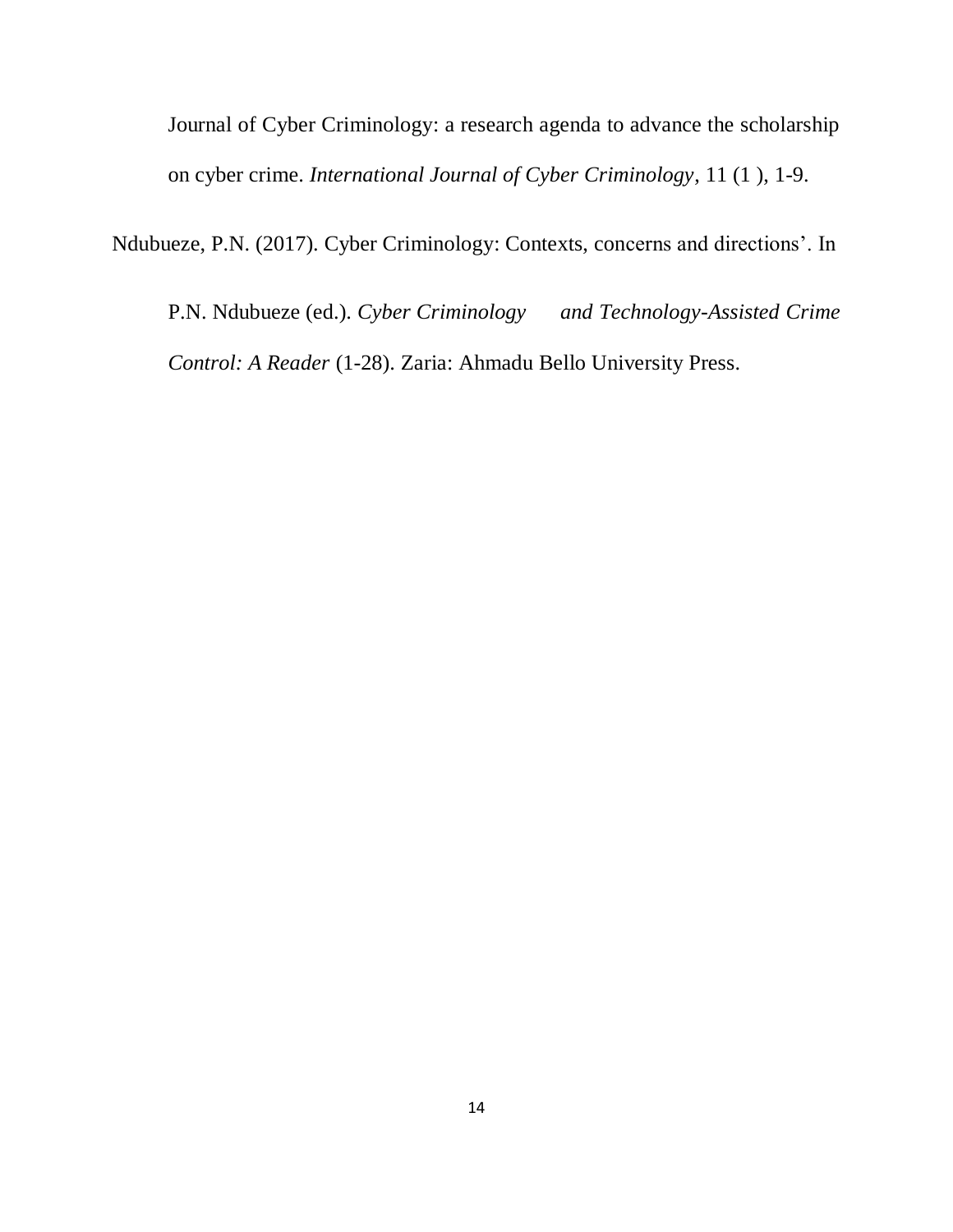Journal of Cyber Criminology: a research agenda to advance the scholarship on cyber crime. *International Journal of Cyber Criminology*, 11 (1 ), 1-9.

Ndubueze, P.N. (2017). Cyber Criminology: Contexts, concerns and directions'. In P.N. Ndubueze (ed.). *Cyber Criminology and Technology-Assisted Crime Control: A Reader* (1-28). Zaria: Ahmadu Bello University Press.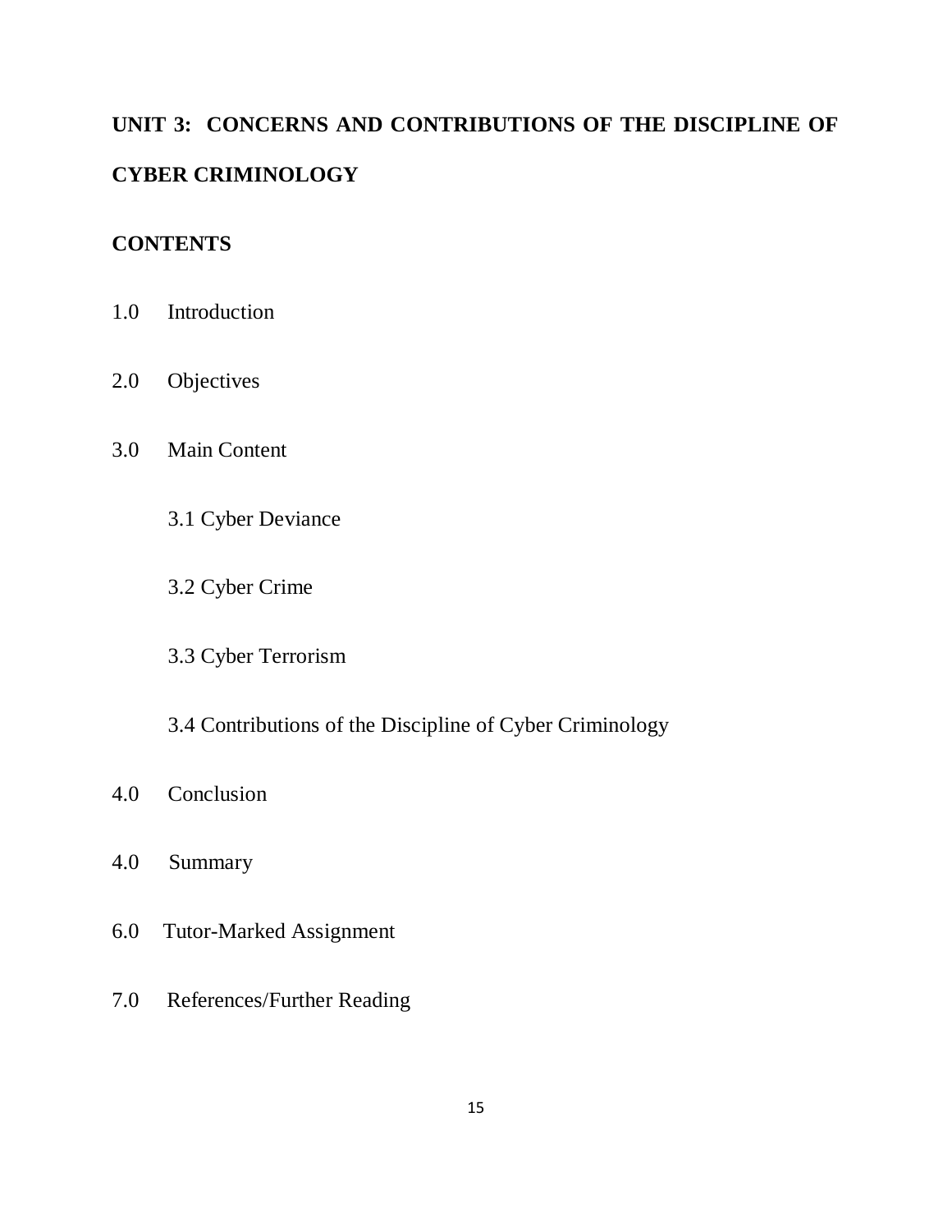# UNIT 3: CONCERNS AND CONTRIBUTIONS OF THE DISCIPLINE OF CYBER CRIMINOLOGY

## CONTENTS

1.0 Introduction

2.0 Objectives

3.0 Main Content

   3.1 Cyber Deviance

   3.2 Cyber Crime

   3.3 Cyber Terrorism

   3.4 Contributions of the Discipline of Cyber Criminology

4.0 Conclusion

4.0 Summary

6.0 Tutor-Marked Assignment

7.0 References/Further Reading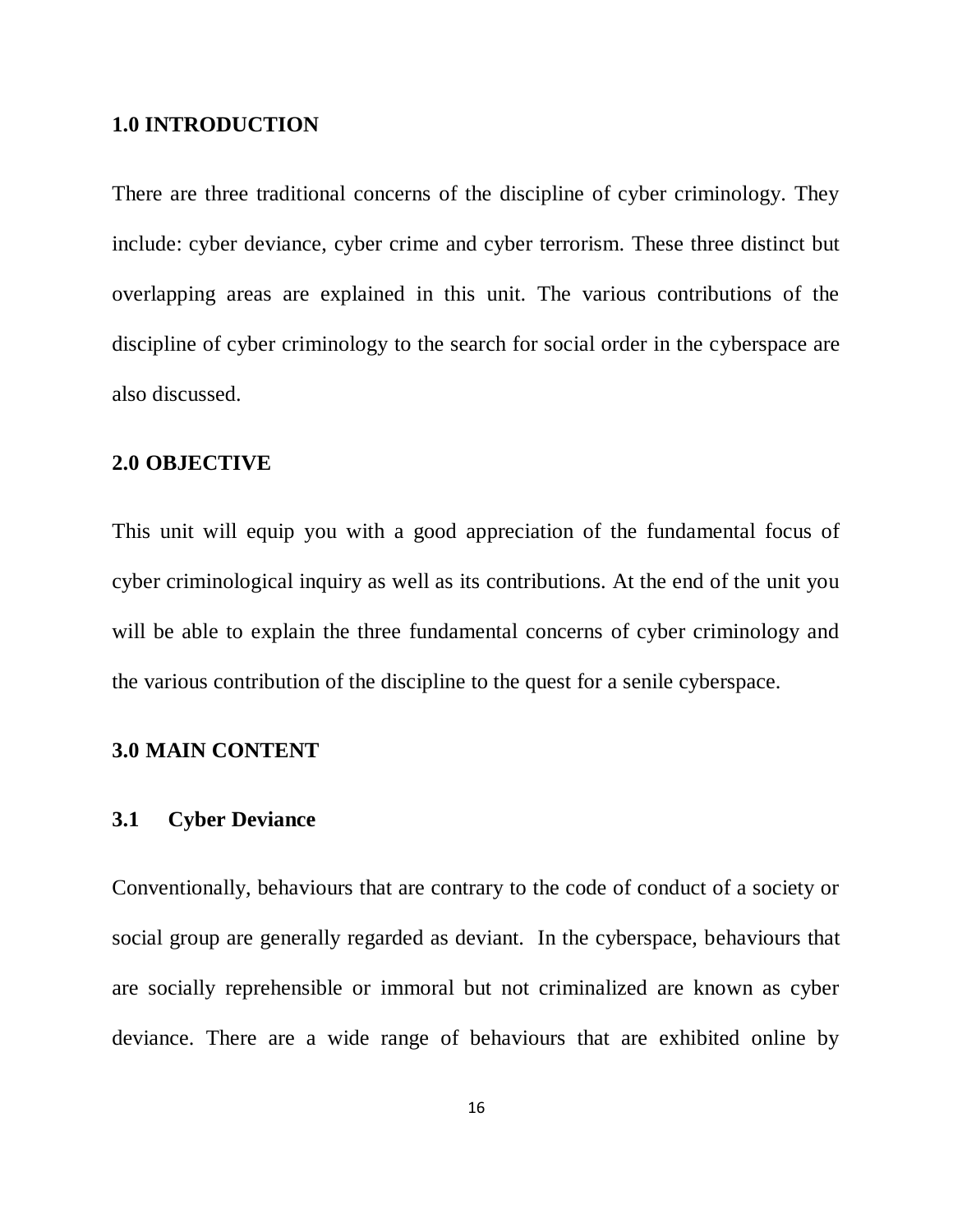## 1.0 INTRODUCTION

There are three traditional concerns of the discipline of cyber criminology. They include: cyber deviance, cyber crime and cyber terrorism. These three distinct but overlapping areas are explained in this unit. The various contributions of the discipline of cyber criminology to the search for social order in the cyberspace are also discussed.

## 2.0 OBJECTIVE

This unit will equip you with a good appreciation of the fundamental focus of cyber criminological inquiry as well as its contributions. At the end of the unit you will be able to explain the three fundamental concerns of cyber criminology and the various contribution of the discipline to the quest for a senile cyberspace.

## 3.0 MAIN CONTENT

### 3.1 Cyber Deviance

Conventionally, behaviours that are contrary to the code of conduct of a society or social group are generally regarded as deviant. In the cyberspace, behaviours that are socially reprehensible or immoral but not criminalized are known as cyber deviance. There are a wide range of behaviours that are exhibited online by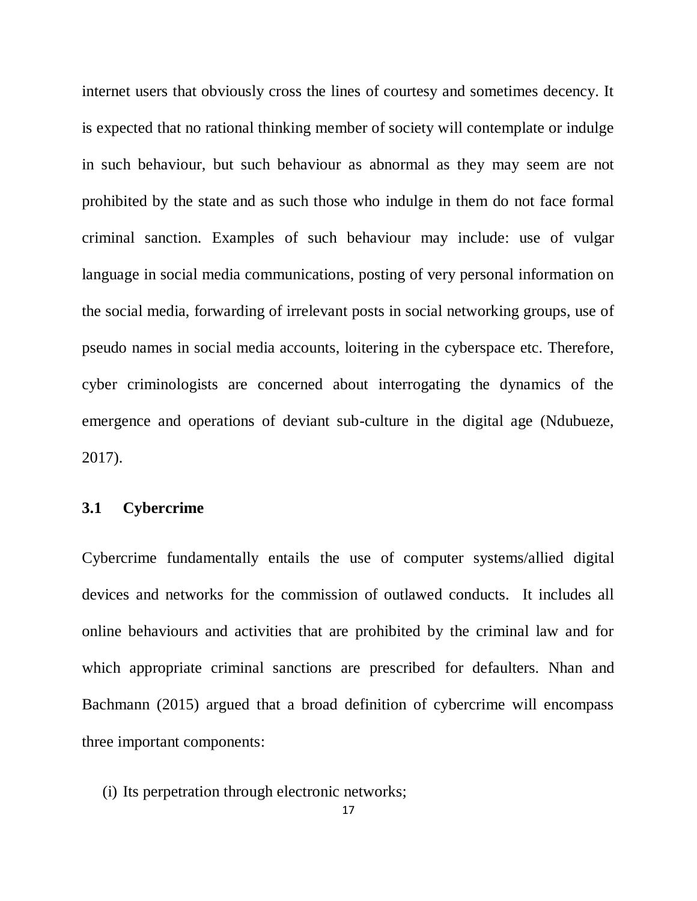internet users that obviously cross the lines of courtesy and sometimes decency. It is expected that no rational thinking member of society will contemplate or indulge in such behaviour, but such behaviour as abnormal as they may seem are not prohibited by the state and as such those who indulge in them do not face formal criminal sanction. Examples of such behaviour may include: use of vulgar language in social media communications, posting of very personal information on the social media, forwarding of irrelevant posts in social networking groups, use of pseudo names in social media accounts, loitering in the cyberspace etc. Therefore, cyber criminologists are concerned about interrogating the dynamics of the emergence and operations of deviant sub-culture in the digital age (Ndubueze, 2017).

### 3.1 Cybercrime

Cybercrime fundamentally entails the use of computer systems/allied digital devices and networks for the commission of outlawed conducts. It includes all online behaviours and activities that are prohibited by the criminal law and for which appropriate criminal sanctions are prescribed for defaulters. Nhan and Bachmann (2015) argued that a broad definition of cybercrime will encompass three important components:

(i) Its perpetration through electronic networks;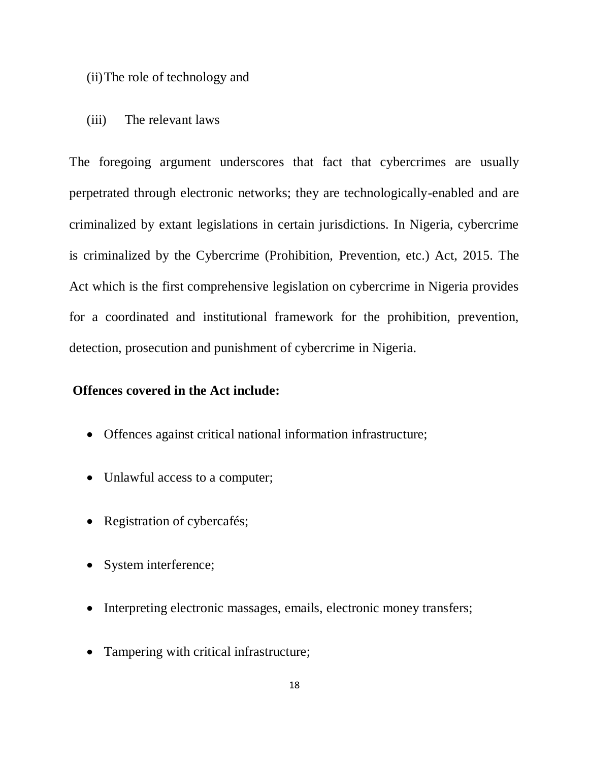(ii) The role of technology and

(iii) The relevant laws

The foregoing argument underscores that fact that cybercrimes are usually perpetrated through electronic networks; they are technologically-enabled and are criminalized by extant legislations in certain jurisdictions. In Nigeria, cybercrime is criminalized by the Cybercrime (Prohibition, Prevention, etc.) Act, 2015. The Act which is the first comprehensive legislation on cybercrime in Nigeria provides for a coordinated and institutional framework for the prohibition, prevention, detection, prosecution and punishment of cybercrime in Nigeria.

**Offences covered in the Act include:**

- Offences against critical national information infrastructure;
- Unlawful access to a computer;
- Registration of cybercafés;
- System interference;
- Interpreting electronic massages, emails, electronic money transfers;
- Tampering with critical infrastructure;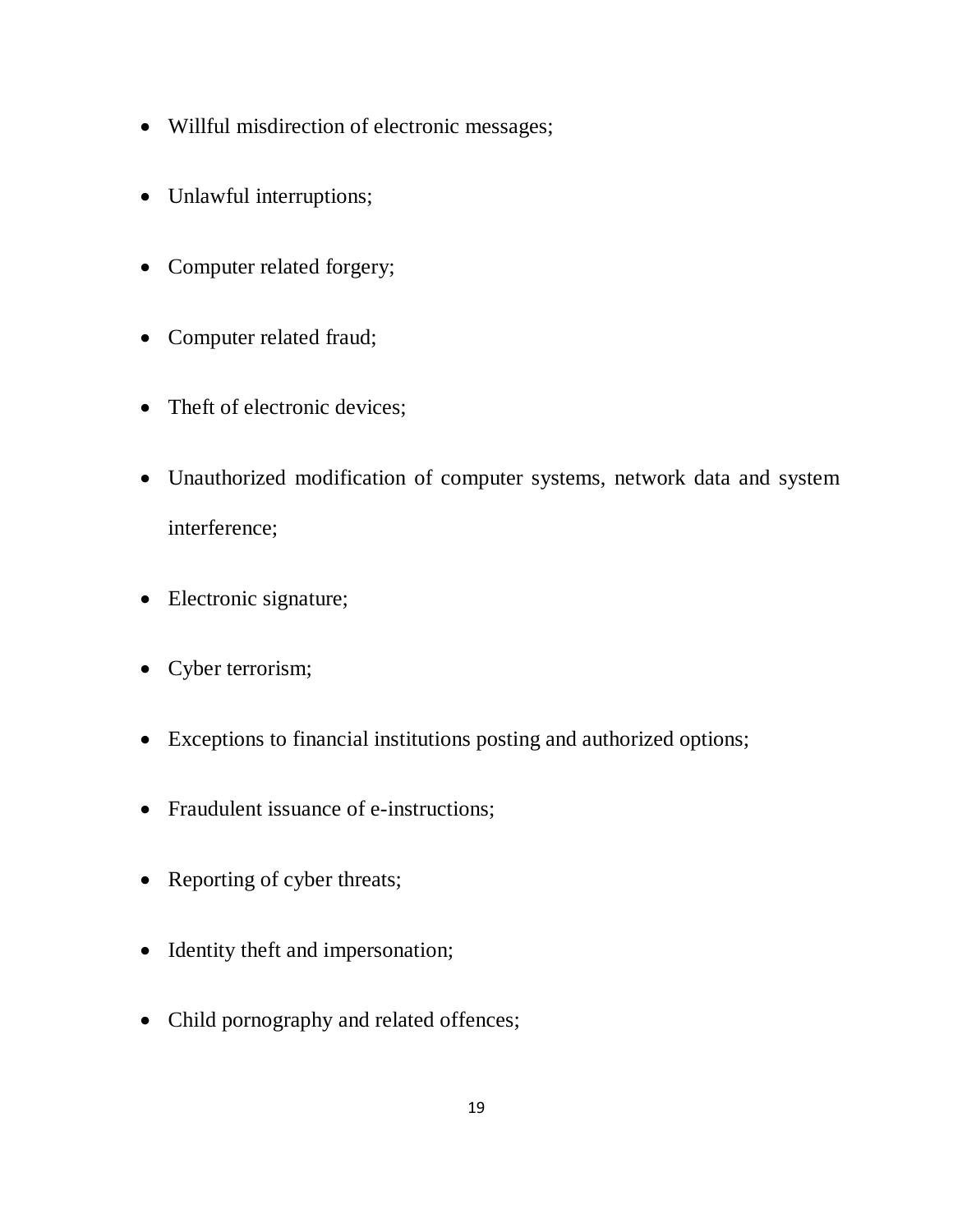- Willful misdirection of electronic messages;
- Unlawful interruptions;
- Computer related forgery;
- Computer related fraud;
- Theft of electronic devices;
- Unauthorized modification of computer systems, network data and system interference;
- Electronic signature;
- Cyber terrorism;
- Exceptions to financial institutions posting and authorized options;
- Fraudulent issuance of e-instructions;
- Reporting of cyber threats;
- Identity theft and impersonation;
- Child pornography and related offences;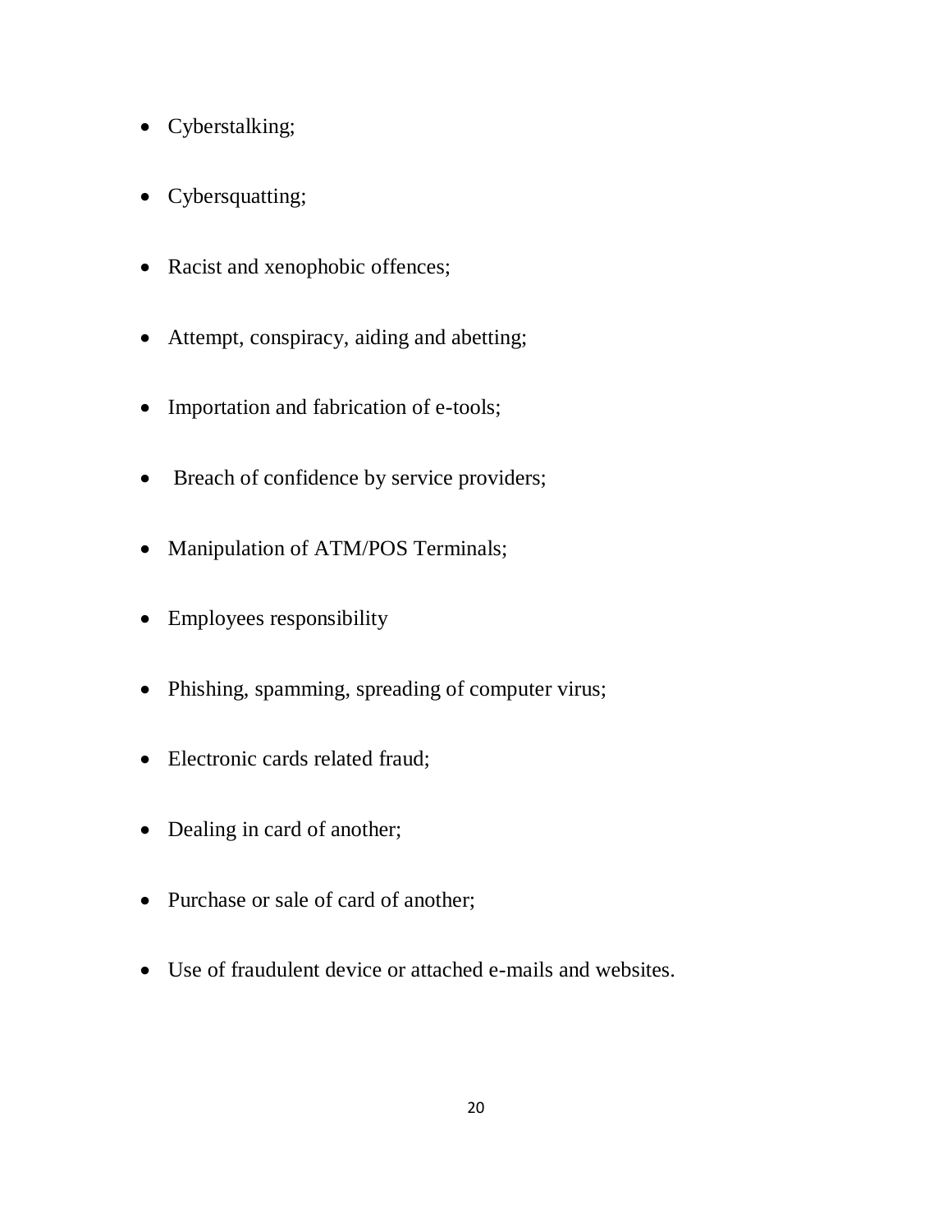- Cyberstalking;
- Cybersquatting;
- Racist and xenophobic offences;
- Attempt, conspiracy, aiding and abetting;
- Importation and fabrication of e-tools;
- Breach of confidence by service providers;
- Manipulation of ATM/POS Terminals;
- Employees responsibility
- Phishing, spamming, spreading of computer virus;
- Electronic cards related fraud;
- Dealing in card of another;
- Purchase or sale of card of another;
- Use of fraudulent device or attached e-mails and websites.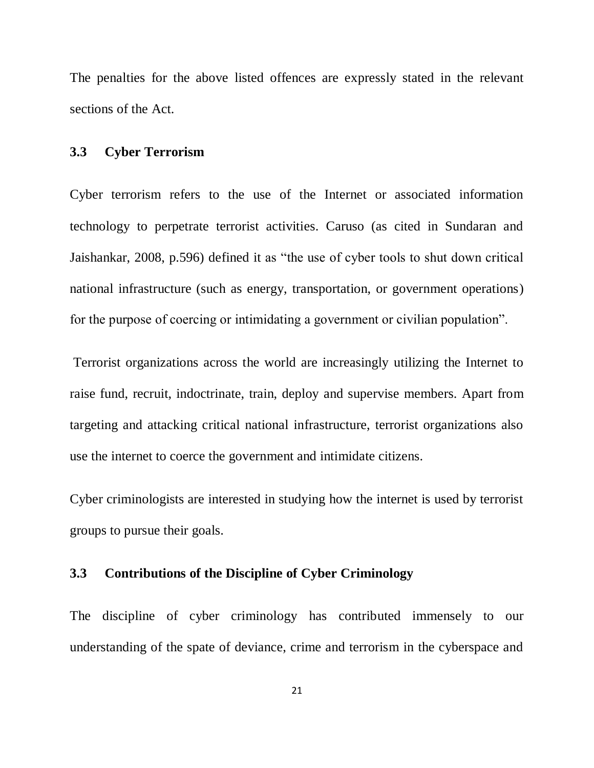The penalties for the above listed offences are expressly stated in the relevant sections of the Act.

### 3.3 Cyber Terrorism

Cyber terrorism refers to the use of the Internet or associated information technology to perpetrate terrorist activities. Caruso (as cited in Sundaran and Jaishankar, 2008, p.596) defined it as "the use of cyber tools to shut down critical national infrastructure (such as energy, transportation, or government operations) for the purpose of coercing or intimidating a government or civilian population".

Terrorist organizations across the world are increasingly utilizing the Internet to raise fund, recruit, indoctrinate, train, deploy and supervise members. Apart from targeting and attacking critical national infrastructure, terrorist organizations also use the internet to coerce the government and intimidate citizens.

Cyber criminologists are interested in studying how the internet is used by terrorist groups to pursue their goals.

### 3.3 Contributions of the Discipline of Cyber Criminology

The discipline of cyber criminology has contributed immensely to our understanding of the spate of deviance, crime and terrorism in the cyberspace and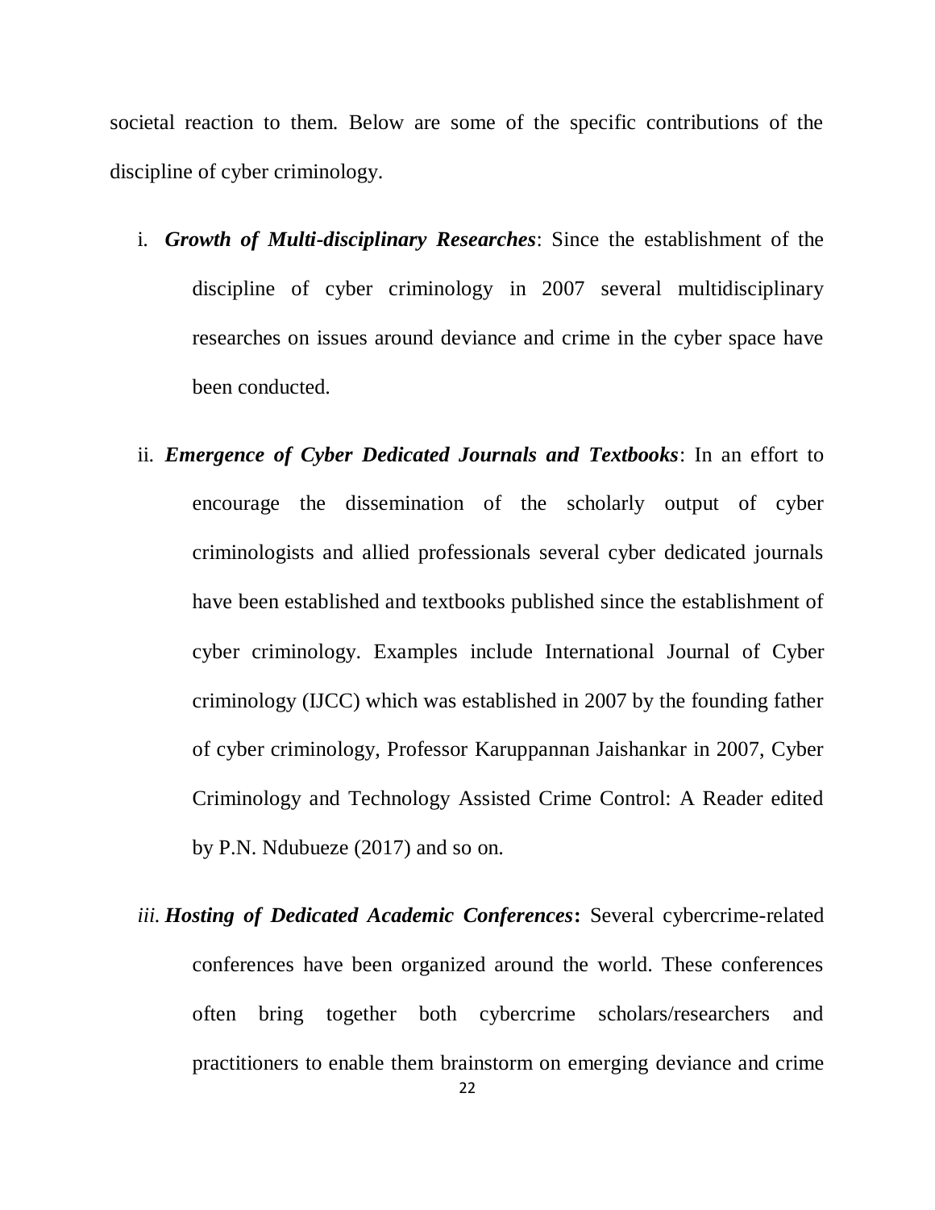societal reaction to them. Below are some of the specific contributions of the discipline of cyber criminology.

i. ***Growth of Multi-disciplinary Researches***: Since the establishment of the discipline of cyber criminology in 2007 several multidisciplinary researches on issues around deviance and crime in the cyber space have been conducted.

ii. ***Emergence of Cyber Dedicated Journals and Textbooks***: In an effort to encourage the dissemination of the scholarly output of cyber criminologists and allied professionals several cyber dedicated journals have been established and textbooks published since the establishment of cyber criminology. Examples include International Journal of Cyber criminology (IJCC) which was established in 2007 by the founding father of cyber criminology, Professor Karuppannan Jaishankar in 2007, Cyber Criminology and Technology Assisted Crime Control: A Reader edited by P.N. Ndubueze (2017) and so on.

*iii.* ***Hosting of Dedicated Academic Conferences*:** Several cybercrime-related conferences have been organized around the world. These conferences often bring together both cybercrime scholars/researchers and practitioners to enable them brainstorm on emerging deviance and crime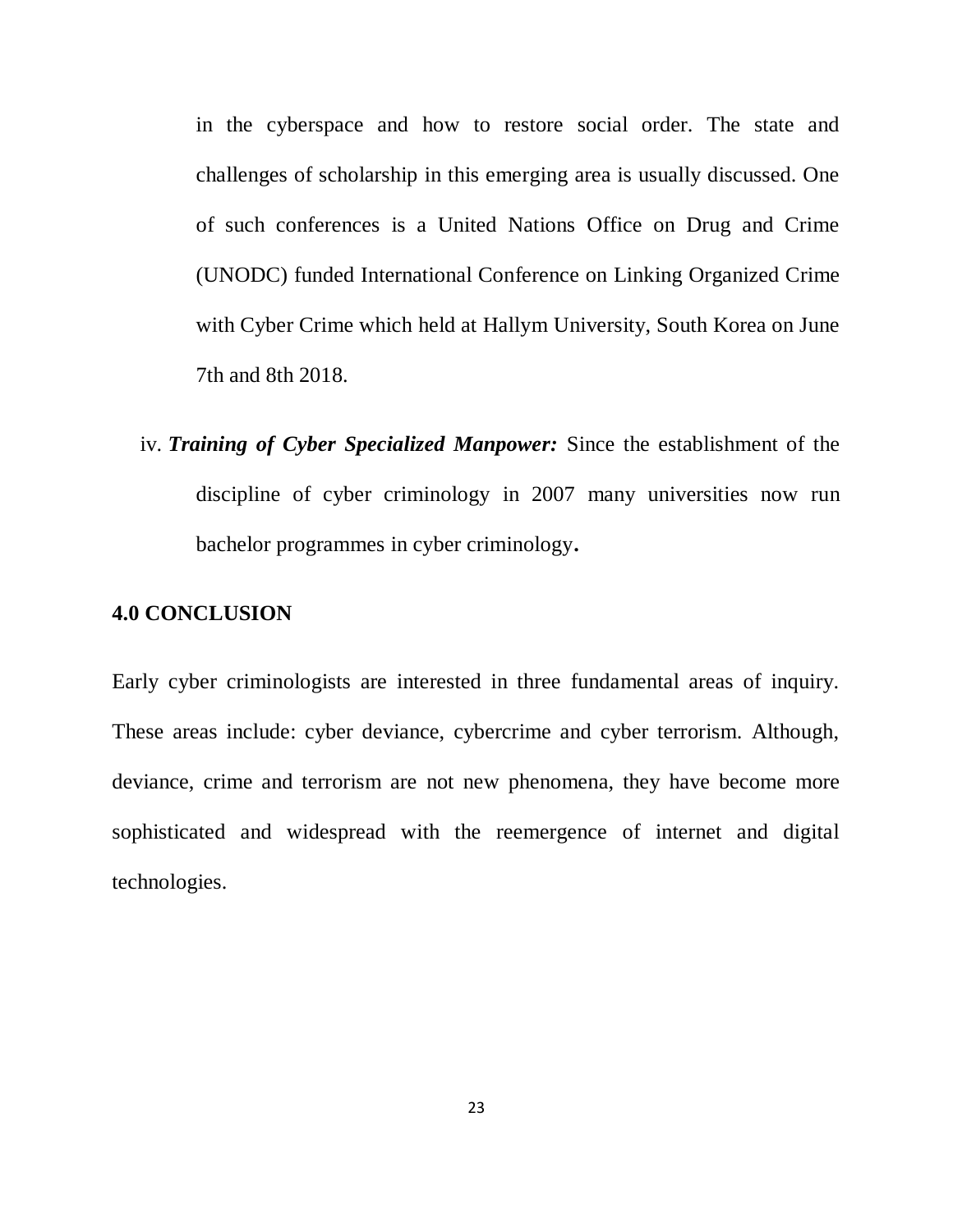in the cyberspace and how to restore social order. The state and challenges of scholarship in this emerging area is usually discussed. One of such conferences is a United Nations Office on Drug and Crime (UNODC) funded International Conference on Linking Organized Crime with Cyber Crime which held at Hallym University, South Korea on June 7th and 8th 2018.

iv. ***Training of Cyber Specialized Manpower:*** Since the establishment of the discipline of cyber criminology in 2007 many universities now run bachelor programmes in cyber criminology**.**

## 4.0 CONCLUSION

Early cyber criminologists are interested in three fundamental areas of inquiry. These areas include: cyber deviance, cybercrime and cyber terrorism. Although, deviance, crime and terrorism are not new phenomena, they have become more sophisticated and widespread with the reemergence of internet and digital technologies.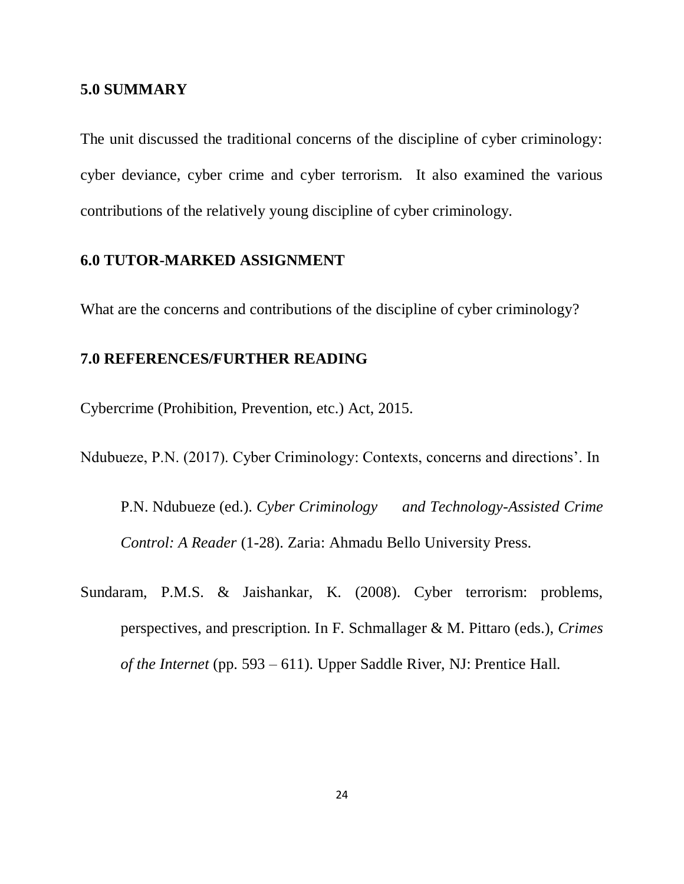## 5.0 SUMMARY

The unit discussed the traditional concerns of the discipline of cyber criminology: cyber deviance, cyber crime and cyber terrorism. It also examined the various contributions of the relatively young discipline of cyber criminology.

## 6.0 TUTOR-MARKED ASSIGNMENT

What are the concerns and contributions of the discipline of cyber criminology?

## 7.0 REFERENCES/FURTHER READING

Cybercrime (Prohibition, Prevention, etc.) Act, 2015.

Ndubueze, P.N. (2017). Cyber Criminology: Contexts, concerns and directions'. In P.N. Ndubueze (ed.). *Cyber Criminology and Technology-Assisted Crime Control: A Reader* (1-28). Zaria: Ahmadu Bello University Press.

Sundaram, P.M.S. & Jaishankar, K. (2008). Cyber terrorism: problems, perspectives, and prescription. In F. Schmallager & M. Pittaro (eds.), *Crimes of the Internet* (pp. 593 – 611). Upper Saddle River, NJ: Prentice Hall.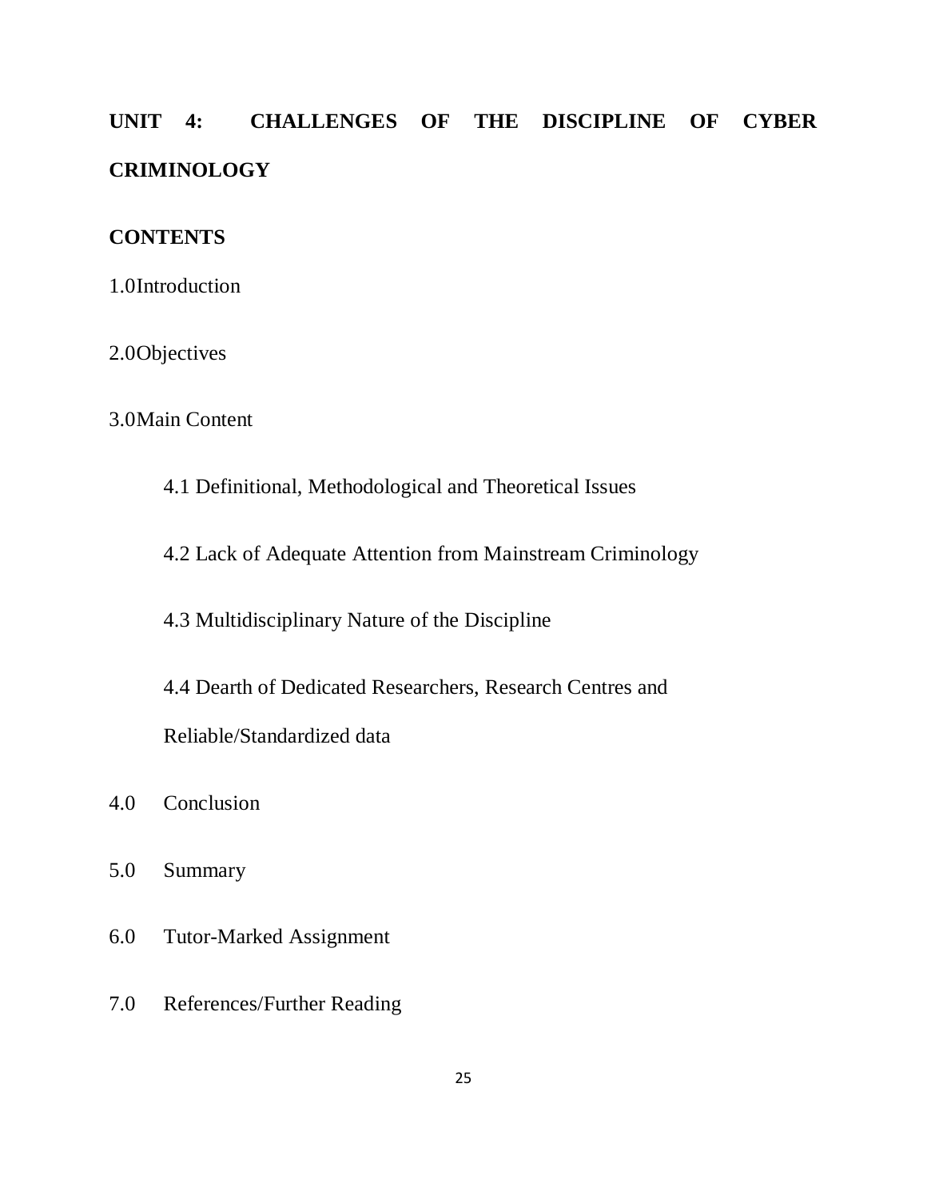# UNIT 4: CHALLENGES OF THE DISCIPLINE OF CYBER CRIMINOLOGY

## CONTENTS

1.0Introduction

2.0Objectives

3.0Main Content

  4.1 Definitional, Methodological and Theoretical Issues

  4.2 Lack of Adequate Attention from Mainstream Criminology

  4.3 Multidisciplinary Nature of the Discipline

  4.4 Dearth of Dedicated Researchers, Research Centres and Reliable/Standardized data

4.0 Conclusion

5.0 Summary

6.0 Tutor-Marked Assignment

7.0 References/Further Reading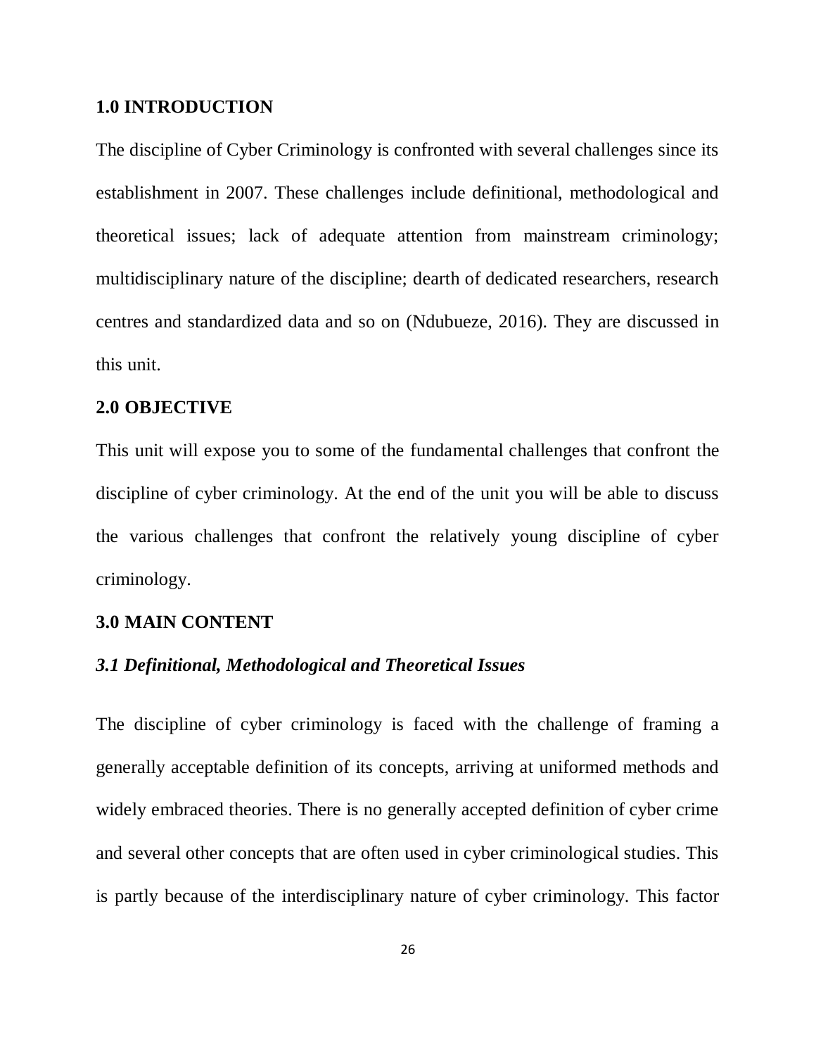## 1.0 INTRODUCTION

The discipline of Cyber Criminology is confronted with several challenges since its establishment in 2007. These challenges include definitional, methodological and theoretical issues; lack of adequate attention from mainstream criminology; multidisciplinary nature of the discipline; dearth of dedicated researchers, research centres and standardized data and so on (Ndubueze, 2016). They are discussed in this unit.

## 2.0 OBJECTIVE

This unit will expose you to some of the fundamental challenges that confront the discipline of cyber criminology. At the end of the unit you will be able to discuss the various challenges that confront the relatively young discipline of cyber criminology.

## 3.0 MAIN CONTENT

### *3.1 Definitional, Methodological and Theoretical Issues*

The discipline of cyber criminology is faced with the challenge of framing a generally acceptable definition of its concepts, arriving at uniformed methods and widely embraced theories. There is no generally accepted definition of cyber crime and several other concepts that are often used in cyber criminological studies. This is partly because of the interdisciplinary nature of cyber criminology. This factor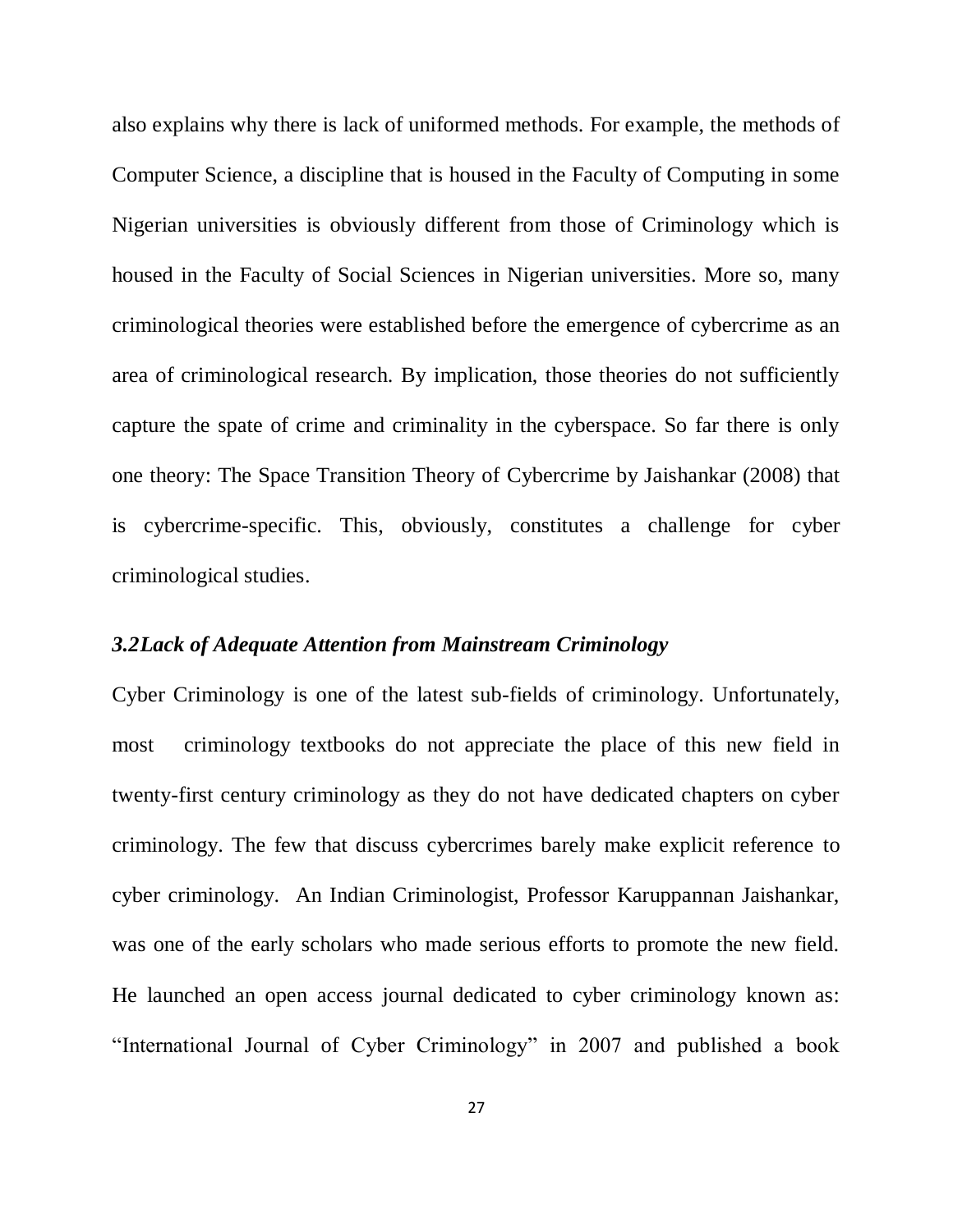also explains why there is lack of uniformed methods. For example, the methods of Computer Science, a discipline that is housed in the Faculty of Computing in some Nigerian universities is obviously different from those of Criminology which is housed in the Faculty of Social Sciences in Nigerian universities. More so, many criminological theories were established before the emergence of cybercrime as an area of criminological research. By implication, those theories do not sufficiently capture the spate of crime and criminality in the cyberspace. So far there is only one theory: The Space Transition Theory of Cybercrime by Jaishankar (2008) that is cybercrime-specific. This, obviously, constitutes a challenge for cyber criminological studies.

### *3.2Lack of Adequate Attention from Mainstream Criminology*

Cyber Criminology is one of the latest sub-fields of criminology. Unfortunately, most criminology textbooks do not appreciate the place of this new field in twenty-first century criminology as they do not have dedicated chapters on cyber criminology. The few that discuss cybercrimes barely make explicit reference to cyber criminology. An Indian Criminologist, Professor Karuppannan Jaishankar, was one of the early scholars who made serious efforts to promote the new field. He launched an open access journal dedicated to cyber criminology known as: "International Journal of Cyber Criminology" in 2007 and published a book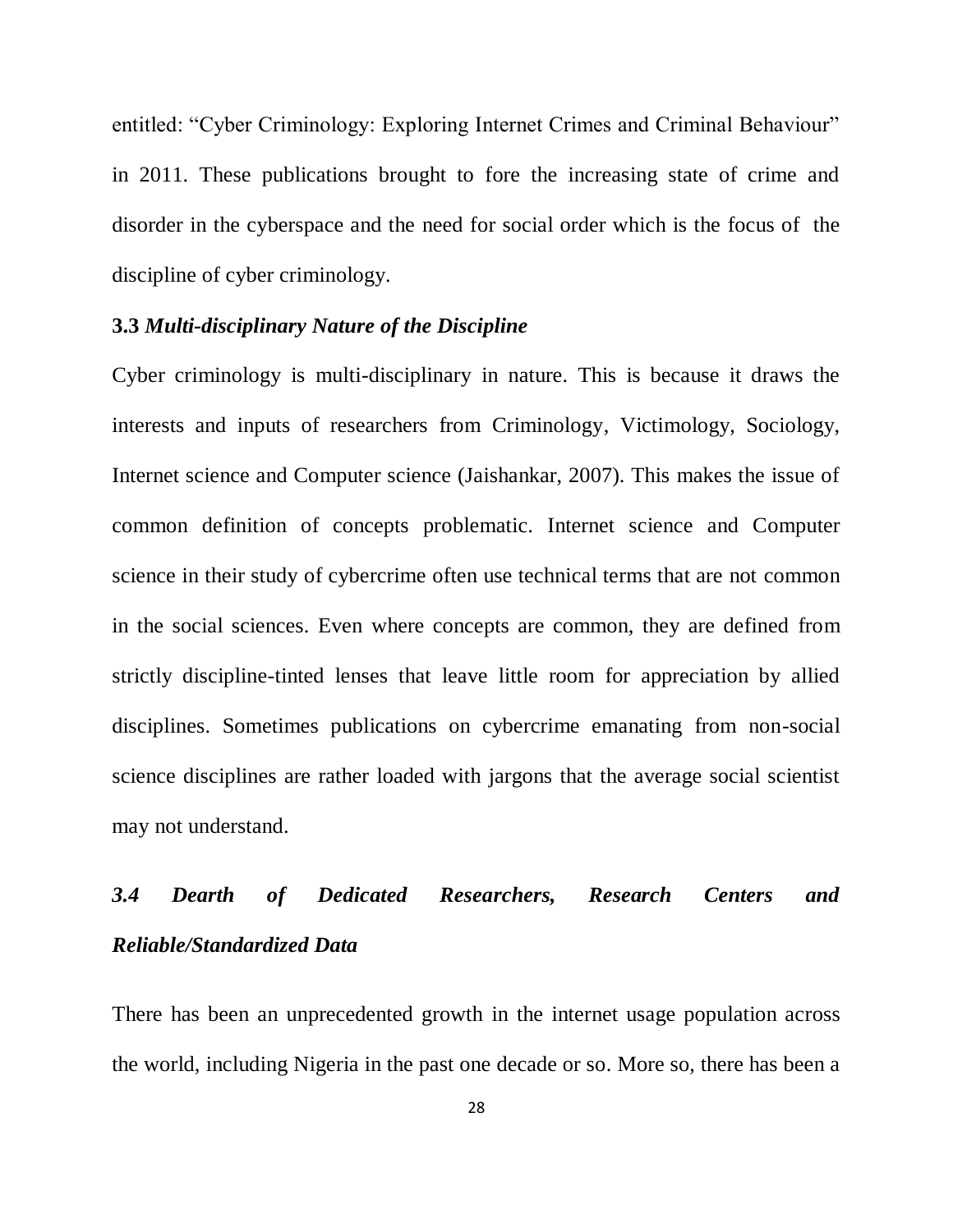entitled: "Cyber Criminology: Exploring Internet Crimes and Criminal Behaviour" in 2011. These publications brought to fore the increasing state of crime and disorder in the cyberspace and the need for social order which is the focus of the discipline of cyber criminology.

### 3.3 *Multi-disciplinary Nature of the Discipline*

Cyber criminology is multi-disciplinary in nature. This is because it draws the interests and inputs of researchers from Criminology, Victimology, Sociology, Internet science and Computer science (Jaishankar, 2007). This makes the issue of common definition of concepts problematic. Internet science and Computer science in their study of cybercrime often use technical terms that are not common in the social sciences. Even where concepts are common, they are defined from strictly discipline-tinted lenses that leave little room for appreciation by allied disciplines. Sometimes publications on cybercrime emanating from non-social science disciplines are rather loaded with jargons that the average social scientist may not understand.

### *3.4 Dearth of Dedicated Researchers, Research Centers and Reliable/Standardized Data*

There has been an unprecedented growth in the internet usage population across the world, including Nigeria in the past one decade or so. More so, there has been a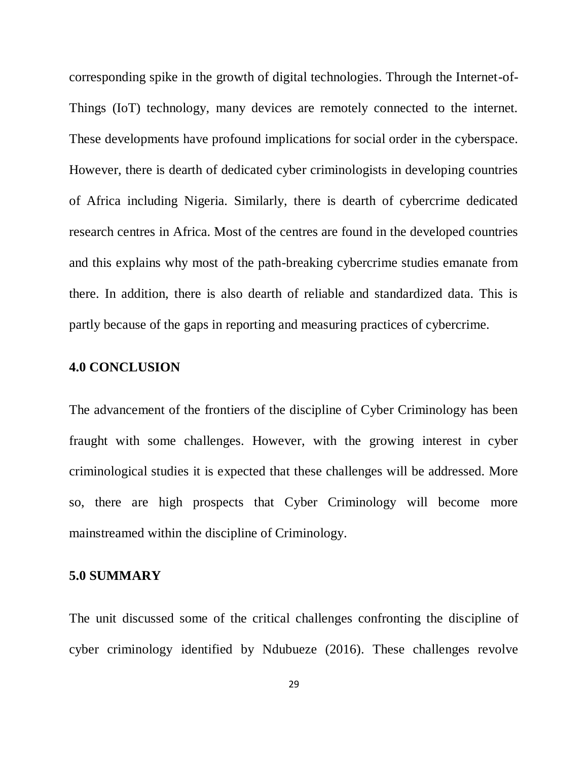corresponding spike in the growth of digital technologies. Through the Internet-of-Things (IoT) technology, many devices are remotely connected to the internet. These developments have profound implications for social order in the cyberspace. However, there is dearth of dedicated cyber criminologists in developing countries of Africa including Nigeria. Similarly, there is dearth of cybercrime dedicated research centres in Africa. Most of the centres are found in the developed countries and this explains why most of the path-breaking cybercrime studies emanate from there. In addition, there is also dearth of reliable and standardized data. This is partly because of the gaps in reporting and measuring practices of cybercrime.

## 4.0 CONCLUSION

The advancement of the frontiers of the discipline of Cyber Criminology has been fraught with some challenges. However, with the growing interest in cyber criminological studies it is expected that these challenges will be addressed. More so, there are high prospects that Cyber Criminology will become more mainstreamed within the discipline of Criminology.

## 5.0 SUMMARY

The unit discussed some of the critical challenges confronting the discipline of cyber criminology identified by Ndubueze (2016). These challenges revolve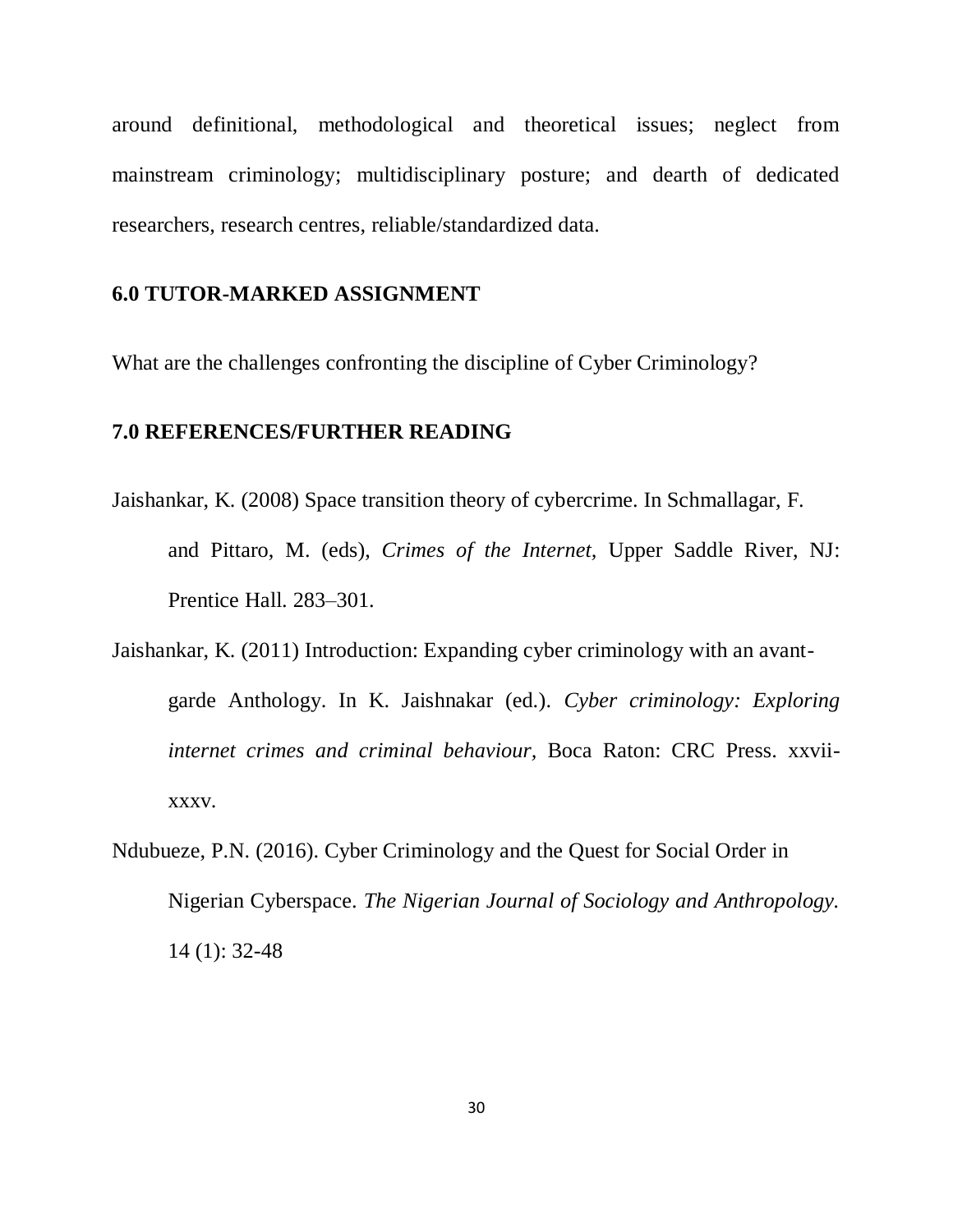around definitional, methodological and theoretical issues; neglect from mainstream criminology; multidisciplinary posture; and dearth of dedicated researchers, research centres, reliable/standardized data.

## 6.0 TUTOR-MARKED ASSIGNMENT

What are the challenges confronting the discipline of Cyber Criminology?

## 7.0 REFERENCES/FURTHER READING

Jaishankar, K. (2008) Space transition theory of cybercrime. In Schmallagar, F. and Pittaro, M. (eds), *Crimes of the Internet*, Upper Saddle River, NJ: Prentice Hall. 283–301.

Jaishankar, K. (2011) Introduction: Expanding cyber criminology with an avant-garde Anthology. In K. Jaishnakar (ed.). *Cyber criminology: Exploring internet crimes and criminal behaviour,* Boca Raton: CRC Press. xxvii-xxxv.

Ndubueze, P.N. (2016). Cyber Criminology and the Quest for Social Order in Nigerian Cyberspace. *The Nigerian Journal of Sociology and Anthropology.* 14 (1): 32-48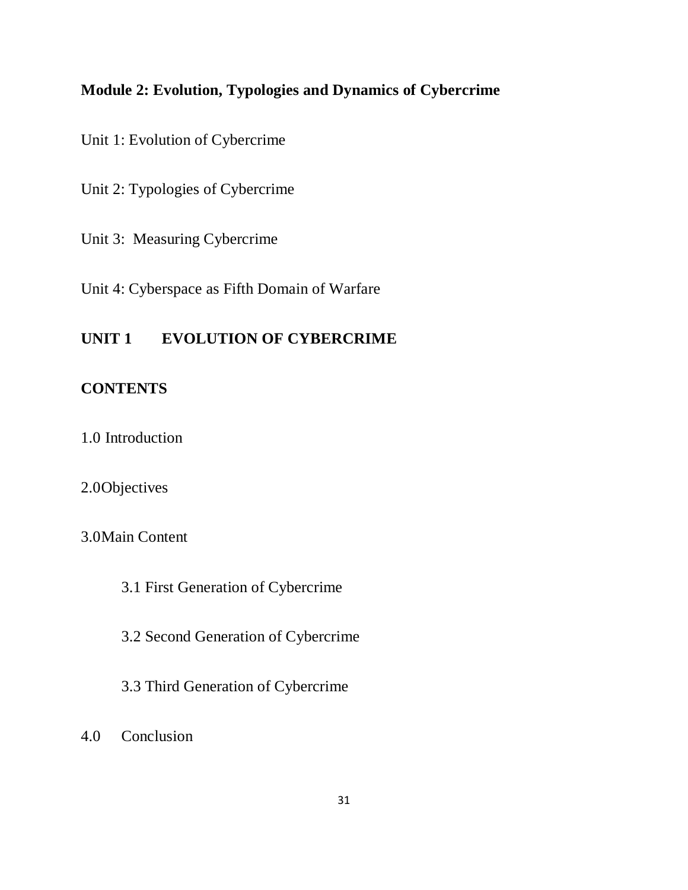## Module 2: Evolution, Typologies and Dynamics of Cybercrime

Unit 1: Evolution of Cybercrime

Unit 2: Typologies of Cybercrime

Unit 3: Measuring Cybercrime

Unit 4: Cyberspace as Fifth Domain of Warfare

## UNIT 1 EVOLUTION OF CYBERCRIME

### CONTENTS

1.0 Introduction

2.0Objectives

3.0Main Content

- 3.1 First Generation of Cybercrime
- 3.2 Second Generation of Cybercrime
- 3.3 Third Generation of Cybercrime

4.0 Conclusion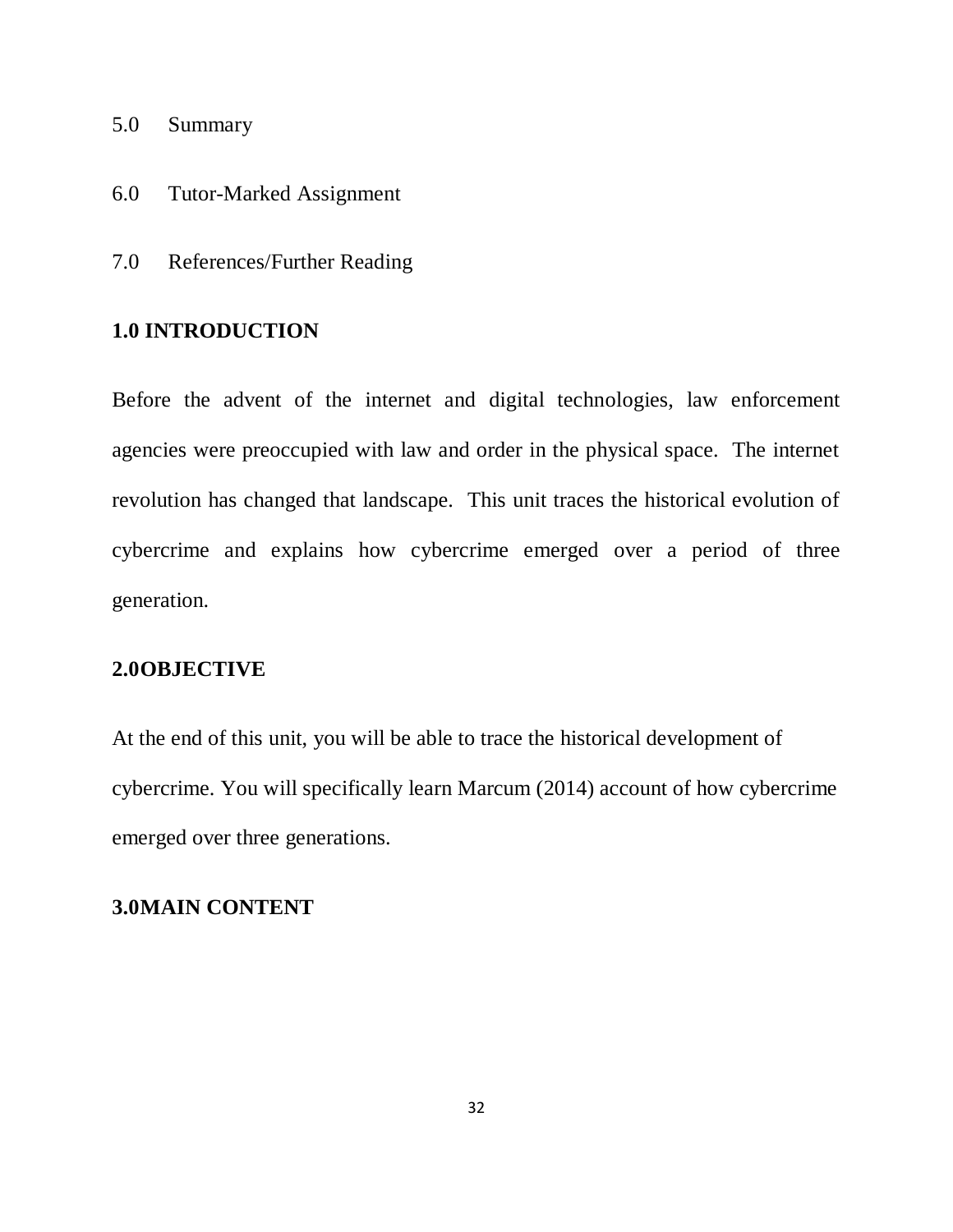5.0 Summary

6.0 Tutor-Marked Assignment

7.0 References/Further Reading

## 1.0 INTRODUCTION

Before the advent of the internet and digital technologies, law enforcement agencies were preoccupied with law and order in the physical space. The internet revolution has changed that landscape. This unit traces the historical evolution of cybercrime and explains how cybercrime emerged over a period of three generation.

## 2.0OBJECTIVE

At the end of this unit, you will be able to trace the historical development of cybercrime. You will specifically learn Marcum (2014) account of how cybercrime emerged over three generations.

## 3.0MAIN CONTENT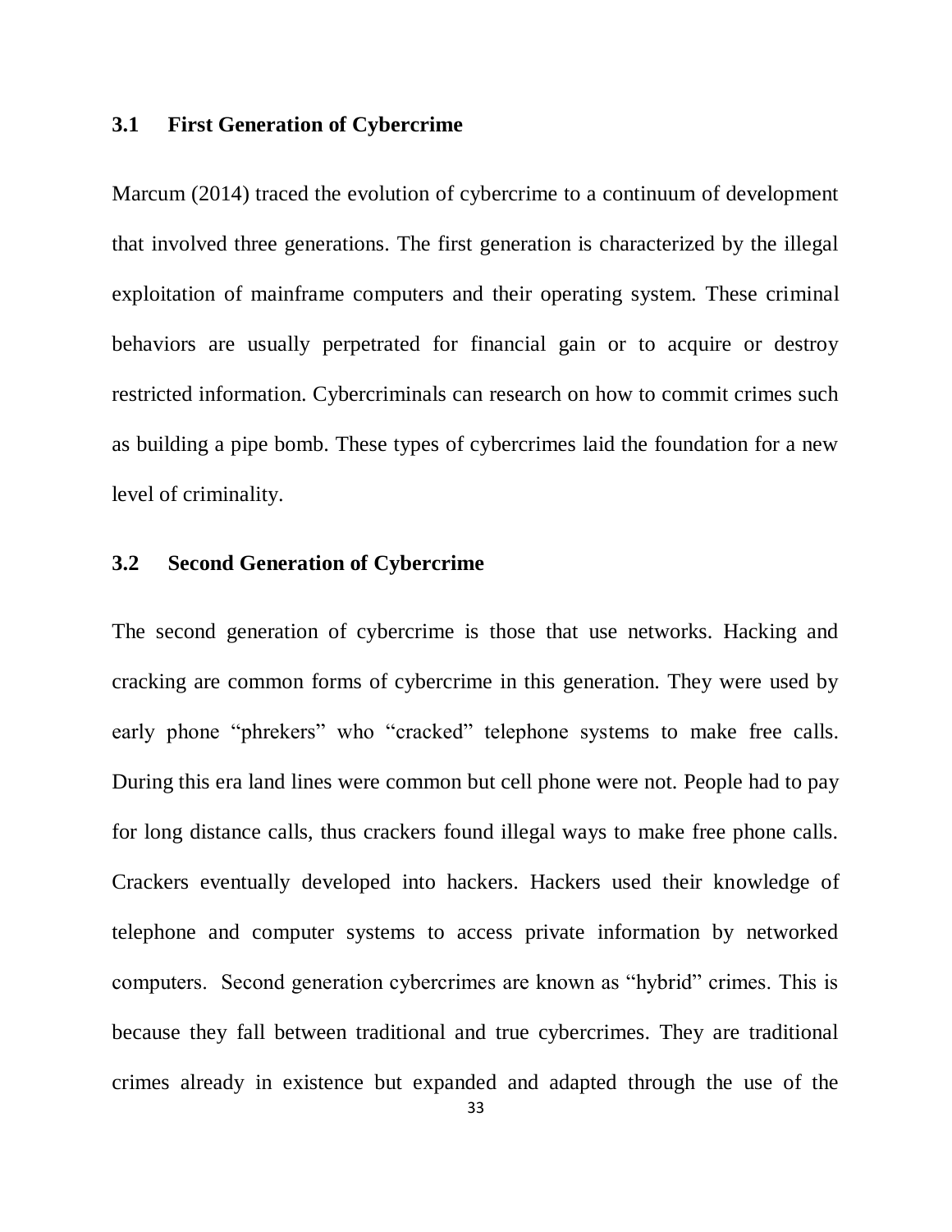### 3.1 First Generation of Cybercrime

Marcum (2014) traced the evolution of cybercrime to a continuum of development that involved three generations. The first generation is characterized by the illegal exploitation of mainframe computers and their operating system. These criminal behaviors are usually perpetrated for financial gain or to acquire or destroy restricted information. Cybercriminals can research on how to commit crimes such as building a pipe bomb. These types of cybercrimes laid the foundation for a new level of criminality.

### 3.2 Second Generation of Cybercrime

The second generation of cybercrime is those that use networks. Hacking and cracking are common forms of cybercrime in this generation. They were used by early phone "phrekers" who "cracked" telephone systems to make free calls. During this era land lines were common but cell phone were not. People had to pay for long distance calls, thus crackers found illegal ways to make free phone calls. Crackers eventually developed into hackers. Hackers used their knowledge of telephone and computer systems to access private information by networked computers. Second generation cybercrimes are known as "hybrid" crimes. This is because they fall between traditional and true cybercrimes. They are traditional crimes already in existence but expanded and adapted through the use of the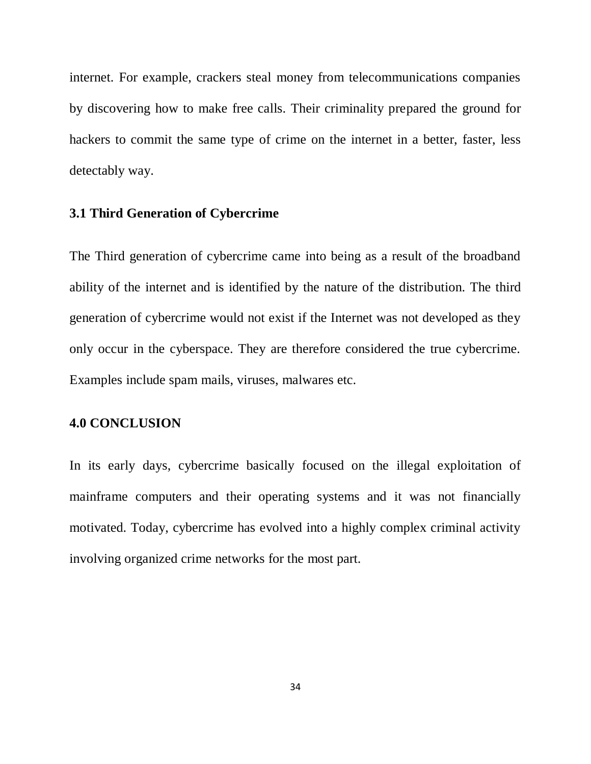internet. For example, crackers steal money from telecommunications companies by discovering how to make free calls. Their criminality prepared the ground for hackers to commit the same type of crime on the internet in a better, faster, less detectably way.

### 3.1 Third Generation of Cybercrime

The Third generation of cybercrime came into being as a result of the broadband ability of the internet and is identified by the nature of the distribution. The third generation of cybercrime would not exist if the Internet was not developed as they only occur in the cyberspace. They are therefore considered the true cybercrime. Examples include spam mails, viruses, malwares etc.

## 4.0 CONCLUSION

In its early days, cybercrime basically focused on the illegal exploitation of mainframe computers and their operating systems and it was not financially motivated. Today, cybercrime has evolved into a highly complex criminal activity involving organized crime networks for the most part.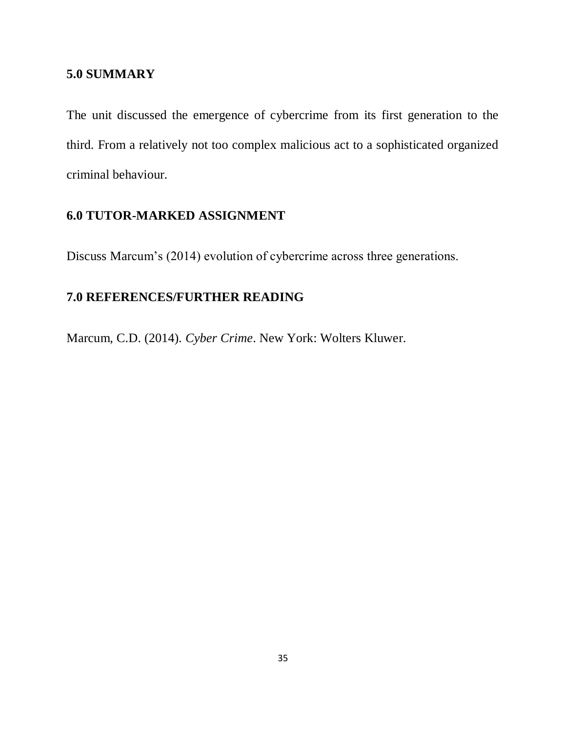## 5.0 SUMMARY

The unit discussed the emergence of cybercrime from its first generation to the third. From a relatively not too complex malicious act to a sophisticated organized criminal behaviour.

## 6.0 TUTOR-MARKED ASSIGNMENT

Discuss Marcum's (2014) evolution of cybercrime across three generations.

## 7.0 REFERENCES/FURTHER READING

Marcum, C.D. (2014). *Cyber Crime*. New York: Wolters Kluwer.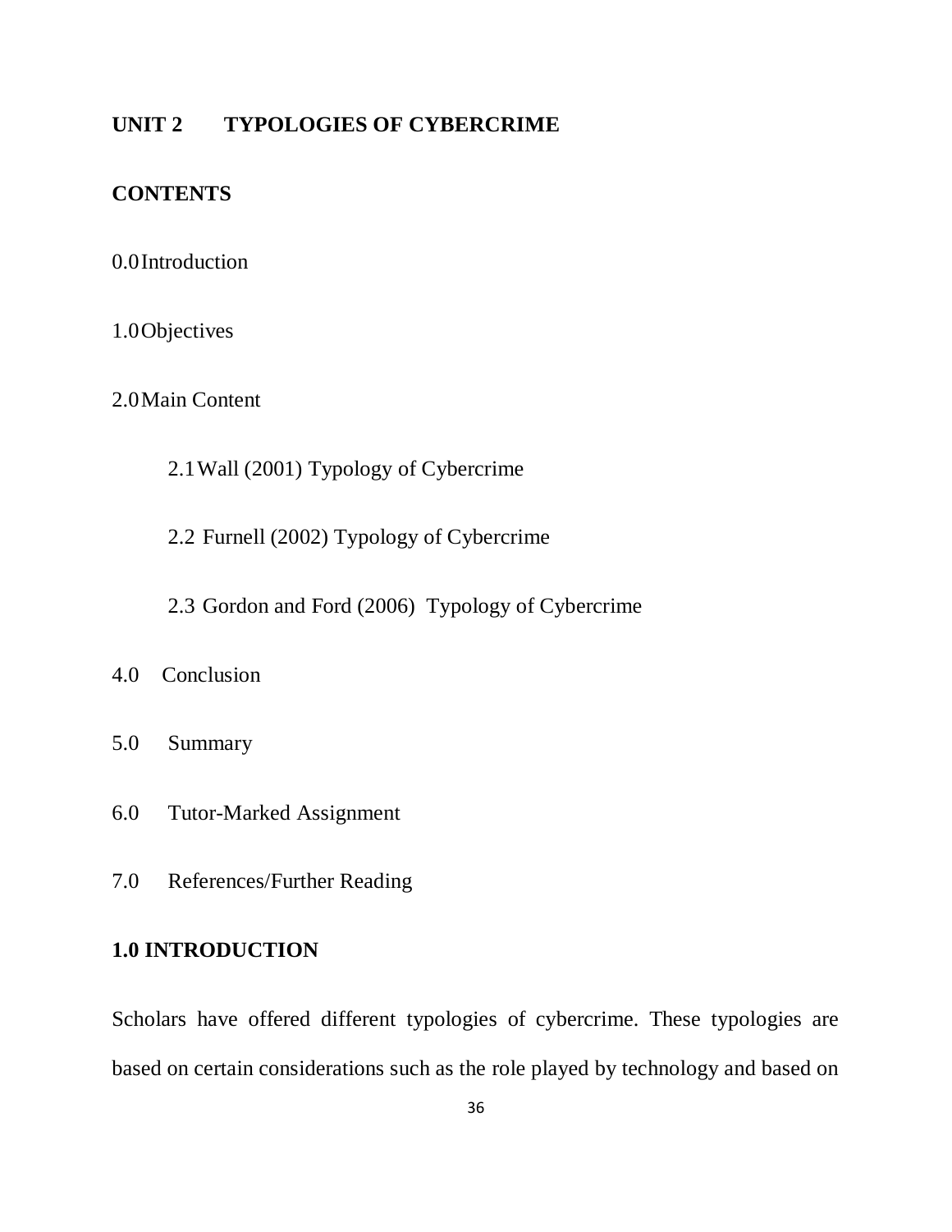## UNIT 2 TYPOLOGIES OF CYBERCRIME

### CONTENTS

0.0 Introduction

1.0 Objectives

2.0 Main Content

   2.1 Wall (2001) Typology of Cybercrime

   2.2 Furnell (2002) Typology of Cybercrime

   2.3 Gordon and Ford (2006) Typology of Cybercrime

4.0 Conclusion

5.0 Summary

6.0 Tutor-Marked Assignment

7.0 References/Further Reading

### 1.0 INTRODUCTION

Scholars have offered different typologies of cybercrime. These typologies are based on certain considerations such as the role played by technology and based on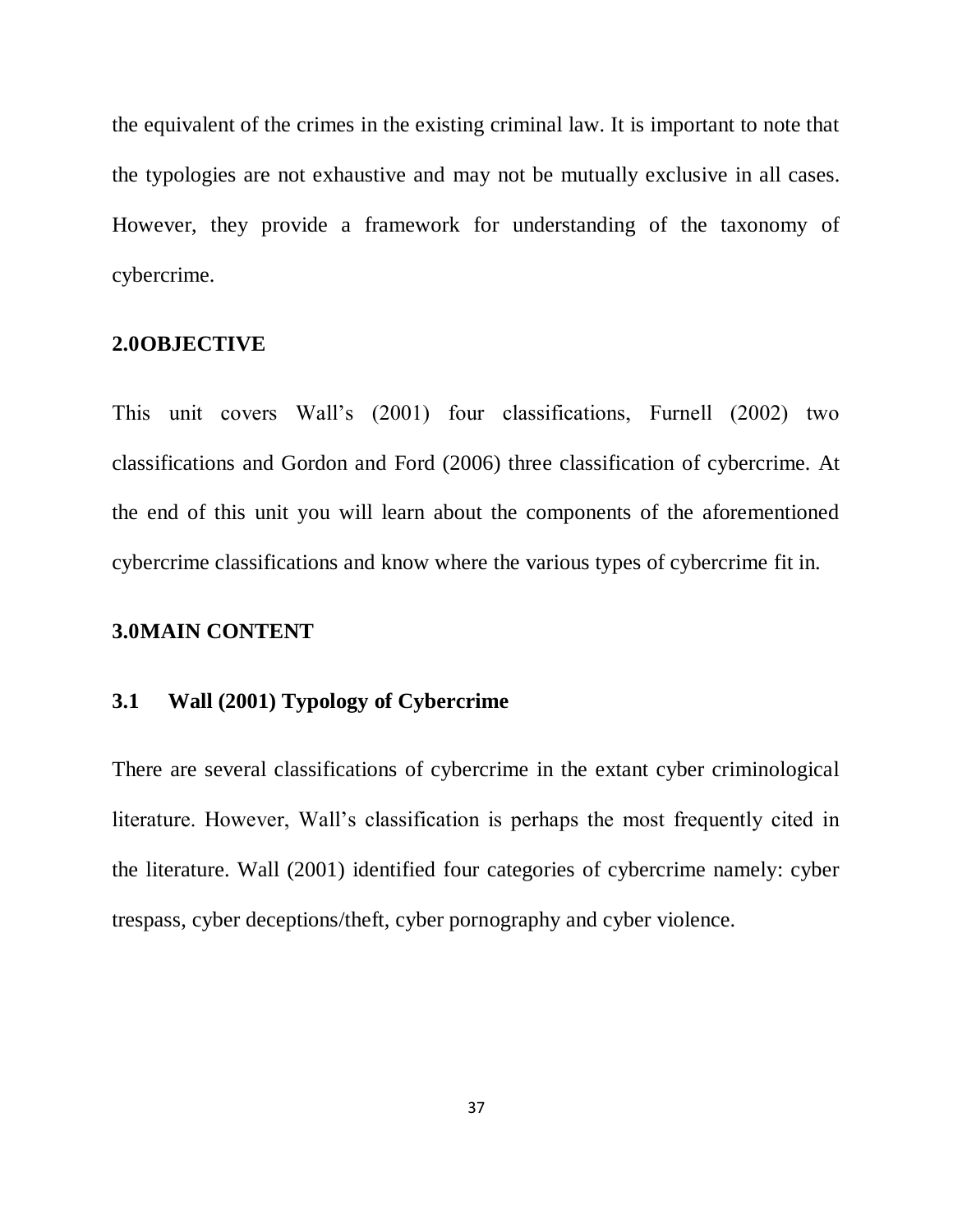the equivalent of the crimes in the existing criminal law. It is important to note that the typologies are not exhaustive and may not be mutually exclusive in all cases. However, they provide a framework for understanding of the taxonomy of cybercrime.

## 2.0OBJECTIVE

This unit covers Wall's (2001) four classifications, Furnell (2002) two classifications and Gordon and Ford (2006) three classification of cybercrime. At the end of this unit you will learn about the components of the aforementioned cybercrime classifications and know where the various types of cybercrime fit in.

## 3.0MAIN CONTENT

### 3.1 Wall (2001) Typology of Cybercrime

There are several classifications of cybercrime in the extant cyber criminological literature. However, Wall's classification is perhaps the most frequently cited in the literature. Wall (2001) identified four categories of cybercrime namely: cyber trespass, cyber deceptions/theft, cyber pornography and cyber violence.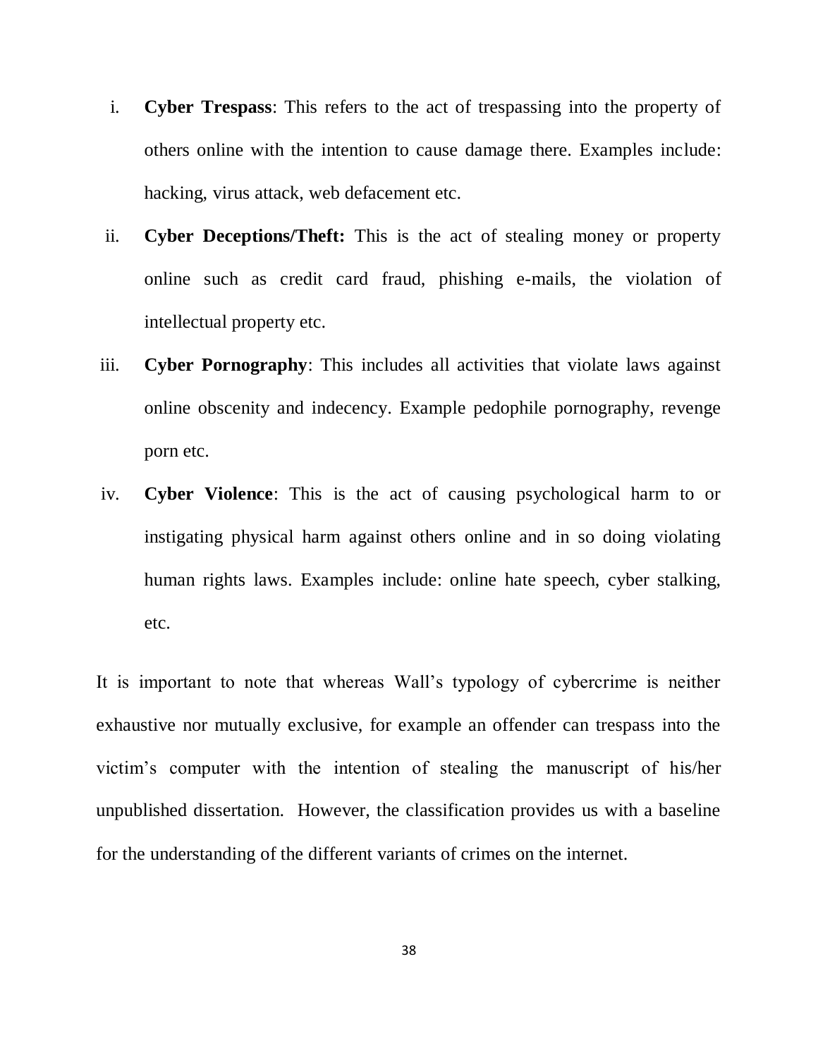i. **Cyber Trespass**: This refers to the act of trespassing into the property of others online with the intention to cause damage there. Examples include: hacking, virus attack, web defacement etc.

ii. **Cyber Deceptions/Theft:** This is the act of stealing money or property online such as credit card fraud, phishing e-mails, the violation of intellectual property etc.

iii. **Cyber Pornography**: This includes all activities that violate laws against online obscenity and indecency. Example pedophile pornography, revenge porn etc.

iv. **Cyber Violence**: This is the act of causing psychological harm to or instigating physical harm against others online and in so doing violating human rights laws. Examples include: online hate speech, cyber stalking, etc.

It is important to note that whereas Wall's typology of cybercrime is neither exhaustive nor mutually exclusive, for example an offender can trespass into the victim's computer with the intention of stealing the manuscript of his/her unpublished dissertation. However, the classification provides us with a baseline for the understanding of the different variants of crimes on the internet.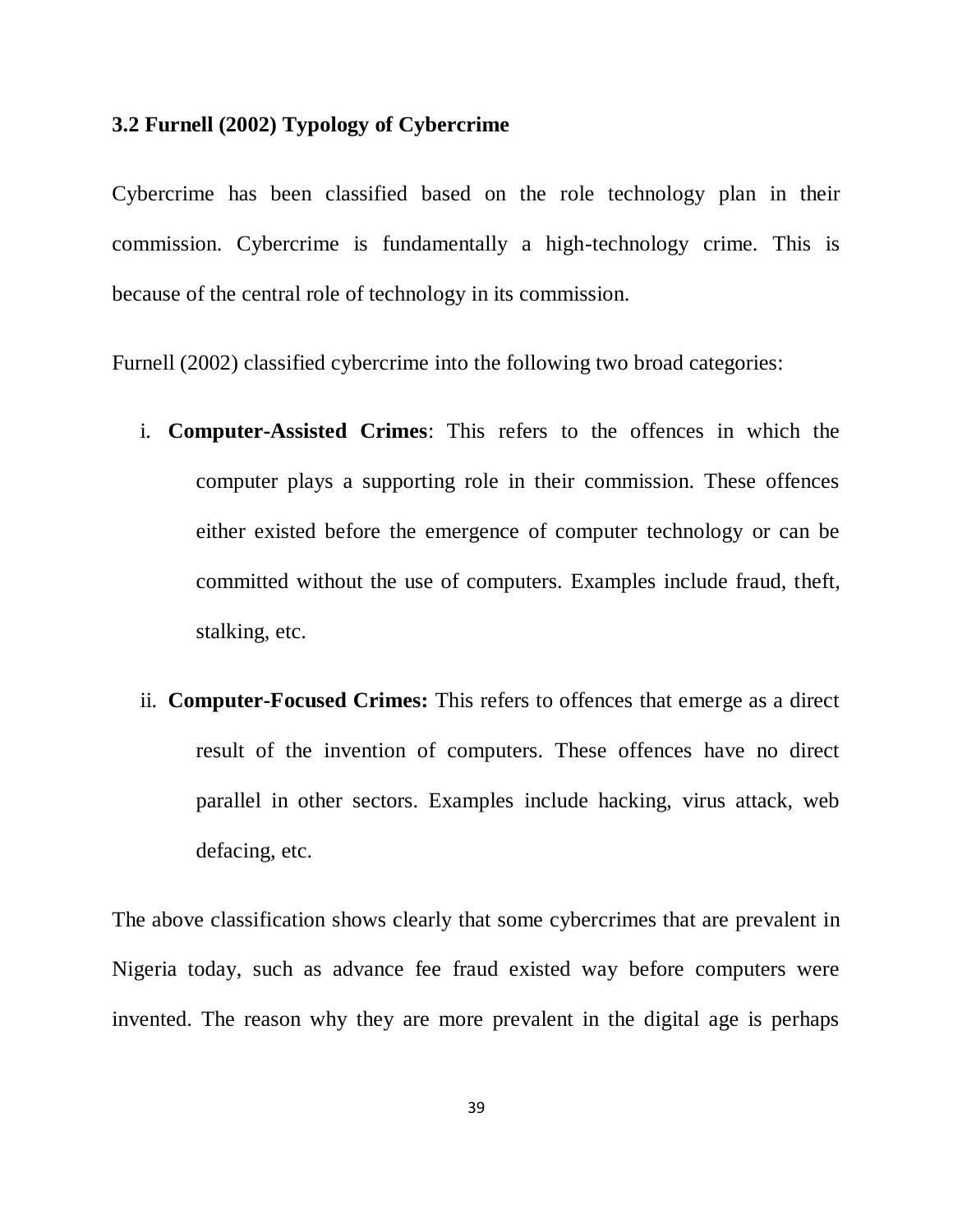### 3.2 Furnell (2002) Typology of Cybercrime

Cybercrime has been classified based on the role technology plan in their commission. Cybercrime is fundamentally a high-technology crime. This is because of the central role of technology in its commission.

Furnell (2002) classified cybercrime into the following two broad categories:

i. **Computer-Assisted Crimes**: This refers to the offences in which the computer plays a supporting role in their commission. These offences either existed before the emergence of computer technology or can be committed without the use of computers. Examples include fraud, theft, stalking, etc.

ii. **Computer-Focused Crimes:** This refers to offences that emerge as a direct result of the invention of computers. These offences have no direct parallel in other sectors. Examples include hacking, virus attack, web defacing, etc.

The above classification shows clearly that some cybercrimes that are prevalent in Nigeria today, such as advance fee fraud existed way before computers were invented. The reason why they are more prevalent in the digital age is perhaps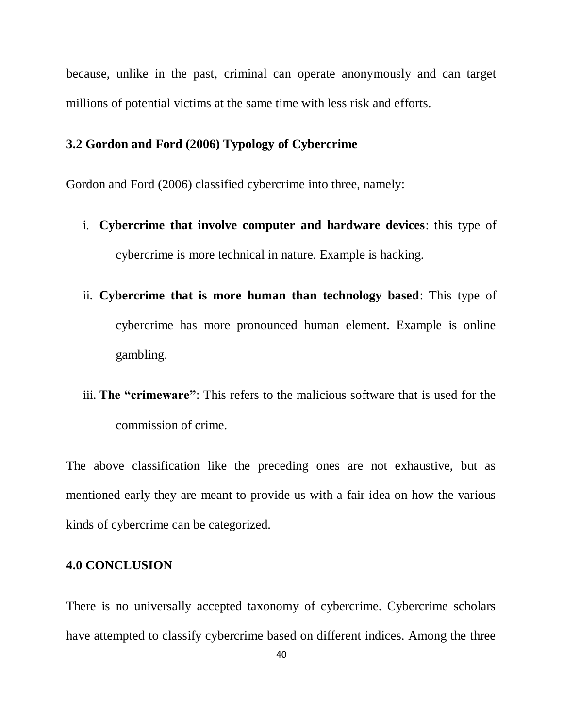because, unlike in the past, criminal can operate anonymously and can target millions of potential victims at the same time with less risk and efforts.

### 3.2 Gordon and Ford (2006) Typology of Cybercrime

Gordon and Ford (2006) classified cybercrime into three, namely:

i. **Cybercrime that involve computer and hardware devices**: this type of cybercrime is more technical in nature. Example is hacking.

ii. **Cybercrime that is more human than technology based**: This type of cybercrime has more pronounced human element. Example is online gambling.

iii. **The "crimeware"**: This refers to the malicious software that is used for the commission of crime.

The above classification like the preceding ones are not exhaustive, but as mentioned early they are meant to provide us with a fair idea on how the various kinds of cybercrime can be categorized.

## 4.0 CONCLUSION

There is no universally accepted taxonomy of cybercrime. Cybercrime scholars have attempted to classify cybercrime based on different indices. Among the three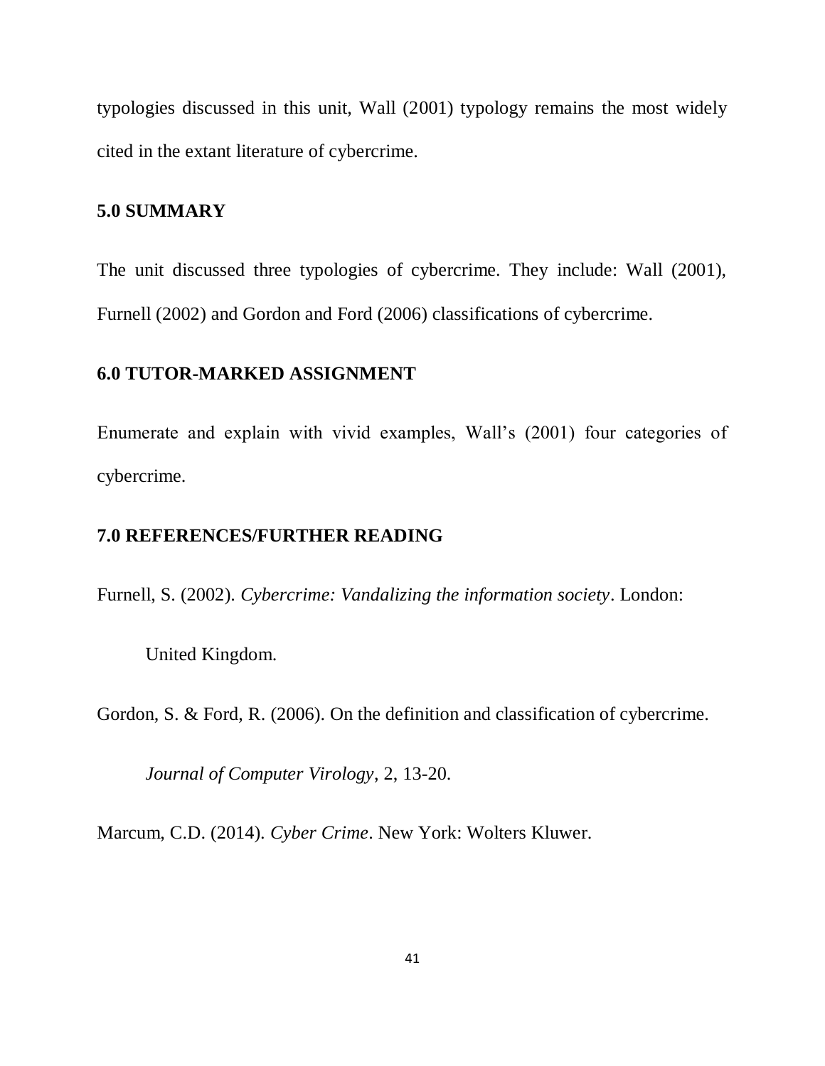typologies discussed in this unit, Wall (2001) typology remains the most widely cited in the extant literature of cybercrime.

## 5.0 SUMMARY

The unit discussed three typologies of cybercrime. They include: Wall (2001), Furnell (2002) and Gordon and Ford (2006) classifications of cybercrime.

## 6.0 TUTOR-MARKED ASSIGNMENT

Enumerate and explain with vivid examples, Wall's (2001) four categories of cybercrime.

## 7.0 REFERENCES/FURTHER READING

Furnell, S. (2002). *Cybercrime: Vandalizing the information society*. London: United Kingdom.

Gordon, S. & Ford, R. (2006). On the definition and classification of cybercrime. *Journal of Computer Virology*, 2, 13-20.

Marcum, C.D. (2014). *Cyber Crime*. New York: Wolters Kluwer.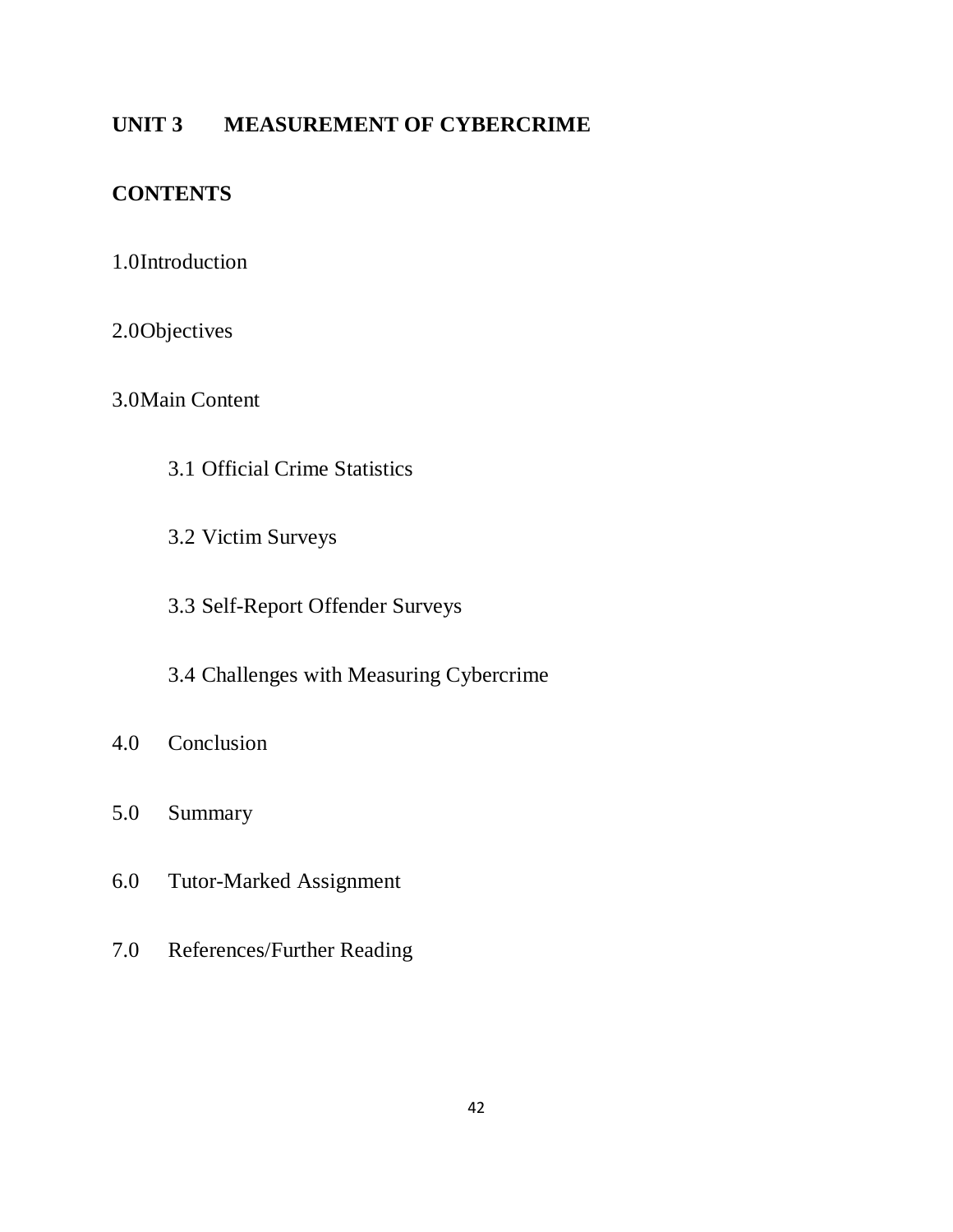## UNIT 3 MEASUREMENT OF CYBERCRIME

### CONTENTS

1.0 Introduction

2.0 Objectives

3.0 Main Content

- 3.1 Official Crime Statistics
- 3.2 Victim Surveys
- 3.3 Self-Report Offender Surveys
- 3.4 Challenges with Measuring Cybercrime

4.0 Conclusion

5.0 Summary

6.0 Tutor-Marked Assignment

7.0 References/Further Reading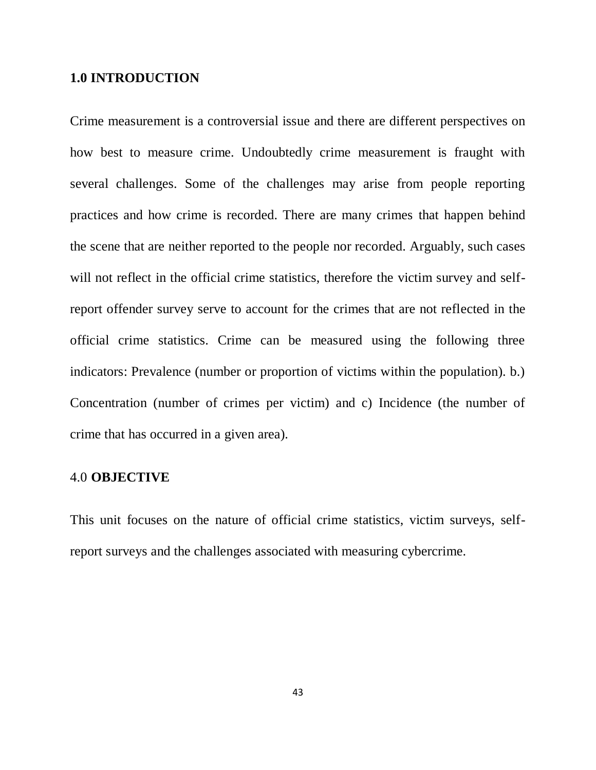## 1.0 INTRODUCTION

Crime measurement is a controversial issue and there are different perspectives on how best to measure crime. Undoubtedly crime measurement is fraught with several challenges. Some of the challenges may arise from people reporting practices and how crime is recorded. There are many crimes that happen behind the scene that are neither reported to the people nor recorded. Arguably, such cases will not reflect in the official crime statistics, therefore the victim survey and self-report offender survey serve to account for the crimes that are not reflected in the official crime statistics. Crime can be measured using the following three indicators: Prevalence (number or proportion of victims within the population). b.) Concentration (number of crimes per victim) and c) Incidence (the number of crime that has occurred in a given area).

## 4.0 **OBJECTIVE**

This unit focuses on the nature of official crime statistics, victim surveys, self-report surveys and the challenges associated with measuring cybercrime.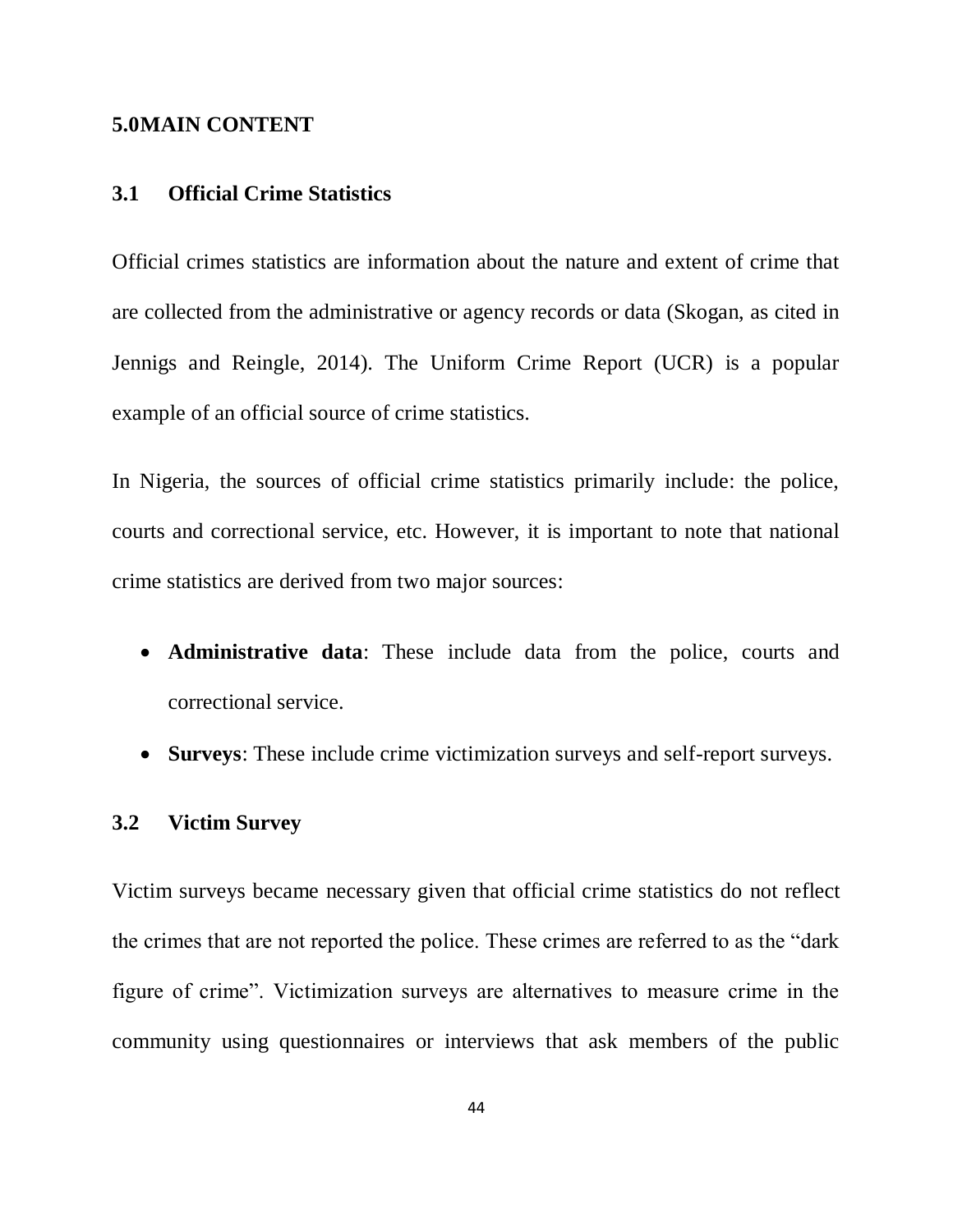## 5.0MAIN CONTENT

### 3.1 Official Crime Statistics

Official crimes statistics are information about the nature and extent of crime that are collected from the administrative or agency records or data (Skogan, as cited in Jennigs and Reingle, 2014). The Uniform Crime Report (UCR) is a popular example of an official source of crime statistics.

In Nigeria, the sources of official crime statistics primarily include: the police, courts and correctional service, etc. However, it is important to note that national crime statistics are derived from two major sources:

- **Administrative data**: These include data from the police, courts and correctional service.
- **Surveys**: These include crime victimization surveys and self-report surveys.

### 3.2 Victim Survey

Victim surveys became necessary given that official crime statistics do not reflect the crimes that are not reported the police. These crimes are referred to as the "dark figure of crime". Victimization surveys are alternatives to measure crime in the community using questionnaires or interviews that ask members of the public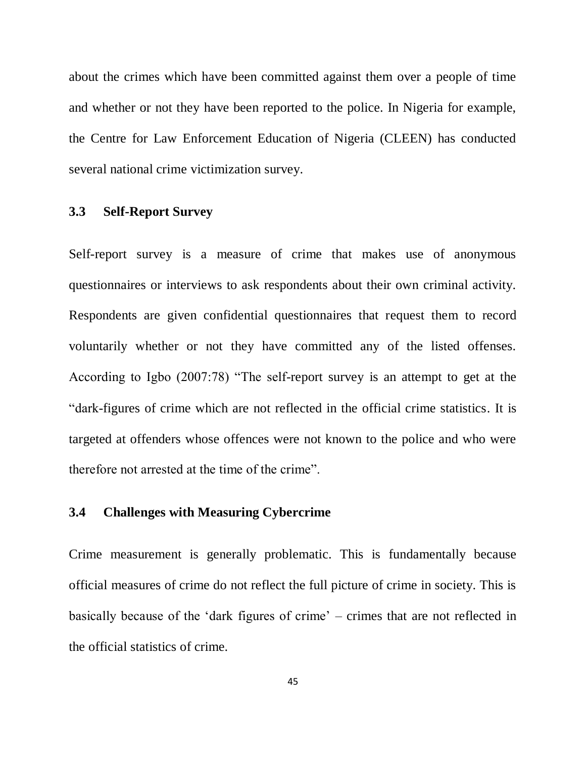about the crimes which have been committed against them over a people of time and whether or not they have been reported to the police. In Nigeria for example, the Centre for Law Enforcement Education of Nigeria (CLEEN) has conducted several national crime victimization survey.

### 3.3 Self-Report Survey

Self-report survey is a measure of crime that makes use of anonymous questionnaires or interviews to ask respondents about their own criminal activity. Respondents are given confidential questionnaires that request them to record voluntarily whether or not they have committed any of the listed offenses. According to Igbo (2007:78) "The self-report survey is an attempt to get at the "dark-figures of crime which are not reflected in the official crime statistics. It is targeted at offenders whose offences were not known to the police and who were therefore not arrested at the time of the crime".

### 3.4 Challenges with Measuring Cybercrime

Crime measurement is generally problematic. This is fundamentally because official measures of crime do not reflect the full picture of crime in society. This is basically because of the 'dark figures of crime' – crimes that are not reflected in the official statistics of crime.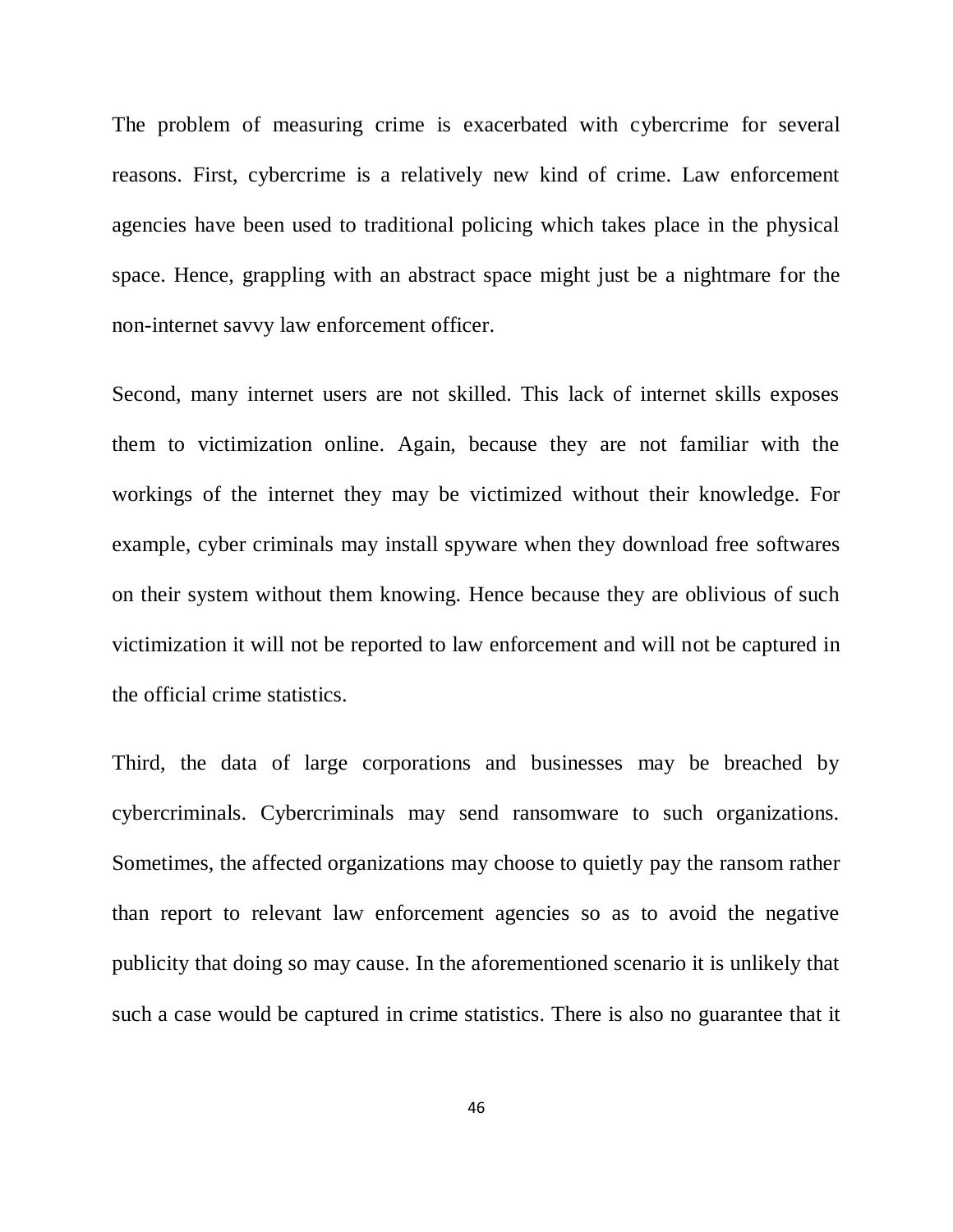The problem of measuring crime is exacerbated with cybercrime for several reasons. First, cybercrime is a relatively new kind of crime. Law enforcement agencies have been used to traditional policing which takes place in the physical space. Hence, grappling with an abstract space might just be a nightmare for the non-internet savvy law enforcement officer.

Second, many internet users are not skilled. This lack of internet skills exposes them to victimization online. Again, because they are not familiar with the workings of the internet they may be victimized without their knowledge. For example, cyber criminals may install spyware when they download free softwares on their system without them knowing. Hence because they are oblivious of such victimization it will not be reported to law enforcement and will not be captured in the official crime statistics.

Third, the data of large corporations and businesses may be breached by cybercriminals. Cybercriminals may send ransomware to such organizations. Sometimes, the affected organizations may choose to quietly pay the ransom rather than report to relevant law enforcement agencies so as to avoid the negative publicity that doing so may cause. In the aforementioned scenario it is unlikely that such a case would be captured in crime statistics. There is also no guarantee that it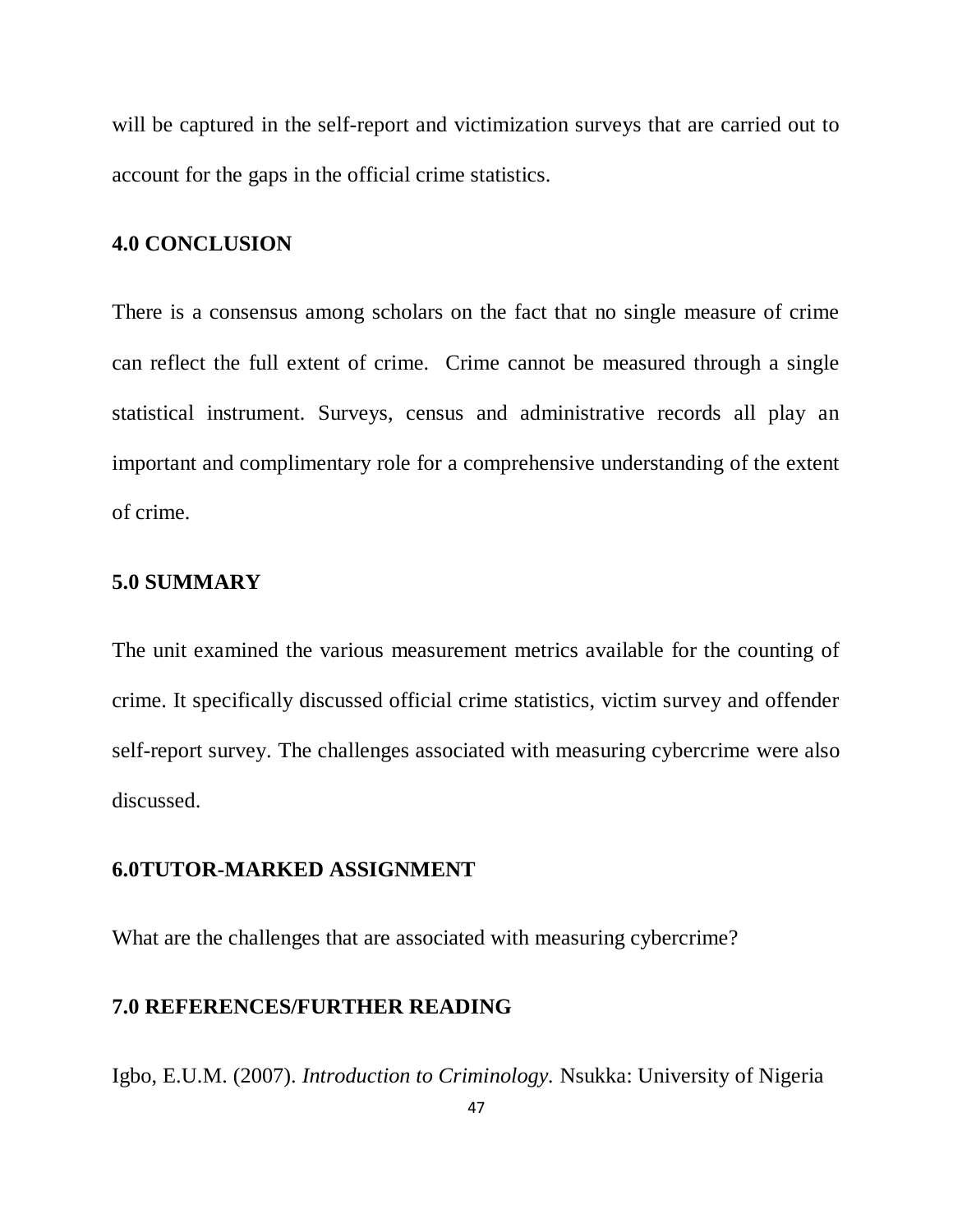will be captured in the self-report and victimization surveys that are carried out to account for the gaps in the official crime statistics.

## 4.0 CONCLUSION

There is a consensus among scholars on the fact that no single measure of crime can reflect the full extent of crime. Crime cannot be measured through a single statistical instrument. Surveys, census and administrative records all play an important and complimentary role for a comprehensive understanding of the extent of crime.

## 5.0 SUMMARY

The unit examined the various measurement metrics available for the counting of crime. It specifically discussed official crime statistics, victim survey and offender self-report survey. The challenges associated with measuring cybercrime were also discussed.

## 6.0TUTOR-MARKED ASSIGNMENT

What are the challenges that are associated with measuring cybercrime?

## 7.0 REFERENCES/FURTHER READING

Igbo, E.U.M. (2007). *Introduction to Criminology.* Nsukka: University of Nigeria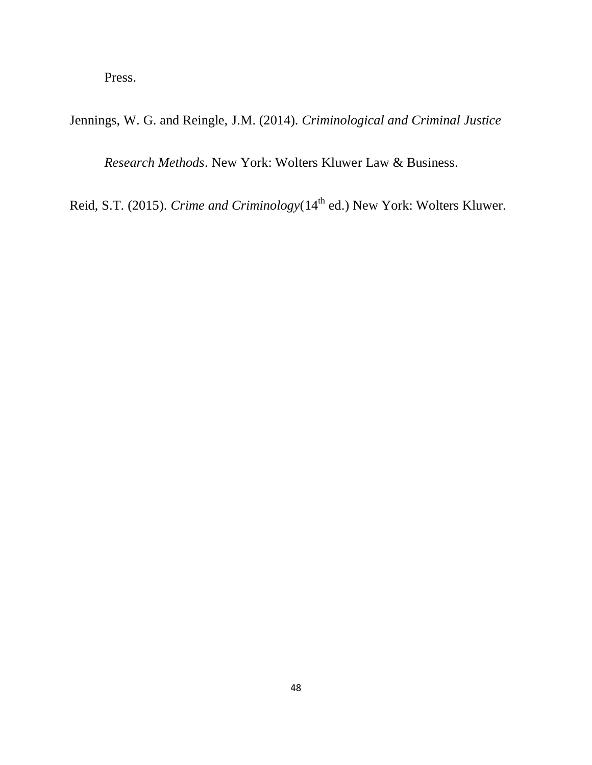Press.

Jennings, W. G. and Reingle, J.M. (2014). *Criminological and Criminal Justice Research Methods*. New York: Wolters Kluwer Law & Business.

Reid, S.T. (2015). *Crime and Criminology*(14th ed.) New York: Wolters Kluwer.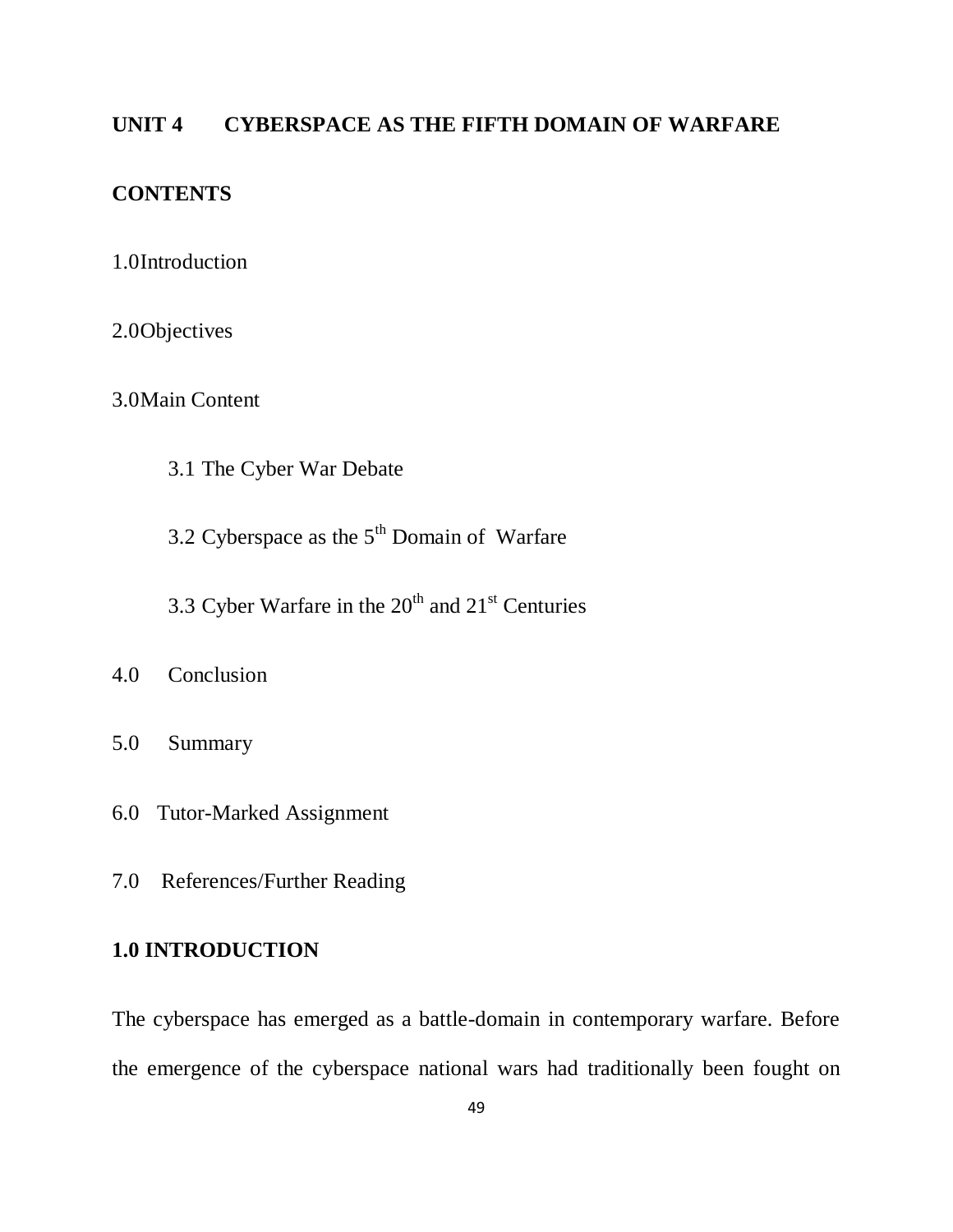## UNIT 4 CYBERSPACE AS THE FIFTH DOMAIN OF WARFARE

### CONTENTS

1.0 Introduction

2.0 Objectives

3.0 Main Content

- 3.1 The Cyber War Debate
- 3.2 Cyberspace as the 5th Domain of Warfare
- 3.3 Cyber Warfare in the 20th and 21st Centuries

4.0 Conclusion

5.0 Summary

6.0 Tutor-Marked Assignment

7.0 References/Further Reading

### 1.0 INTRODUCTION

The cyberspace has emerged as a battle-domain in contemporary warfare. Before the emergence of the cyberspace national wars had traditionally been fought on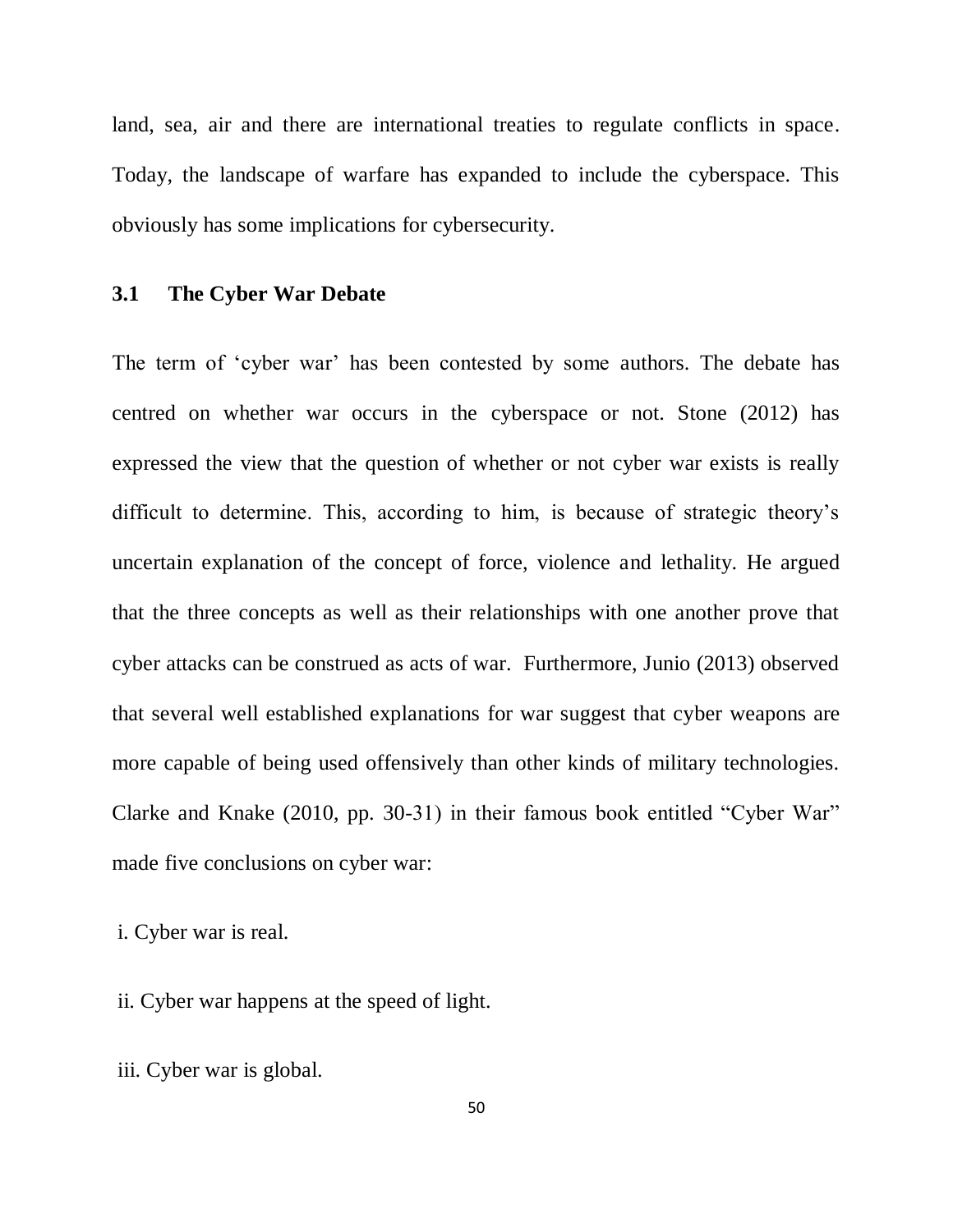land, sea, air and there are international treaties to regulate conflicts in space. Today, the landscape of warfare has expanded to include the cyberspace. This obviously has some implications for cybersecurity.

### 3.1 The Cyber War Debate

The term of 'cyber war' has been contested by some authors. The debate has centred on whether war occurs in the cyberspace or not. Stone (2012) has expressed the view that the question of whether or not cyber war exists is really difficult to determine. This, according to him, is because of strategic theory's uncertain explanation of the concept of force, violence and lethality. He argued that the three concepts as well as their relationships with one another prove that cyber attacks can be construed as acts of war. Furthermore, Junio (2013) observed that several well established explanations for war suggest that cyber weapons are more capable of being used offensively than other kinds of military technologies. Clarke and Knake (2010, pp. 30-31) in their famous book entitled "Cyber War" made five conclusions on cyber war:

i. Cyber war is real.

ii. Cyber war happens at the speed of light.

iii. Cyber war is global.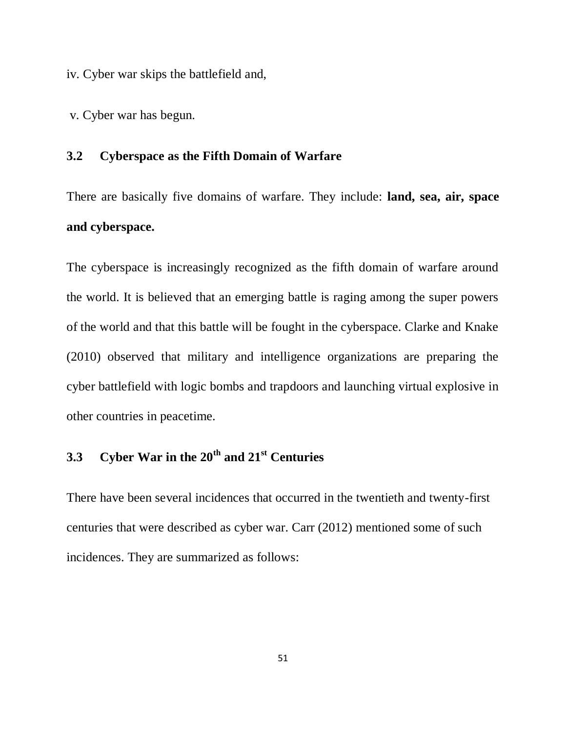iv. Cyber war skips the battlefield and,

v. Cyber war has begun.

## 3.2 Cyberspace as the Fifth Domain of Warfare

There are basically five domains of warfare. They include: **land, sea, air, space and cyberspace.**

The cyberspace is increasingly recognized as the fifth domain of warfare around the world. It is believed that an emerging battle is raging among the super powers of the world and that this battle will be fought in the cyberspace. Clarke and Knake (2010) observed that military and intelligence organizations are preparing the cyber battlefield with logic bombs and trapdoors and launching virtual explosive in other countries in peacetime.

## 3.3 Cyber War in the 20th and 21st Centuries

There have been several incidences that occurred in the twentieth and twenty-first centuries that were described as cyber war. Carr (2012) mentioned some of such incidences. They are summarized as follows: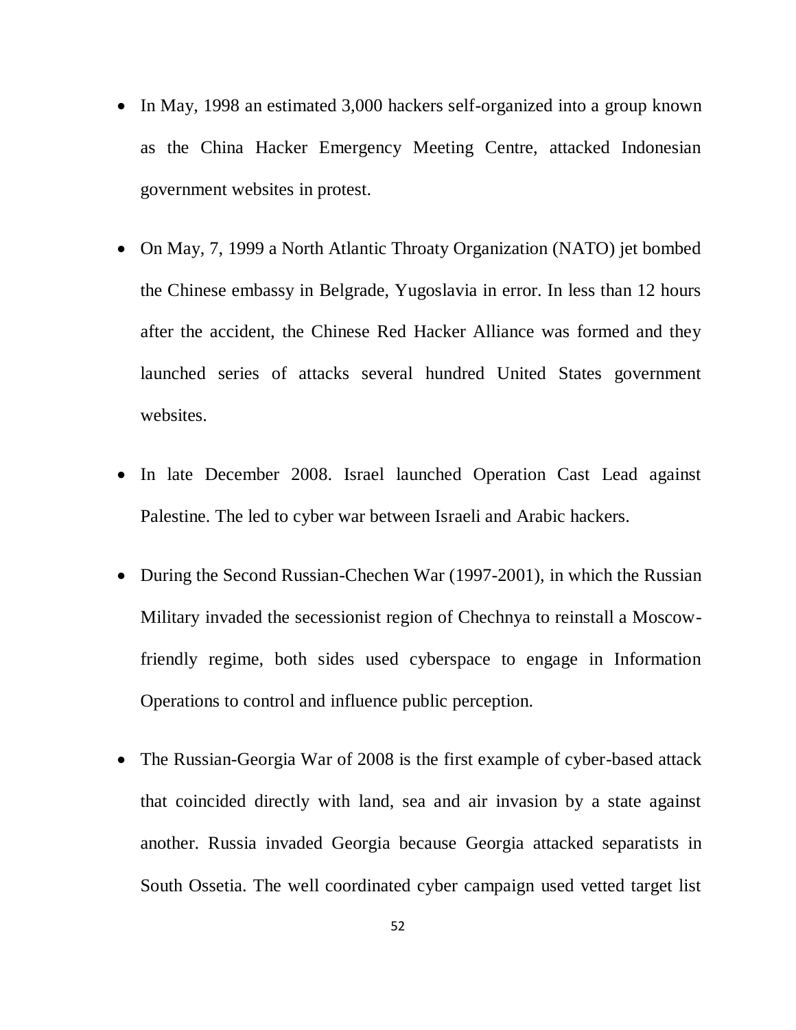- In May, 1998 an estimated 3,000 hackers self-organized into a group known as the China Hacker Emergency Meeting Centre, attacked Indonesian government websites in protest.

- On May, 7, 1999 a North Atlantic Throaty Organization (NATO) jet bombed the Chinese embassy in Belgrade, Yugoslavia in error. In less than 12 hours after the accident, the Chinese Red Hacker Alliance was formed and they launched series of attacks several hundred United States government websites.

- In late December 2008. Israel launched Operation Cast Lead against Palestine. The led to cyber war between Israeli and Arabic hackers.

- During the Second Russian-Chechen War (1997-2001), in which the Russian Military invaded the secessionist region of Chechnya to reinstall a Moscow-friendly regime, both sides used cyberspace to engage in Information Operations to control and influence public perception.

- The Russian-Georgia War of 2008 is the first example of cyber-based attack that coincided directly with land, sea and air invasion by a state against another. Russia invaded Georgia because Georgia attacked separatists in South Ossetia. The well coordinated cyber campaign used vetted target list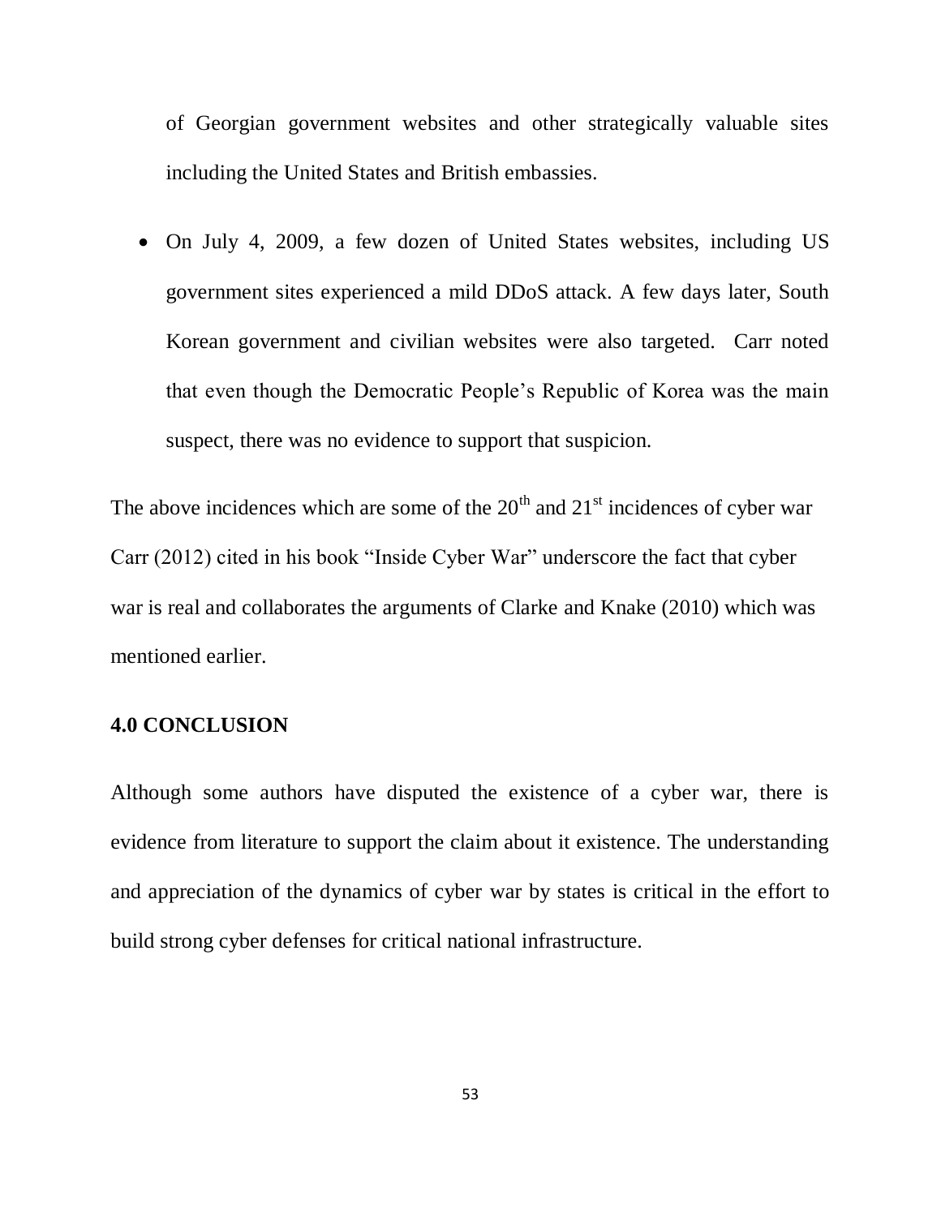of Georgian government websites and other strategically valuable sites including the United States and British embassies.

- On July 4, 2009, a few dozen of United States websites, including US government sites experienced a mild DDoS attack. A few days later, South Korean government and civilian websites were also targeted. Carr noted that even though the Democratic People's Republic of Korea was the main suspect, there was no evidence to support that suspicion.

The above incidences which are some of the 20th and 21st incidences of cyber war Carr (2012) cited in his book "Inside Cyber War" underscore the fact that cyber war is real and collaborates the arguments of Clarke and Knake (2010) which was mentioned earlier.

## 4.0 CONCLUSION

Although some authors have disputed the existence of a cyber war, there is evidence from literature to support the claim about it existence. The understanding and appreciation of the dynamics of cyber war by states is critical in the effort to build strong cyber defenses for critical national infrastructure.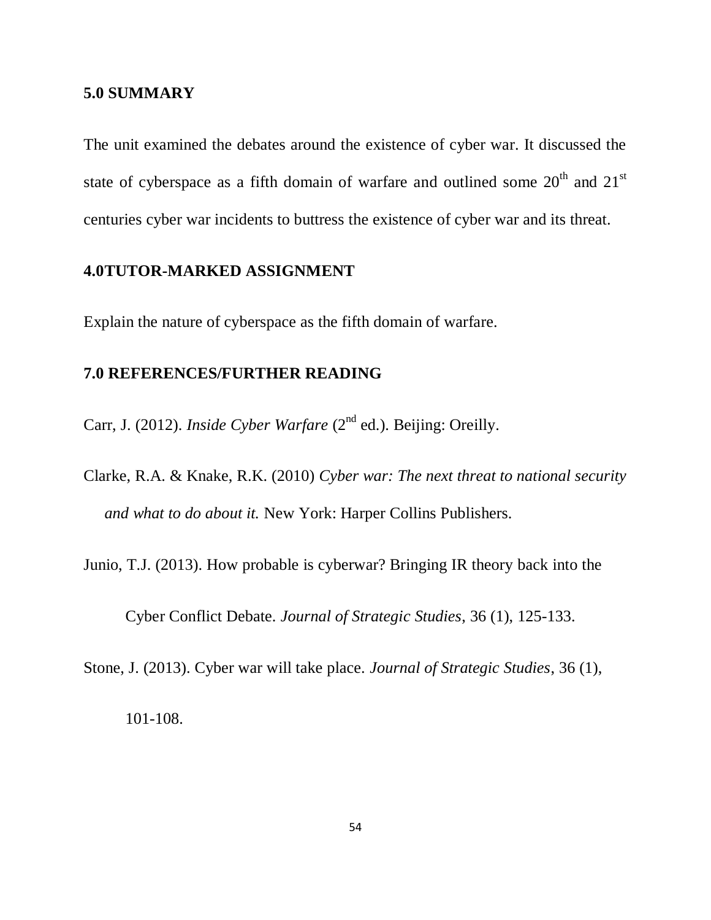## 5.0 SUMMARY

The unit examined the debates around the existence of cyber war. It discussed the state of cyberspace as a fifth domain of warfare and outlined some 20th and 21st centuries cyber war incidents to buttress the existence of cyber war and its threat.

## 4.0TUTOR-MARKED ASSIGNMENT

Explain the nature of cyberspace as the fifth domain of warfare.

## 7.0 REFERENCES/FURTHER READING

Carr, J. (2012). *Inside Cyber Warfare* (2nd ed.). Beijing: Oreilly.

Clarke, R.A. & Knake, R.K. (2010) *Cyber war: The next threat to national security and what to do about it.* New York: Harper Collins Publishers.

Junio, T.J. (2013). How probable is cyberwar? Bringing IR theory back into the Cyber Conflict Debate. *Journal of Strategic Studies*, 36 (1), 125-133.

Stone, J. (2013). Cyber war will take place. *Journal of Strategic Studies*, 36 (1), 101-108.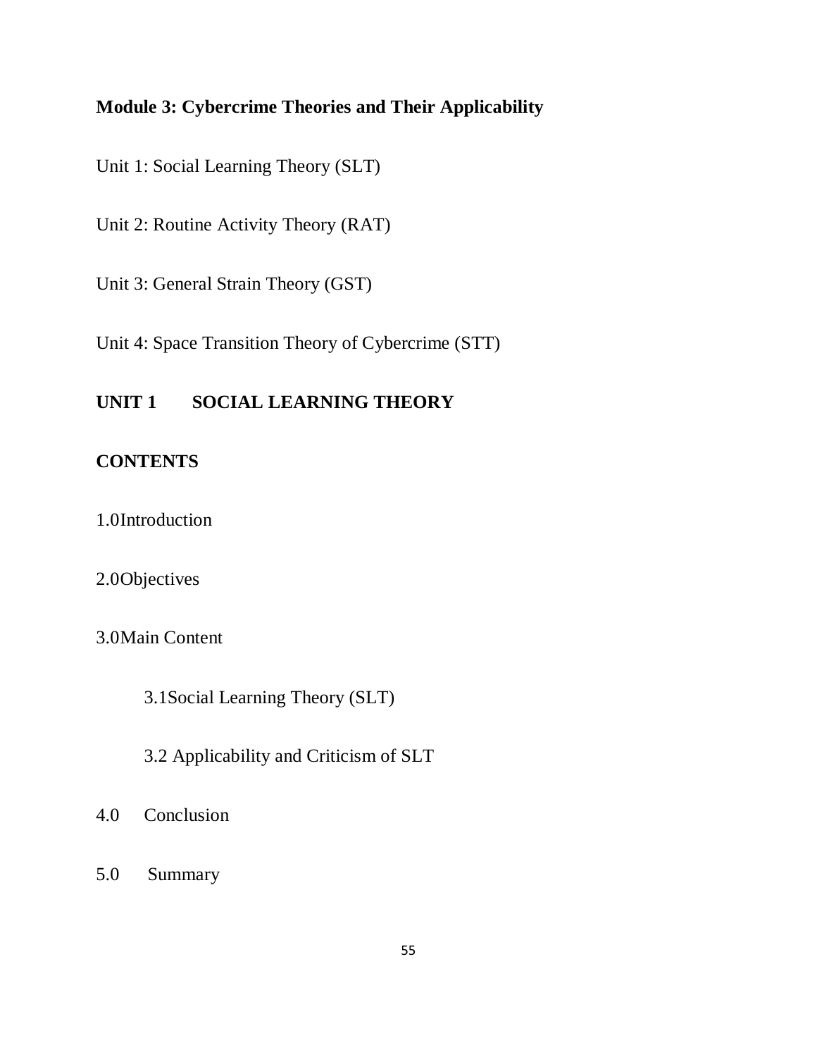# Module 3: Cybercrime Theories and Their Applicability

Unit 1: Social Learning Theory (SLT)

Unit 2: Routine Activity Theory (RAT)

Unit 3: General Strain Theory (GST)

Unit 4: Space Transition Theory of Cybercrime (STT)

## UNIT 1 SOCIAL LEARNING THEORY

### CONTENTS

1.0 Introduction

2.0 Objectives

3.0 Main Content

- 3.1 Social Learning Theory (SLT)
- 3.2 Applicability and Criticism of SLT

4.0 Conclusion

5.0 Summary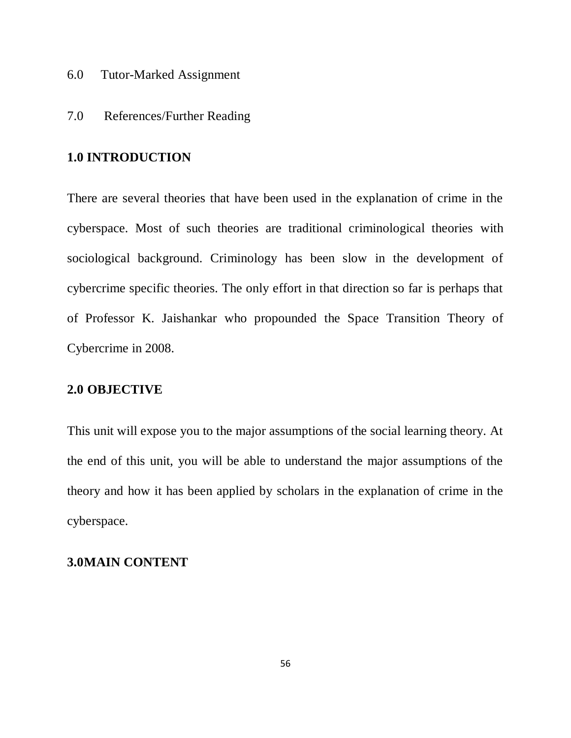6.0 Tutor-Marked Assignment

7.0 References/Further Reading

## 1.0 INTRODUCTION

There are several theories that have been used in the explanation of crime in the cyberspace. Most of such theories are traditional criminological theories with sociological background. Criminology has been slow in the development of cybercrime specific theories. The only effort in that direction so far is perhaps that of Professor K. Jaishankar who propounded the Space Transition Theory of Cybercrime in 2008.

## 2.0 OBJECTIVE

This unit will expose you to the major assumptions of the social learning theory. At the end of this unit, you will be able to understand the major assumptions of the theory and how it has been applied by scholars in the explanation of crime in the cyberspace.

## 3.0MAIN CONTENT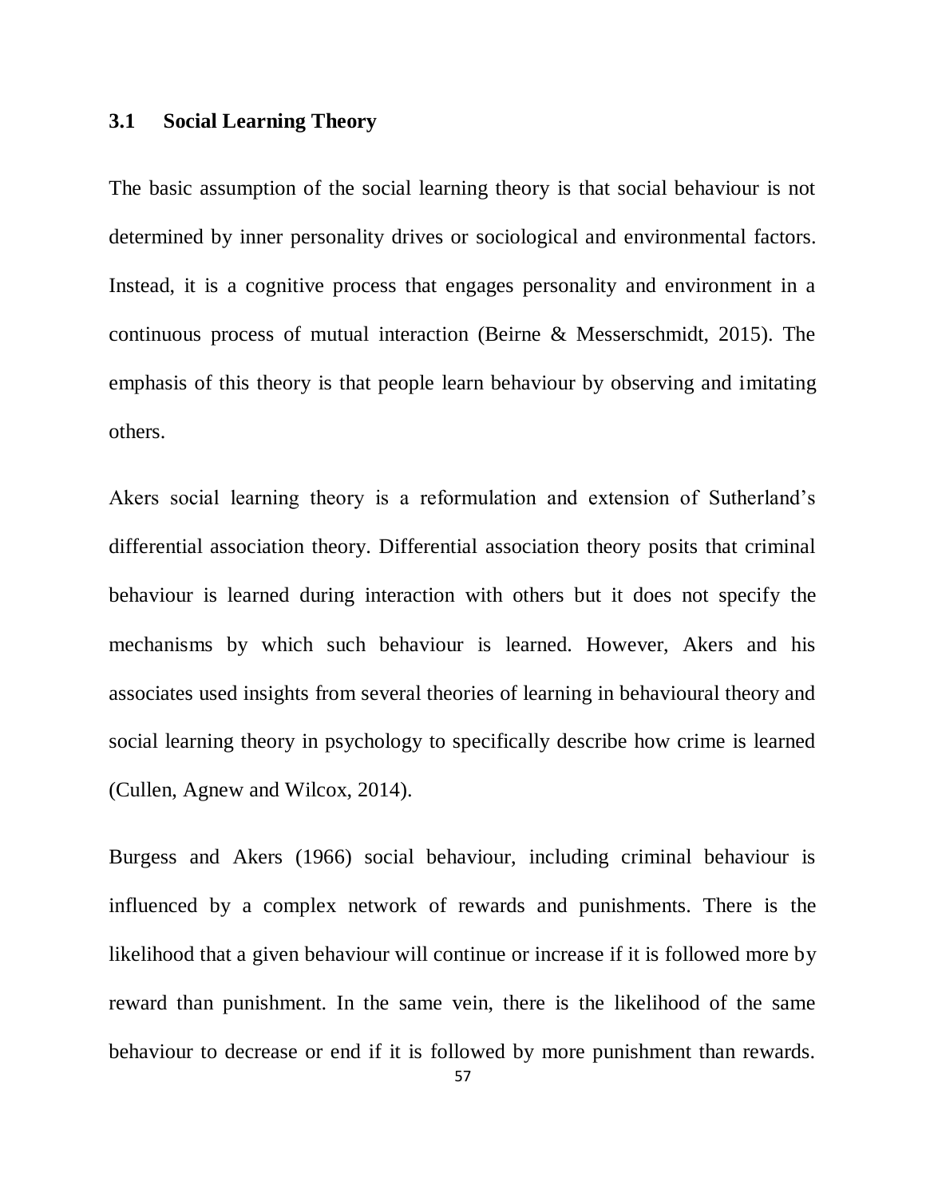## 3.1 Social Learning Theory

The basic assumption of the social learning theory is that social behaviour is not determined by inner personality drives or sociological and environmental factors. Instead, it is a cognitive process that engages personality and environment in a continuous process of mutual interaction (Beirne & Messerschmidt, 2015). The emphasis of this theory is that people learn behaviour by observing and imitating others.

Akers social learning theory is a reformulation and extension of Sutherland's differential association theory. Differential association theory posits that criminal behaviour is learned during interaction with others but it does not specify the mechanisms by which such behaviour is learned. However, Akers and his associates used insights from several theories of learning in behavioural theory and social learning theory in psychology to specifically describe how crime is learned (Cullen, Agnew and Wilcox, 2014).

Burgess and Akers (1966) social behaviour, including criminal behaviour is influenced by a complex network of rewards and punishments. There is the likelihood that a given behaviour will continue or increase if it is followed more by reward than punishment. In the same vein, there is the likelihood of the same behaviour to decrease or end if it is followed by more punishment than rewards.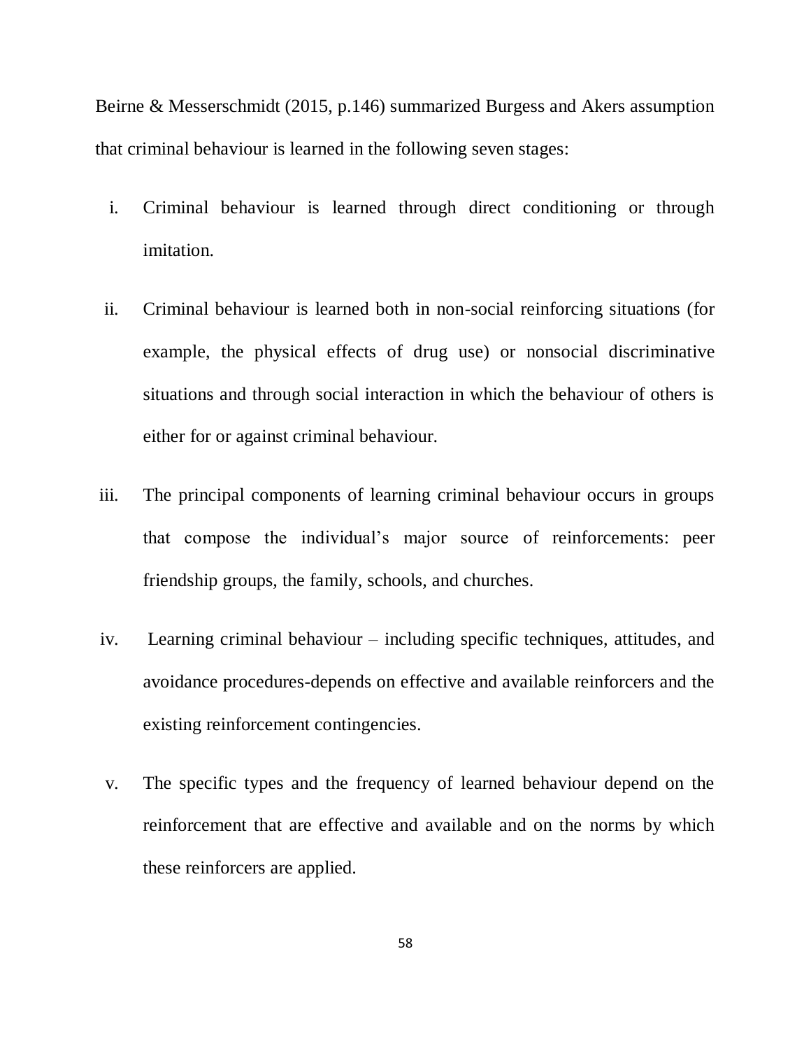Beirne & Messerschmidt (2015, p.146) summarized Burgess and Akers assumption that criminal behaviour is learned in the following seven stages:

i. Criminal behaviour is learned through direct conditioning or through imitation.

ii. Criminal behaviour is learned both in non-social reinforcing situations (for example, the physical effects of drug use) or nonsocial discriminative situations and through social interaction in which the behaviour of others is either for or against criminal behaviour.

iii. The principal components of learning criminal behaviour occurs in groups that compose the individual's major source of reinforcements: peer friendship groups, the family, schools, and churches.

iv. Learning criminal behaviour – including specific techniques, attitudes, and avoidance procedures-depends on effective and available reinforcers and the existing reinforcement contingencies.

v. The specific types and the frequency of learned behaviour depend on the reinforcement that are effective and available and on the norms by which these reinforcers are applied.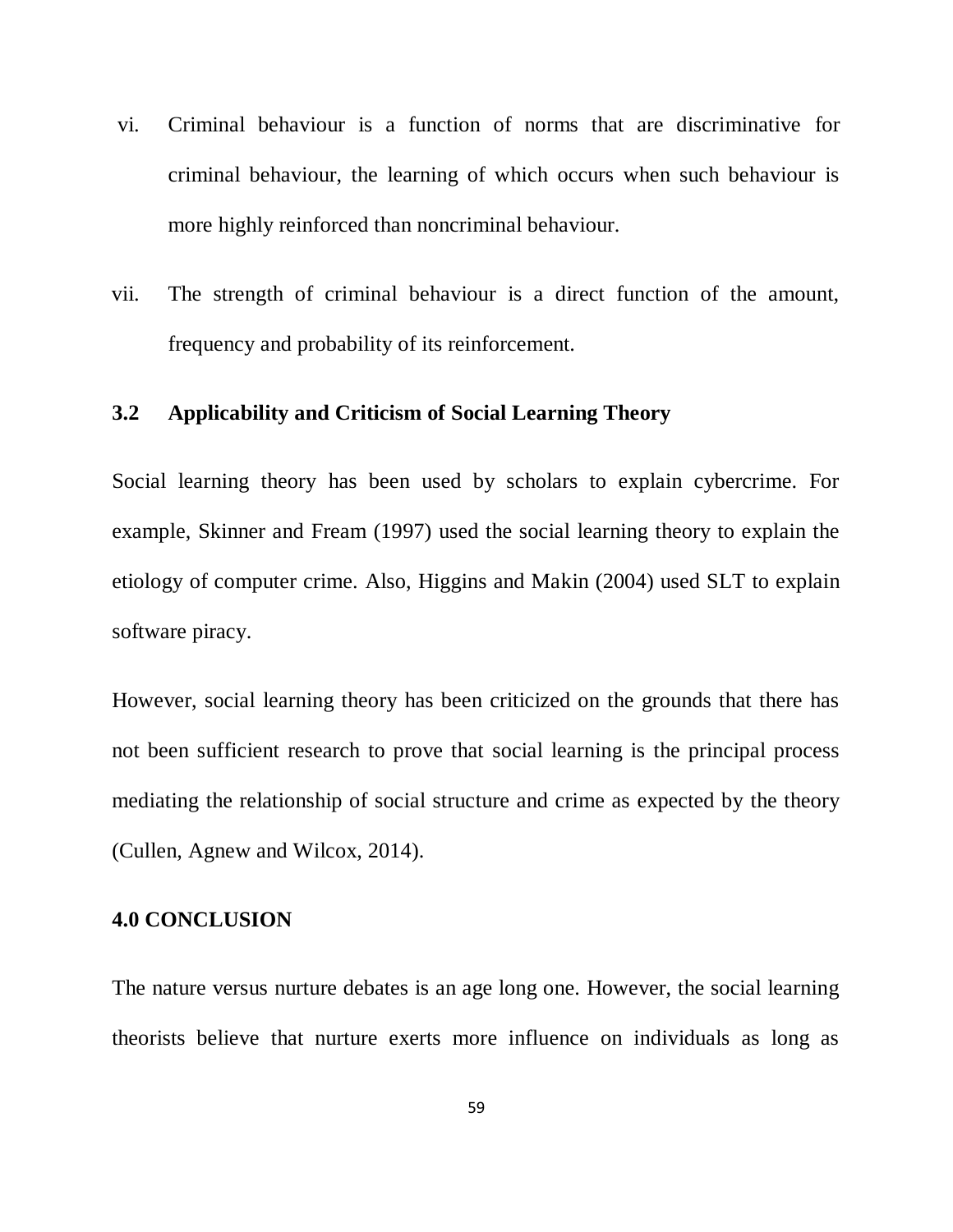vi. Criminal behaviour is a function of norms that are discriminative for criminal behaviour, the learning of which occurs when such behaviour is more highly reinforced than noncriminal behaviour.

vii. The strength of criminal behaviour is a direct function of the amount, frequency and probability of its reinforcement.

## 3.2 Applicability and Criticism of Social Learning Theory

Social learning theory has been used by scholars to explain cybercrime. For example, Skinner and Fream (1997) used the social learning theory to explain the etiology of computer crime. Also, Higgins and Makin (2004) used SLT to explain software piracy.

However, social learning theory has been criticized on the grounds that there has not been sufficient research to prove that social learning is the principal process mediating the relationship of social structure and crime as expected by the theory (Cullen, Agnew and Wilcox, 2014).

## 4.0 CONCLUSION

The nature versus nurture debates is an age long one. However, the social learning theorists believe that nurture exerts more influence on individuals as long as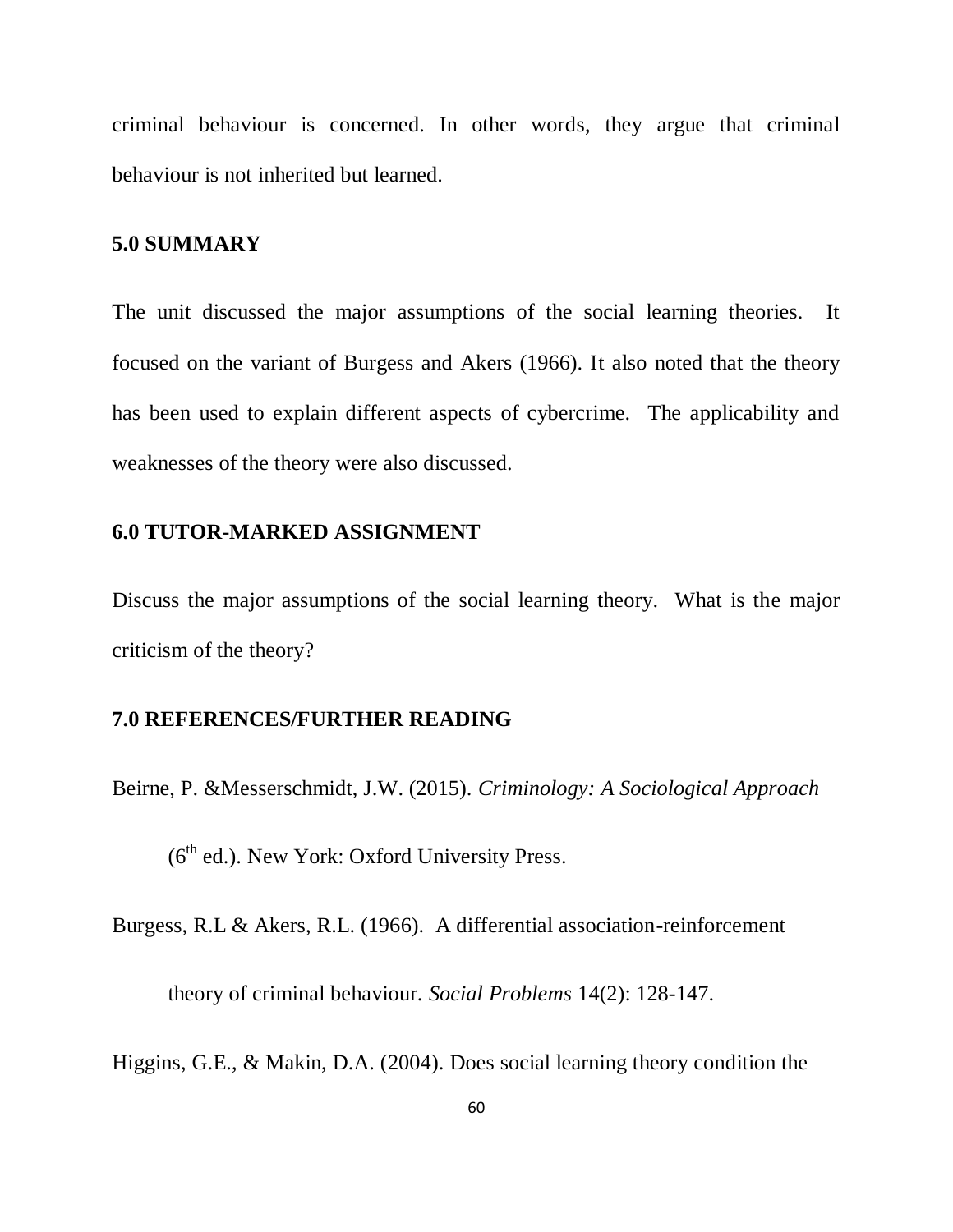criminal behaviour is concerned. In other words, they argue that criminal behaviour is not inherited but learned.

## 5.0 SUMMARY

The unit discussed the major assumptions of the social learning theories. It focused on the variant of Burgess and Akers (1966). It also noted that the theory has been used to explain different aspects of cybercrime. The applicability and weaknesses of the theory were also discussed.

## 6.0 TUTOR-MARKED ASSIGNMENT

Discuss the major assumptions of the social learning theory. What is the major criticism of the theory?

## 7.0 REFERENCES/FURTHER READING

Beirne, P. &Messerschmidt, J.W. (2015). *Criminology: A Sociological Approach* (6th ed.). New York: Oxford University Press.

Burgess, R.L & Akers, R.L. (1966). A differential association-reinforcement theory of criminal behaviour. *Social Problems* 14(2): 128-147.

Higgins, G.E., & Makin, D.A. (2004). Does social learning theory condition the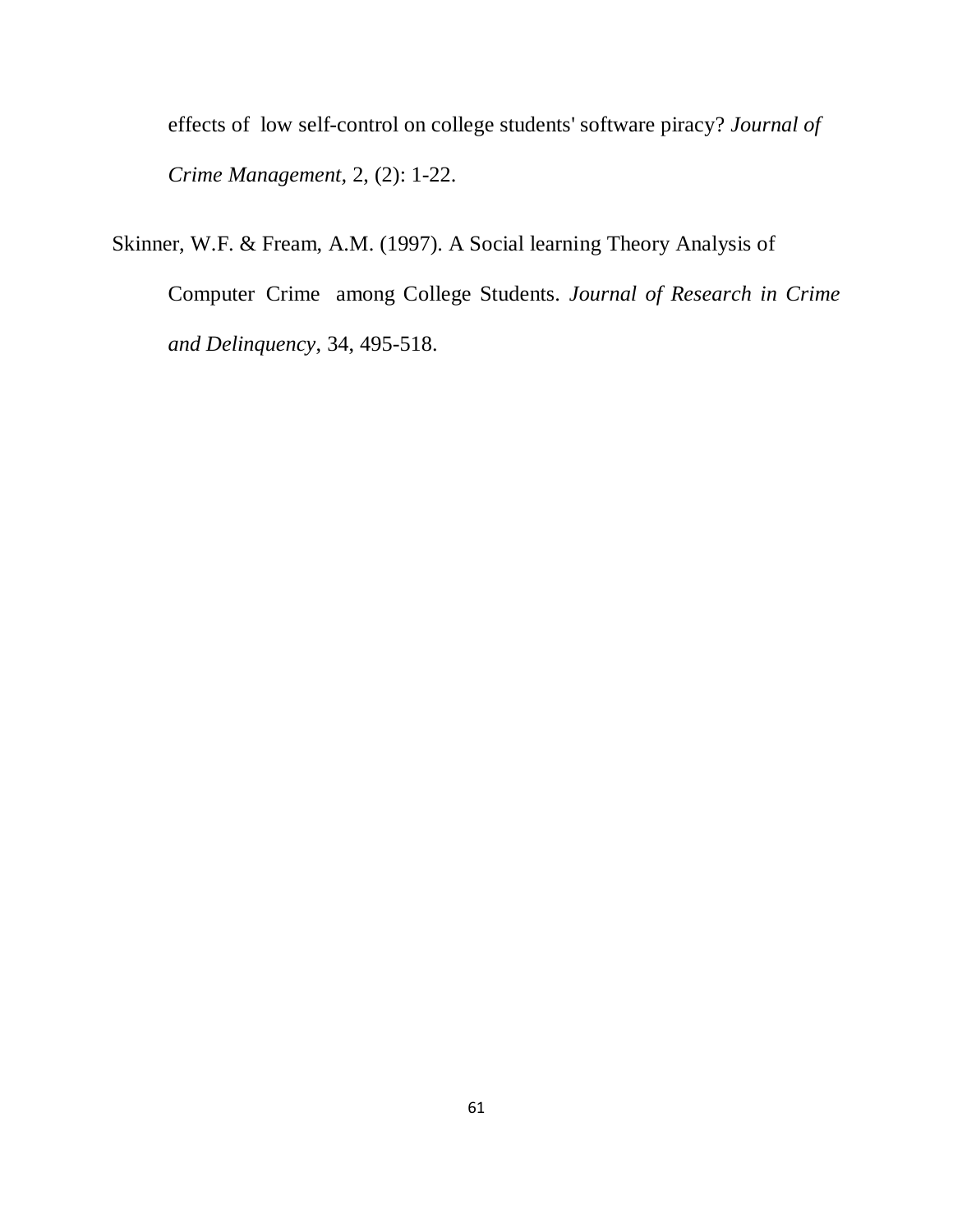effects of low self-control on college students' software piracy? *Journal of Crime Management*, 2, (2): 1-22.

Skinner, W.F. & Fream, A.M. (1997). A Social learning Theory Analysis of Computer Crime among College Students. *Journal of Research in Crime and Delinquency*, 34, 495-518.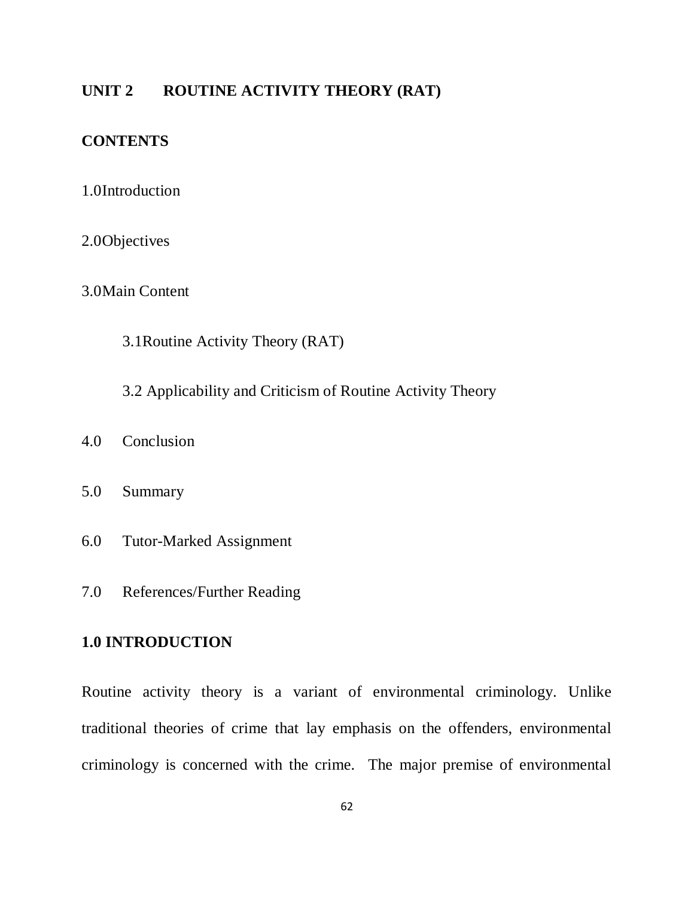## UNIT 2 ROUTINE ACTIVITY THEORY (RAT)

### CONTENTS

1.0 Introduction

2.0 Objectives

3.0 Main Content

  3.1 Routine Activity Theory (RAT)

  3.2 Applicability and Criticism of Routine Activity Theory

4.0 Conclusion

5.0 Summary

6.0 Tutor-Marked Assignment

7.0 References/Further Reading

### 1.0 INTRODUCTION

Routine activity theory is a variant of environmental criminology. Unlike traditional theories of crime that lay emphasis on the offenders, environmental criminology is concerned with the crime. The major premise of environmental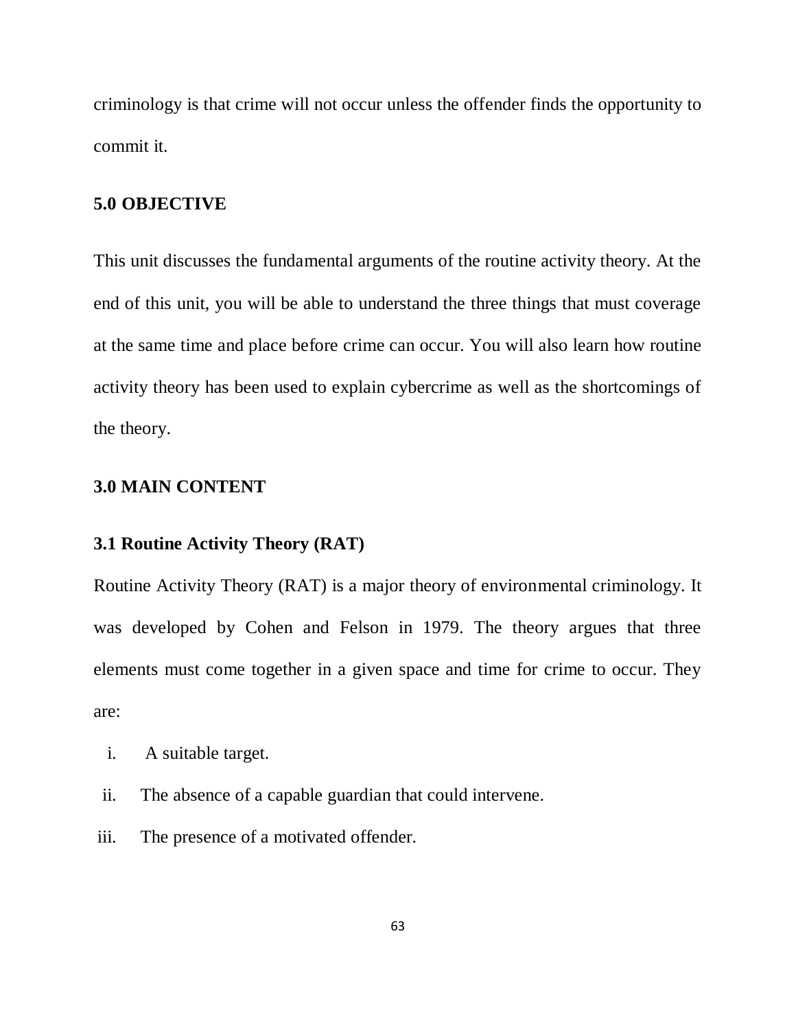criminology is that crime will not occur unless the offender finds the opportunity to commit it.

## 5.0 OBJECTIVE

This unit discusses the fundamental arguments of the routine activity theory. At the end of this unit, you will be able to understand the three things that must coverage at the same time and place before crime can occur. You will also learn how routine activity theory has been used to explain cybercrime as well as the shortcomings of the theory.

## 3.0 MAIN CONTENT

### 3.1 Routine Activity Theory (RAT)

Routine Activity Theory (RAT) is a major theory of environmental criminology. It was developed by Cohen and Felson in 1979. The theory argues that three elements must come together in a given space and time for crime to occur. They are:

i. A suitable target.
ii. The absence of a capable guardian that could intervene.
iii. The presence of a motivated offender.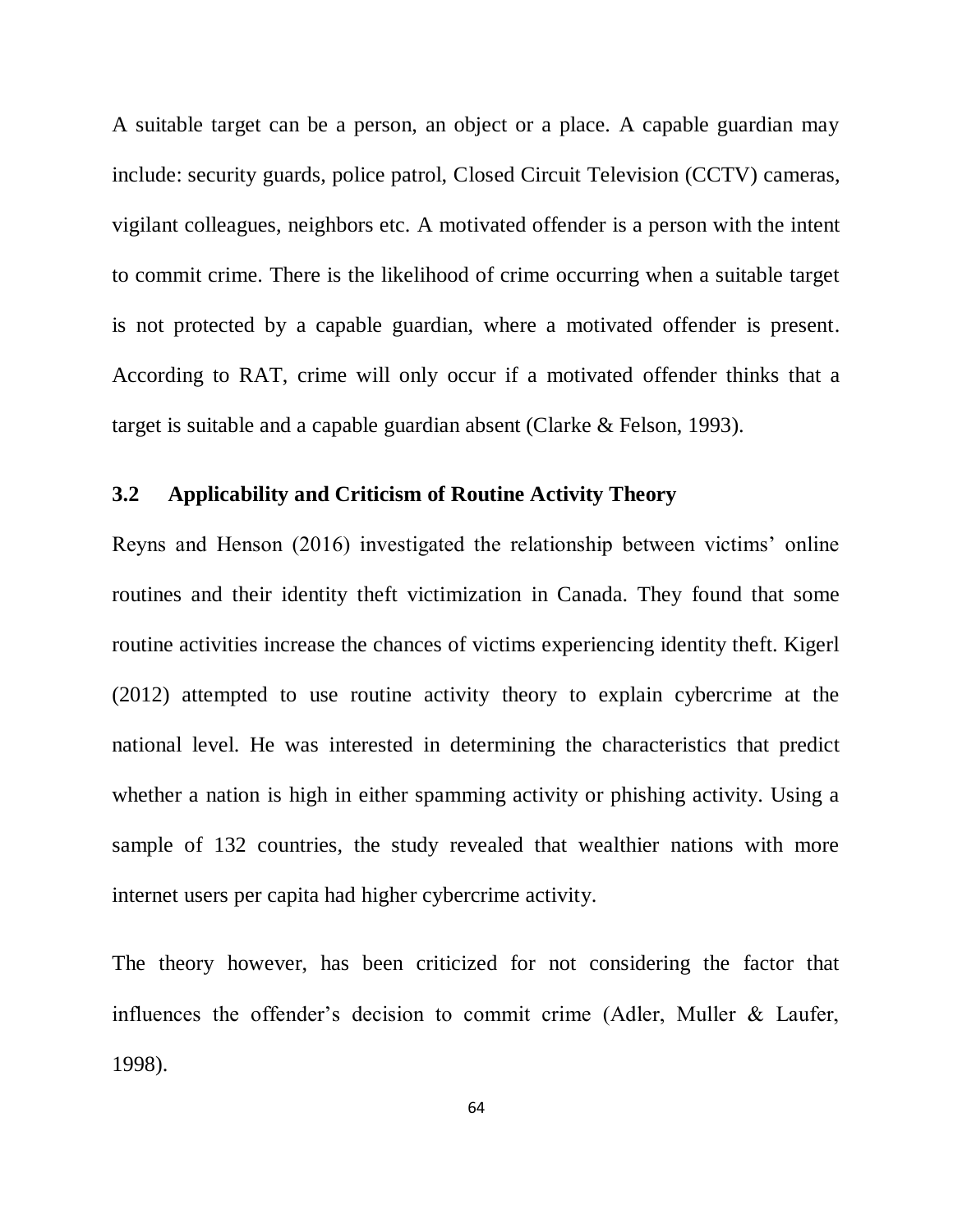A suitable target can be a person, an object or a place. A capable guardian may include: security guards, police patrol, Closed Circuit Television (CCTV) cameras, vigilant colleagues, neighbors etc. A motivated offender is a person with the intent to commit crime. There is the likelihood of crime occurring when a suitable target is not protected by a capable guardian, where a motivated offender is present. According to RAT, crime will only occur if a motivated offender thinks that a target is suitable and a capable guardian absent (Clarke & Felson, 1993).

### 3.2 Applicability and Criticism of Routine Activity Theory

Reyns and Henson (2016) investigated the relationship between victims' online routines and their identity theft victimization in Canada. They found that some routine activities increase the chances of victims experiencing identity theft. Kigerl (2012) attempted to use routine activity theory to explain cybercrime at the national level. He was interested in determining the characteristics that predict whether a nation is high in either spamming activity or phishing activity. Using a sample of 132 countries, the study revealed that wealthier nations with more internet users per capita had higher cybercrime activity.

The theory however, has been criticized for not considering the factor that influences the offender's decision to commit crime (Adler, Muller & Laufer, 1998).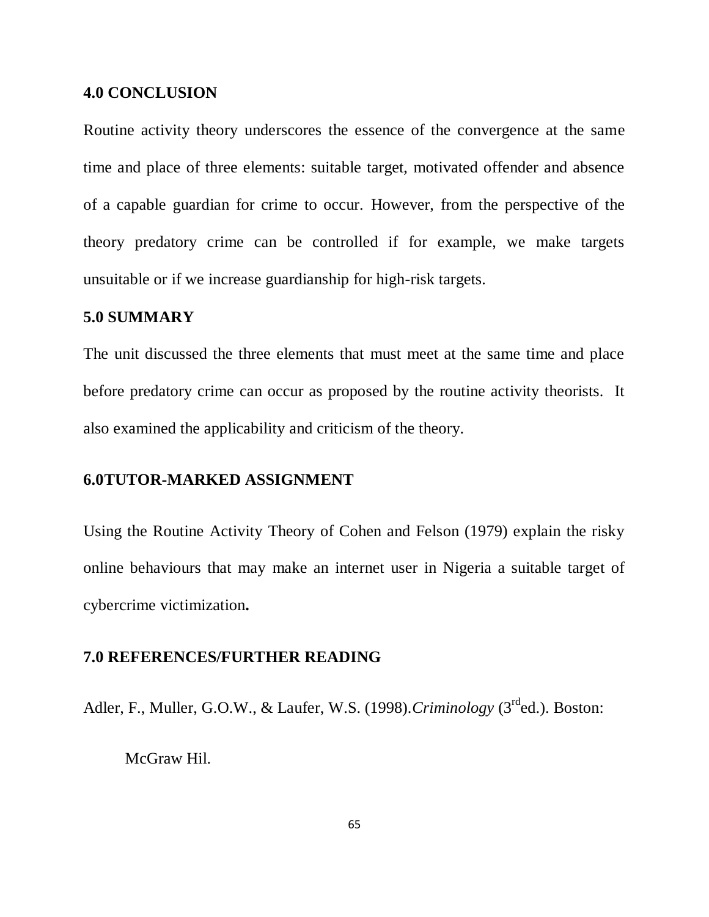## 4.0 CONCLUSION

Routine activity theory underscores the essence of the convergence at the same time and place of three elements: suitable target, motivated offender and absence of a capable guardian for crime to occur. However, from the perspective of the theory predatory crime can be controlled if for example, we make targets unsuitable or if we increase guardianship for high-risk targets.

## 5.0 SUMMARY

The unit discussed the three elements that must meet at the same time and place before predatory crime can occur as proposed by the routine activity theorists. It also examined the applicability and criticism of the theory.

## 6.0TUTOR-MARKED ASSIGNMENT

Using the Routine Activity Theory of Cohen and Felson (1979) explain the risky online behaviours that may make an internet user in Nigeria a suitable target of cybercrime victimization**.**

## 7.0 REFERENCES/FURTHER READING

Adler, F., Muller, G.O.W., & Laufer, W.S. (1998).*Criminology* (3rded.). Boston: McGraw Hil.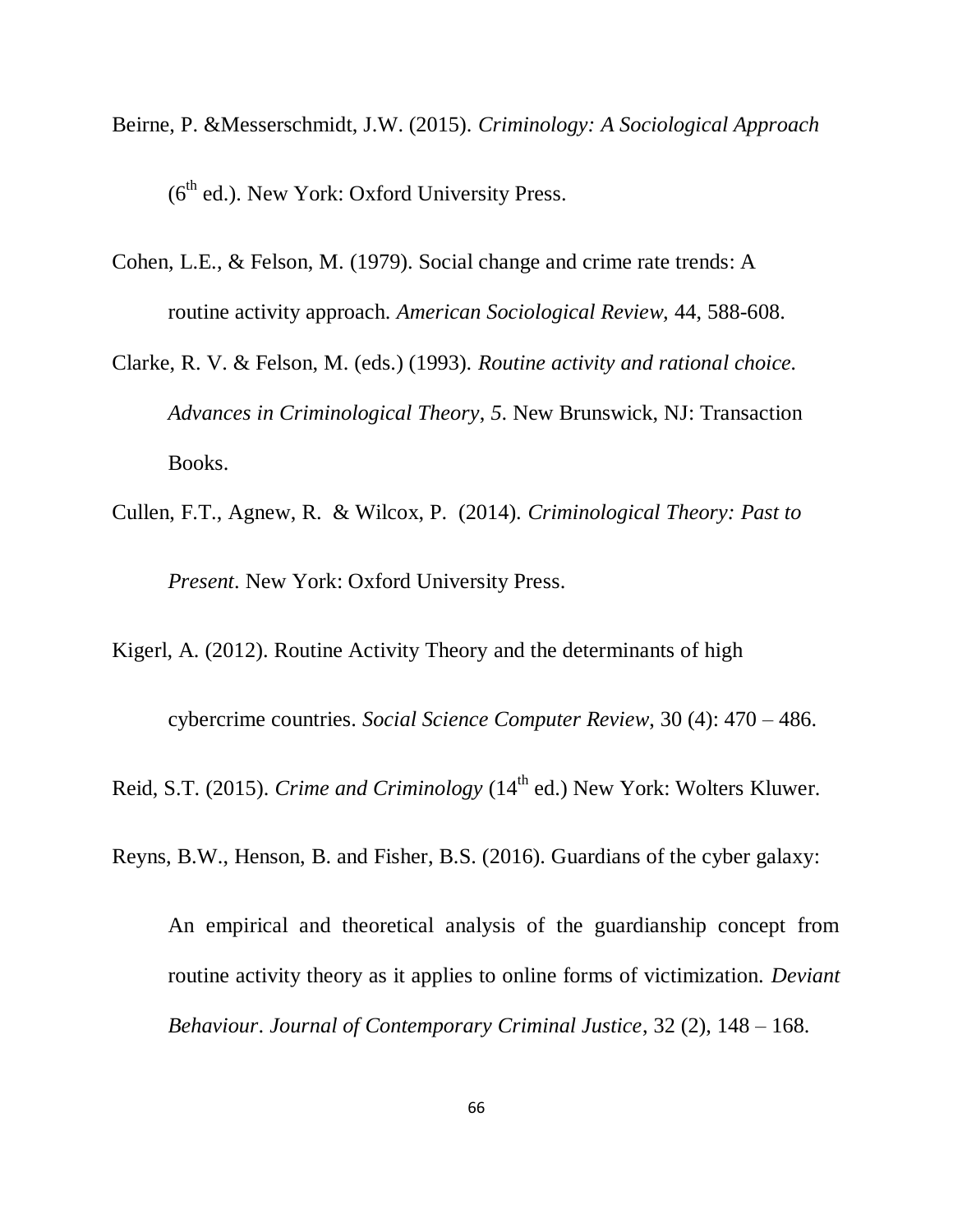Beirne, P. &Messerschmidt, J.W. (2015). *Criminology: A Sociological Approach* (6th ed.). New York: Oxford University Press.

Cohen, L.E., & Felson, M. (1979). Social change and crime rate trends: A routine activity approach. *American Sociological Review,* 44, 588-608.

Clarke, R. V. & Felson, M. (eds.) (1993). *Routine activity and rational choice. Advances in Criminological Theory, 5*. New Brunswick, NJ: Transaction Books.

Cullen, F.T., Agnew, R. & Wilcox, P. (2014). *Criminological Theory: Past to Present*. New York: Oxford University Press.

Kigerl, A. (2012). Routine Activity Theory and the determinants of high cybercrime countries. *Social Science Computer Review,* 30 (4): 470 – 486.

Reid, S.T. (2015). *Crime and Criminology* (14th ed.) New York: Wolters Kluwer.

Reyns, B.W., Henson, B. and Fisher, B.S. (2016). Guardians of the cyber galaxy: An empirical and theoretical analysis of the guardianship concept from routine activity theory as it applies to online forms of victimization. *Deviant Behaviour*. *Journal of Contemporary Criminal Justice*, 32 (2), 148 – 168.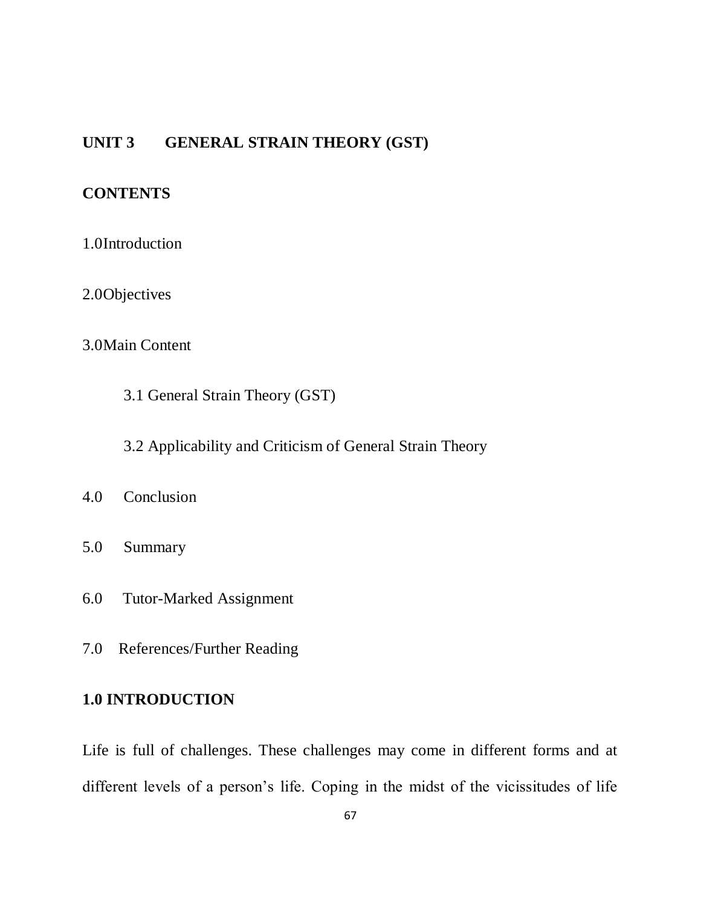## UNIT 3 GENERAL STRAIN THEORY (GST)

### CONTENTS

1.0 Introduction

2.0 Objectives

3.0 Main Content

- 3.1 General Strain Theory (GST)
- 3.2 Applicability and Criticism of General Strain Theory

4.0 Conclusion

5.0 Summary

6.0 Tutor-Marked Assignment

7.0 References/Further Reading

### 1.0 INTRODUCTION

Life is full of challenges. These challenges may come in different forms and at different levels of a person's life. Coping in the midst of the vicissitudes of life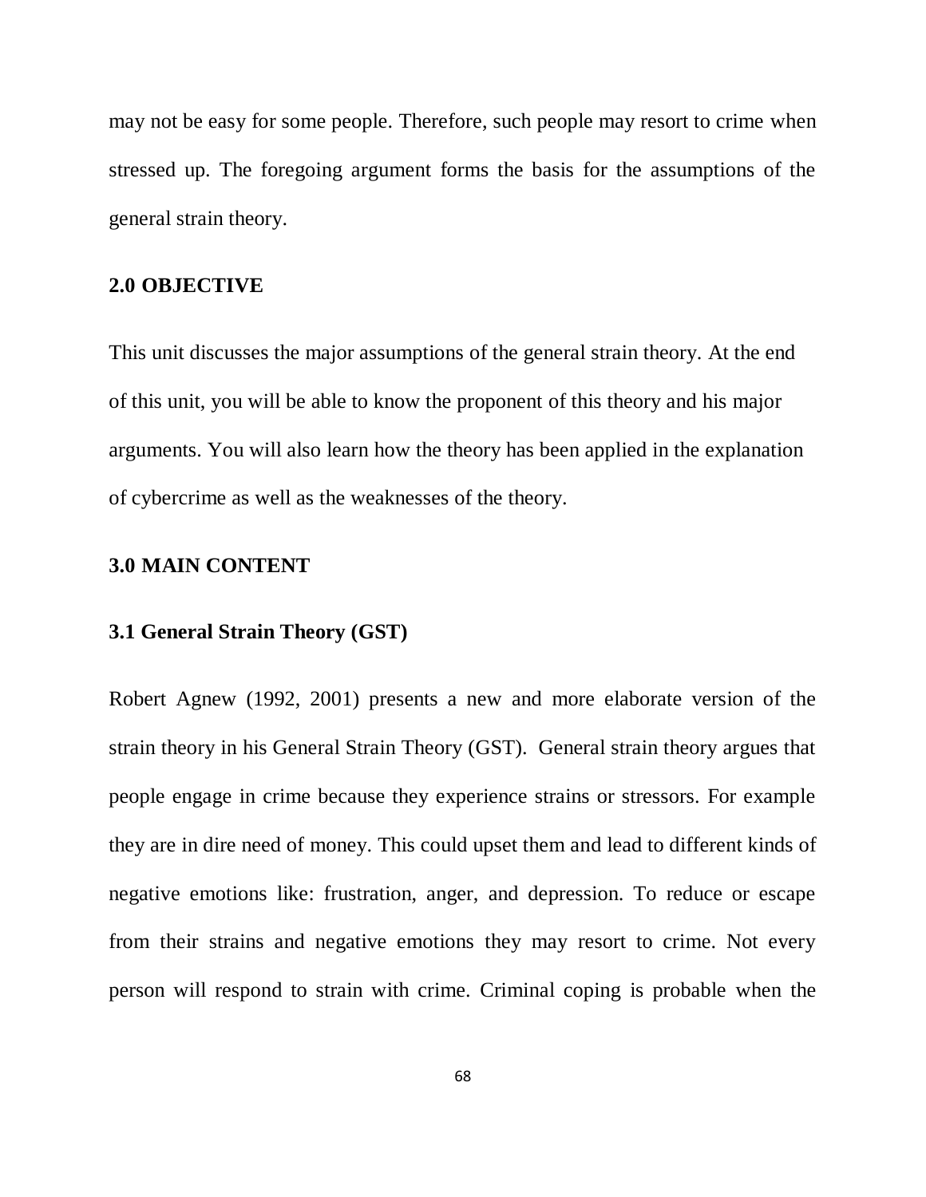may not be easy for some people. Therefore, such people may resort to crime when stressed up. The foregoing argument forms the basis for the assumptions of the general strain theory.

## 2.0 OBJECTIVE

This unit discusses the major assumptions of the general strain theory. At the end of this unit, you will be able to know the proponent of this theory and his major arguments. You will also learn how the theory has been applied in the explanation of cybercrime as well as the weaknesses of the theory.

## 3.0 MAIN CONTENT

### 3.1 General Strain Theory (GST)

Robert Agnew (1992, 2001) presents a new and more elaborate version of the strain theory in his General Strain Theory (GST). General strain theory argues that people engage in crime because they experience strains or stressors. For example they are in dire need of money. This could upset them and lead to different kinds of negative emotions like: frustration, anger, and depression. To reduce or escape from their strains and negative emotions they may resort to crime. Not every person will respond to strain with crime. Criminal coping is probable when the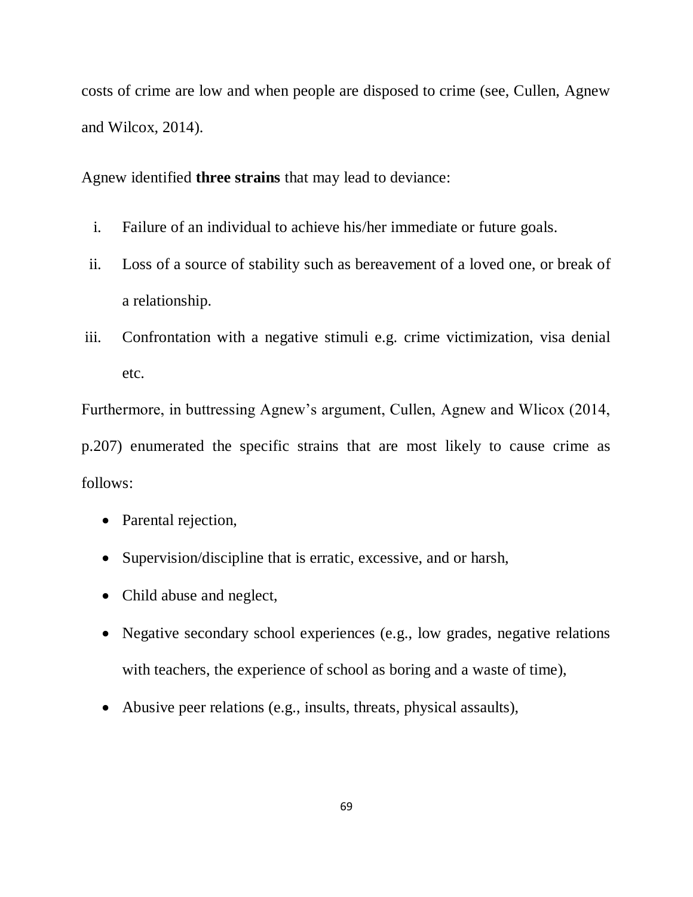costs of crime are low and when people are disposed to crime (see, Cullen, Agnew and Wilcox, 2014).

Agnew identified **three strains** that may lead to deviance:

i. Failure of an individual to achieve his/her immediate or future goals.
ii. Loss of a source of stability such as bereavement of a loved one, or break of a relationship.
iii. Confrontation with a negative stimuli e.g. crime victimization, visa denial etc.

Furthermore, in buttressing Agnew's argument, Cullen, Agnew and Wlicox (2014, p.207) enumerated the specific strains that are most likely to cause crime as follows:

- Parental rejection,
- Supervision/discipline that is erratic, excessive, and or harsh,
- Child abuse and neglect,
- Negative secondary school experiences (e.g., low grades, negative relations with teachers, the experience of school as boring and a waste of time),
- Abusive peer relations (e.g., insults, threats, physical assaults),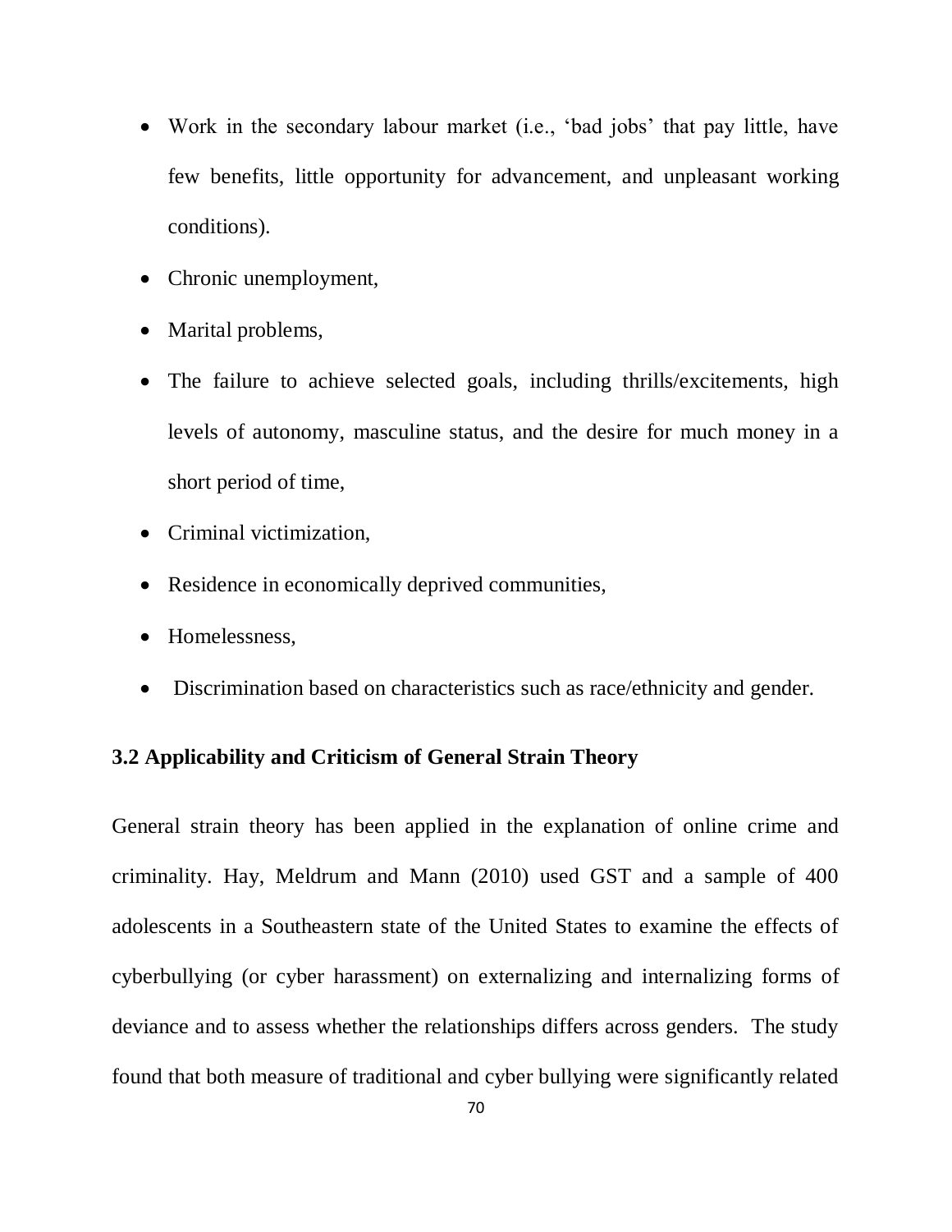- Work in the secondary labour market (i.e., 'bad jobs' that pay little, have few benefits, little opportunity for advancement, and unpleasant working conditions).
- Chronic unemployment,
- Marital problems,
- The failure to achieve selected goals, including thrills/excitements, high levels of autonomy, masculine status, and the desire for much money in a short period of time,
- Criminal victimization,
- Residence in economically deprived communities,
- Homelessness,
- Discrimination based on characteristics such as race/ethnicity and gender.

### 3.2 Applicability and Criticism of General Strain Theory

General strain theory has been applied in the explanation of online crime and criminality. Hay, Meldrum and Mann (2010) used GST and a sample of 400 adolescents in a Southeastern state of the United States to examine the effects of cyberbullying (or cyber harassment) on externalizing and internalizing forms of deviance and to assess whether the relationships differs across genders. The study found that both measure of traditional and cyber bullying were significantly related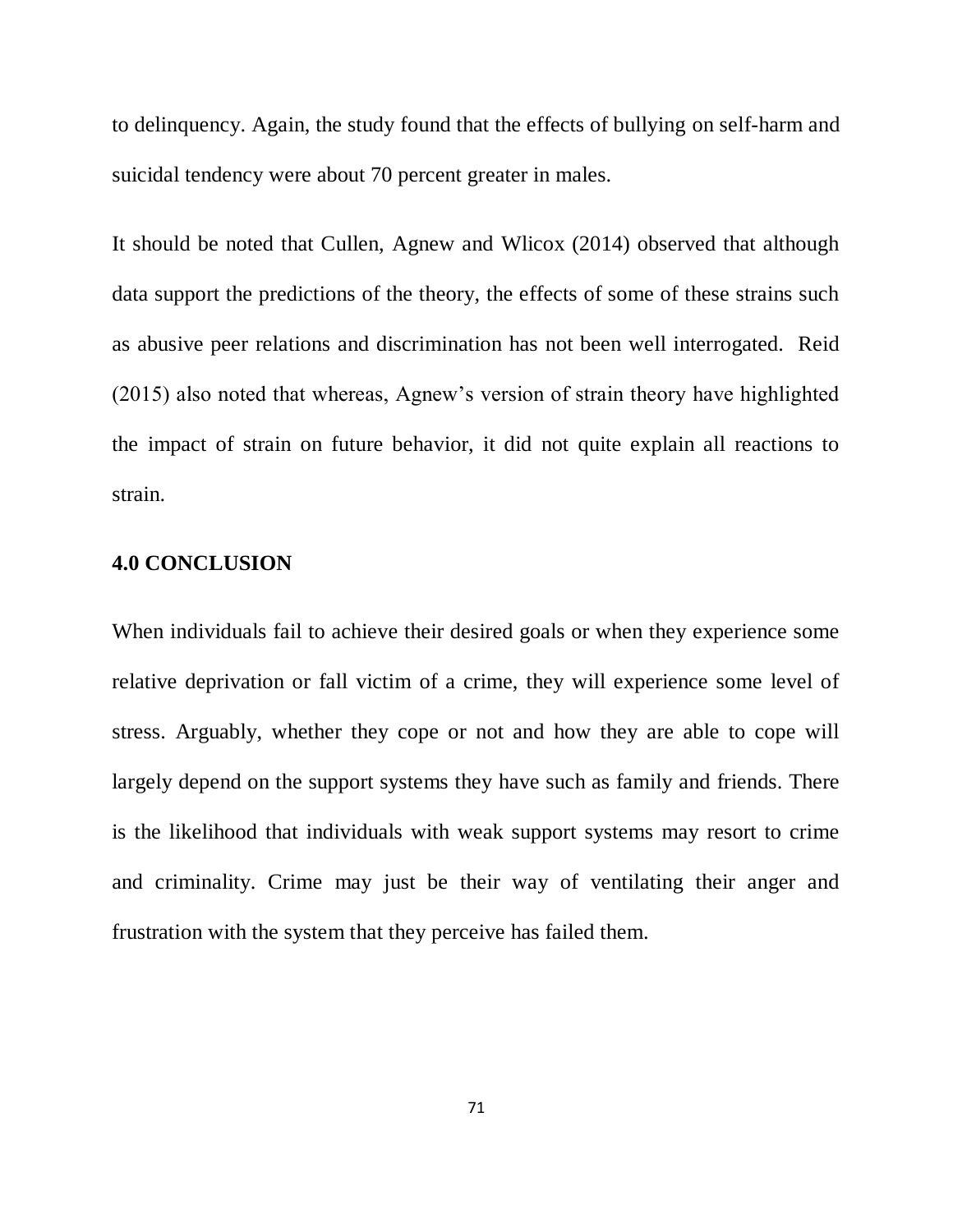to delinquency. Again, the study found that the effects of bullying on self-harm and suicidal tendency were about 70 percent greater in males.

It should be noted that Cullen, Agnew and Wlicox (2014) observed that although data support the predictions of the theory, the effects of some of these strains such as abusive peer relations and discrimination has not been well interrogated. Reid (2015) also noted that whereas, Agnew's version of strain theory have highlighted the impact of strain on future behavior, it did not quite explain all reactions to strain.

## 4.0 CONCLUSION

When individuals fail to achieve their desired goals or when they experience some relative deprivation or fall victim of a crime, they will experience some level of stress. Arguably, whether they cope or not and how they are able to cope will largely depend on the support systems they have such as family and friends. There is the likelihood that individuals with weak support systems may resort to crime and criminality. Crime may just be their way of ventilating their anger and frustration with the system that they perceive has failed them.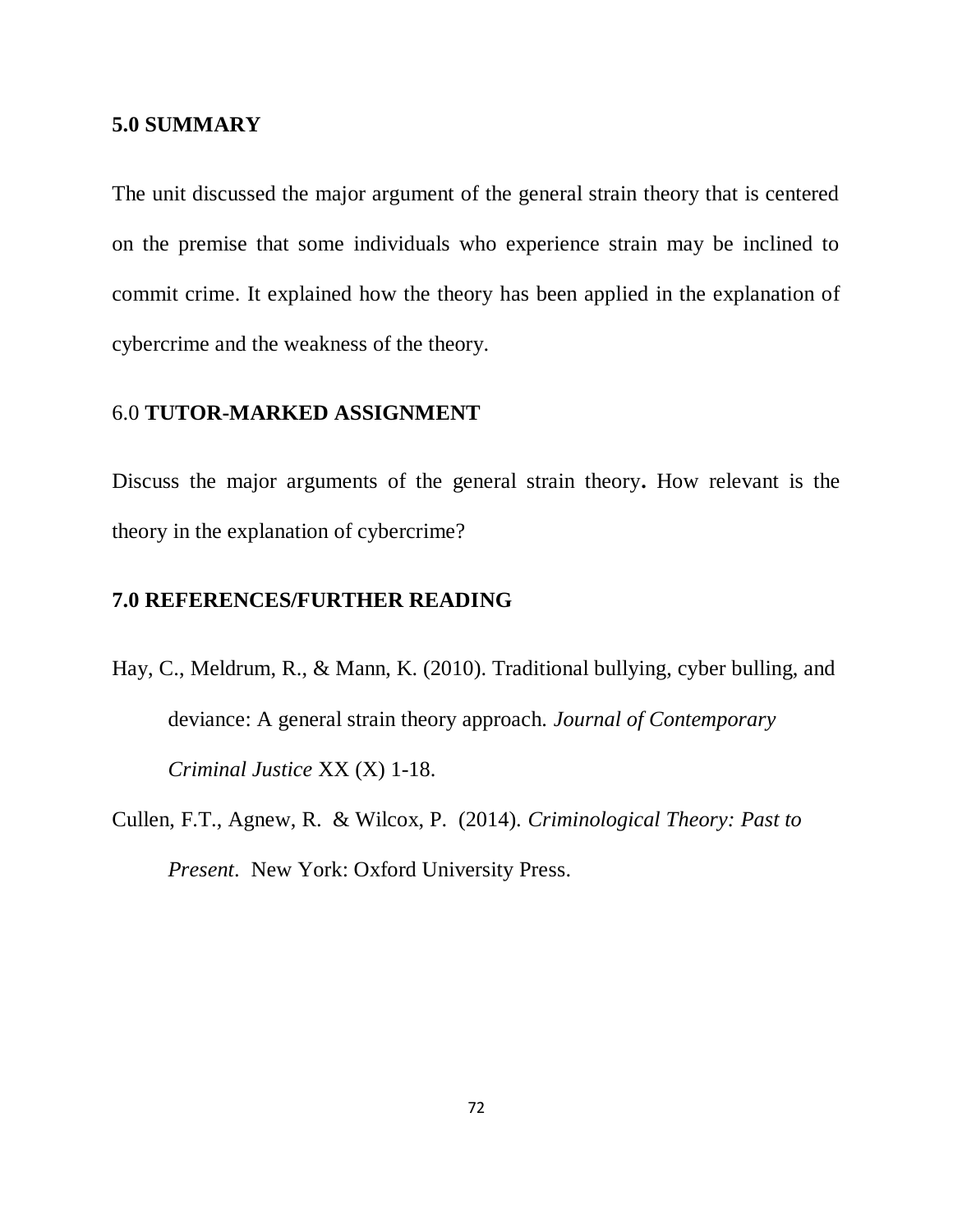## 5.0 SUMMARY

The unit discussed the major argument of the general strain theory that is centered on the premise that some individuals who experience strain may be inclined to commit crime. It explained how the theory has been applied in the explanation of cybercrime and the weakness of the theory.

## 6.0 **TUTOR-MARKED ASSIGNMENT**

Discuss the major arguments of the general strain theory**.** How relevant is the theory in the explanation of cybercrime?

## 7.0 REFERENCES/FURTHER READING

Hay, C., Meldrum, R., & Mann, K. (2010). Traditional bullying, cyber bulling, and deviance: A general strain theory approach. *Journal of Contemporary Criminal Justice* XX (X) 1-18.

Cullen, F.T., Agnew, R. & Wilcox, P. (2014). *Criminological Theory: Past to Present*. New York: Oxford University Press.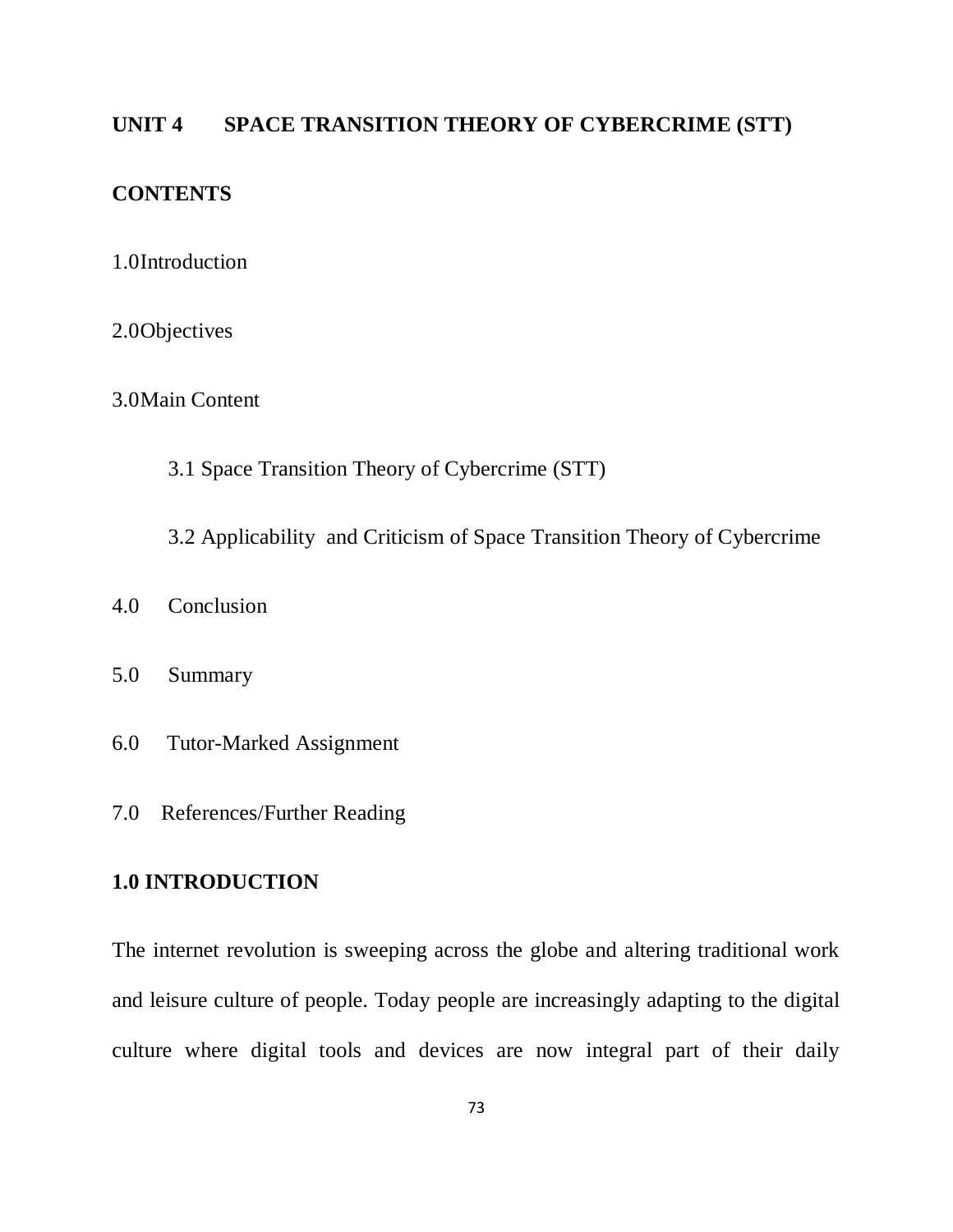## UNIT 4 SPACE TRANSITION THEORY OF CYBERCRIME (STT)

### CONTENTS

1.0 Introduction

2.0 Objectives

3.0 Main Content

   3.1 Space Transition Theory of Cybercrime (STT)

   3.2 Applicability and Criticism of Space Transition Theory of Cybercrime

4.0 Conclusion

5.0 Summary

6.0 Tutor-Marked Assignment

7.0 References/Further Reading

### 1.0 INTRODUCTION

The internet revolution is sweeping across the globe and altering traditional work and leisure culture of people. Today people are increasingly adapting to the digital culture where digital tools and devices are now integral part of their daily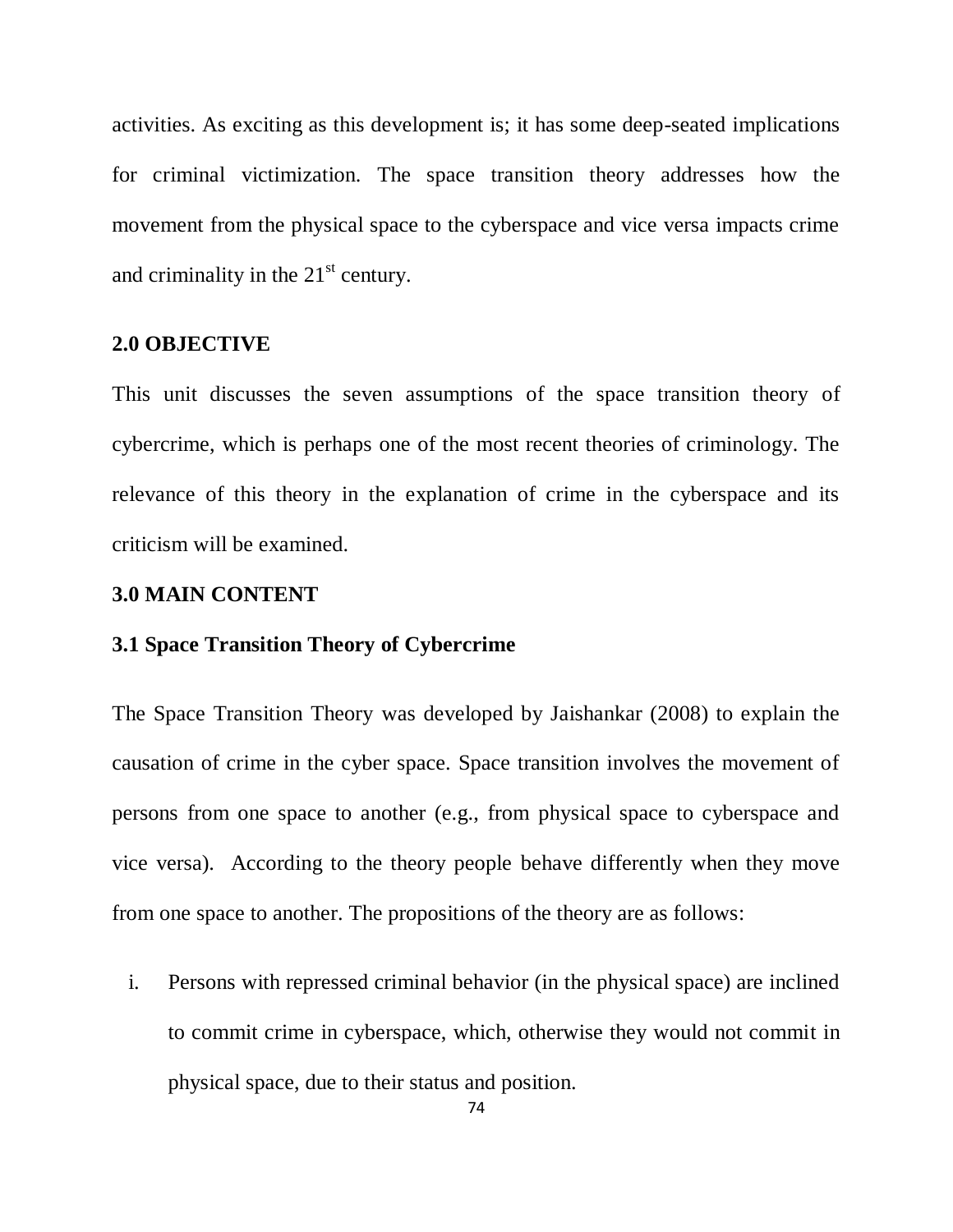activities. As exciting as this development is; it has some deep-seated implications for criminal victimization. The space transition theory addresses how the movement from the physical space to the cyberspace and vice versa impacts crime and criminality in the 21st century.

## 2.0 OBJECTIVE

This unit discusses the seven assumptions of the space transition theory of cybercrime, which is perhaps one of the most recent theories of criminology. The relevance of this theory in the explanation of crime in the cyberspace and its criticism will be examined.

## 3.0 MAIN CONTENT

### 3.1 Space Transition Theory of Cybercrime

The Space Transition Theory was developed by Jaishankar (2008) to explain the causation of crime in the cyber space. Space transition involves the movement of persons from one space to another (e.g., from physical space to cyberspace and vice versa). According to the theory people behave differently when they move from one space to another. The propositions of the theory are as follows:

i. Persons with repressed criminal behavior (in the physical space) are inclined to commit crime in cyberspace, which, otherwise they would not commit in physical space, due to their status and position.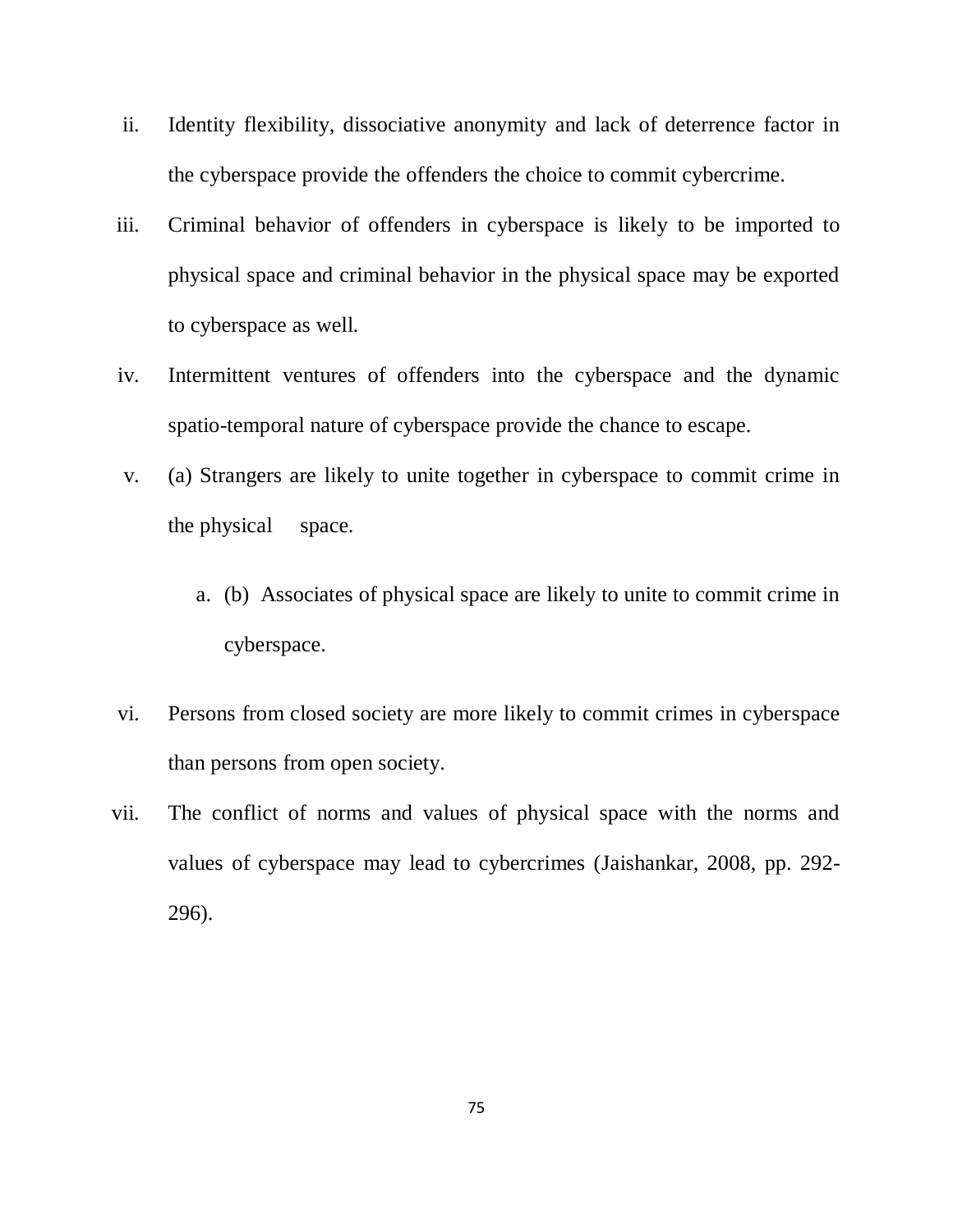ii. Identity flexibility, dissociative anonymity and lack of deterrence factor in the cyberspace provide the offenders the choice to commit cybercrime.

iii. Criminal behavior of offenders in cyberspace is likely to be imported to physical space and criminal behavior in the physical space may be exported to cyberspace as well.

iv. Intermittent ventures of offenders into the cyberspace and the dynamic spatio-temporal nature of cyberspace provide the chance to escape.

v. (a) Strangers are likely to unite together in cyberspace to commit crime in the physical space.

   a. (b) Associates of physical space are likely to unite to commit crime in cyberspace.

vi. Persons from closed society are more likely to commit crimes in cyberspace than persons from open society.

vii. The conflict of norms and values of physical space with the norms and values of cyberspace may lead to cybercrimes (Jaishankar, 2008, pp. 292-296).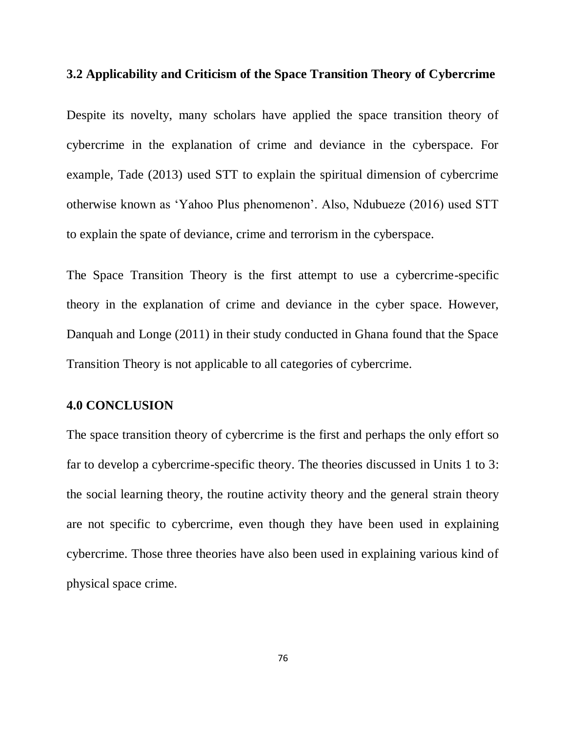### 3.2 Applicability and Criticism of the Space Transition Theory of Cybercrime

Despite its novelty, many scholars have applied the space transition theory of cybercrime in the explanation of crime and deviance in the cyberspace. For example, Tade (2013) used STT to explain the spiritual dimension of cybercrime otherwise known as 'Yahoo Plus phenomenon'. Also, Ndubueze (2016) used STT to explain the spate of deviance, crime and terrorism in the cyberspace.

The Space Transition Theory is the first attempt to use a cybercrime-specific theory in the explanation of crime and deviance in the cyber space. However, Danquah and Longe (2011) in their study conducted in Ghana found that the Space Transition Theory is not applicable to all categories of cybercrime.

## 4.0 CONCLUSION

The space transition theory of cybercrime is the first and perhaps the only effort so far to develop a cybercrime-specific theory. The theories discussed in Units 1 to 3: the social learning theory, the routine activity theory and the general strain theory are not specific to cybercrime, even though they have been used in explaining cybercrime. Those three theories have also been used in explaining various kind of physical space crime.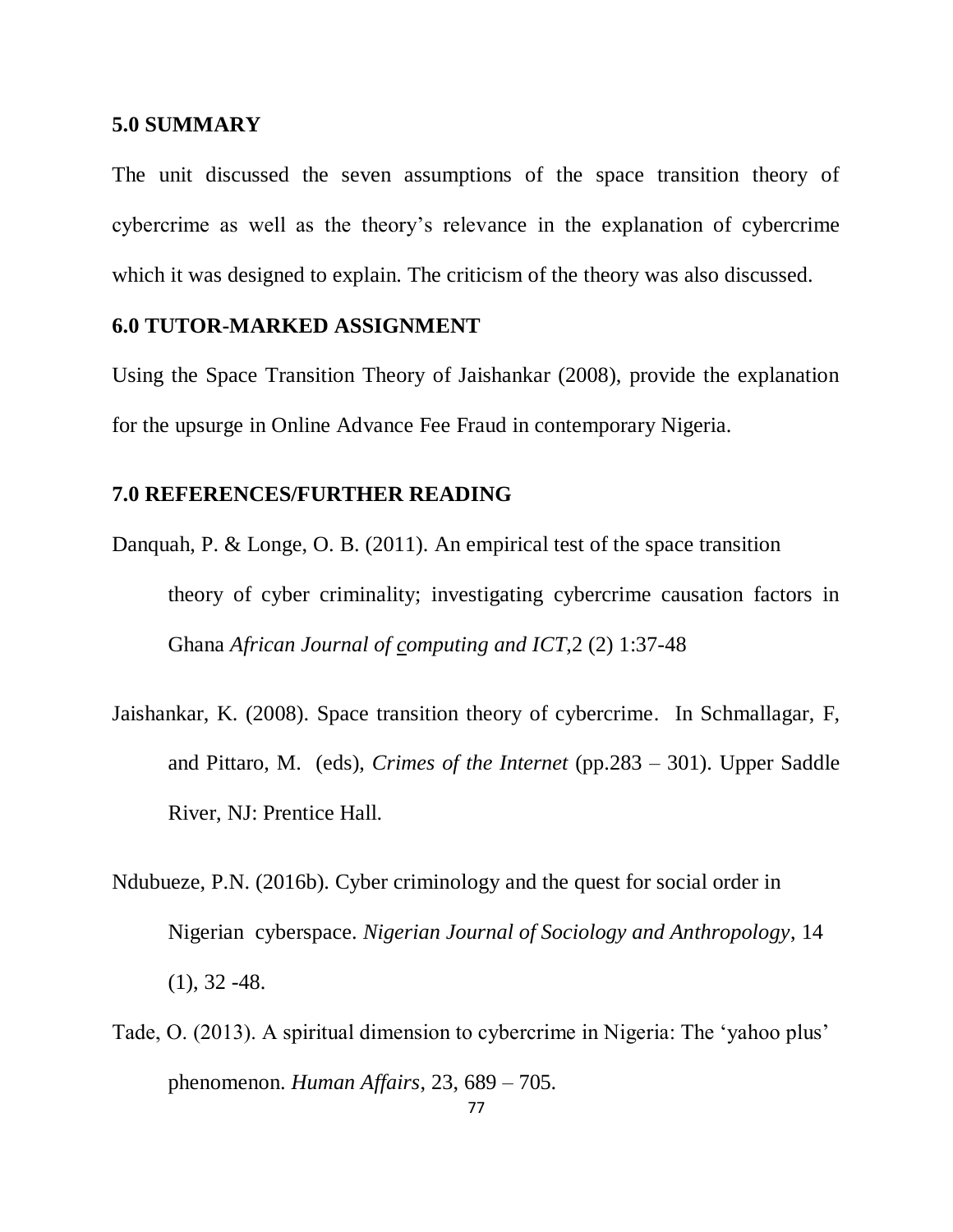## 5.0 SUMMARY

The unit discussed the seven assumptions of the space transition theory of cybercrime as well as the theory's relevance in the explanation of cybercrime which it was designed to explain. The criticism of the theory was also discussed.

## 6.0 TUTOR-MARKED ASSIGNMENT

Using the Space Transition Theory of Jaishankar (2008), provide the explanation for the upsurge in Online Advance Fee Fraud in contemporary Nigeria.

## 7.0 REFERENCES/FURTHER READING

Danquah, P. & Longe, O. B. (2011). An empirical test of the space transition theory of cyber criminality; investigating cybercrime causation factors in Ghana *African Journal of computing and ICT*,2 (2) 1:37-48

Jaishankar, K. (2008). Space transition theory of cybercrime. In Schmallagar, F, and Pittaro, M. (eds), *Crimes of the Internet* (pp.283 – 301). Upper Saddle River, NJ: Prentice Hall.

Ndubueze, P.N. (2016b). Cyber criminology and the quest for social order in Nigerian cyberspace. *Nigerian Journal of Sociology and Anthropology*, 14 (1), 32 -48.

Tade, O. (2013). A spiritual dimension to cybercrime in Nigeria: The 'yahoo plus' phenomenon. *Human Affairs*, 23, 689 – 705.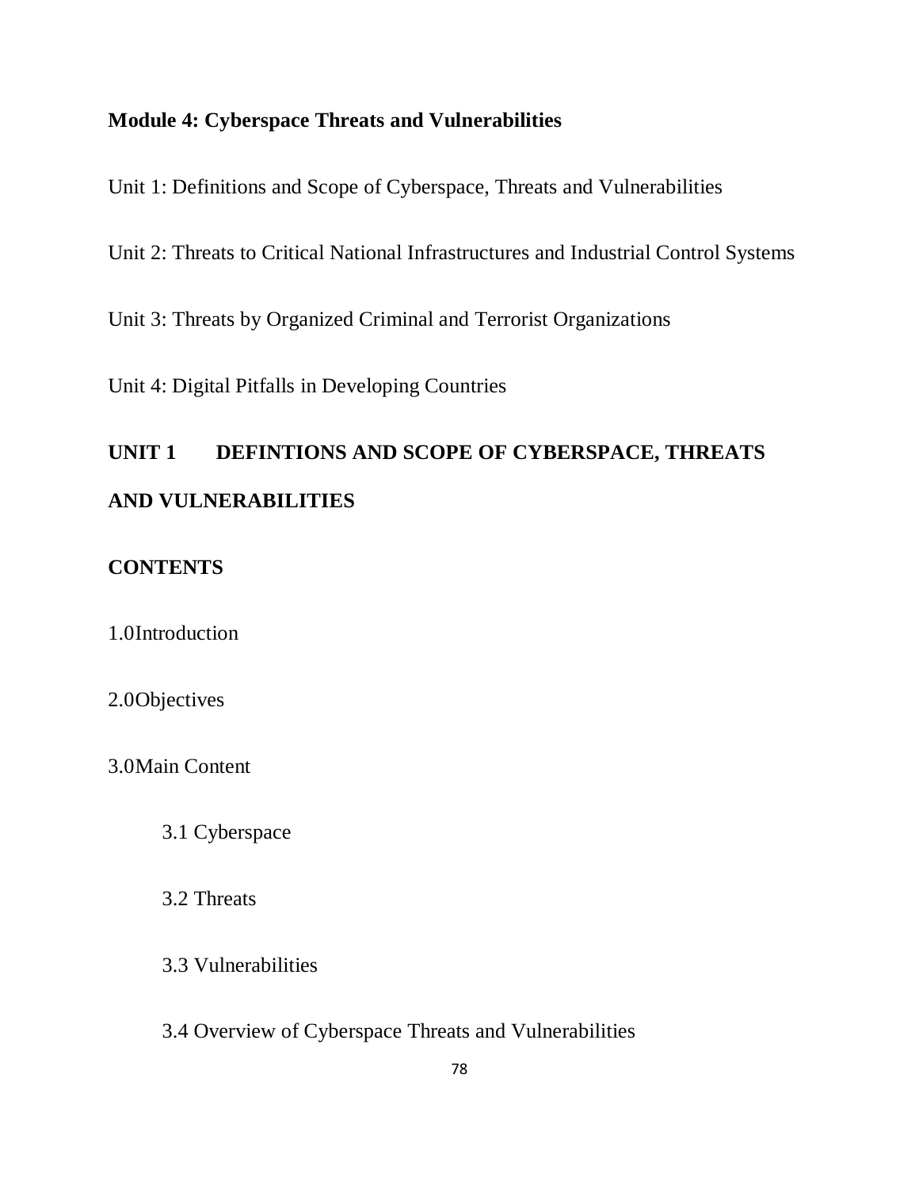## Module 4: Cyberspace Threats and Vulnerabilities

Unit 1: Definitions and Scope of Cyberspace, Threats and Vulnerabilities

Unit 2: Threats to Critical National Infrastructures and Industrial Control Systems

Unit 3: Threats by Organized Criminal and Terrorist Organizations

Unit 4: Digital Pitfalls in Developing Countries

## UNIT 1 DEFINTIONS AND SCOPE OF CYBERSPACE, THREATS AND VULNERABILITIES

### CONTENTS

1.0Introduction

2.0Objectives

3.0Main Content

- 3.1 Cyberspace
- 3.2 Threats
- 3.3 Vulnerabilities
- 3.4 Overview of Cyberspace Threats and Vulnerabilities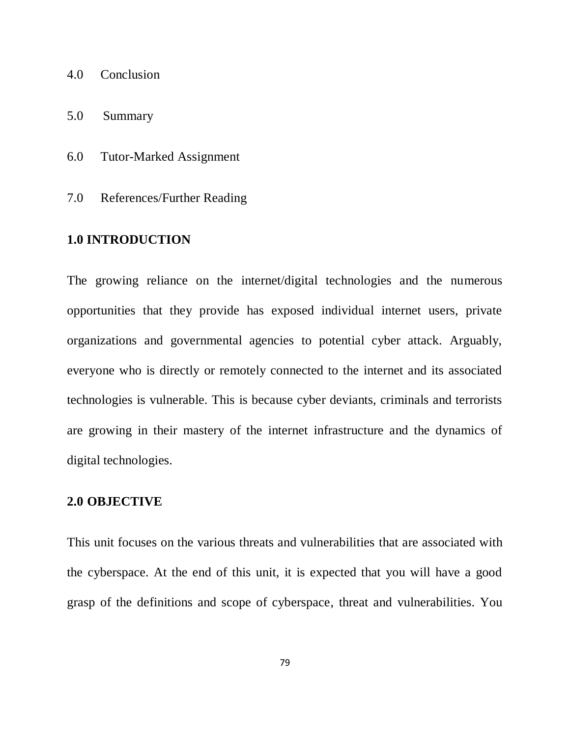4.0 Conclusion

5.0 Summary

6.0 Tutor-Marked Assignment

7.0 References/Further Reading

## 1.0 INTRODUCTION

The growing reliance on the internet/digital technologies and the numerous opportunities that they provide has exposed individual internet users, private organizations and governmental agencies to potential cyber attack. Arguably, everyone who is directly or remotely connected to the internet and its associated technologies is vulnerable. This is because cyber deviants, criminals and terrorists are growing in their mastery of the internet infrastructure and the dynamics of digital technologies.

## 2.0 OBJECTIVE

This unit focuses on the various threats and vulnerabilities that are associated with the cyberspace. At the end of this unit, it is expected that you will have a good grasp of the definitions and scope of cyberspace, threat and vulnerabilities. You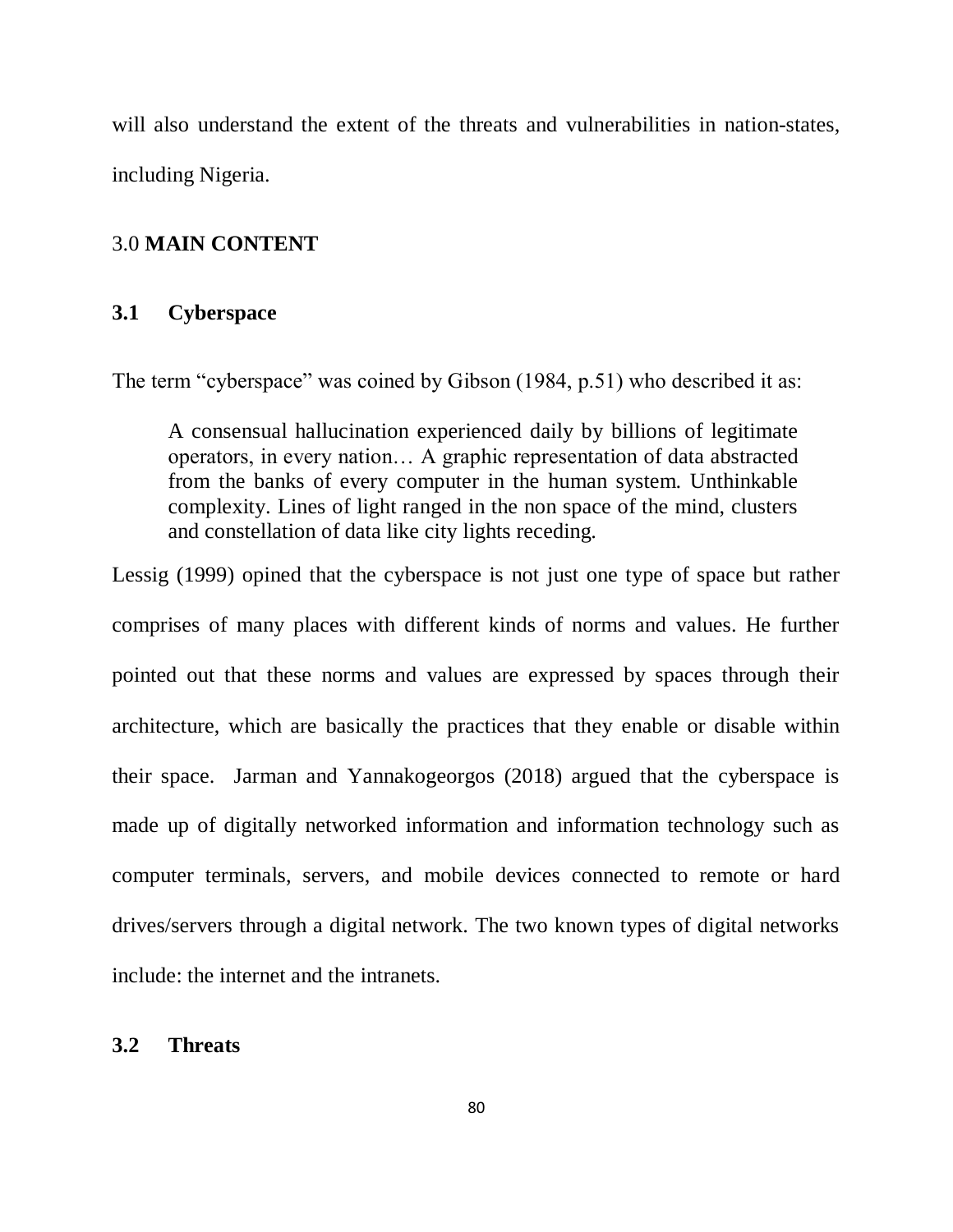will also understand the extent of the threats and vulnerabilities in nation-states, including Nigeria.

## 3.0 **MAIN CONTENT**

### 3.1 Cyberspace

The term "cyberspace" was coined by Gibson (1984, p.51) who described it as:

> A consensual hallucination experienced daily by billions of legitimate operators, in every nation… A graphic representation of data abstracted from the banks of every computer in the human system. Unthinkable complexity. Lines of light ranged in the non space of the mind, clusters and constellation of data like city lights receding.

Lessig (1999) opined that the cyberspace is not just one type of space but rather comprises of many places with different kinds of norms and values. He further pointed out that these norms and values are expressed by spaces through their architecture, which are basically the practices that they enable or disable within their space. Jarman and Yannakogeorgos (2018) argued that the cyberspace is made up of digitally networked information and information technology such as computer terminals, servers, and mobile devices connected to remote or hard drives/servers through a digital network. The two known types of digital networks include: the internet and the intranets.

### 3.2 Threats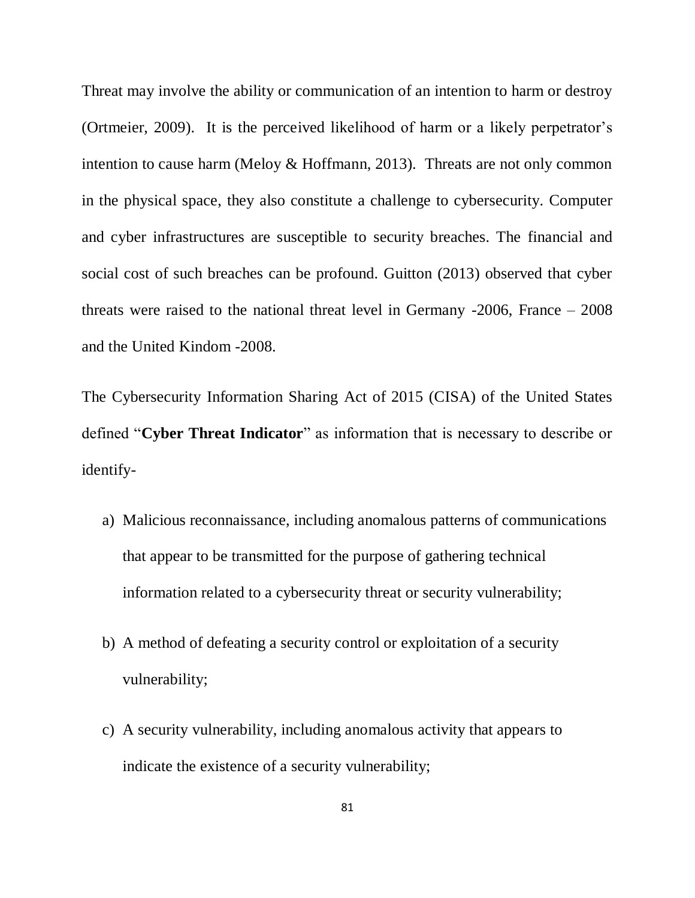Threat may involve the ability or communication of an intention to harm or destroy (Ortmeier, 2009). It is the perceived likelihood of harm or a likely perpetrator's intention to cause harm (Meloy & Hoffmann, 2013). Threats are not only common in the physical space, they also constitute a challenge to cybersecurity. Computer and cyber infrastructures are susceptible to security breaches. The financial and social cost of such breaches can be profound. Guitton (2013) observed that cyber threats were raised to the national threat level in Germany -2006, France – 2008 and the United Kindom -2008.

The Cybersecurity Information Sharing Act of 2015 (CISA) of the United States defined "**Cyber Threat Indicator**" as information that is necessary to describe or identify-

a) Malicious reconnaissance, including anomalous patterns of communications that appear to be transmitted for the purpose of gathering technical information related to a cybersecurity threat or security vulnerability;

b) A method of defeating a security control or exploitation of a security vulnerability;

c) A security vulnerability, including anomalous activity that appears to indicate the existence of a security vulnerability;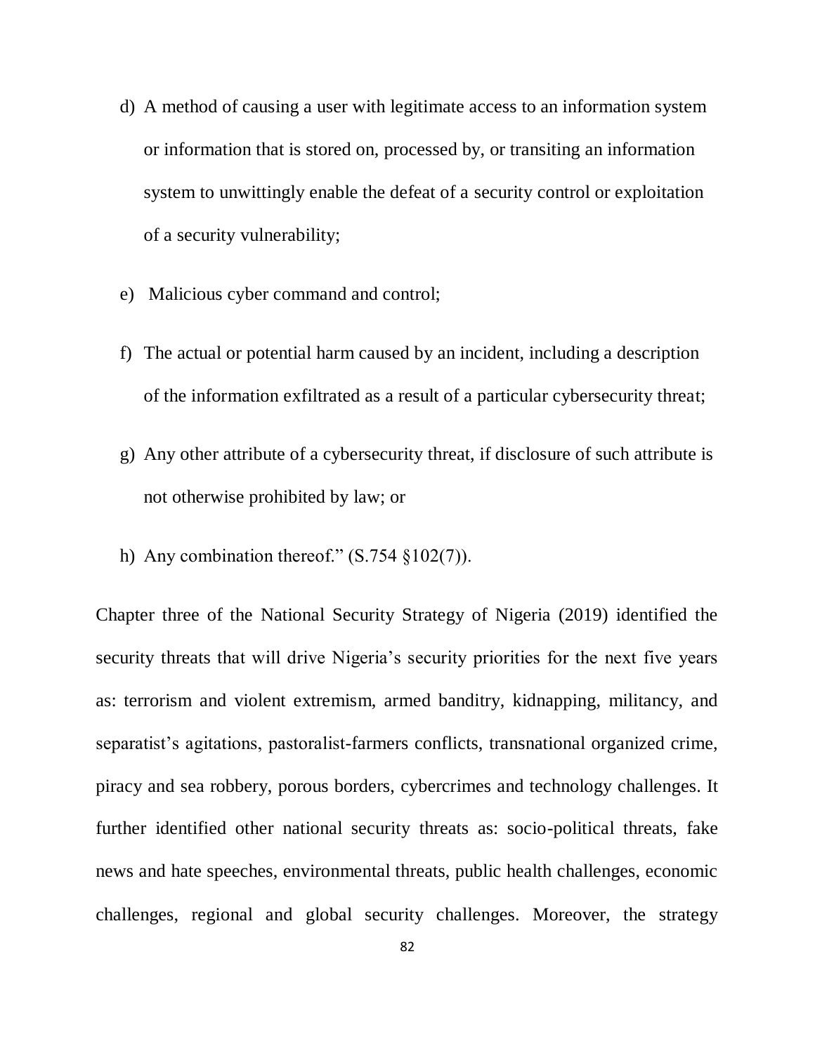d) A method of causing a user with legitimate access to an information system or information that is stored on, processed by, or transiting an information system to unwittingly enable the defeat of a security control or exploitation of a security vulnerability;

e) Malicious cyber command and control;

f) The actual or potential harm caused by an incident, including a description of the information exfiltrated as a result of a particular cybersecurity threat;

g) Any other attribute of a cybersecurity threat, if disclosure of such attribute is not otherwise prohibited by law; or

h) Any combination thereof." (S.754 §102(7)).

Chapter three of the National Security Strategy of Nigeria (2019) identified the security threats that will drive Nigeria's security priorities for the next five years as: terrorism and violent extremism, armed banditry, kidnapping, militancy, and separatist's agitations, pastoralist-farmers conflicts, transnational organized crime, piracy and sea robbery, porous borders, cybercrimes and technology challenges. It further identified other national security threats as: socio-political threats, fake news and hate speeches, environmental threats, public health challenges, economic challenges, regional and global security challenges. Moreover, the strategy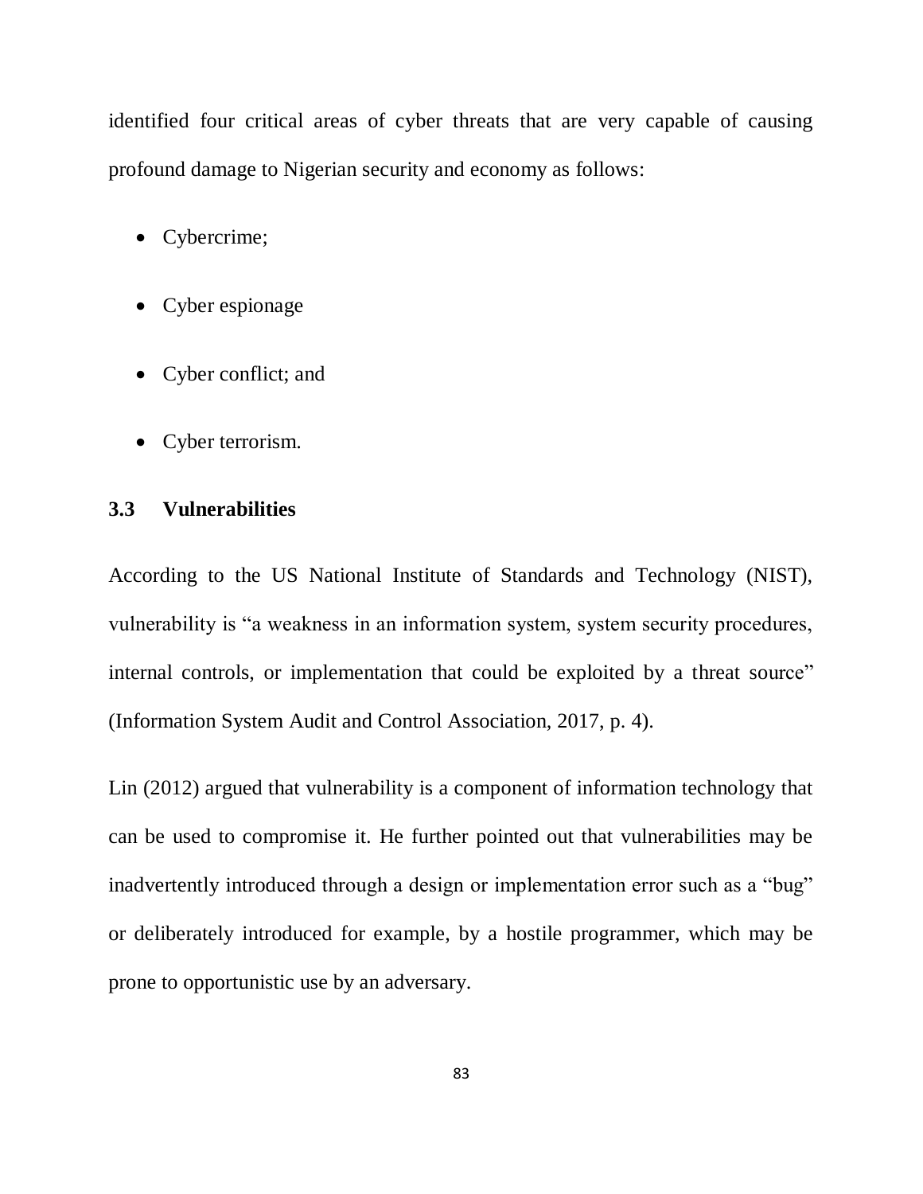identified four critical areas of cyber threats that are very capable of causing profound damage to Nigerian security and economy as follows:

- Cybercrime;
- Cyber espionage
- Cyber conflict; and
- Cyber terrorism.

### 3.3 Vulnerabilities

According to the US National Institute of Standards and Technology (NIST), vulnerability is "a weakness in an information system, system security procedures, internal controls, or implementation that could be exploited by a threat source" (Information System Audit and Control Association, 2017, p. 4).

Lin (2012) argued that vulnerability is a component of information technology that can be used to compromise it. He further pointed out that vulnerabilities may be inadvertently introduced through a design or implementation error such as a "bug" or deliberately introduced for example, by a hostile programmer, which may be prone to opportunistic use by an adversary.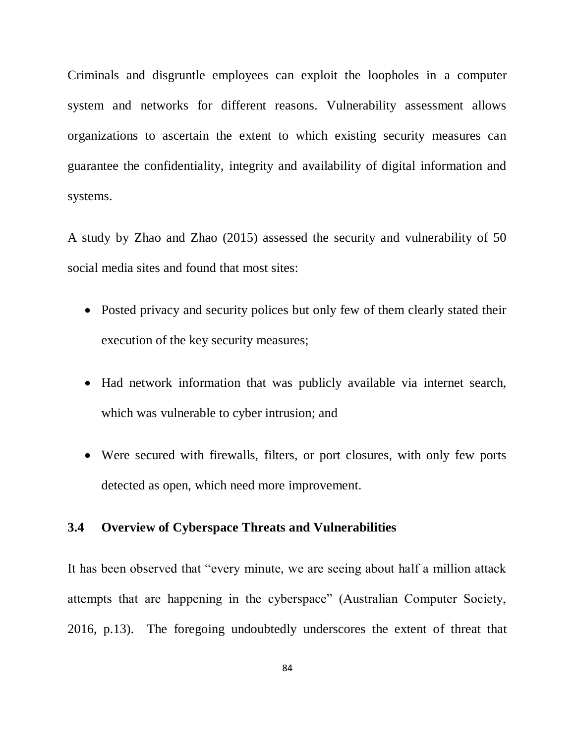Criminals and disgruntle employees can exploit the loopholes in a computer system and networks for different reasons. Vulnerability assessment allows organizations to ascertain the extent to which existing security measures can guarantee the confidentiality, integrity and availability of digital information and systems.

A study by Zhao and Zhao (2015) assessed the security and vulnerability of 50 social media sites and found that most sites:

- Posted privacy and security polices but only few of them clearly stated their execution of the key security measures;
- Had network information that was publicly available via internet search, which was vulnerable to cyber intrusion; and
- Were secured with firewalls, filters, or port closures, with only few ports detected as open, which need more improvement.

### 3.4 Overview of Cyberspace Threats and Vulnerabilities

It has been observed that "every minute, we are seeing about half a million attack attempts that are happening in the cyberspace" (Australian Computer Society, 2016, p.13). The foregoing undoubtedly underscores the extent of threat that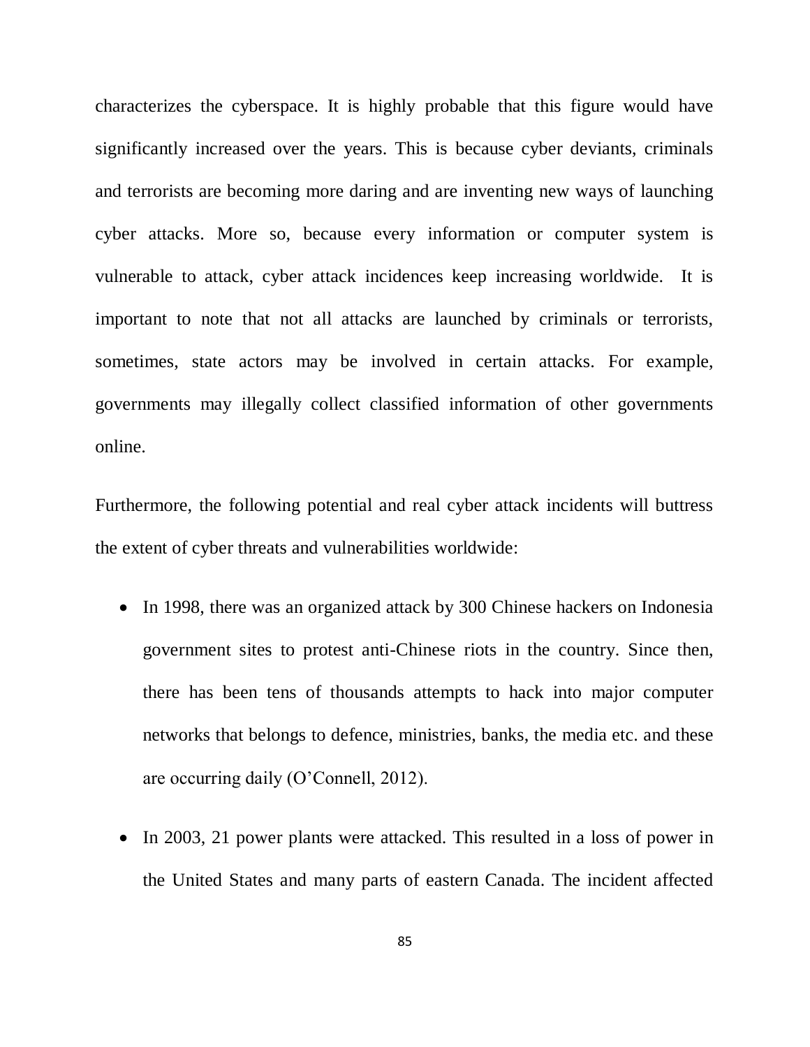characterizes the cyberspace. It is highly probable that this figure would have significantly increased over the years. This is because cyber deviants, criminals and terrorists are becoming more daring and are inventing new ways of launching cyber attacks. More so, because every information or computer system is vulnerable to attack, cyber attack incidences keep increasing worldwide. It is important to note that not all attacks are launched by criminals or terrorists, sometimes, state actors may be involved in certain attacks. For example, governments may illegally collect classified information of other governments online.

Furthermore, the following potential and real cyber attack incidents will buttress the extent of cyber threats and vulnerabilities worldwide:

- In 1998, there was an organized attack by 300 Chinese hackers on Indonesia government sites to protest anti-Chinese riots in the country. Since then, there has been tens of thousands attempts to hack into major computer networks that belongs to defence, ministries, banks, the media etc. and these are occurring daily (O'Connell, 2012).

- In 2003, 21 power plants were attacked. This resulted in a loss of power in the United States and many parts of eastern Canada. The incident affected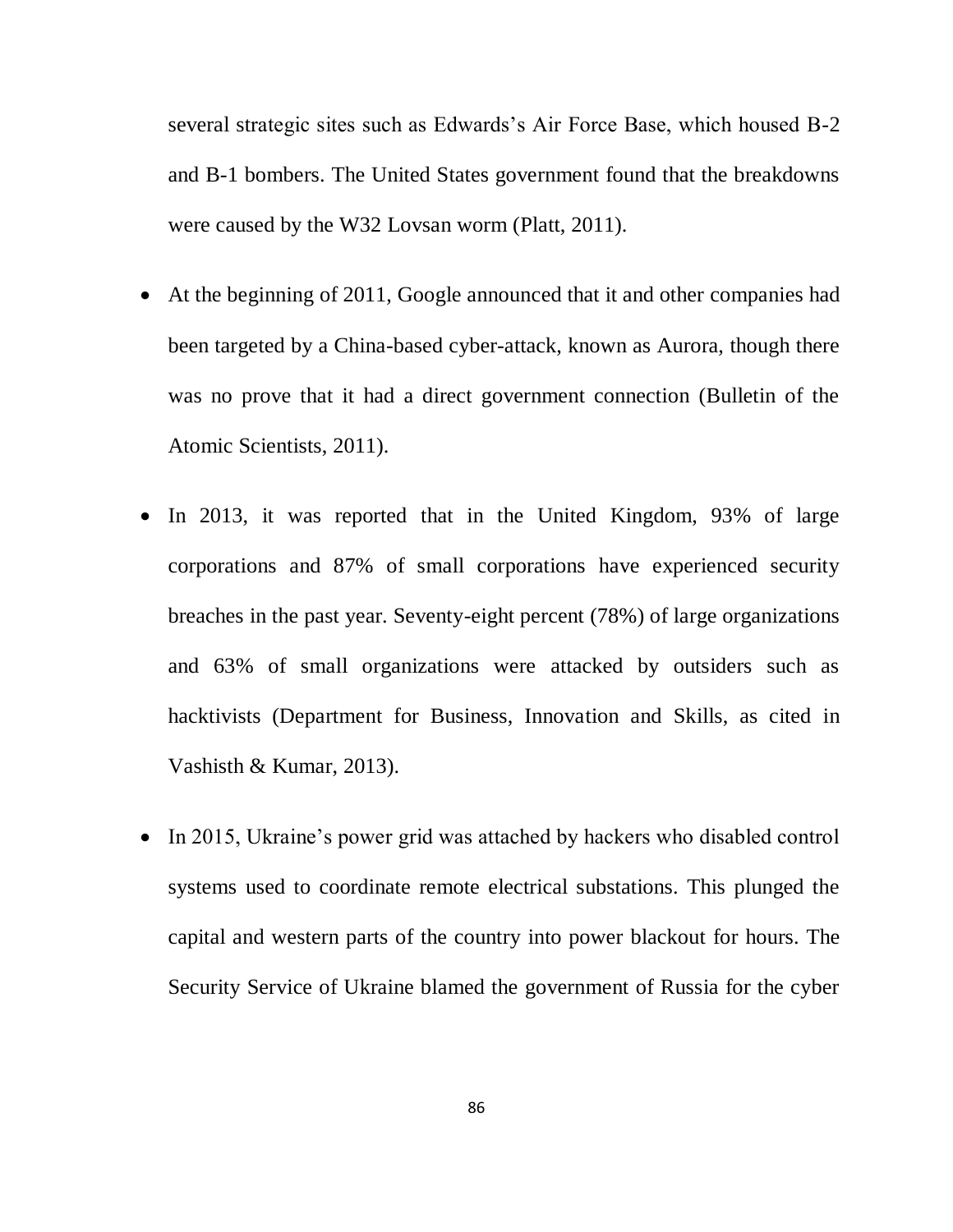several strategic sites such as Edwards's Air Force Base, which housed B-2 and B-1 bombers. The United States government found that the breakdowns were caused by the W32 Lovsan worm (Platt, 2011).

- At the beginning of 2011, Google announced that it and other companies had been targeted by a China-based cyber-attack, known as Aurora, though there was no prove that it had a direct government connection (Bulletin of the Atomic Scientists, 2011).
- In 2013, it was reported that in the United Kingdom, 93% of large corporations and 87% of small corporations have experienced security breaches in the past year. Seventy-eight percent (78%) of large organizations and 63% of small organizations were attacked by outsiders such as hacktivists (Department for Business, Innovation and Skills, as cited in Vashisth & Kumar, 2013).
- In 2015, Ukraine's power grid was attached by hackers who disabled control systems used to coordinate remote electrical substations. This plunged the capital and western parts of the country into power blackout for hours. The Security Service of Ukraine blamed the government of Russia for the cyber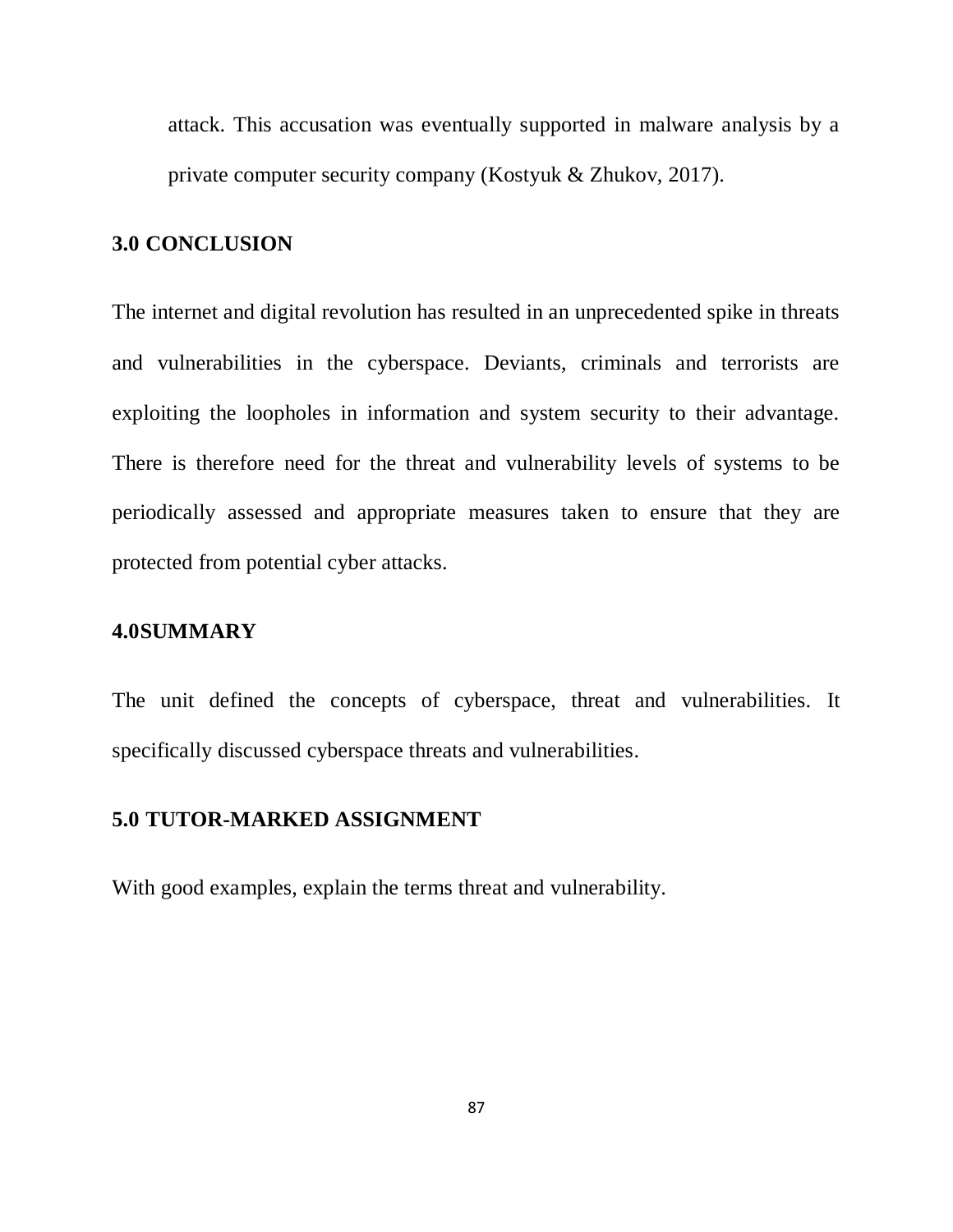attack. This accusation was eventually supported in malware analysis by a private computer security company (Kostyuk & Zhukov, 2017).

## 3.0 CONCLUSION

The internet and digital revolution has resulted in an unprecedented spike in threats and vulnerabilities in the cyberspace. Deviants, criminals and terrorists are exploiting the loopholes in information and system security to their advantage. There is therefore need for the threat and vulnerability levels of systems to be periodically assessed and appropriate measures taken to ensure that they are protected from potential cyber attacks.

## 4.0SUMMARY

The unit defined the concepts of cyberspace, threat and vulnerabilities. It specifically discussed cyberspace threats and vulnerabilities.

## 5.0 TUTOR-MARKED ASSIGNMENT

With good examples, explain the terms threat and vulnerability.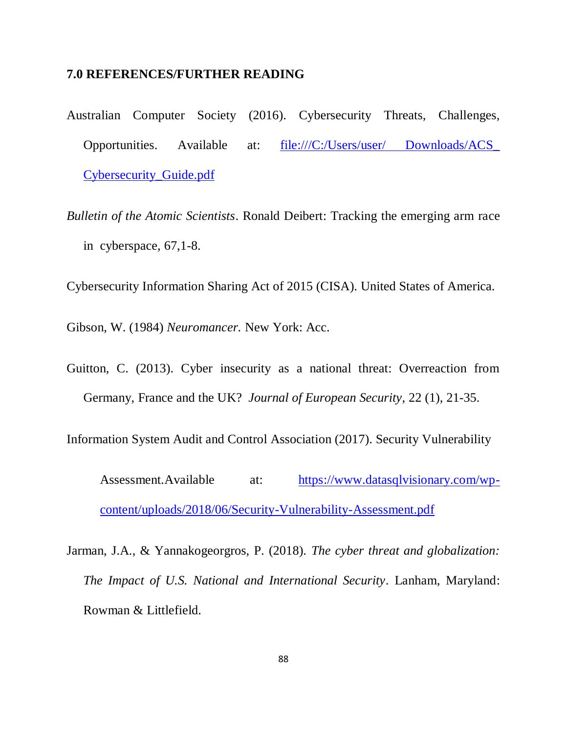## 7.0 REFERENCES/FURTHER READING

Australian Computer Society (2016). Cybersecurity Threats, Challenges, Opportunities. Available at: file:///C:/Users/user/ Downloads/ACS_ Cybersecurity_Guide.pdf

*Bulletin of the Atomic Scientists*. Ronald Deibert: Tracking the emerging arm race in cyberspace, 67,1-8.

Cybersecurity Information Sharing Act of 2015 (CISA). United States of America.

Gibson, W. (1984) *Neuromancer.* New York: Acc.

Guitton, C. (2013). Cyber insecurity as a national threat: Overreaction from Germany, France and the UK? *Journal of European Security*, 22 (1), 21-35.

Information System Audit and Control Association (2017). Security Vulnerability Assessment.Available at: https://www.datasqlvisionary.com/wp-content/uploads/2018/06/Security-Vulnerability-Assessment.pdf

Jarman, J.A., & Yannakogeorgros, P. (2018). *The cyber threat and globalization: The Impact of U.S. National and International Security*. Lanham, Maryland: Rowman & Littlefield.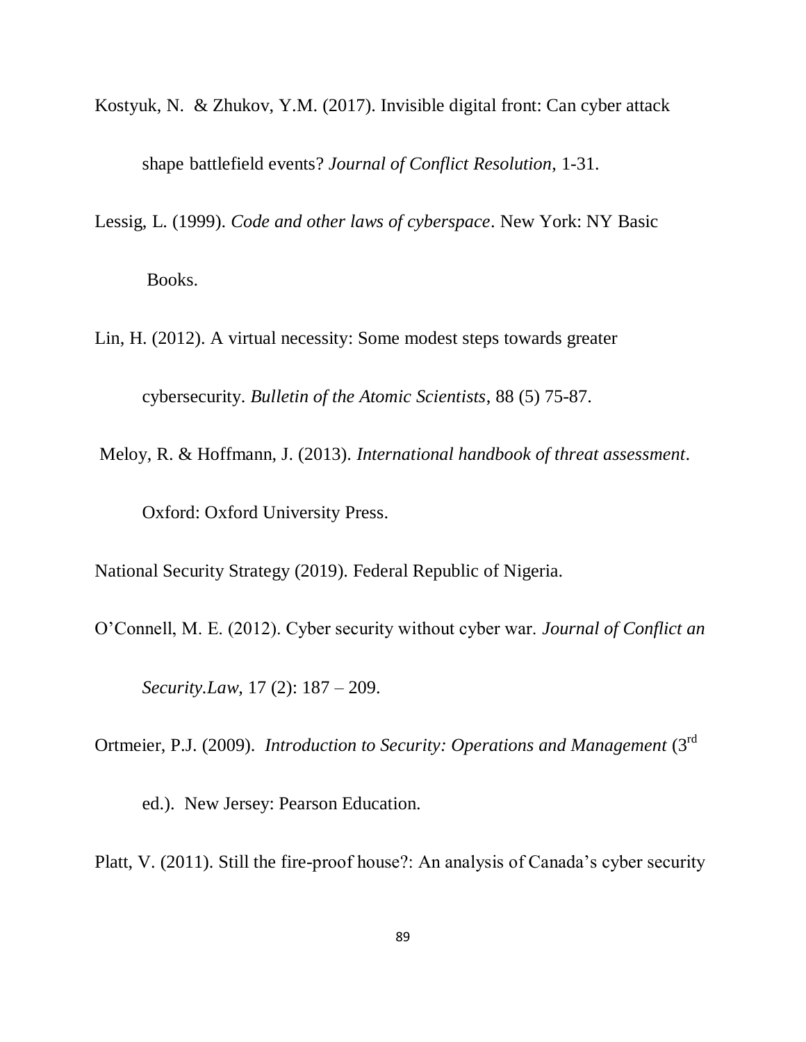Kostyuk, N. & Zhukov, Y.M. (2017). Invisible digital front: Can cyber attack shape battlefield events? *Journal of Conflict Resolution,* 1-31.

Lessig, L. (1999). *Code and other laws of cyberspace*. New York: NY Basic Books.

Lin, H. (2012). A virtual necessity: Some modest steps towards greater cybersecurity. *Bulletin of the Atomic Scientists*, 88 (5) 75-87.

Meloy, R. & Hoffmann, J. (2013). *International handbook of threat assessment*. Oxford: Oxford University Press.

National Security Strategy (2019). Federal Republic of Nigeria.

O'Connell, M. E. (2012). Cyber security without cyber war. *Journal of Conflict an Security.Law,* 17 (2): 187 – 209.

Ortmeier, P.J. (2009). *Introduction to Security: Operations and Management* (3rd ed.). New Jersey: Pearson Education.

Platt, V. (2011). Still the fire-proof house?: An analysis of Canada's cyber security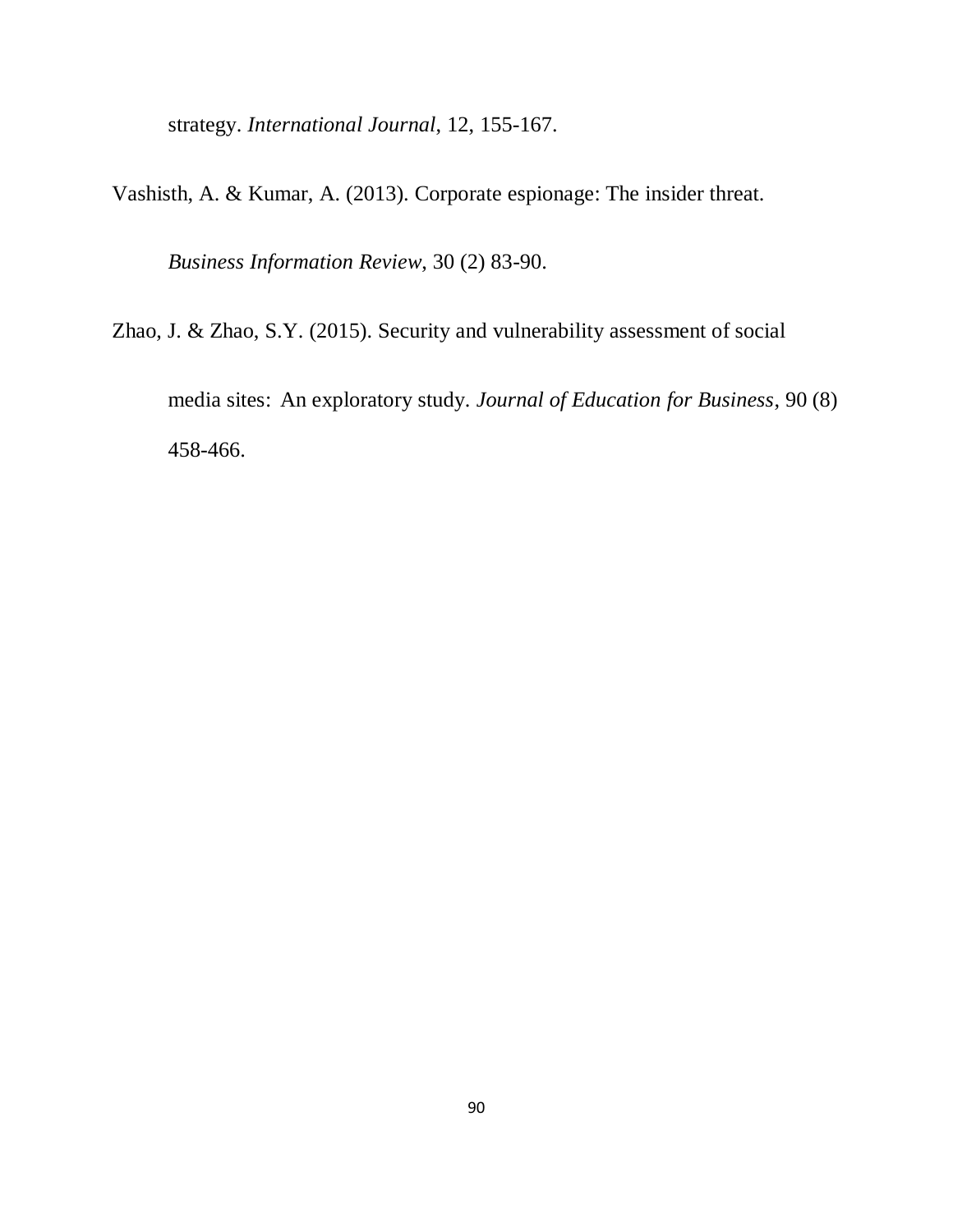strategy. *International Journal*, 12, 155-167.

Vashisth, A. & Kumar, A. (2013). Corporate espionage: The insider threat. *Business Information Review*, 30 (2) 83-90.

Zhao, J. & Zhao, S.Y. (2015). Security and vulnerability assessment of social media sites: An exploratory study. *Journal of Education for Business*, 90 (8) 458-466.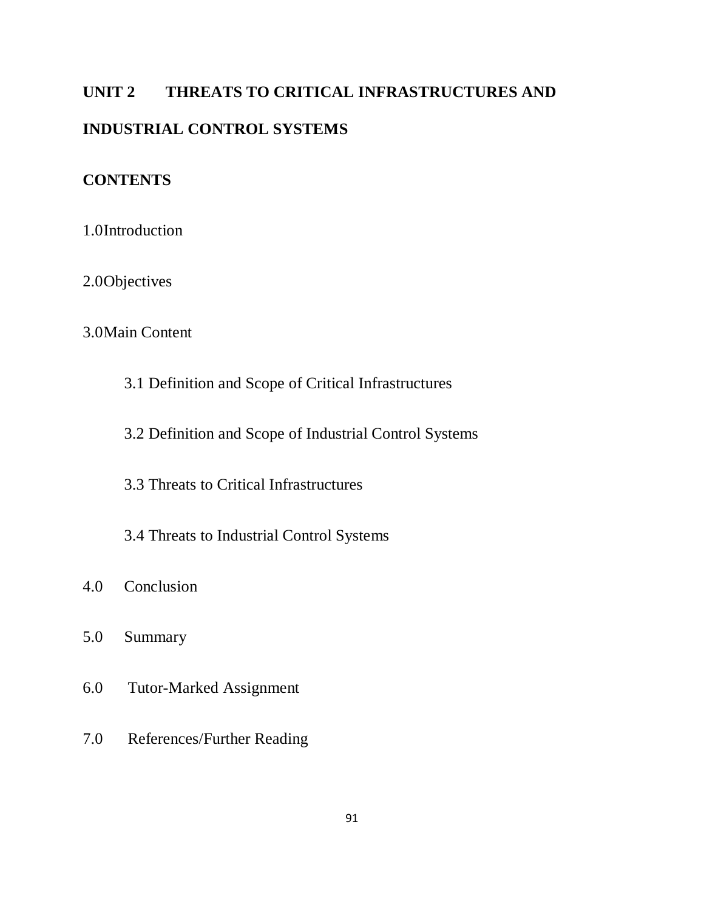## UNIT 2 THREATS TO CRITICAL INFRASTRUCTURES AND INDUSTRIAL CONTROL SYSTEMS

**CONTENTS**

1.0 Introduction

2.0 Objectives

3.0 Main Content

- 3.1 Definition and Scope of Critical Infrastructures
- 3.2 Definition and Scope of Industrial Control Systems
- 3.3 Threats to Critical Infrastructures
- 3.4 Threats to Industrial Control Systems

4.0 Conclusion

5.0 Summary

6.0 Tutor-Marked Assignment

7.0 References/Further Reading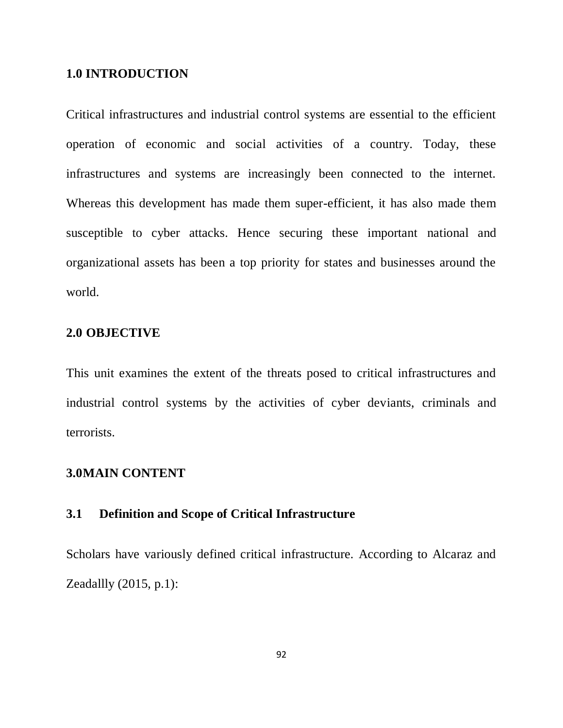## 1.0 INTRODUCTION

Critical infrastructures and industrial control systems are essential to the efficient operation of economic and social activities of a country. Today, these infrastructures and systems are increasingly been connected to the internet. Whereas this development has made them super-efficient, it has also made them susceptible to cyber attacks. Hence securing these important national and organizational assets has been a top priority for states and businesses around the world.

## 2.0 OBJECTIVE

This unit examines the extent of the threats posed to critical infrastructures and industrial control systems by the activities of cyber deviants, criminals and terrorists.

## 3.0MAIN CONTENT

### 3.1 Definition and Scope of Critical Infrastructure

Scholars have variously defined critical infrastructure. According to Alcaraz and Zeadallly (2015, p.1):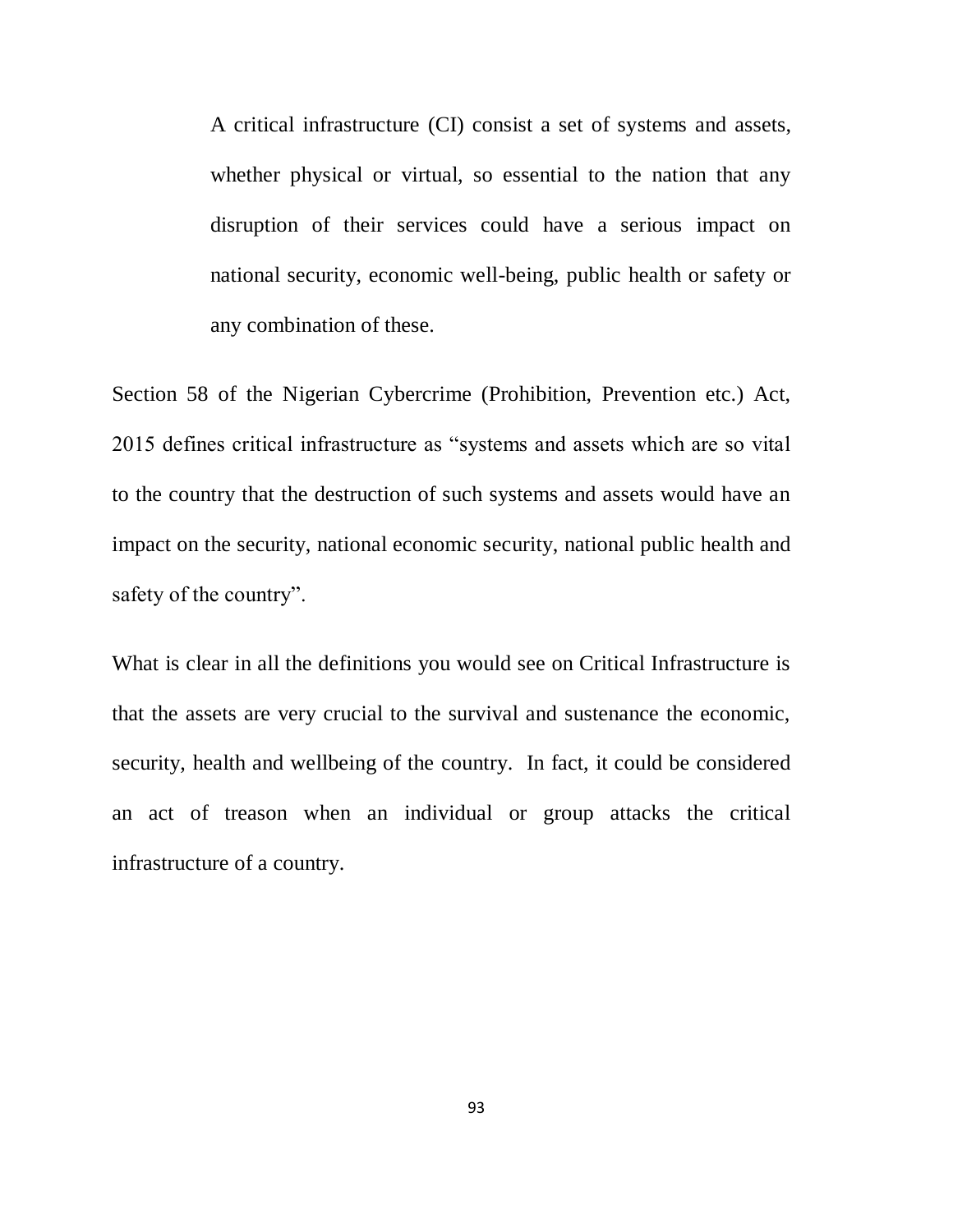> A critical infrastructure (CI) consist a set of systems and assets, whether physical or virtual, so essential to the nation that any disruption of their services could have a serious impact on national security, economic well-being, public health or safety or any combination of these.

Section 58 of the Nigerian Cybercrime (Prohibition, Prevention etc.) Act, 2015 defines critical infrastructure as "systems and assets which are so vital to the country that the destruction of such systems and assets would have an impact on the security, national economic security, national public health and safety of the country".

What is clear in all the definitions you would see on Critical Infrastructure is that the assets are very crucial to the survival and sustenance the economic, security, health and wellbeing of the country. In fact, it could be considered an act of treason when an individual or group attacks the critical infrastructure of a country.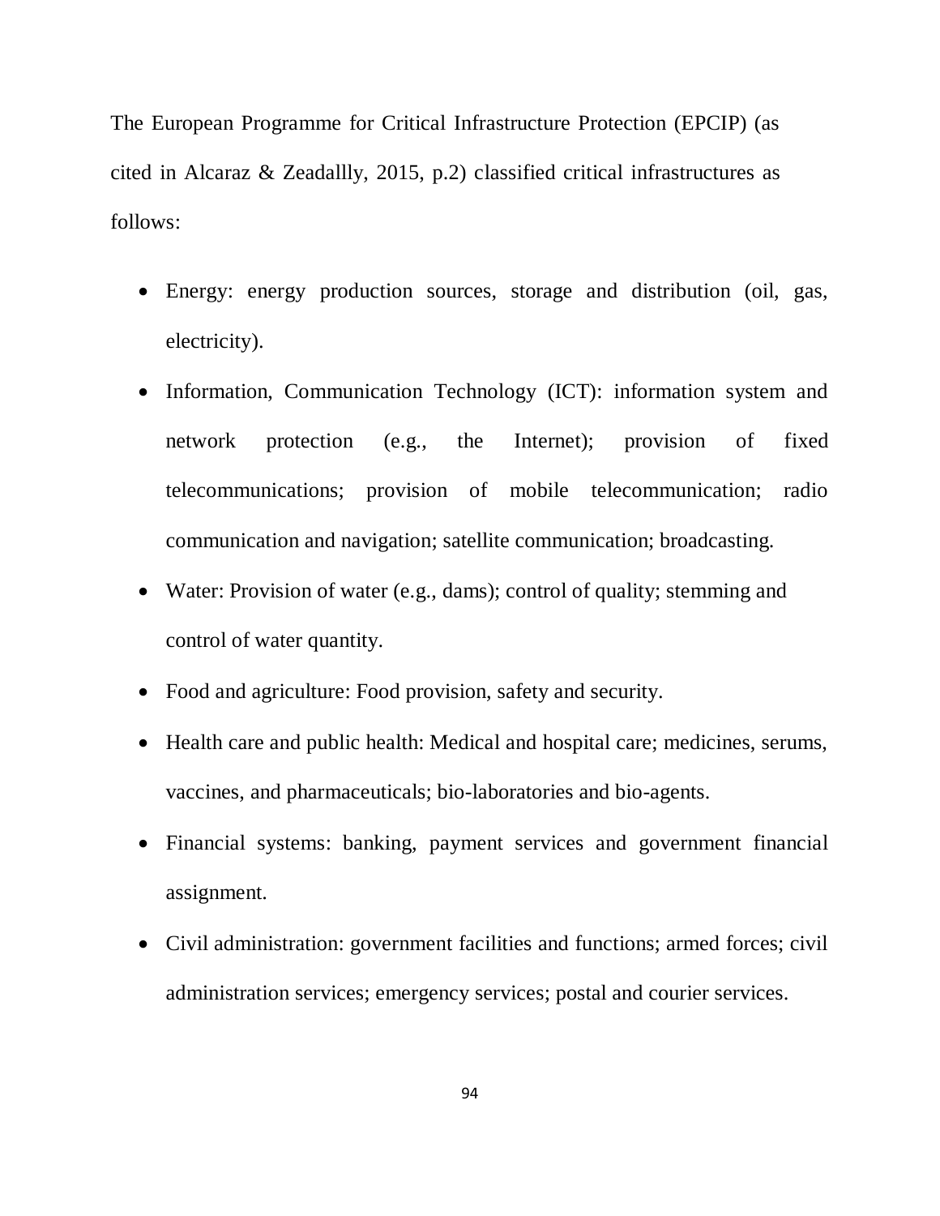The European Programme for Critical Infrastructure Protection (EPCIP) (as cited in Alcaraz & Zeadallly, 2015, p.2) classified critical infrastructures as follows:

- Energy: energy production sources, storage and distribution (oil, gas, electricity).
- Information, Communication Technology (ICT): information system and network protection (e.g., the Internet); provision of fixed telecommunications; provision of mobile telecommunication; radio communication and navigation; satellite communication; broadcasting.
- Water: Provision of water (e.g., dams); control of quality; stemming and control of water quantity.
- Food and agriculture: Food provision, safety and security.
- Health care and public health: Medical and hospital care; medicines, serums, vaccines, and pharmaceuticals; bio-laboratories and bio-agents.
- Financial systems: banking, payment services and government financial assignment.
- Civil administration: government facilities and functions; armed forces; civil administration services; emergency services; postal and courier services.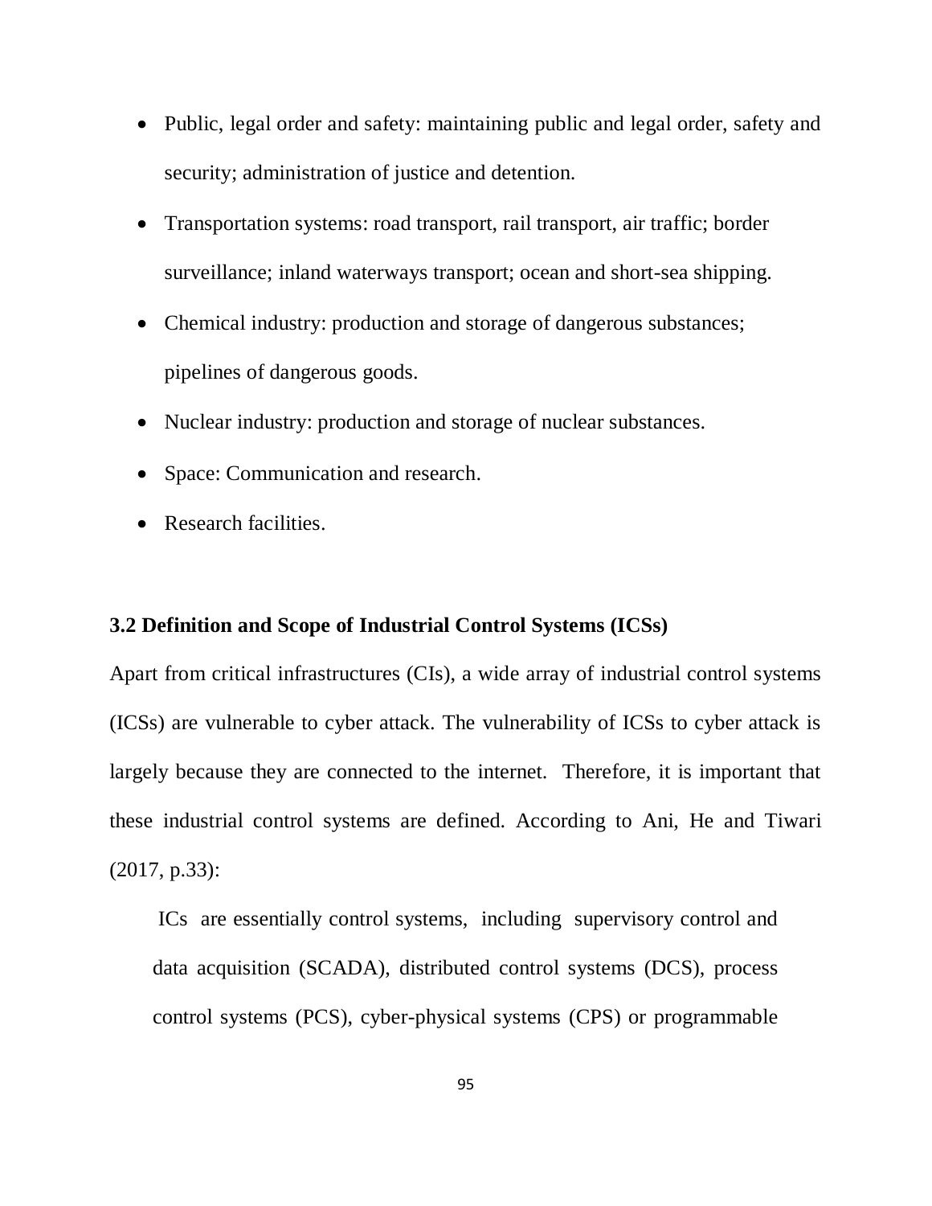- Public, legal order and safety: maintaining public and legal order, safety and security; administration of justice and detention.
- Transportation systems: road transport, rail transport, air traffic; border surveillance; inland waterways transport; ocean and short-sea shipping.
- Chemical industry: production and storage of dangerous substances; pipelines of dangerous goods.
- Nuclear industry: production and storage of nuclear substances.
- Space: Communication and research.
- Research facilities.

### 3.2 Definition and Scope of Industrial Control Systems (ICSs)

Apart from critical infrastructures (CIs), a wide array of industrial control systems (ICSs) are vulnerable to cyber attack. The vulnerability of ICSs to cyber attack is largely because they are connected to the internet. Therefore, it is important that these industrial control systems are defined. According to Ani, He and Tiwari (2017, p.33):

> ICs are essentially control systems, including supervisory control and data acquisition (SCADA), distributed control systems (DCS), process control systems (PCS), cyber-physical systems (CPS) or programmable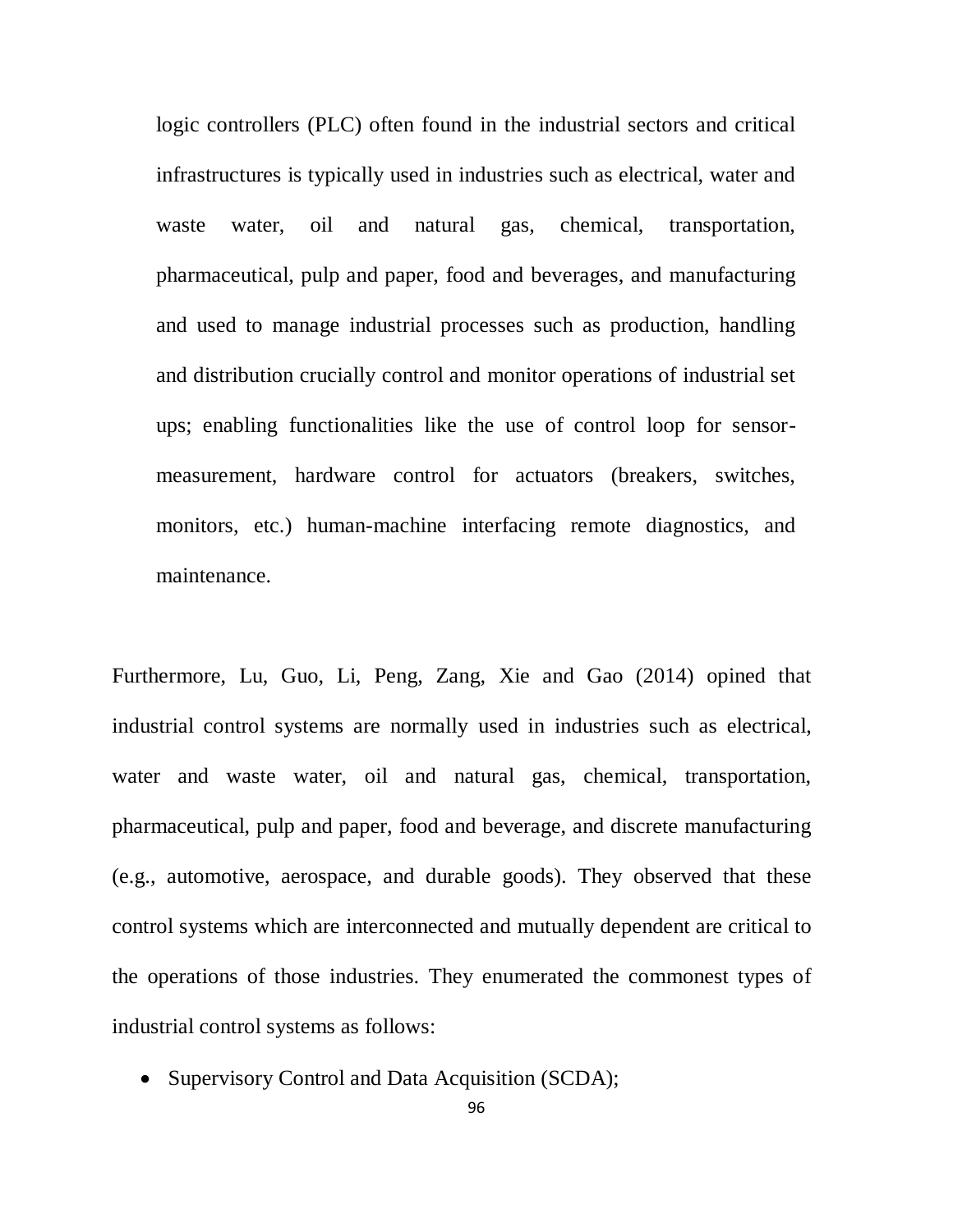logic controllers (PLC) often found in the industrial sectors and critical infrastructures is typically used in industries such as electrical, water and waste water, oil and natural gas, chemical, transportation, pharmaceutical, pulp and paper, food and beverages, and manufacturing and used to manage industrial processes such as production, handling and distribution crucially control and monitor operations of industrial set ups; enabling functionalities like the use of control loop for sensor-measurement, hardware control for actuators (breakers, switches, monitors, etc.) human-machine interfacing remote diagnostics, and maintenance.

Furthermore, Lu, Guo, Li, Peng, Zang, Xie and Gao (2014) opined that industrial control systems are normally used in industries such as electrical, water and waste water, oil and natural gas, chemical, transportation, pharmaceutical, pulp and paper, food and beverage, and discrete manufacturing (e.g., automotive, aerospace, and durable goods). They observed that these control systems which are interconnected and mutually dependent are critical to the operations of those industries. They enumerated the commonest types of industrial control systems as follows:

- Supervisory Control and Data Acquisition (SCDA);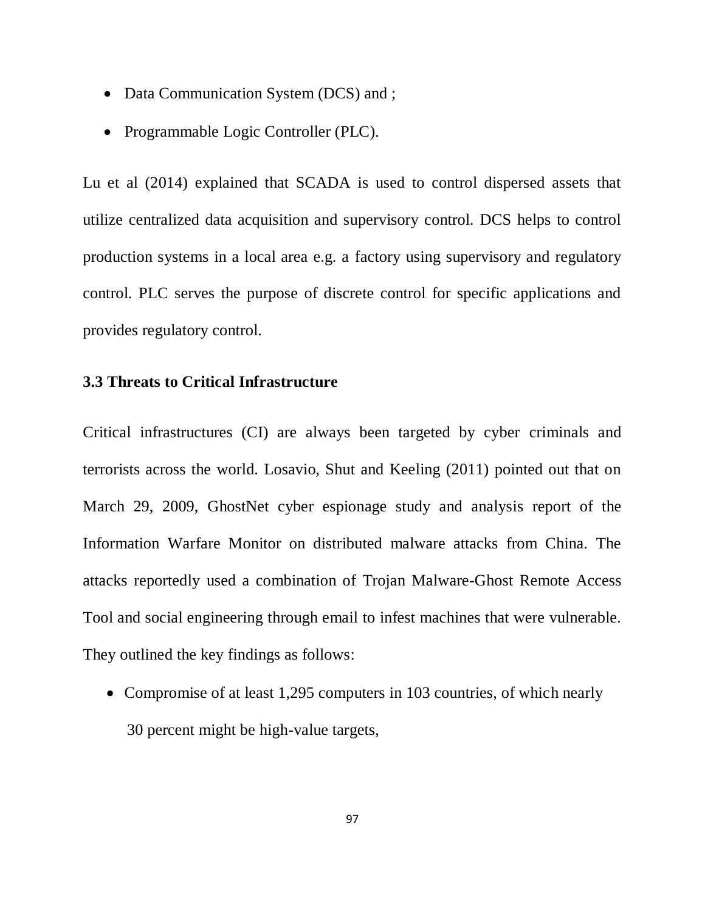- Data Communication System (DCS) and ;
- Programmable Logic Controller (PLC).

Lu et al (2014) explained that SCADA is used to control dispersed assets that utilize centralized data acquisition and supervisory control. DCS helps to control production systems in a local area e.g. a factory using supervisory and regulatory control. PLC serves the purpose of discrete control for specific applications and provides regulatory control.

### 3.3 Threats to Critical Infrastructure

Critical infrastructures (CI) are always been targeted by cyber criminals and terrorists across the world. Losavio, Shut and Keeling (2011) pointed out that on March 29, 2009, GhostNet cyber espionage study and analysis report of the Information Warfare Monitor on distributed malware attacks from China. The attacks reportedly used a combination of Trojan Malware-Ghost Remote Access Tool and social engineering through email to infest machines that were vulnerable. They outlined the key findings as follows:

- Compromise of at least 1,295 computers in 103 countries, of which nearly 30 percent might be high-value targets,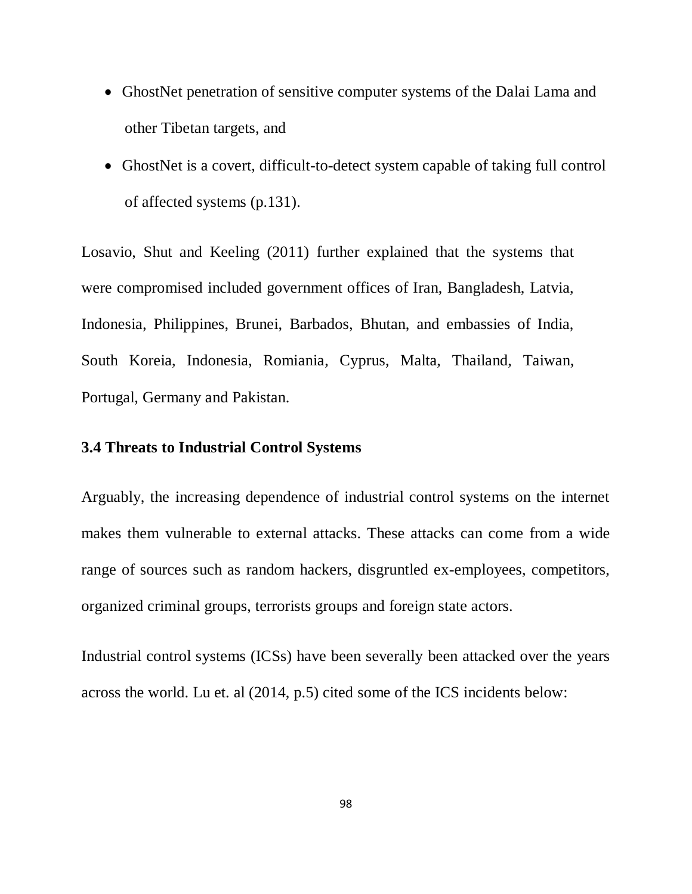- GhostNet penetration of sensitive computer systems of the Dalai Lama and other Tibetan targets, and
- GhostNet is a covert, difficult-to-detect system capable of taking full control of affected systems (p.131).

Losavio, Shut and Keeling (2011) further explained that the systems that were compromised included government offices of Iran, Bangladesh, Latvia, Indonesia, Philippines, Brunei, Barbados, Bhutan, and embassies of India, South Koreia, Indonesia, Romiania, Cyprus, Malta, Thailand, Taiwan, Portugal, Germany and Pakistan.

### 3.4 Threats to Industrial Control Systems

Arguably, the increasing dependence of industrial control systems on the internet makes them vulnerable to external attacks. These attacks can come from a wide range of sources such as random hackers, disgruntled ex-employees, competitors, organized criminal groups, terrorists groups and foreign state actors.

Industrial control systems (ICSs) have been severally been attacked over the years across the world. Lu et. al (2014, p.5) cited some of the ICS incidents below: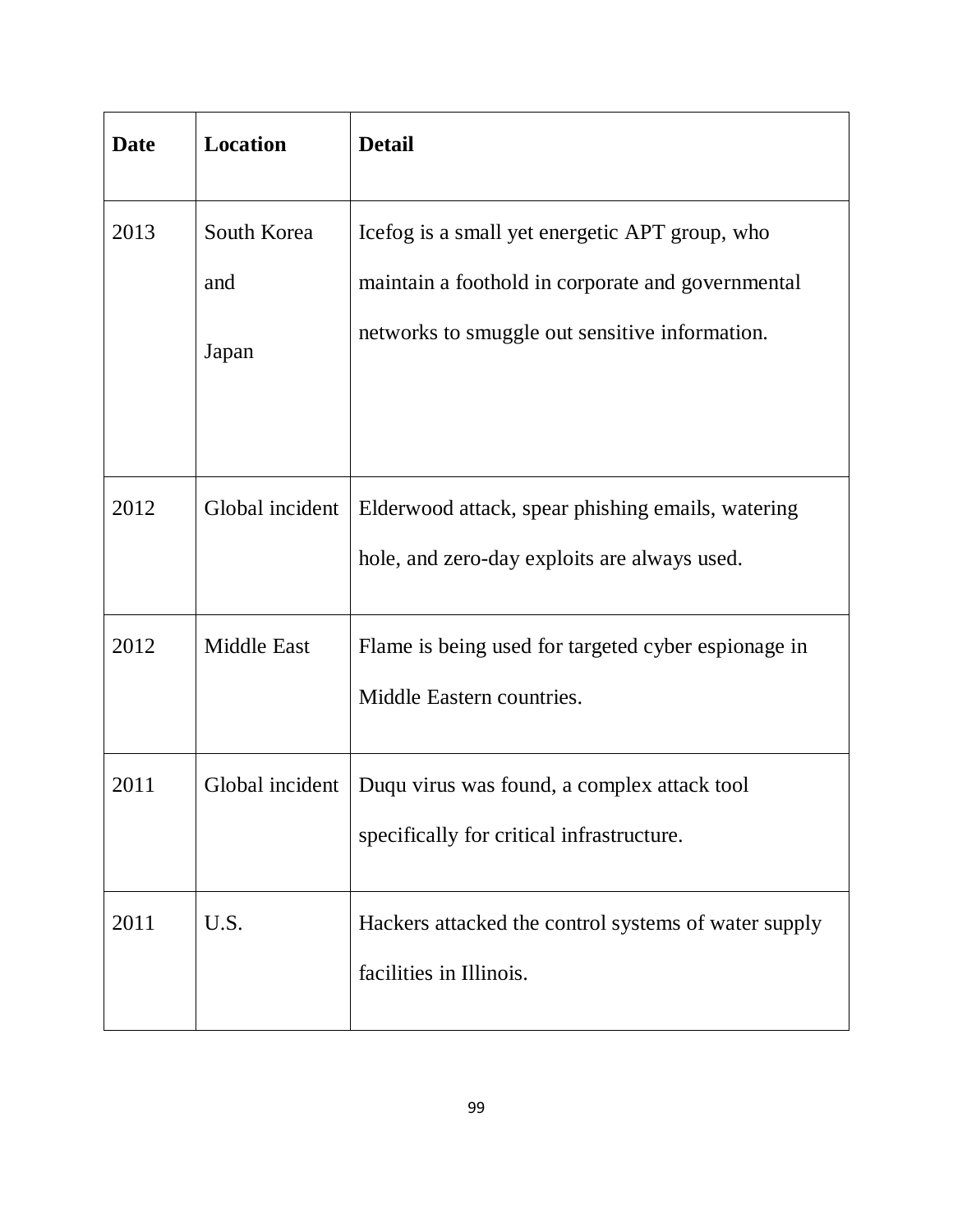| Date | Location | Detail |
|---|---|---|
| 2013 | South Korea and Japan | Icefog is a small yet energetic APT group, who maintain a foothold in corporate and governmental networks to smuggle out sensitive information. |
| 2012 | Global incident | Elderwood attack, spear phishing emails, watering hole, and zero-day exploits are always used. |
| 2012 | Middle East | Flame is being used for targeted cyber espionage in Middle Eastern countries. |
| 2011 | Global incident | Duqu virus was found, a complex attack tool specifically for critical infrastructure. |
| 2011 | U.S. | Hackers attacked the control systems of water supply facilities in Illinois. |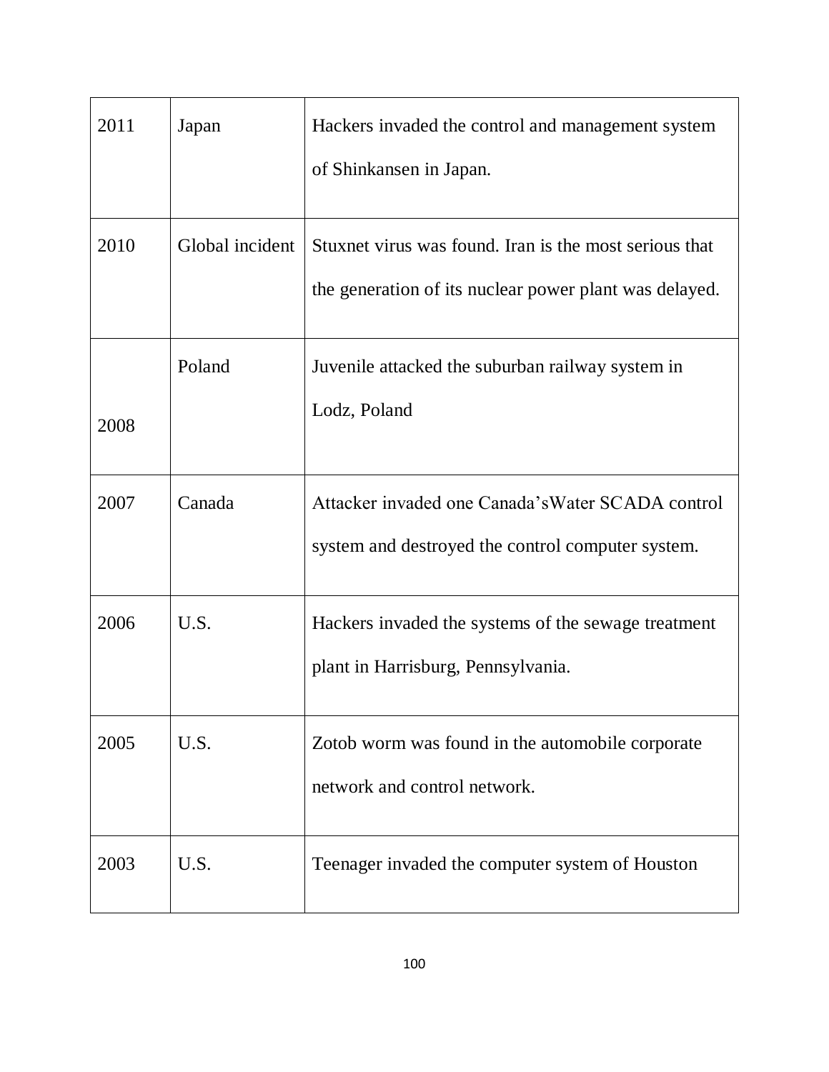| | | |
|---|---|---|
| 2011 | Japan | Hackers invaded the control and management system of Shinkansen in Japan. |
| 2010 | Global incident | Stuxnet virus was found. Iran is the most serious that the generation of its nuclear power plant was delayed. |
| 2008 | Poland | Juvenile attacked the suburban railway system in Lodz, Poland |
| 2007 | Canada | Attacker invaded one Canada'sWater SCADA control system and destroyed the control computer system. |
| 2006 | U.S. | Hackers invaded the systems of the sewage treatment plant in Harrisburg, Pennsylvania. |
| 2005 | U.S. | Zotob worm was found in the automobile corporate network and control network. |
| 2003 | U.S. | Teenager invaded the computer system of Houston |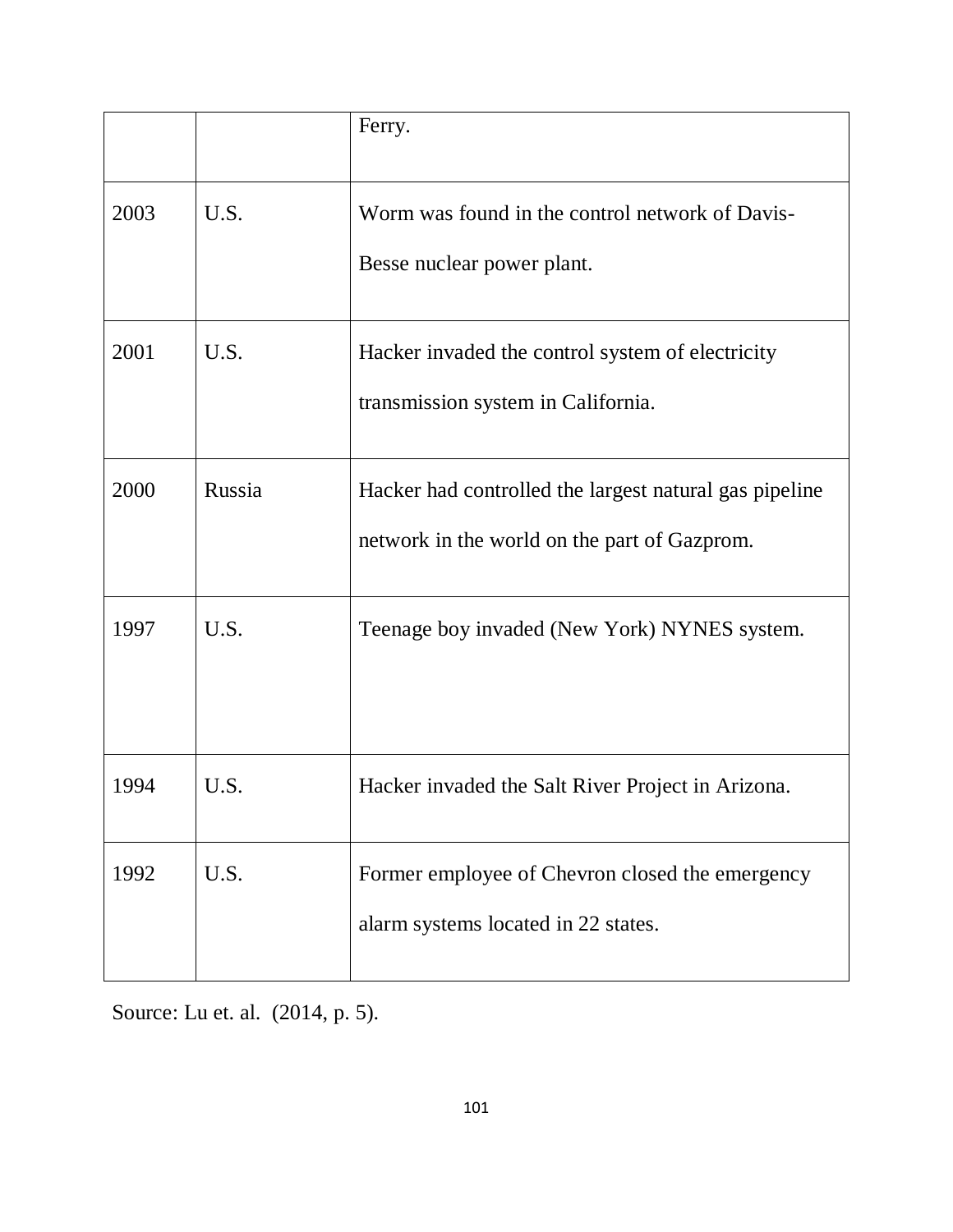| | | |
|---|---|---|
| | | Ferry. |
| 2003 | U.S. | Worm was found in the control network of Davis-Besse nuclear power plant. |
| 2001 | U.S. | Hacker invaded the control system of electricity transmission system in California. |
| 2000 | Russia | Hacker had controlled the largest natural gas pipeline network in the world on the part of Gazprom. |
| 1997 | U.S. | Teenage boy invaded (New York) NYNES system. |
| 1994 | U.S. | Hacker invaded the Salt River Project in Arizona. |
| 1992 | U.S. | Former employee of Chevron closed the emergency alarm systems located in 22 states. |

Source: Lu et. al. (2014, p. 5).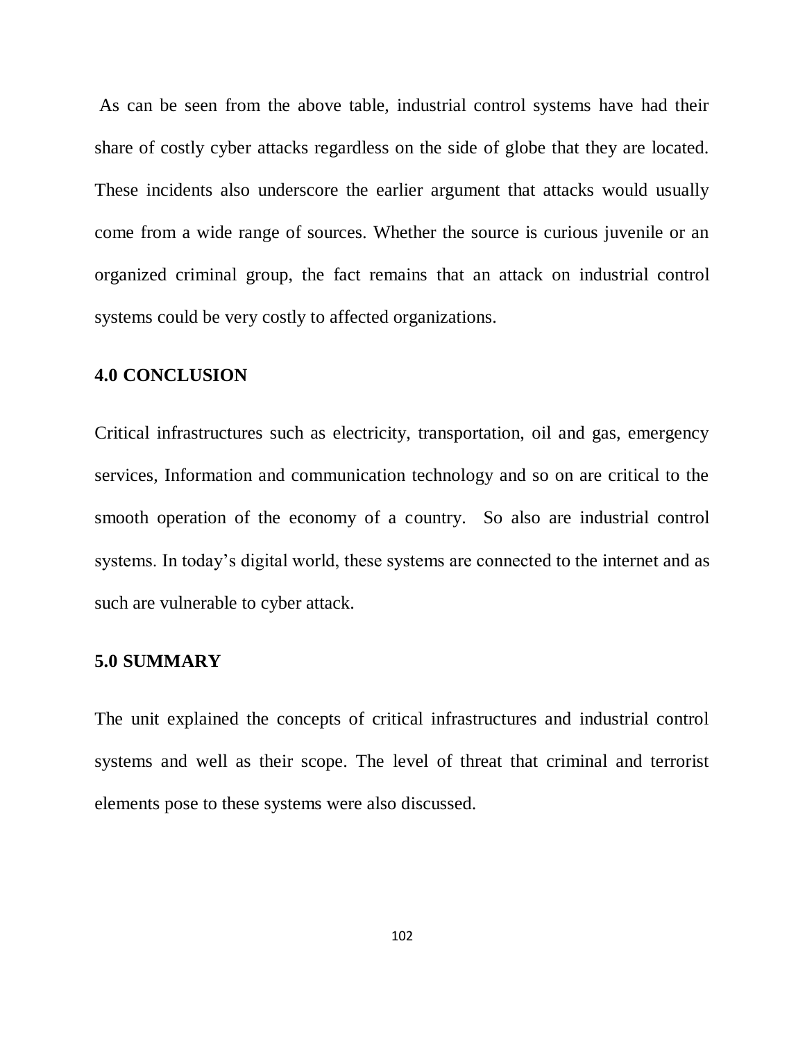As can be seen from the above table, industrial control systems have had their share of costly cyber attacks regardless on the side of globe that they are located. These incidents also underscore the earlier argument that attacks would usually come from a wide range of sources. Whether the source is curious juvenile or an organized criminal group, the fact remains that an attack on industrial control systems could be very costly to affected organizations.

## 4.0 CONCLUSION

Critical infrastructures such as electricity, transportation, oil and gas, emergency services, Information and communication technology and so on are critical to the smooth operation of the economy of a country. So also are industrial control systems. In today's digital world, these systems are connected to the internet and as such are vulnerable to cyber attack.

## 5.0 SUMMARY

The unit explained the concepts of critical infrastructures and industrial control systems and well as their scope. The level of threat that criminal and terrorist elements pose to these systems were also discussed.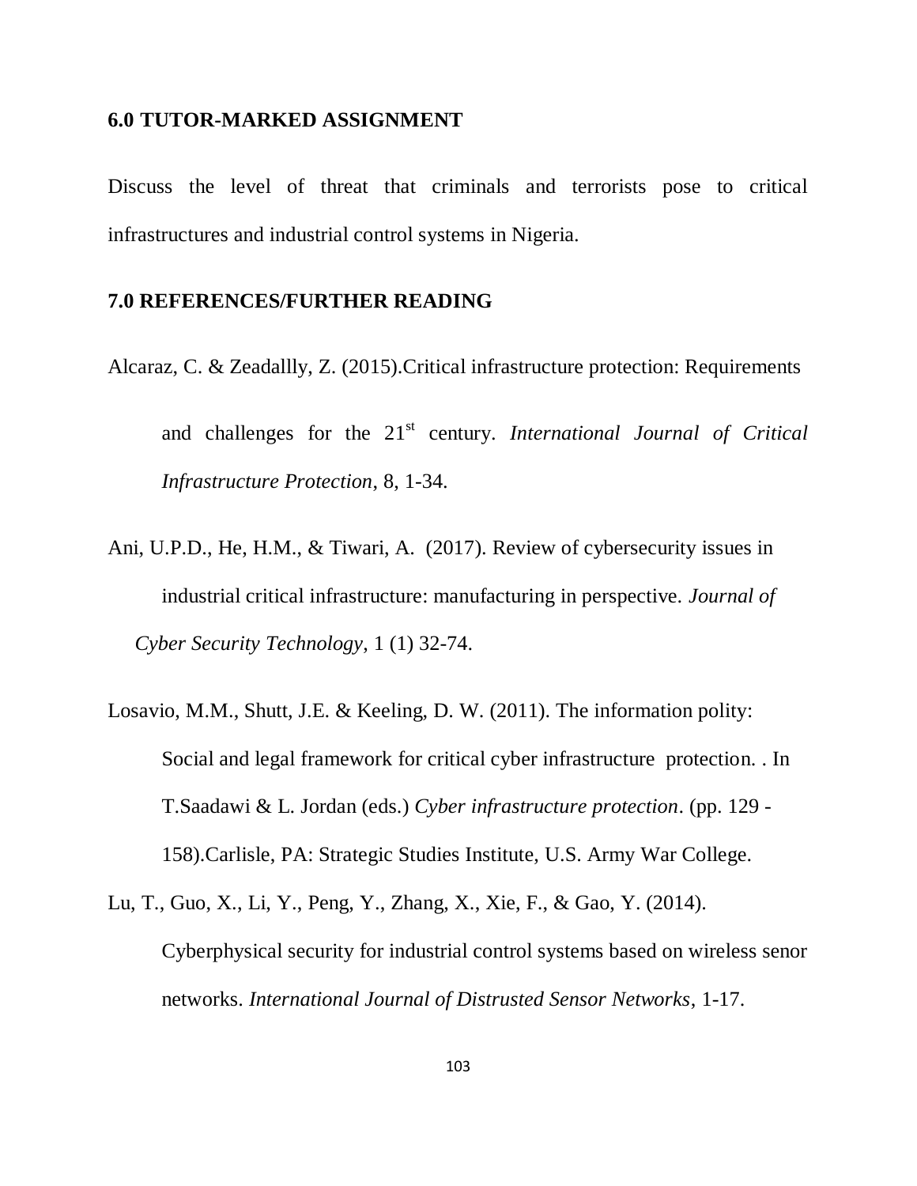## 6.0 TUTOR-MARKED ASSIGNMENT

Discuss the level of threat that criminals and terrorists pose to critical infrastructures and industrial control systems in Nigeria.

## 7.0 REFERENCES/FURTHER READING

Alcaraz, C. & Zeadallly, Z. (2015).Critical infrastructure protection: Requirements and challenges for the 21st century. *International Journal of Critical Infrastructure Protection*, 8, 1-34.

Ani, U.P.D., He, H.M., & Tiwari, A. (2017). Review of cybersecurity issues in industrial critical infrastructure: manufacturing in perspective. *Journal of Cyber Security Technology*, 1 (1) 32-74.

Losavio, M.M., Shutt, J.E. & Keeling, D. W. (2011). The information polity: Social and legal framework for critical cyber infrastructure protection. . In T.Saadawi & L. Jordan (eds.) *Cyber infrastructure protection*. (pp. 129 - 158).Carlisle, PA: Strategic Studies Institute, U.S. Army War College.

Lu, T., Guo, X., Li, Y., Peng, Y., Zhang, X., Xie, F., & Gao, Y. (2014). Cyberphysical security for industrial control systems based on wireless senor networks. *International Journal of Distrusted Sensor Networks*, 1-17.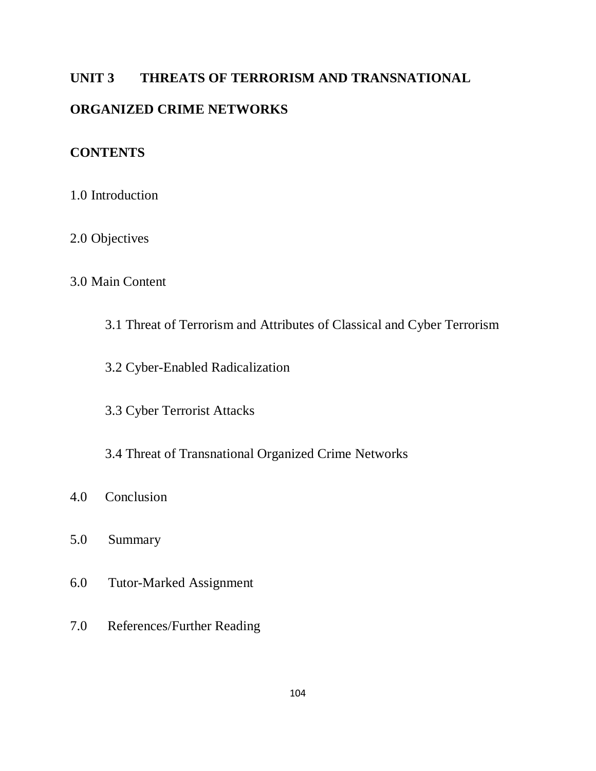## UNIT 3 THREATS OF TERRORISM AND TRANSNATIONAL ORGANIZED CRIME NETWORKS

**CONTENTS**

1.0 Introduction

2.0 Objectives

3.0 Main Content

- 3.1 Threat of Terrorism and Attributes of Classical and Cyber Terrorism
- 3.2 Cyber-Enabled Radicalization
- 3.3 Cyber Terrorist Attacks
- 3.4 Threat of Transnational Organized Crime Networks

4.0 Conclusion

5.0 Summary

6.0 Tutor-Marked Assignment

7.0 References/Further Reading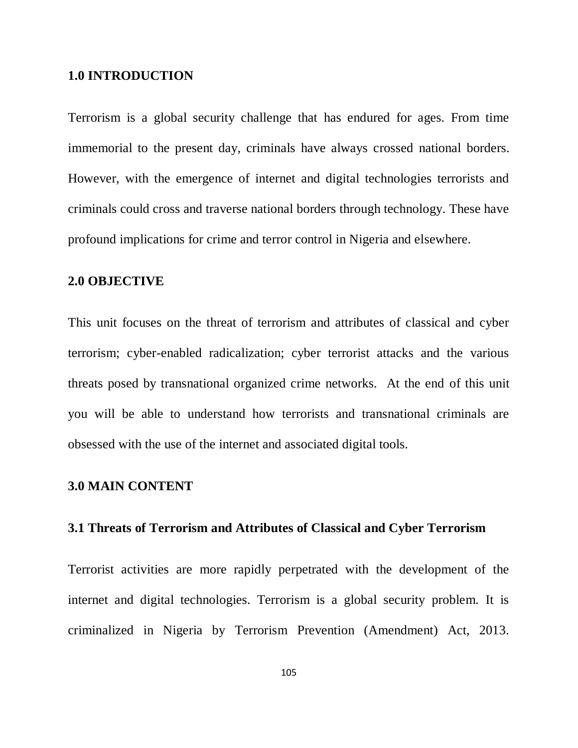## 1.0 INTRODUCTION

Terrorism is a global security challenge that has endured for ages. From time immemorial to the present day, criminals have always crossed national borders. However, with the emergence of internet and digital technologies terrorists and criminals could cross and traverse national borders through technology. These have profound implications for crime and terror control in Nigeria and elsewhere.

## 2.0 OBJECTIVE

This unit focuses on the threat of terrorism and attributes of classical and cyber terrorism; cyber-enabled radicalization; cyber terrorist attacks and the various threats posed by transnational organized crime networks. At the end of this unit you will be able to understand how terrorists and transnational criminals are obsessed with the use of the internet and associated digital tools.

## 3.0 MAIN CONTENT

### 3.1 Threats of Terrorism and Attributes of Classical and Cyber Terrorism

Terrorist activities are more rapidly perpetrated with the development of the internet and digital technologies. Terrorism is a global security problem. It is criminalized in Nigeria by Terrorism Prevention (Amendment) Act, 2013.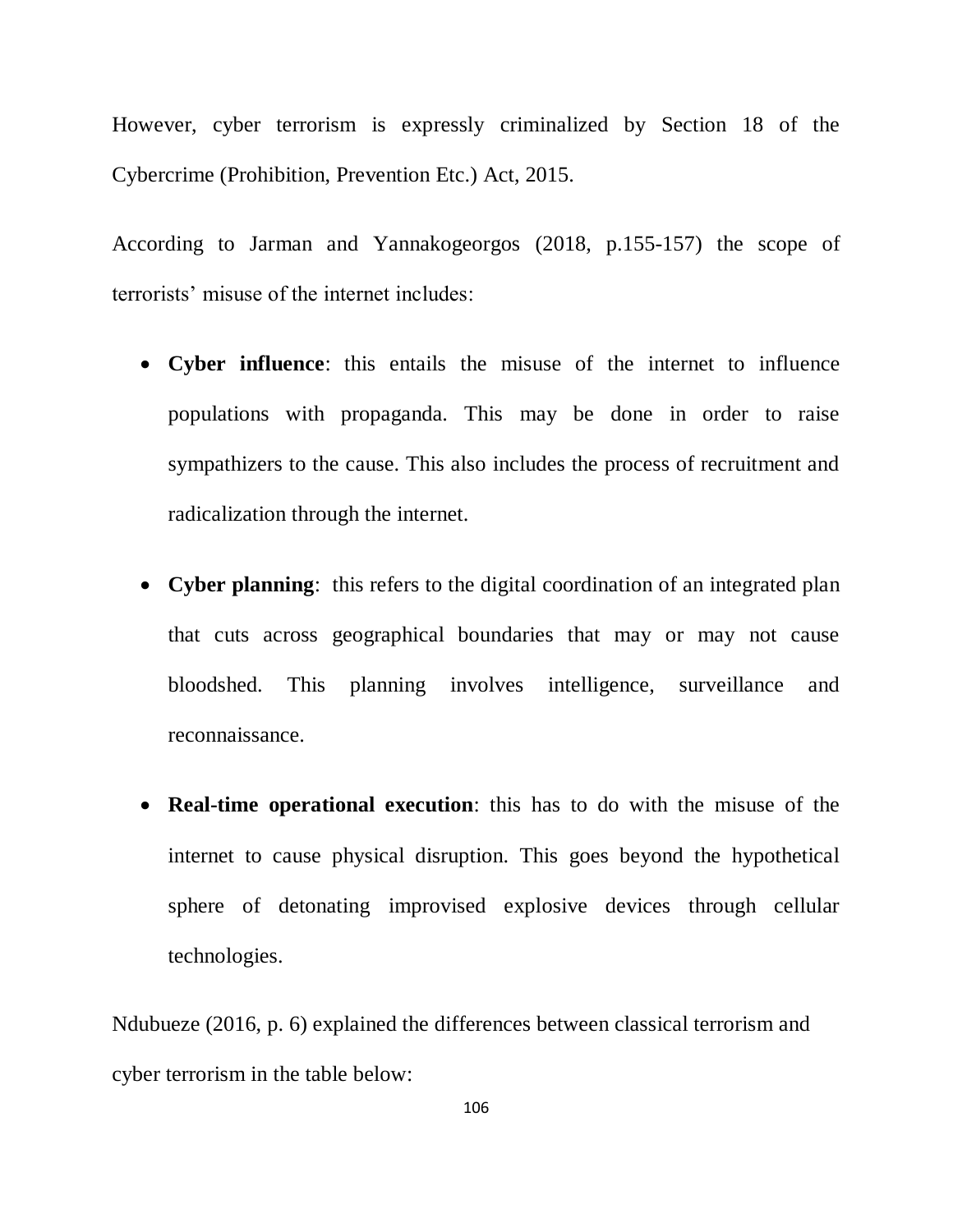However, cyber terrorism is expressly criminalized by Section 18 of the Cybercrime (Prohibition, Prevention Etc.) Act, 2015.

According to Jarman and Yannakogeorgos (2018, p.155-157) the scope of terrorists' misuse of the internet includes:

- **Cyber influence**: this entails the misuse of the internet to influence populations with propaganda. This may be done in order to raise sympathizers to the cause. This also includes the process of recruitment and radicalization through the internet.
- **Cyber planning**: this refers to the digital coordination of an integrated plan that cuts across geographical boundaries that may or may not cause bloodshed. This planning involves intelligence, surveillance and reconnaissance.
- **Real-time operational execution**: this has to do with the misuse of the internet to cause physical disruption. This goes beyond the hypothetical sphere of detonating improvised explosive devices through cellular technologies.

Ndubueze (2016, p. 6) explained the differences between classical terrorism and cyber terrorism in the table below: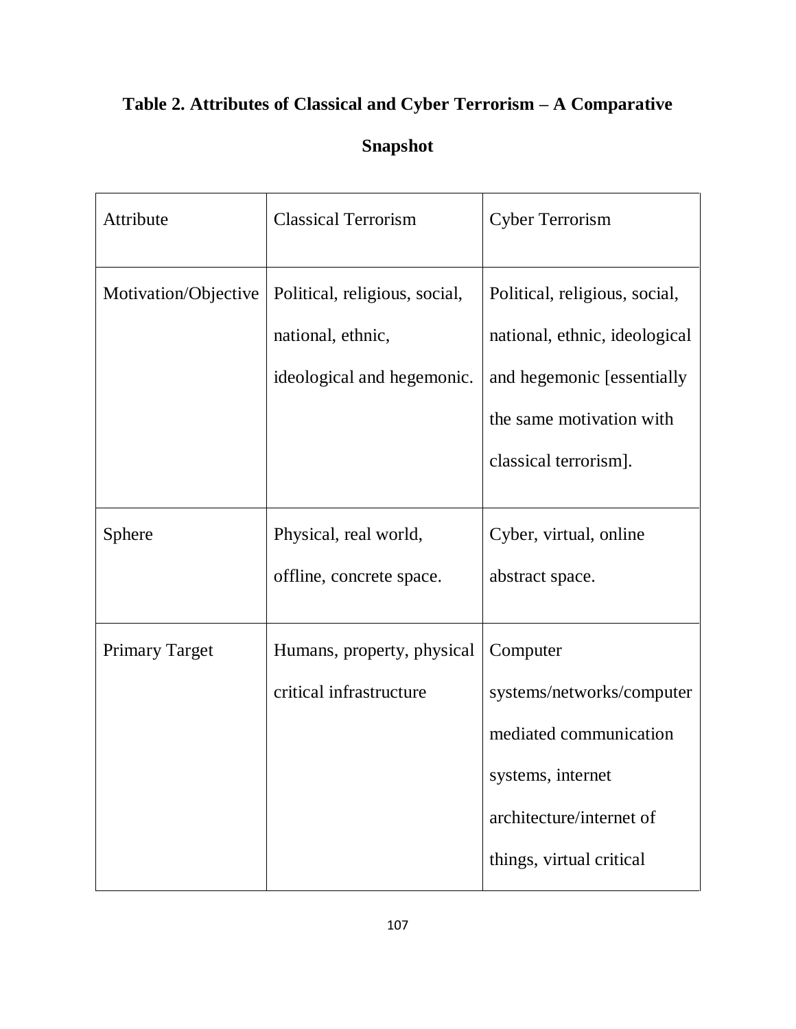**Table 2. Attributes of Classical and Cyber Terrorism – A Comparative Snapshot**

| Attribute | Classical Terrorism | Cyber Terrorism |
|---|---|---|
| Motivation/Objective | Political, religious, social, national, ethnic, ideological and hegemonic. | Political, religious, social, national, ethnic, ideological and hegemonic [essentially the same motivation with classical terrorism]. |
| Sphere | Physical, real world, offline, concrete space. | Cyber, virtual, online abstract space. |
| Primary Target | Humans, property, physical critical infrastructure | Computer systems/networks/computer mediated communication systems, internet architecture/internet of things, virtual critical |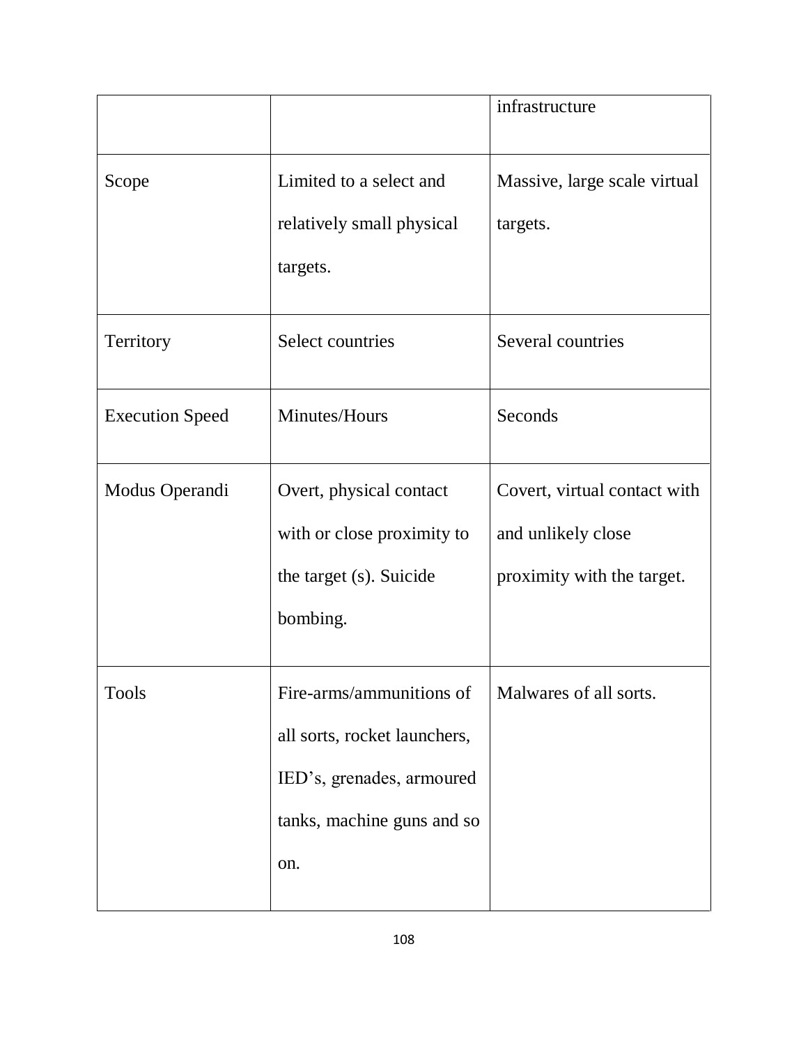| | | infrastructure |
|---|---|---|
| Scope | Limited to a select and relatively small physical targets. | Massive, large scale virtual targets. |
| Territory | Select countries | Several countries |
| Execution Speed | Minutes/Hours | Seconds |
| Modus Operandi | Overt, physical contact with or close proximity to the target (s). Suicide bombing. | Covert, virtual contact with and unlikely close proximity with the target. |
| Tools | Fire-arms/ammunitions of all sorts, rocket launchers, IED’s, grenades, armoured tanks, machine guns and so on. | Malwares of all sorts. |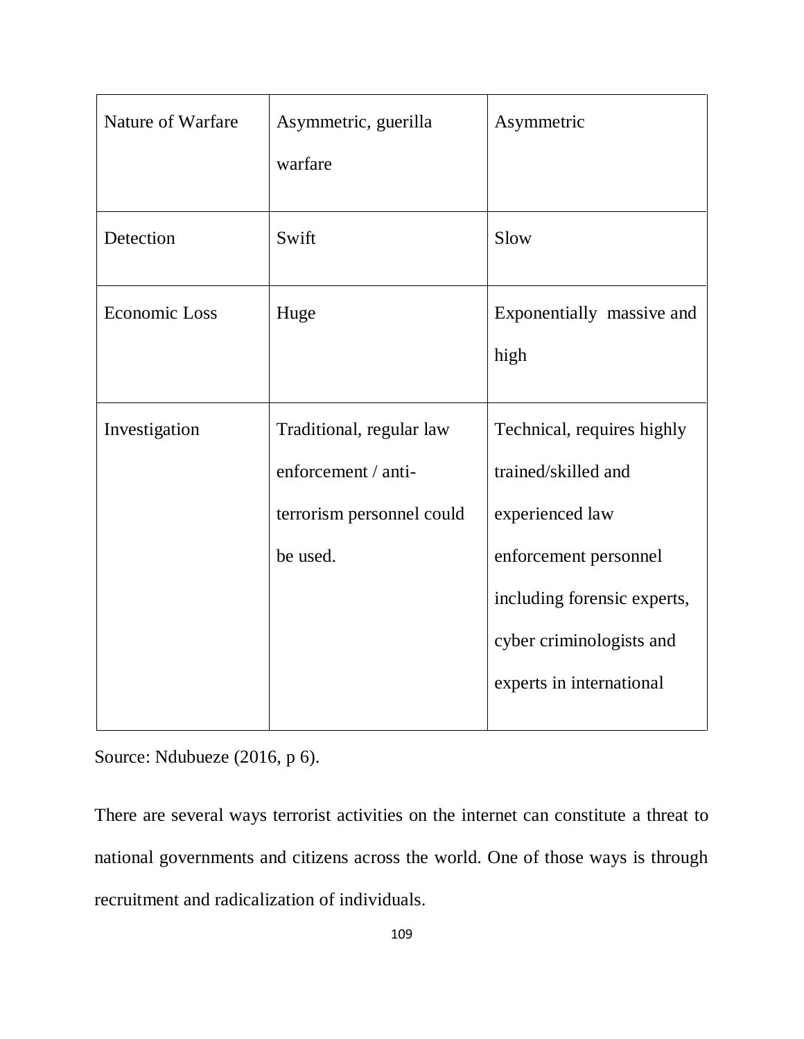| Nature of Warfare | Asymmetric, guerilla warfare | Asymmetric |
|---|---|---|
| Detection | Swift | Slow |
| Economic Loss | Huge | Exponentially massive and high |
| Investigation | Traditional, regular law enforcement / anti-terrorism personnel could be used. | Technical, requires highly trained/skilled and experienced law enforcement personnel including forensic experts, cyber criminologists and experts in international |

Source: Ndubueze (2016, p 6).

There are several ways terrorist activities on the internet can constitute a threat to national governments and citizens across the world. One of those ways is through recruitment and radicalization of individuals.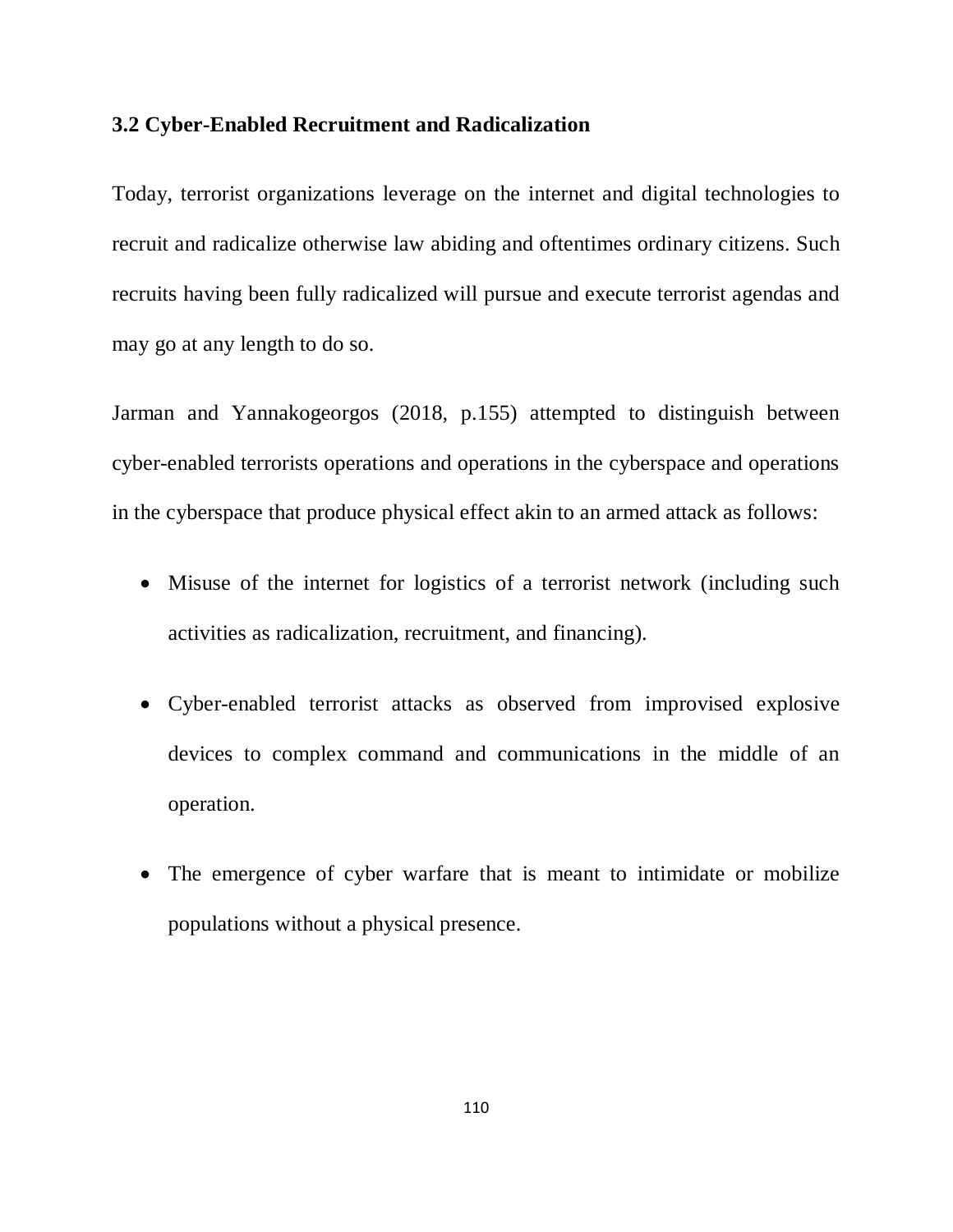### 3.2 Cyber-Enabled Recruitment and Radicalization

Today, terrorist organizations leverage on the internet and digital technologies to recruit and radicalize otherwise law abiding and oftentimes ordinary citizens. Such recruits having been fully radicalized will pursue and execute terrorist agendas and may go at any length to do so.

Jarman and Yannakogeorgos (2018, p.155) attempted to distinguish between cyber-enabled terrorists operations and operations in the cyberspace and operations in the cyberspace that produce physical effect akin to an armed attack as follows:

- Misuse of the internet for logistics of a terrorist network (including such activities as radicalization, recruitment, and financing).
- Cyber-enabled terrorist attacks as observed from improvised explosive devices to complex command and communications in the middle of an operation.
- The emergence of cyber warfare that is meant to intimidate or mobilize populations without a physical presence.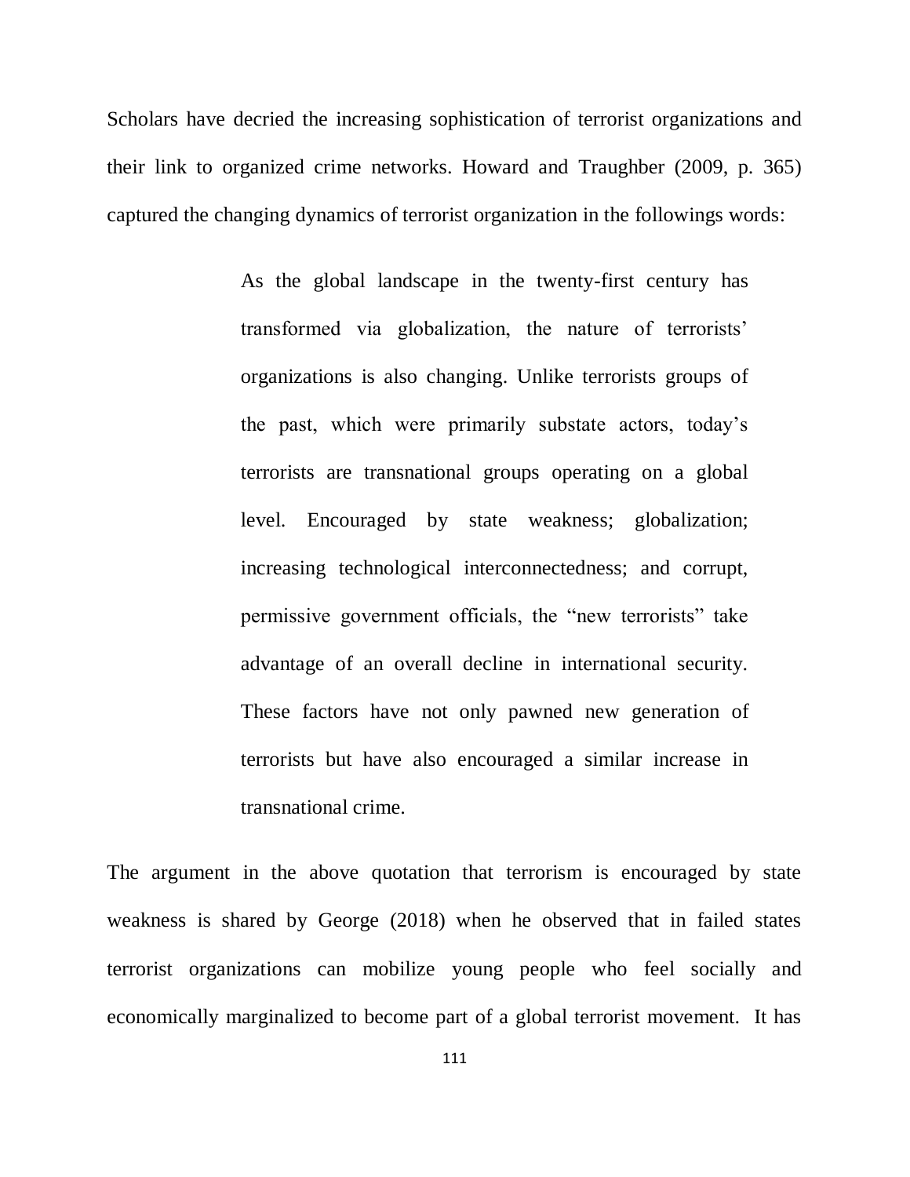Scholars have decried the increasing sophistication of terrorist organizations and their link to organized crime networks. Howard and Traughber (2009, p. 365) captured the changing dynamics of terrorist organization in the followings words:

> As the global landscape in the twenty-first century has transformed via globalization, the nature of terrorists' organizations is also changing. Unlike terrorists groups of the past, which were primarily substate actors, today's terrorists are transnational groups operating on a global level. Encouraged by state weakness; globalization; increasing technological interconnectedness; and corrupt, permissive government officials, the "new terrorists" take advantage of an overall decline in international security. These factors have not only pawned new generation of terrorists but have also encouraged a similar increase in transnational crime.

The argument in the above quotation that terrorism is encouraged by state weakness is shared by George (2018) when he observed that in failed states terrorist organizations can mobilize young people who feel socially and economically marginalized to become part of a global terrorist movement. It has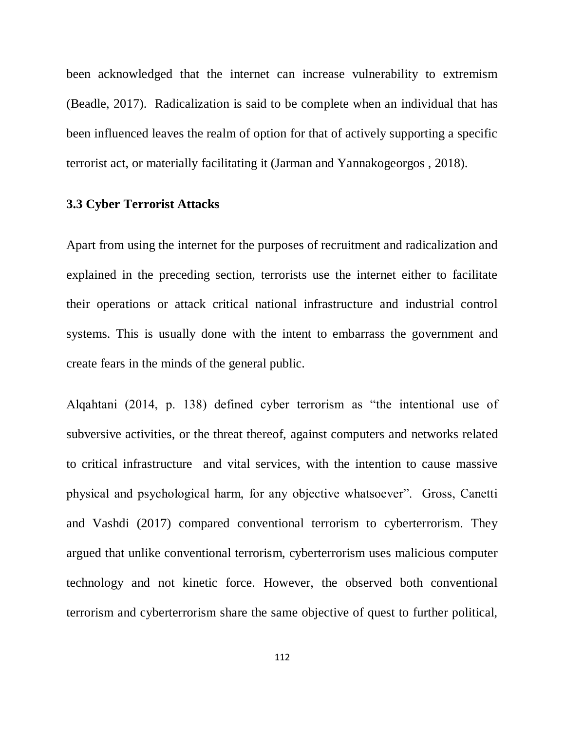been acknowledged that the internet can increase vulnerability to extremism (Beadle, 2017). Radicalization is said to be complete when an individual that has been influenced leaves the realm of option for that of actively supporting a specific terrorist act, or materially facilitating it (Jarman and Yannakogeorgos , 2018).

### 3.3 Cyber Terrorist Attacks

Apart from using the internet for the purposes of recruitment and radicalization and explained in the preceding section, terrorists use the internet either to facilitate their operations or attack critical national infrastructure and industrial control systems. This is usually done with the intent to embarrass the government and create fears in the minds of the general public.

Alqahtani (2014, p. 138) defined cyber terrorism as "the intentional use of subversive activities, or the threat thereof, against computers and networks related to critical infrastructure and vital services, with the intention to cause massive physical and psychological harm, for any objective whatsoever". Gross, Canetti and Vashdi (2017) compared conventional terrorism to cyberterrorism. They argued that unlike conventional terrorism, cyberterrorism uses malicious computer technology and not kinetic force. However, the observed both conventional terrorism and cyberterrorism share the same objective of quest to further political,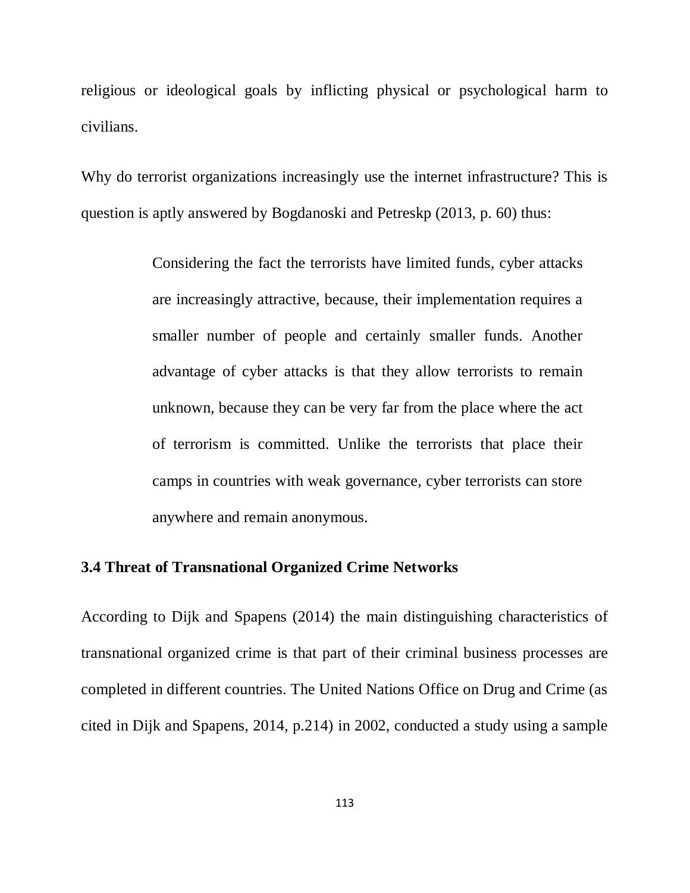religious or ideological goals by inflicting physical or psychological harm to civilians.

Why do terrorist organizations increasingly use the internet infrastructure? This is question is aptly answered by Bogdanoski and Petreskp (2013, p. 60) thus:

> Considering the fact the terrorists have limited funds, cyber attacks are increasingly attractive, because, their implementation requires a smaller number of people and certainly smaller funds. Another advantage of cyber attacks is that they allow terrorists to remain unknown, because they can be very far from the place where the act of terrorism is committed. Unlike the terrorists that place their camps in countries with weak governance, cyber terrorists can store anywhere and remain anonymous.

### 3.4 Threat of Transnational Organized Crime Networks

According to Dijk and Spapens (2014) the main distinguishing characteristics of transnational organized crime is that part of their criminal business processes are completed in different countries. The United Nations Office on Drug and Crime (as cited in Dijk and Spapens, 2014, p.214) in 2002, conducted a study using a sample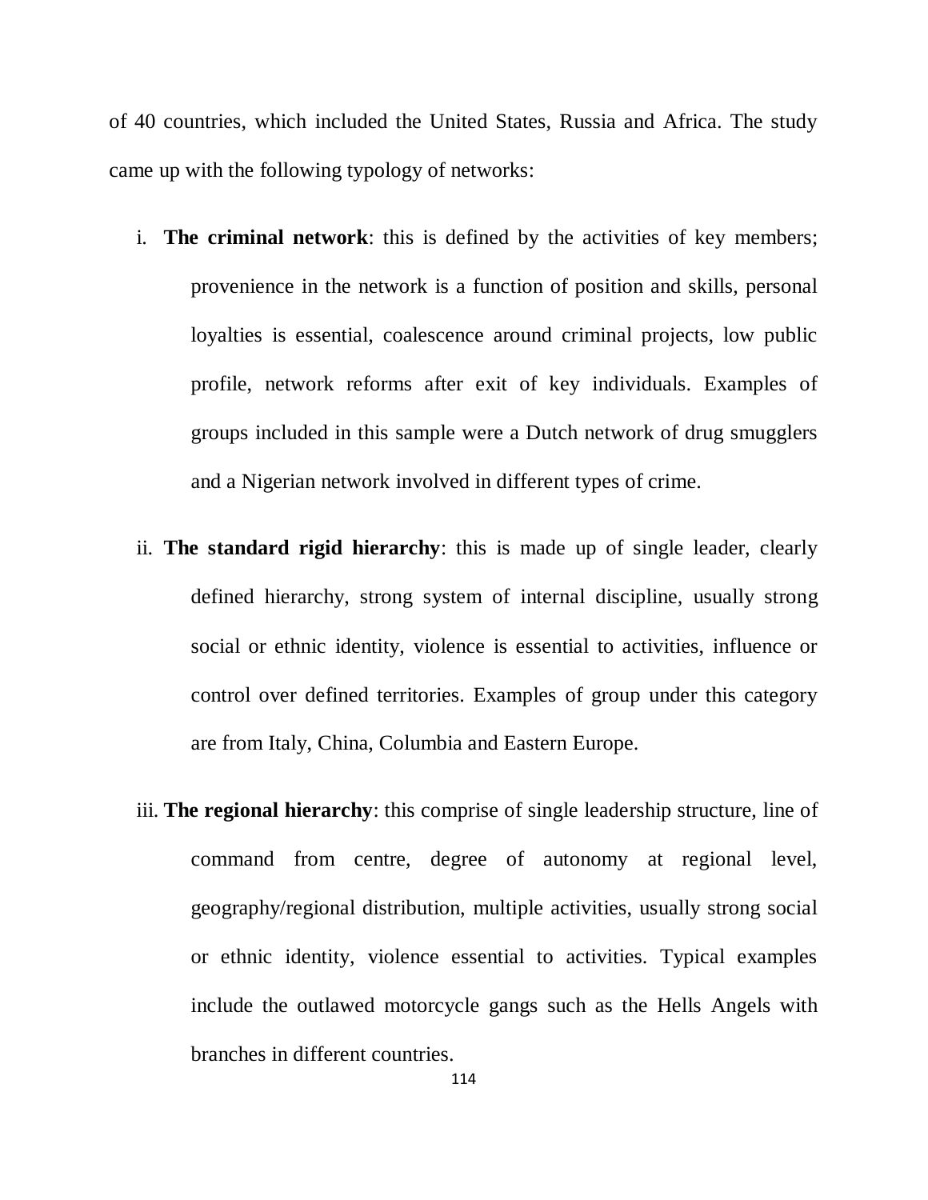of 40 countries, which included the United States, Russia and Africa. The study came up with the following typology of networks:

i. **The criminal network**: this is defined by the activities of key members; provenience in the network is a function of position and skills, personal loyalties is essential, coalescence around criminal projects, low public profile, network reforms after exit of key individuals. Examples of groups included in this sample were a Dutch network of drug smugglers and a Nigerian network involved in different types of crime.

ii. **The standard rigid hierarchy**: this is made up of single leader, clearly defined hierarchy, strong system of internal discipline, usually strong social or ethnic identity, violence is essential to activities, influence or control over defined territories. Examples of group under this category are from Italy, China, Columbia and Eastern Europe.

iii. **The regional hierarchy**: this comprise of single leadership structure, line of command from centre, degree of autonomy at regional level, geography/regional distribution, multiple activities, usually strong social or ethnic identity, violence essential to activities. Typical examples include the outlawed motorcycle gangs such as the Hells Angels with branches in different countries.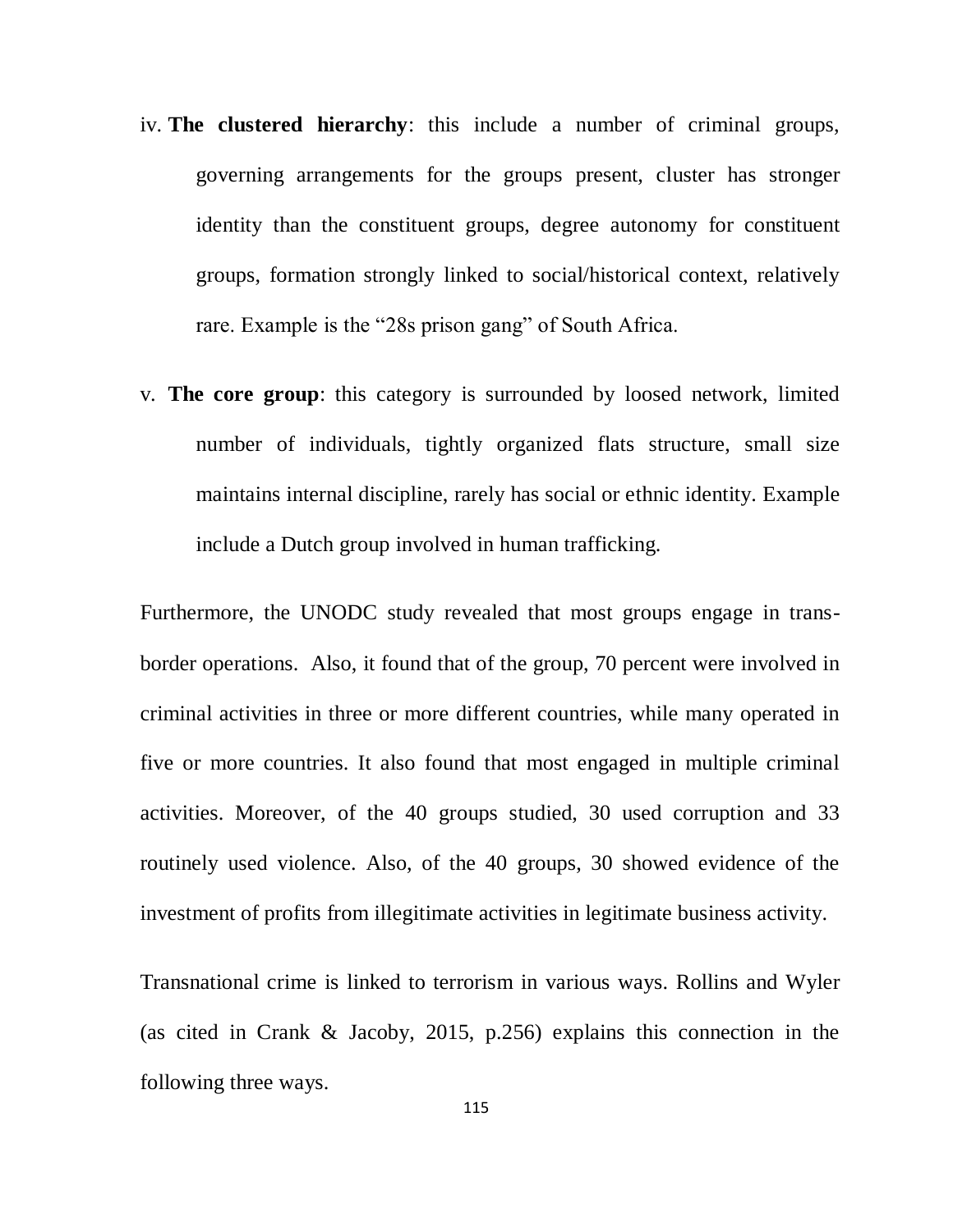iv. **The clustered hierarchy**: this include a number of criminal groups, governing arrangements for the groups present, cluster has stronger identity than the constituent groups, degree autonomy for constituent groups, formation strongly linked to social/historical context, relatively rare. Example is the "28s prison gang" of South Africa.

v. **The core group**: this category is surrounded by loosed network, limited number of individuals, tightly organized flats structure, small size maintains internal discipline, rarely has social or ethnic identity. Example include a Dutch group involved in human trafficking.

Furthermore, the UNODC study revealed that most groups engage in trans-border operations. Also, it found that of the group, 70 percent were involved in criminal activities in three or more different countries, while many operated in five or more countries. It also found that most engaged in multiple criminal activities. Moreover, of the 40 groups studied, 30 used corruption and 33 routinely used violence. Also, of the 40 groups, 30 showed evidence of the investment of profits from illegitimate activities in legitimate business activity.

Transnational crime is linked to terrorism in various ways. Rollins and Wyler (as cited in Crank & Jacoby, 2015, p.256) explains this connection in the following three ways.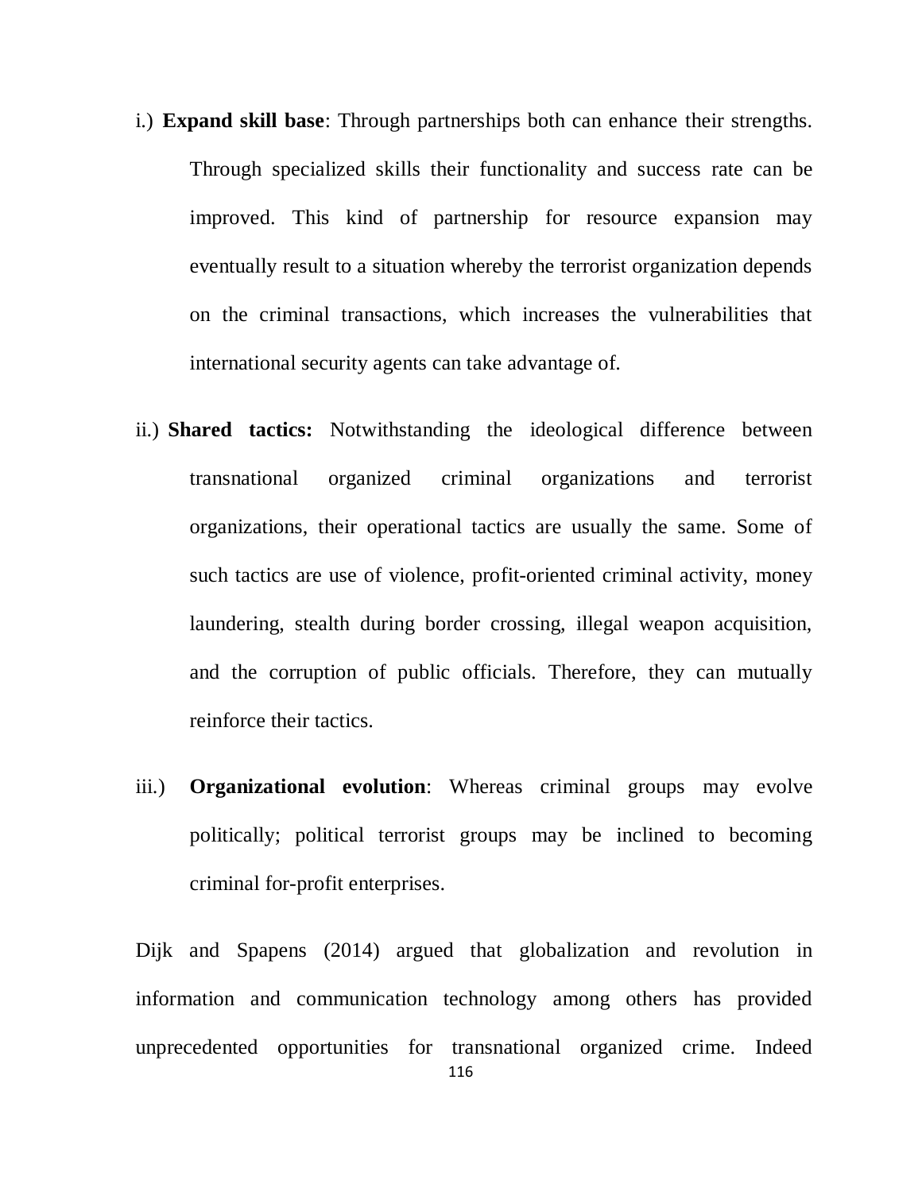i.) **Expand skill base**: Through partnerships both can enhance their strengths. Through specialized skills their functionality and success rate can be improved. This kind of partnership for resource expansion may eventually result to a situation whereby the terrorist organization depends on the criminal transactions, which increases the vulnerabilities that international security agents can take advantage of.

ii.) **Shared tactics:** Notwithstanding the ideological difference between transnational organized criminal organizations and terrorist organizations, their operational tactics are usually the same. Some of such tactics are use of violence, profit-oriented criminal activity, money laundering, stealth during border crossing, illegal weapon acquisition, and the corruption of public officials. Therefore, they can mutually reinforce their tactics.

iii.) **Organizational evolution**: Whereas criminal groups may evolve politically; political terrorist groups may be inclined to becoming criminal for-profit enterprises.

Dijk and Spapens (2014) argued that globalization and revolution in information and communication technology among others has provided unprecedented opportunities for transnational organized crime. Indeed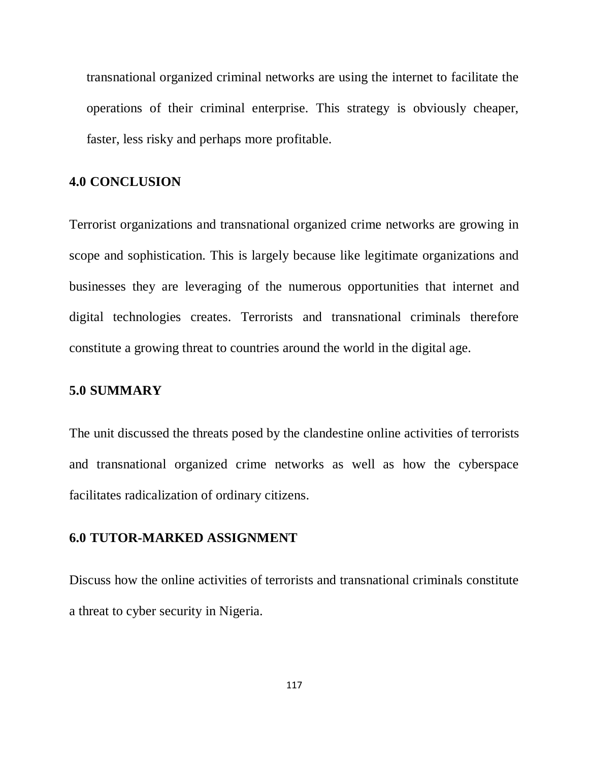transnational organized criminal networks are using the internet to facilitate the operations of their criminal enterprise. This strategy is obviously cheaper, faster, less risky and perhaps more profitable.

## 4.0 CONCLUSION

Terrorist organizations and transnational organized crime networks are growing in scope and sophistication. This is largely because like legitimate organizations and businesses they are leveraging of the numerous opportunities that internet and digital technologies creates. Terrorists and transnational criminals therefore constitute a growing threat to countries around the world in the digital age.

## 5.0 SUMMARY

The unit discussed the threats posed by the clandestine online activities of terrorists and transnational organized crime networks as well as how the cyberspace facilitates radicalization of ordinary citizens.

## 6.0 TUTOR-MARKED ASSIGNMENT

Discuss how the online activities of terrorists and transnational criminals constitute a threat to cyber security in Nigeria.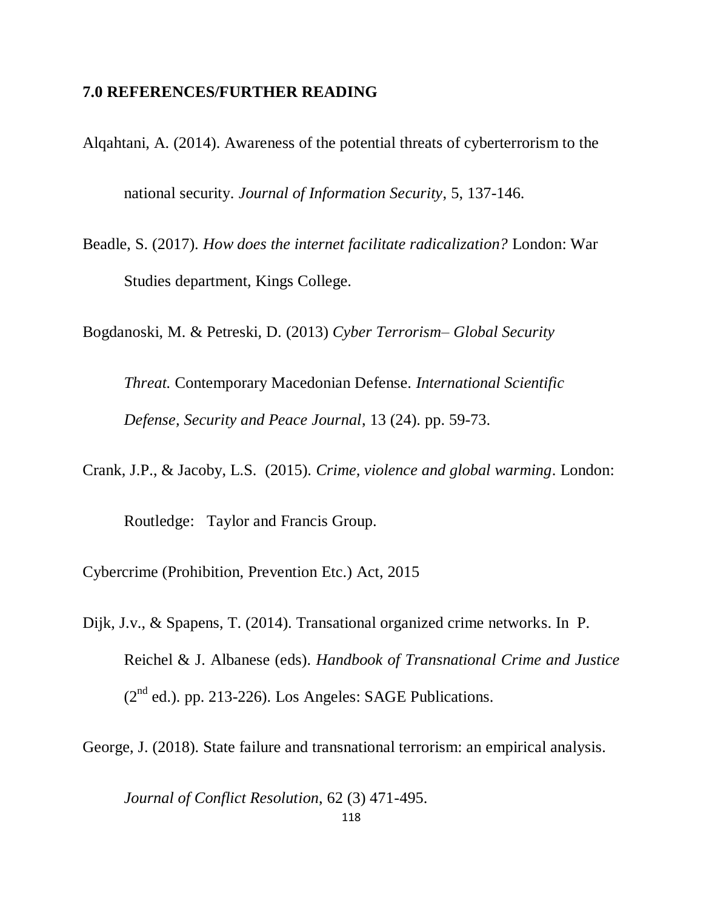## 7.0 REFERENCES/FURTHER READING

Alqahtani, A. (2014). Awareness of the potential threats of cyberterrorism to the national security. *Journal of Information Security*, 5, 137-146.

Beadle, S. (2017). *How does the internet facilitate radicalization?* London: War Studies department, Kings College.

Bogdanoski, M. & Petreski, D. (2013) *Cyber Terrorism– Global Security Threat.* Contemporary Macedonian Defense. *International Scientific Defense, Security and Peace Journal*, 13 (24). pp. 59-73.

Crank, J.P., & Jacoby, L.S. (2015). *Crime, violence and global warming*. London: Routledge: Taylor and Francis Group.

Cybercrime (Prohibition, Prevention Etc.) Act, 2015

Dijk, J.v., & Spapens, T. (2014). Transational organized crime networks. In P. Reichel & J. Albanese (eds). *Handbook of Transnational Crime and Justice* (2nd ed.). pp. 213-226). Los Angeles: SAGE Publications.

George, J. (2018). State failure and transnational terrorism: an empirical analysis. *Journal of Conflict Resolution*, 62 (3) 471-495.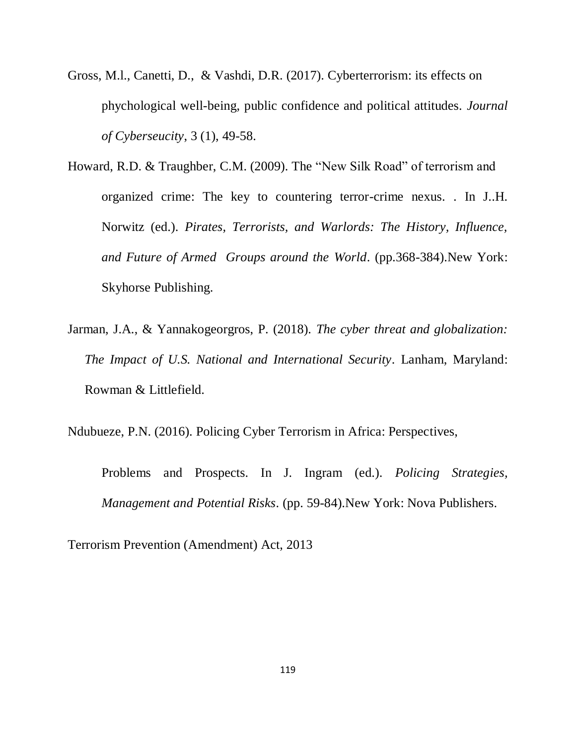Gross, M.l., Canetti, D., & Vashdi, D.R. (2017). Cyberterrorism: its effects on phychological well-being, public confidence and political attitudes. *Journal of Cyberseucity*, 3 (1), 49-58.

Howard, R.D. & Traughber, C.M. (2009). The "New Silk Road" of terrorism and organized crime: The key to countering terror-crime nexus. . In J..H. Norwitz (ed.). *Pirates, Terrorists, and Warlords: The History, Influence, and Future of Armed Groups around the World*. (pp.368-384).New York: Skyhorse Publishing.

Jarman, J.A., & Yannakogeorgros, P. (2018). *The cyber threat and globalization: The Impact of U.S. National and International Security*. Lanham, Maryland: Rowman & Littlefield.

Ndubueze, P.N. (2016). Policing Cyber Terrorism in Africa: Perspectives,

Problems and Prospects. In J. Ingram (ed.). *Policing Strategies, Management and Potential Risks*. (pp. 59-84).New York: Nova Publishers.

Terrorism Prevention (Amendment) Act, 2013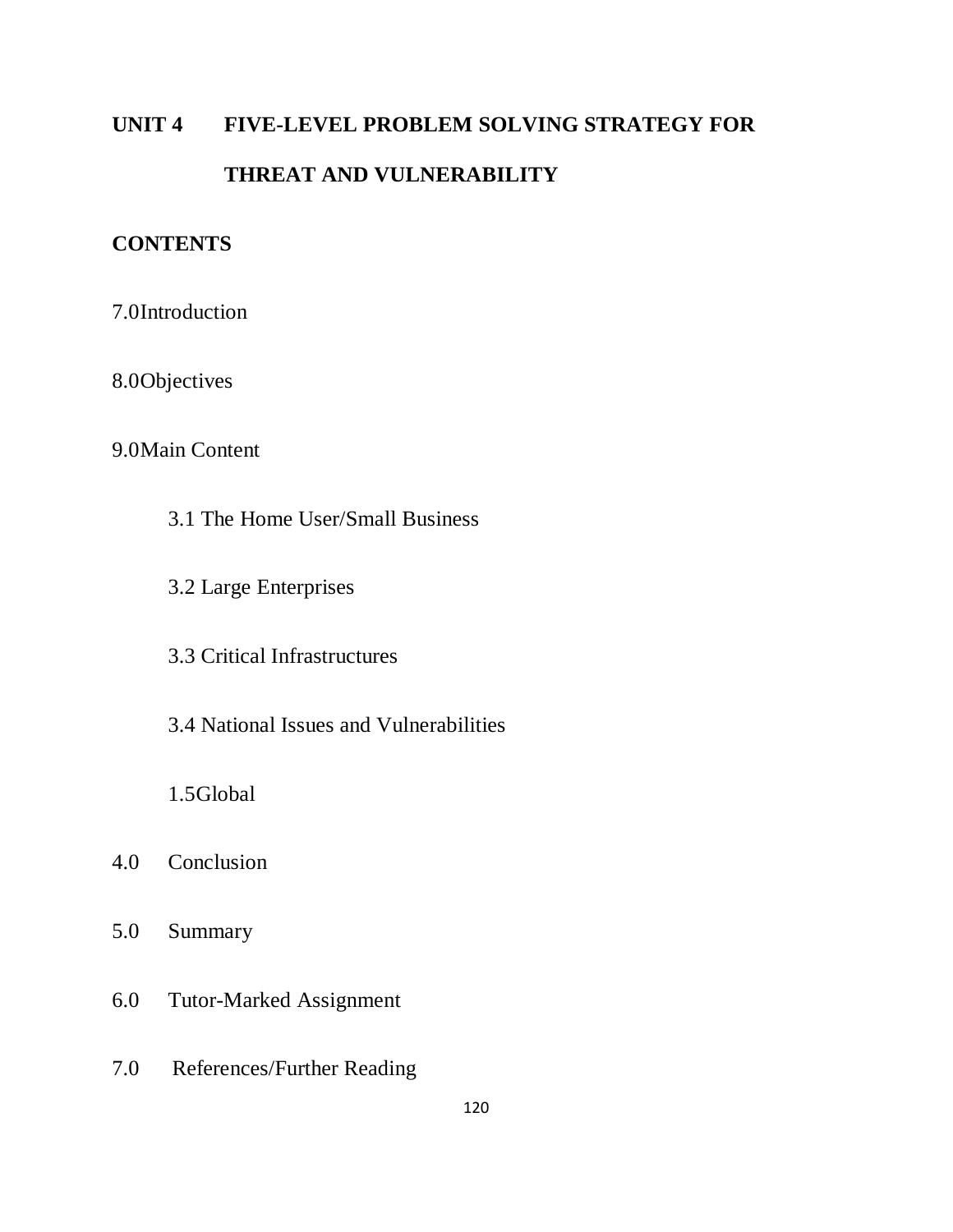# UNIT 4 FIVE-LEVEL PROBLEM SOLVING STRATEGY FOR THREAT AND VULNERABILITY

## CONTENTS

7.0Introduction

8.0Objectives

9.0Main Content

- 3.1 The Home User/Small Business
- 3.2 Large Enterprises
- 3.3 Critical Infrastructures
- 3.4 National Issues and Vulnerabilities
- 1.5Global

4.0 Conclusion

5.0 Summary

6.0 Tutor-Marked Assignment

7.0 References/Further Reading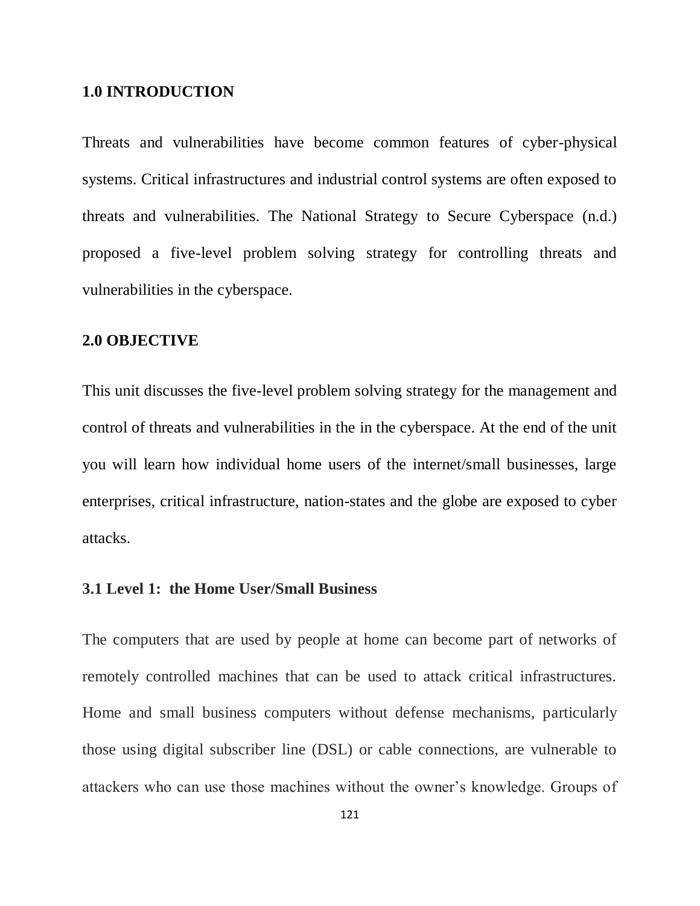## 1.0 INTRODUCTION

Threats and vulnerabilities have become common features of cyber-physical systems. Critical infrastructures and industrial control systems are often exposed to threats and vulnerabilities. The National Strategy to Secure Cyberspace (n.d.) proposed a five-level problem solving strategy for controlling threats and vulnerabilities in the cyberspace.

## 2.0 OBJECTIVE

This unit discusses the five-level problem solving strategy for the management and control of threats and vulnerabilities in the in the cyberspace. At the end of the unit you will learn how individual home users of the internet/small businesses, large enterprises, critical infrastructure, nation-states and the globe are exposed to cyber attacks.

### 3.1 Level 1: the Home User/Small Business

The computers that are used by people at home can become part of networks of remotely controlled machines that can be used to attack critical infrastructures. Home and small business computers without defense mechanisms, particularly those using digital subscriber line (DSL) or cable connections, are vulnerable to attackers who can use those machines without the owner's knowledge. Groups of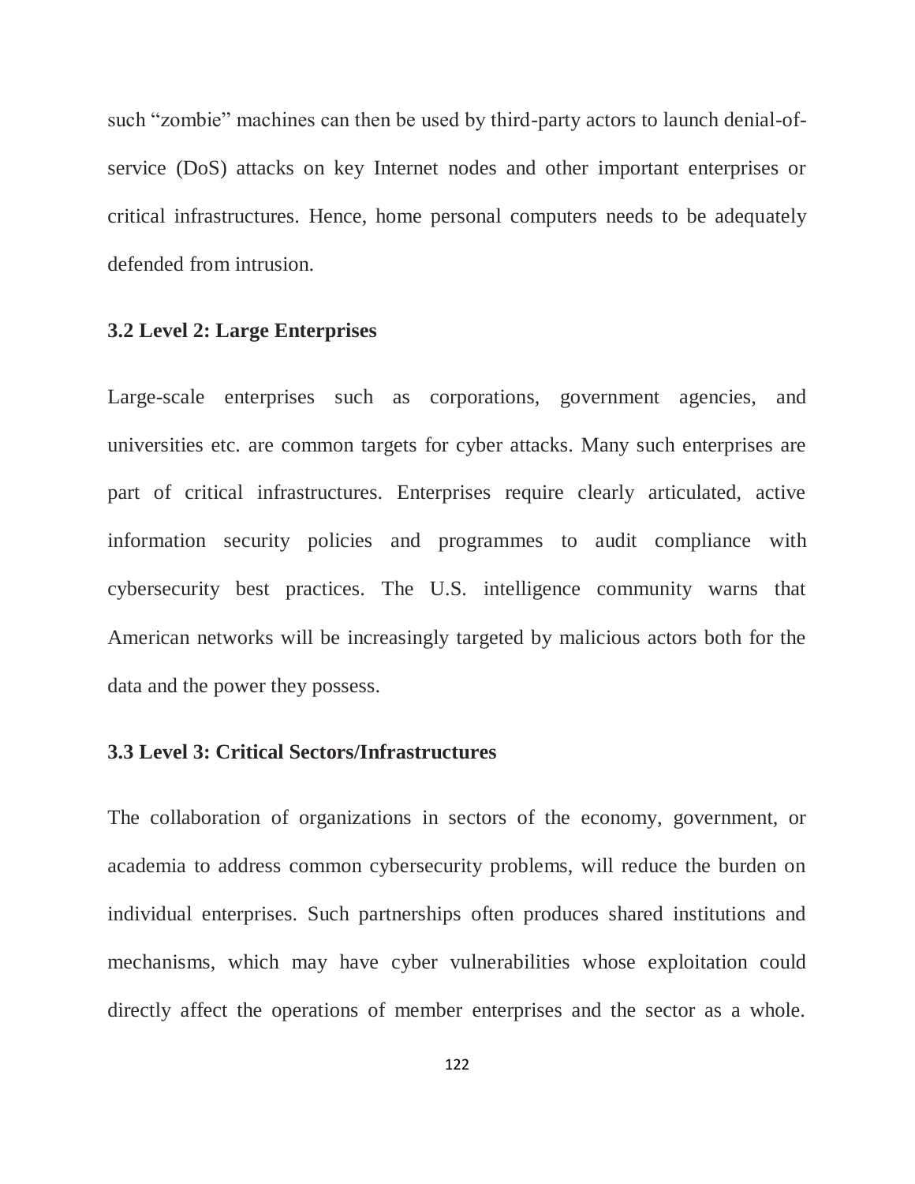such "zombie" machines can then be used by third-party actors to launch denial-of-service (DoS) attacks on key Internet nodes and other important enterprises or critical infrastructures. Hence, home personal computers needs to be adequately defended from intrusion.

### 3.2 Level 2: Large Enterprises

Large-scale enterprises such as corporations, government agencies, and universities etc. are common targets for cyber attacks. Many such enterprises are part of critical infrastructures. Enterprises require clearly articulated, active information security policies and programmes to audit compliance with cybersecurity best practices. The U.S. intelligence community warns that American networks will be increasingly targeted by malicious actors both for the data and the power they possess.

### 3.3 Level 3: Critical Sectors/Infrastructures

The collaboration of organizations in sectors of the economy, government, or academia to address common cybersecurity problems, will reduce the burden on individual enterprises. Such partnerships often produces shared institutions and mechanisms, which may have cyber vulnerabilities whose exploitation could directly affect the operations of member enterprises and the sector as a whole.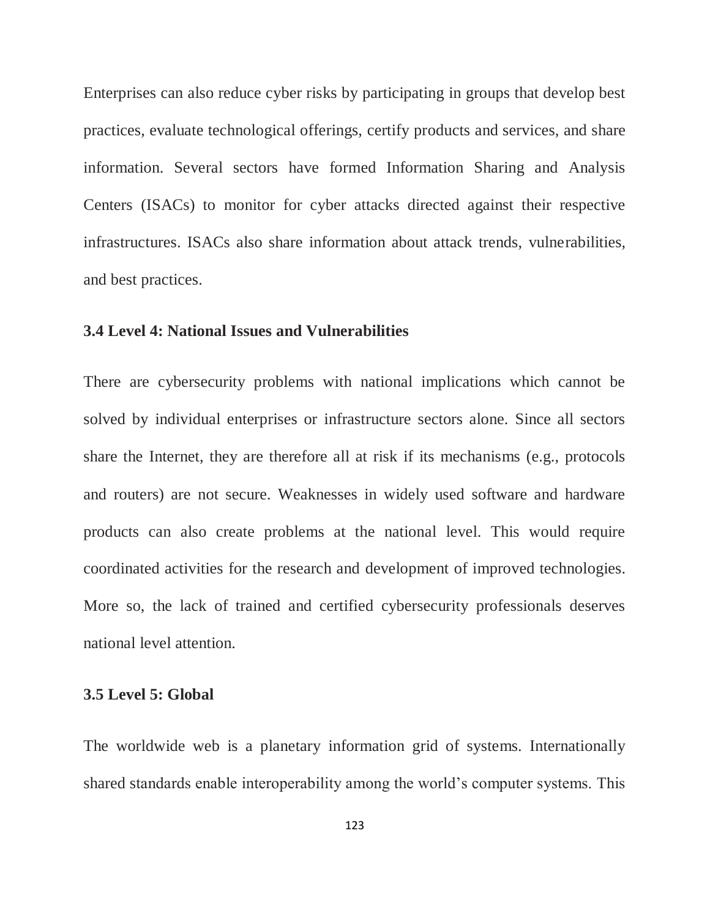Enterprises can also reduce cyber risks by participating in groups that develop best practices, evaluate technological offerings, certify products and services, and share information. Several sectors have formed Information Sharing and Analysis Centers (ISACs) to monitor for cyber attacks directed against their respective infrastructures. ISACs also share information about attack trends, vulnerabilities, and best practices.

### 3.4 Level 4: National Issues and Vulnerabilities

There are cybersecurity problems with national implications which cannot be solved by individual enterprises or infrastructure sectors alone. Since all sectors share the Internet, they are therefore all at risk if its mechanisms (e.g., protocols and routers) are not secure. Weaknesses in widely used software and hardware products can also create problems at the national level. This would require coordinated activities for the research and development of improved technologies. More so, the lack of trained and certified cybersecurity professionals deserves national level attention.

### 3.5 Level 5: Global

The worldwide web is a planetary information grid of systems. Internationally shared standards enable interoperability among the world's computer systems. This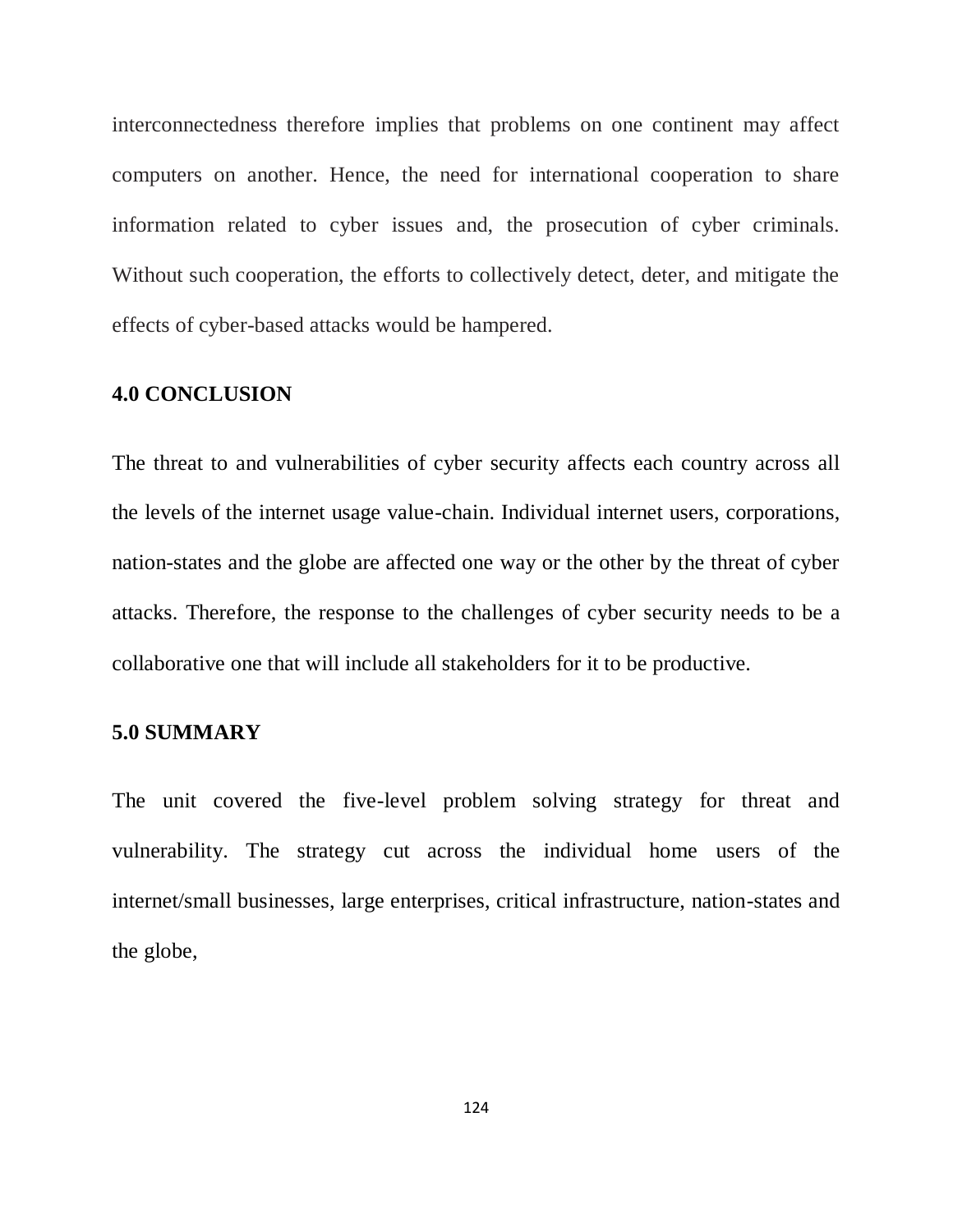interconnectedness therefore implies that problems on one continent may affect computers on another. Hence, the need for international cooperation to share information related to cyber issues and, the prosecution of cyber criminals. Without such cooperation, the efforts to collectively detect, deter, and mitigate the effects of cyber-based attacks would be hampered.

## 4.0 CONCLUSION

The threat to and vulnerabilities of cyber security affects each country across all the levels of the internet usage value-chain. Individual internet users, corporations, nation-states and the globe are affected one way or the other by the threat of cyber attacks. Therefore, the response to the challenges of cyber security needs to be a collaborative one that will include all stakeholders for it to be productive.

## 5.0 SUMMARY

The unit covered the five-level problem solving strategy for threat and vulnerability. The strategy cut across the individual home users of the internet/small businesses, large enterprises, critical infrastructure, nation-states and the globe,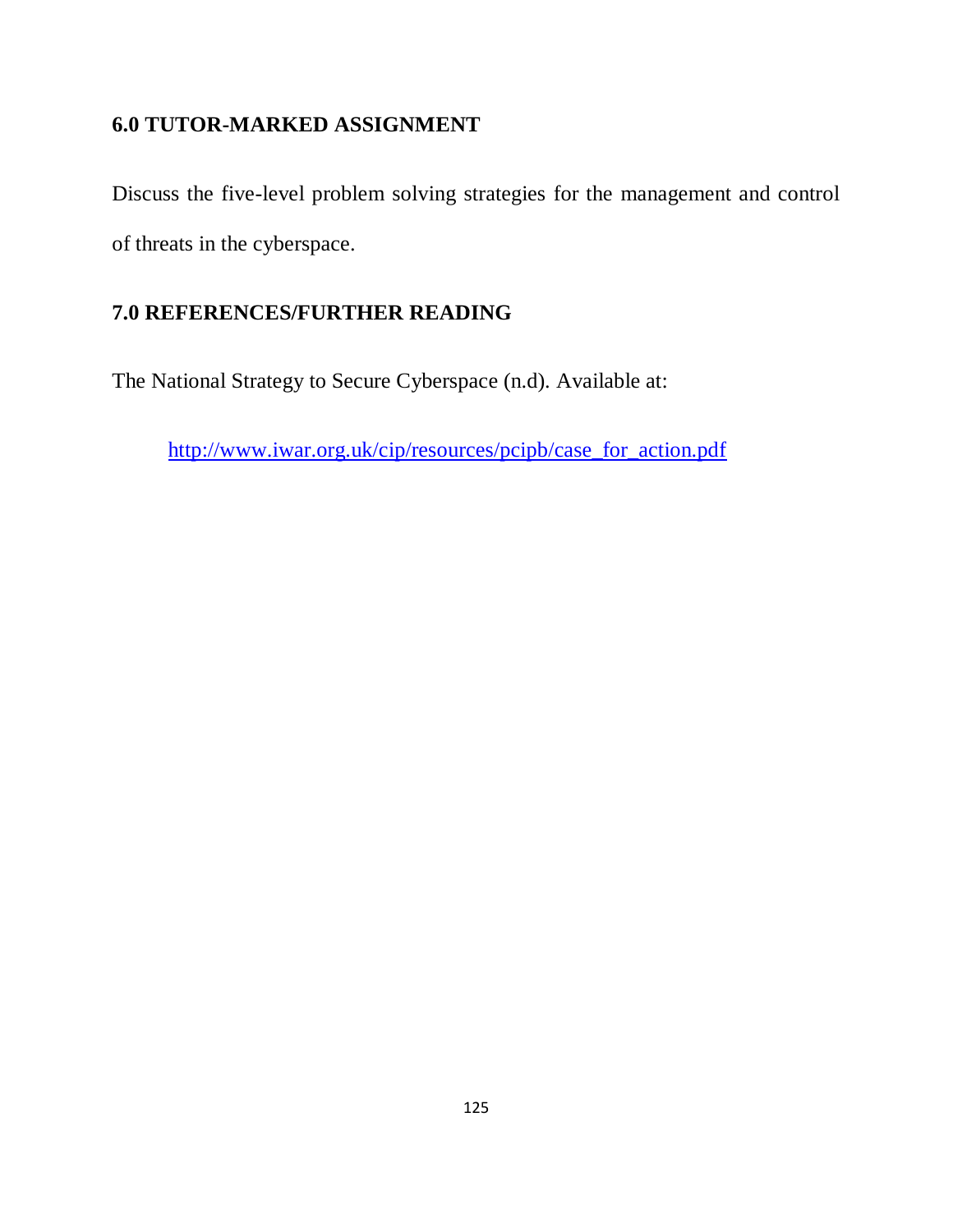## 6.0 TUTOR-MARKED ASSIGNMENT

Discuss the five-level problem solving strategies for the management and control of threats in the cyberspace.

## 7.0 REFERENCES/FURTHER READING

The National Strategy to Secure Cyberspace (n.d). Available at:

http://www.iwar.org.uk/cip/resources/pcipb/case_for_action.pdf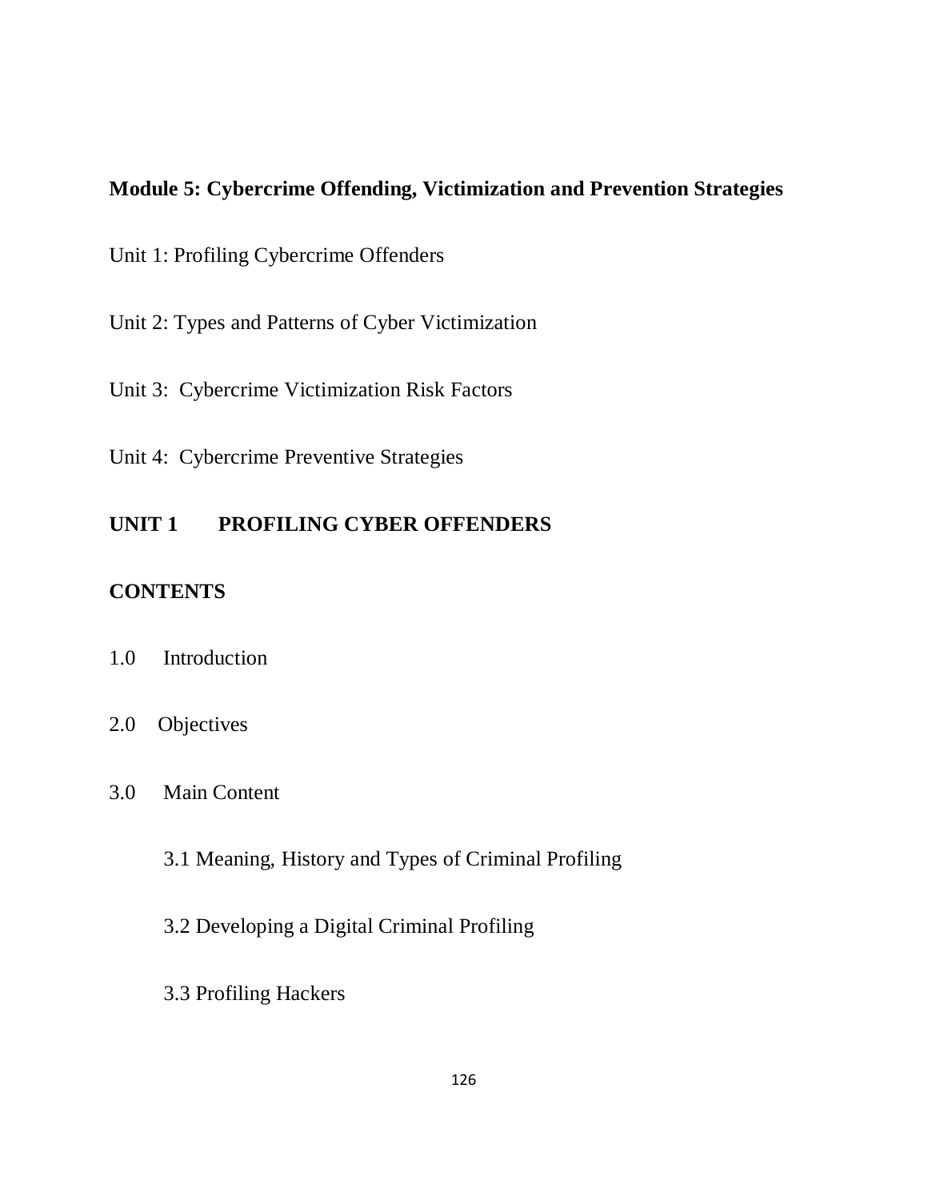## Module 5: Cybercrime Offending, Victimization and Prevention Strategies

Unit 1: Profiling Cybercrime Offenders

Unit 2: Types and Patterns of Cyber Victimization

Unit 3: Cybercrime Victimization Risk Factors

Unit 4: Cybercrime Preventive Strategies

### UNIT 1 PROFILING CYBER OFFENDERS

### CONTENTS

1.0 Introduction

2.0 Objectives

3.0 Main Content

3.1 Meaning, History and Types of Criminal Profiling

3.2 Developing a Digital Criminal Profiling

3.3 Profiling Hackers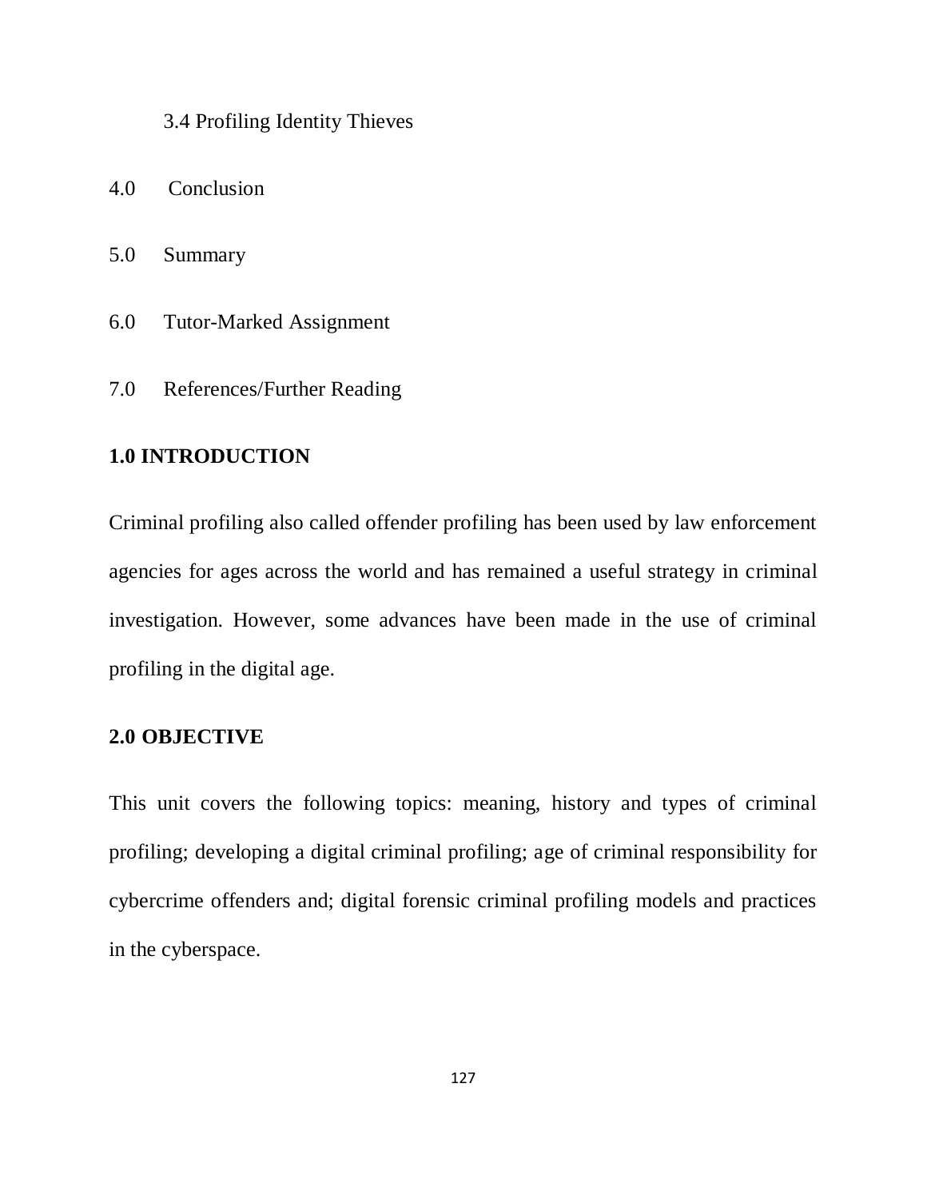3.4 Profiling Identity Thieves

4.0 Conclusion

5.0 Summary

6.0 Tutor-Marked Assignment

7.0 References/Further Reading

## 1.0 INTRODUCTION

Criminal profiling also called offender profiling has been used by law enforcement agencies for ages across the world and has remained a useful strategy in criminal investigation. However, some advances have been made in the use of criminal profiling in the digital age.

## 2.0 OBJECTIVE

This unit covers the following topics: meaning, history and types of criminal profiling; developing a digital criminal profiling; age of criminal responsibility for cybercrime offenders and; digital forensic criminal profiling models and practices in the cyberspace.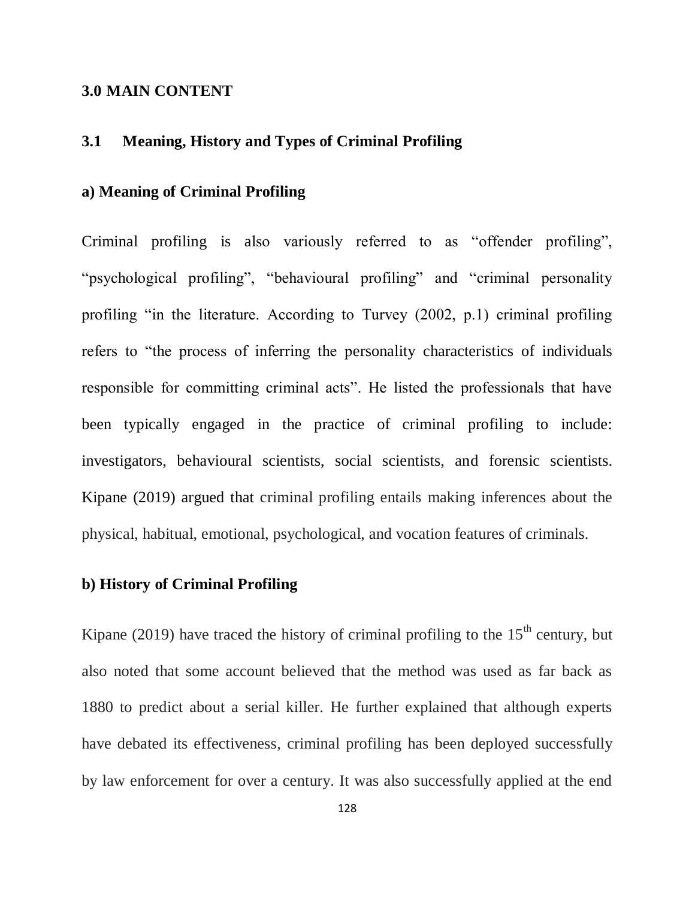## 3.0 MAIN CONTENT

### 3.1 Meaning, History and Types of Criminal Profiling

#### a) Meaning of Criminal Profiling

Criminal profiling is also variously referred to as "offender profiling", "psychological profiling", "behavioural profiling" and "criminal personality profiling "in the literature. According to Turvey (2002, p.1) criminal profiling refers to "the process of inferring the personality characteristics of individuals responsible for committing criminal acts". He listed the professionals that have been typically engaged in the practice of criminal profiling to include: investigators, behavioural scientists, social scientists, and forensic scientists. Kipane (2019) argued that criminal profiling entails making inferences about the physical, habitual, emotional, psychological, and vocation features of criminals.

#### b) History of Criminal Profiling

Kipane (2019) have traced the history of criminal profiling to the 15th century, but also noted that some account believed that the method was used as far back as 1880 to predict about a serial killer. He further explained that although experts have debated its effectiveness, criminal profiling has been deployed successfully by law enforcement for over a century. It was also successfully applied at the end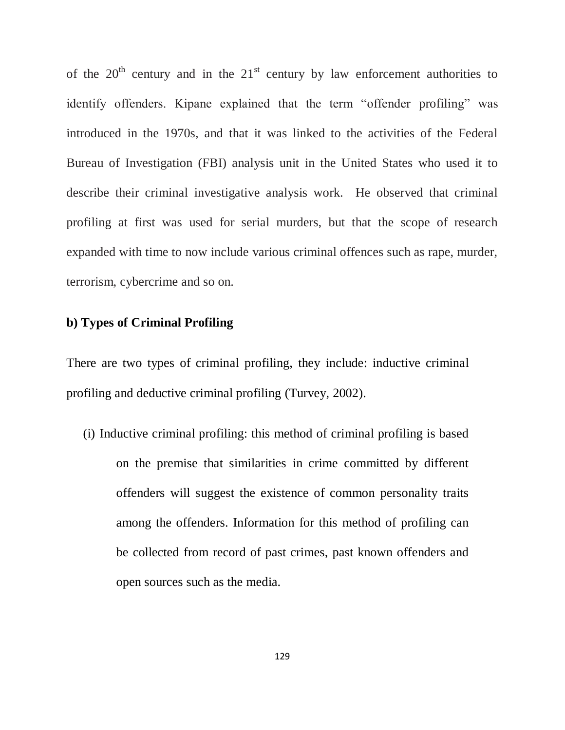of the $20^{th}$ century and in the $21^{st}$ century by law enforcement authorities to identify offenders. Kipane explained that the term "offender profiling" was introduced in the 1970s, and that it was linked to the activities of the Federal Bureau of Investigation (FBI) analysis unit in the United States who used it to describe their criminal investigative analysis work. He observed that criminal profiling at first was used for serial murders, but that the scope of research expanded with time to now include various criminal offences such as rape, murder, terrorism, cybercrime and so on.

**b) Types of Criminal Profiling**

There are two types of criminal profiling, they include: inductive criminal profiling and deductive criminal profiling (Turvey, 2002).

(i) Inductive criminal profiling: this method of criminal profiling is based on the premise that similarities in crime committed by different offenders will suggest the existence of common personality traits among the offenders. Information for this method of profiling can be collected from record of past crimes, past known offenders and open sources such as the media.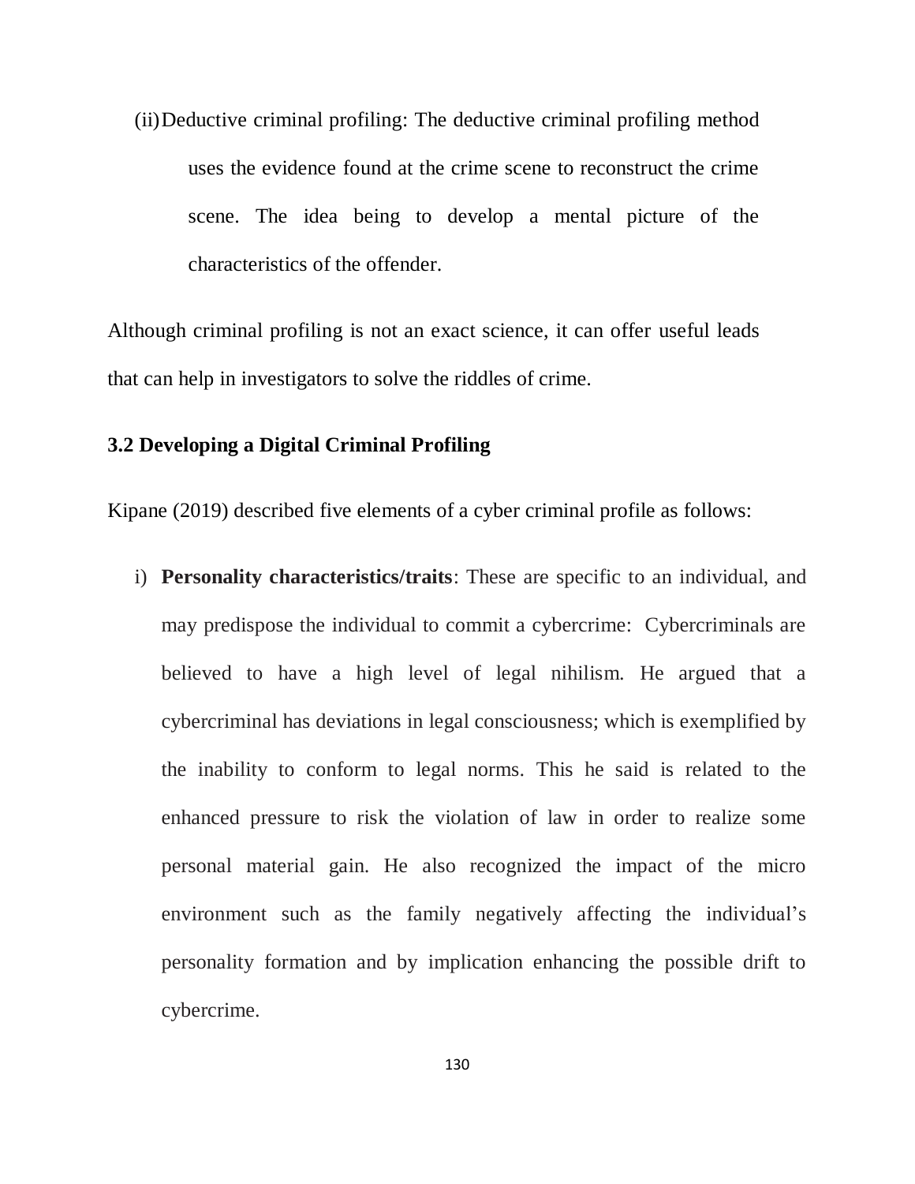(ii) Deductive criminal profiling: The deductive criminal profiling method uses the evidence found at the crime scene to reconstruct the crime scene. The idea being to develop a mental picture of the characteristics of the offender.

Although criminal profiling is not an exact science, it can offer useful leads that can help in investigators to solve the riddles of crime.

### 3.2 Developing a Digital Criminal Profiling

Kipane (2019) described five elements of a cyber criminal profile as follows:

i) **Personality characteristics/traits**: These are specific to an individual, and may predispose the individual to commit a cybercrime: Cybercriminals are believed to have a high level of legal nihilism. He argued that a cybercriminal has deviations in legal consciousness; which is exemplified by the inability to conform to legal norms. This he said is related to the enhanced pressure to risk the violation of law in order to realize some personal material gain. He also recognized the impact of the micro environment such as the family negatively affecting the individual's personality formation and by implication enhancing the possible drift to cybercrime.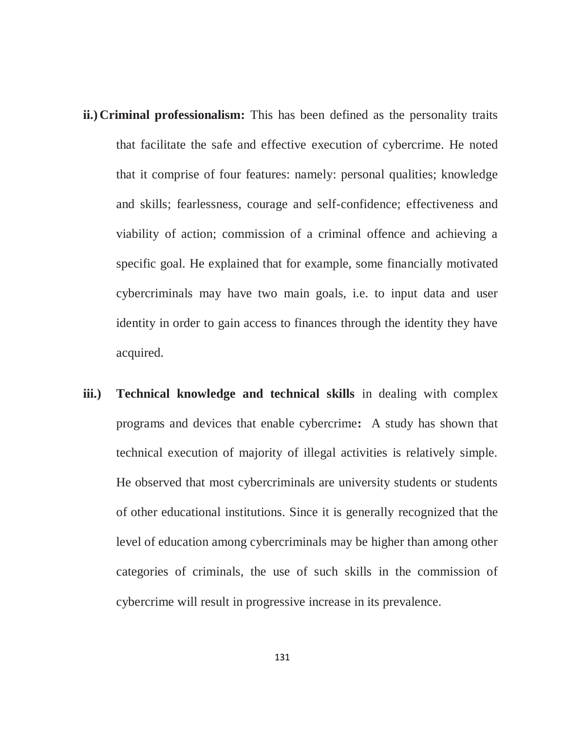ii.) **Criminal professionalism:** This has been defined as the personality traits that facilitate the safe and effective execution of cybercrime. He noted that it comprise of four features: namely: personal qualities; knowledge and skills; fearlessness, courage and self-confidence; effectiveness and viability of action; commission of a criminal offence and achieving a specific goal. He explained that for example, some financially motivated cybercriminals may have two main goals, i.e. to input data and user identity in order to gain access to finances through the identity they have acquired.

iii.) **Technical knowledge and technical skills** in dealing with complex programs and devices that enable cybercrime**:** A study has shown that technical execution of majority of illegal activities is relatively simple. He observed that most cybercriminals are university students or students of other educational institutions. Since it is generally recognized that the level of education among cybercriminals may be higher than among other categories of criminals, the use of such skills in the commission of cybercrime will result in progressive increase in its prevalence.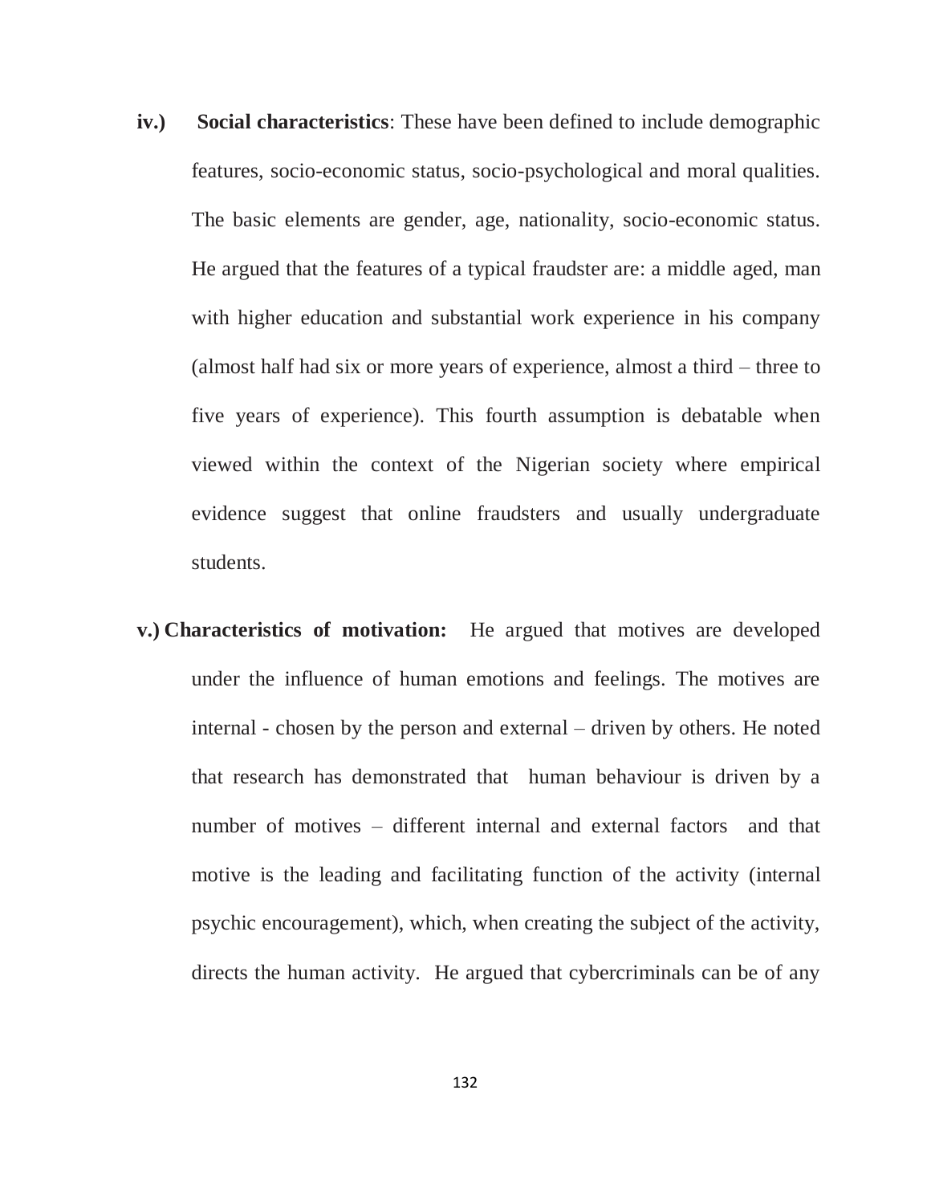iv.) **Social characteristics**: These have been defined to include demographic features, socio-economic status, socio-psychological and moral qualities. The basic elements are gender, age, nationality, socio-economic status. He argued that the features of a typical fraudster are: a middle aged, man with higher education and substantial work experience in his company (almost half had six or more years of experience, almost a third – three to five years of experience). This fourth assumption is debatable when viewed within the context of the Nigerian society where empirical evidence suggest that online fraudsters and usually undergraduate students.

v.) **Characteristics of motivation:** He argued that motives are developed under the influence of human emotions and feelings. The motives are internal - chosen by the person and external – driven by others. He noted that research has demonstrated that human behaviour is driven by a number of motives – different internal and external factors and that motive is the leading and facilitating function of the activity (internal psychic encouragement), which, when creating the subject of the activity, directs the human activity. He argued that cybercriminals can be of any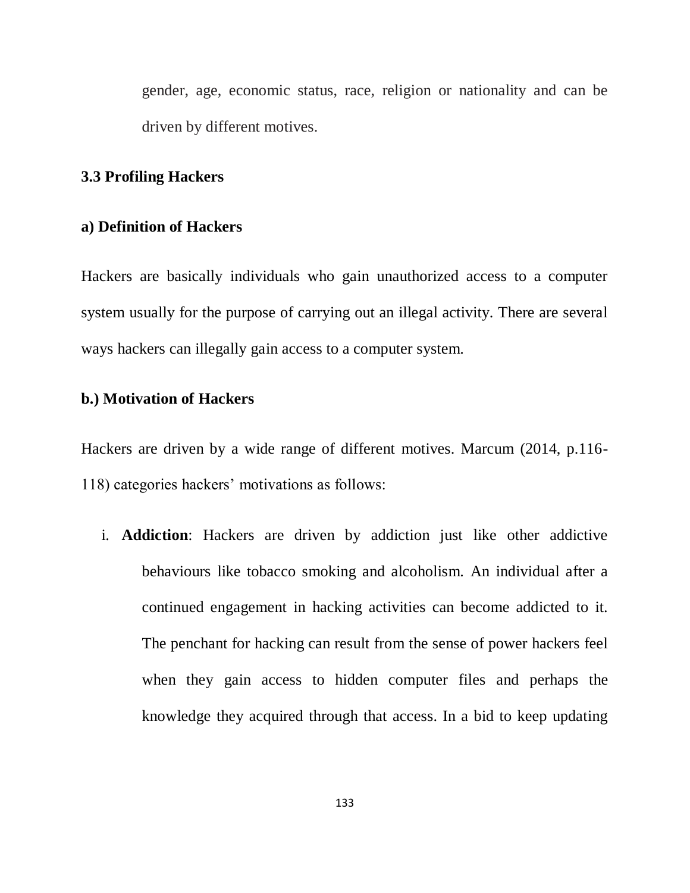gender, age, economic status, race, religion or nationality and can be driven by different motives.

### 3.3 Profiling Hackers

#### a) Definition of Hackers

Hackers are basically individuals who gain unauthorized access to a computer system usually for the purpose of carrying out an illegal activity. There are several ways hackers can illegally gain access to a computer system.

#### b.) Motivation of Hackers

Hackers are driven by a wide range of different motives. Marcum (2014, p.116-118) categories hackers' motivations as follows:

i. **Addiction**: Hackers are driven by addiction just like other addictive behaviours like tobacco smoking and alcoholism. An individual after a continued engagement in hacking activities can become addicted to it. The penchant for hacking can result from the sense of power hackers feel when they gain access to hidden computer files and perhaps the knowledge they acquired through that access. In a bid to keep updating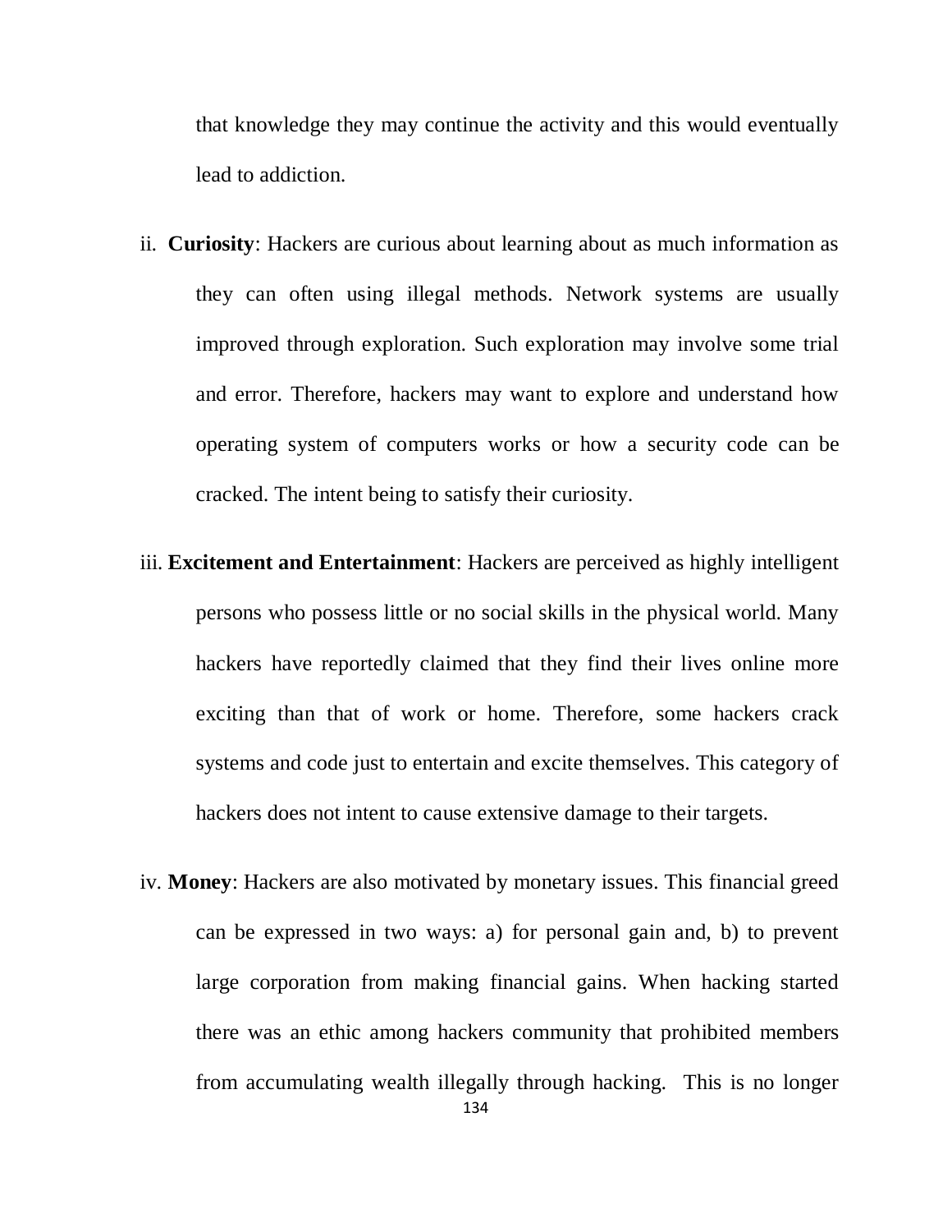that knowledge they may continue the activity and this would eventually lead to addiction.

ii. **Curiosity**: Hackers are curious about learning about as much information as they can often using illegal methods. Network systems are usually improved through exploration. Such exploration may involve some trial and error. Therefore, hackers may want to explore and understand how operating system of computers works or how a security code can be cracked. The intent being to satisfy their curiosity.

iii. **Excitement and Entertainment**: Hackers are perceived as highly intelligent persons who possess little or no social skills in the physical world. Many hackers have reportedly claimed that they find their lives online more exciting than that of work or home. Therefore, some hackers crack systems and code just to entertain and excite themselves. This category of hackers does not intent to cause extensive damage to their targets.

iv. **Money**: Hackers are also motivated by monetary issues. This financial greed can be expressed in two ways: a) for personal gain and, b) to prevent large corporation from making financial gains. When hacking started there was an ethic among hackers community that prohibited members from accumulating wealth illegally through hacking. This is no longer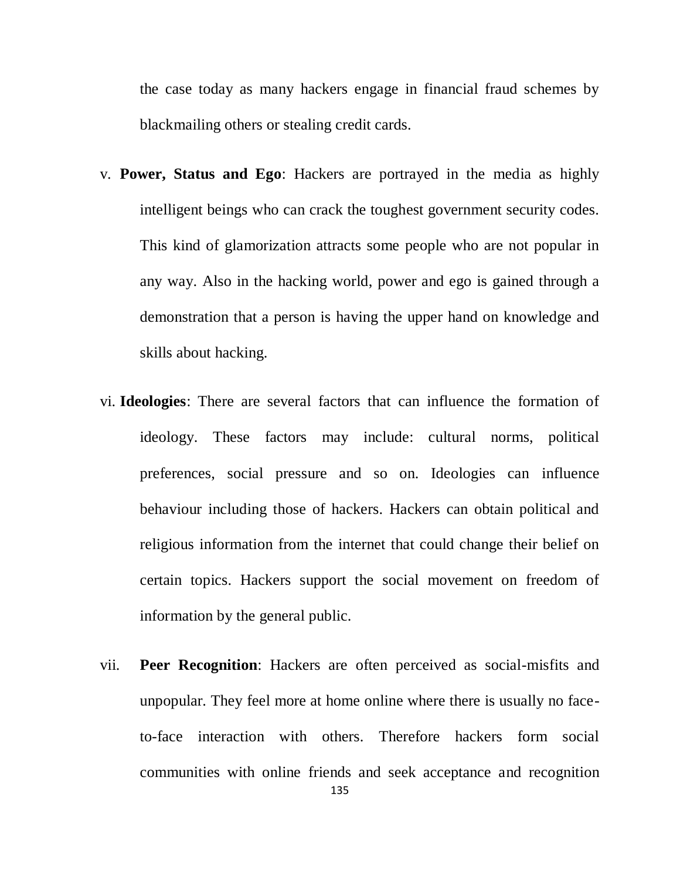the case today as many hackers engage in financial fraud schemes by blackmailing others or stealing credit cards.

v. **Power, Status and Ego**: Hackers are portrayed in the media as highly intelligent beings who can crack the toughest government security codes. This kind of glamorization attracts some people who are not popular in any way. Also in the hacking world, power and ego is gained through a demonstration that a person is having the upper hand on knowledge and skills about hacking.

vi. **Ideologies**: There are several factors that can influence the formation of ideology. These factors may include: cultural norms, political preferences, social pressure and so on. Ideologies can influence behaviour including those of hackers. Hackers can obtain political and religious information from the internet that could change their belief on certain topics. Hackers support the social movement on freedom of information by the general public.

vii. **Peer Recognition**: Hackers are often perceived as social-misfits and unpopular. They feel more at home online where there is usually no face-to-face interaction with others. Therefore hackers form social communities with online friends and seek acceptance and recognition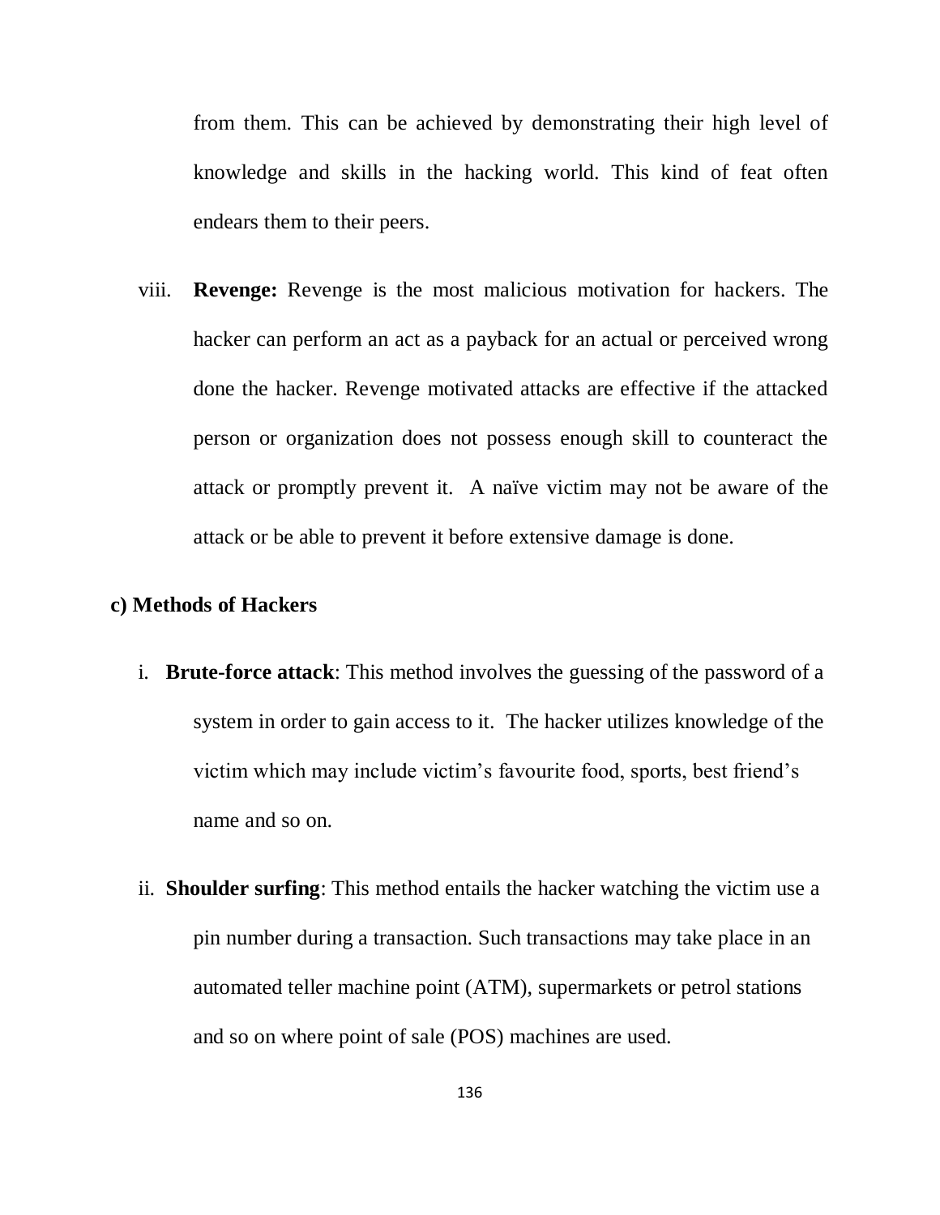from them. This can be achieved by demonstrating their high level of knowledge and skills in the hacking world. This kind of feat often endears them to their peers.

viii. **Revenge:** Revenge is the most malicious motivation for hackers. The hacker can perform an act as a payback for an actual or perceived wrong done the hacker. Revenge motivated attacks are effective if the attacked person or organization does not possess enough skill to counteract the attack or promptly prevent it. A naïve victim may not be aware of the attack or be able to prevent it before extensive damage is done.

**c) Methods of Hackers**

i. **Brute-force attack**: This method involves the guessing of the password of a system in order to gain access to it. The hacker utilizes knowledge of the victim which may include victim's favourite food, sports, best friend's name and so on.

ii. **Shoulder surfing**: This method entails the hacker watching the victim use a pin number during a transaction. Such transactions may take place in an automated teller machine point (ATM), supermarkets or petrol stations and so on where point of sale (POS) machines are used.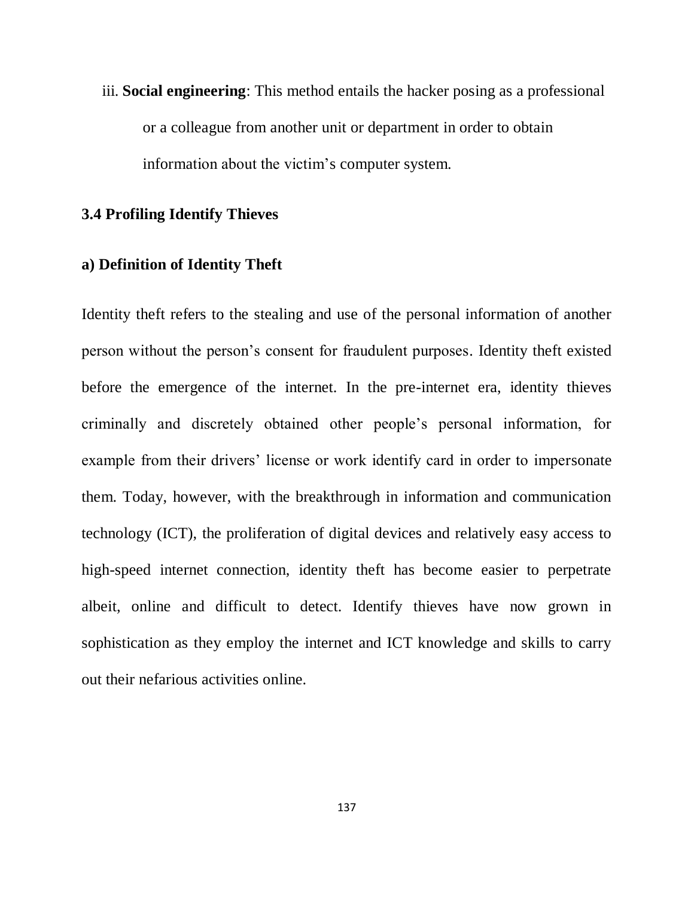iii. **Social engineering**: This method entails the hacker posing as a professional or a colleague from another unit or department in order to obtain information about the victim's computer system.

### 3.4 Profiling Identify Thieves

#### a) Definition of Identity Theft

Identity theft refers to the stealing and use of the personal information of another person without the person's consent for fraudulent purposes. Identity theft existed before the emergence of the internet. In the pre-internet era, identity thieves criminally and discretely obtained other people's personal information, for example from their drivers' license or work identify card in order to impersonate them. Today, however, with the breakthrough in information and communication technology (ICT), the proliferation of digital devices and relatively easy access to high-speed internet connection, identity theft has become easier to perpetrate albeit, online and difficult to detect. Identify thieves have now grown in sophistication as they employ the internet and ICT knowledge and skills to carry out their nefarious activities online.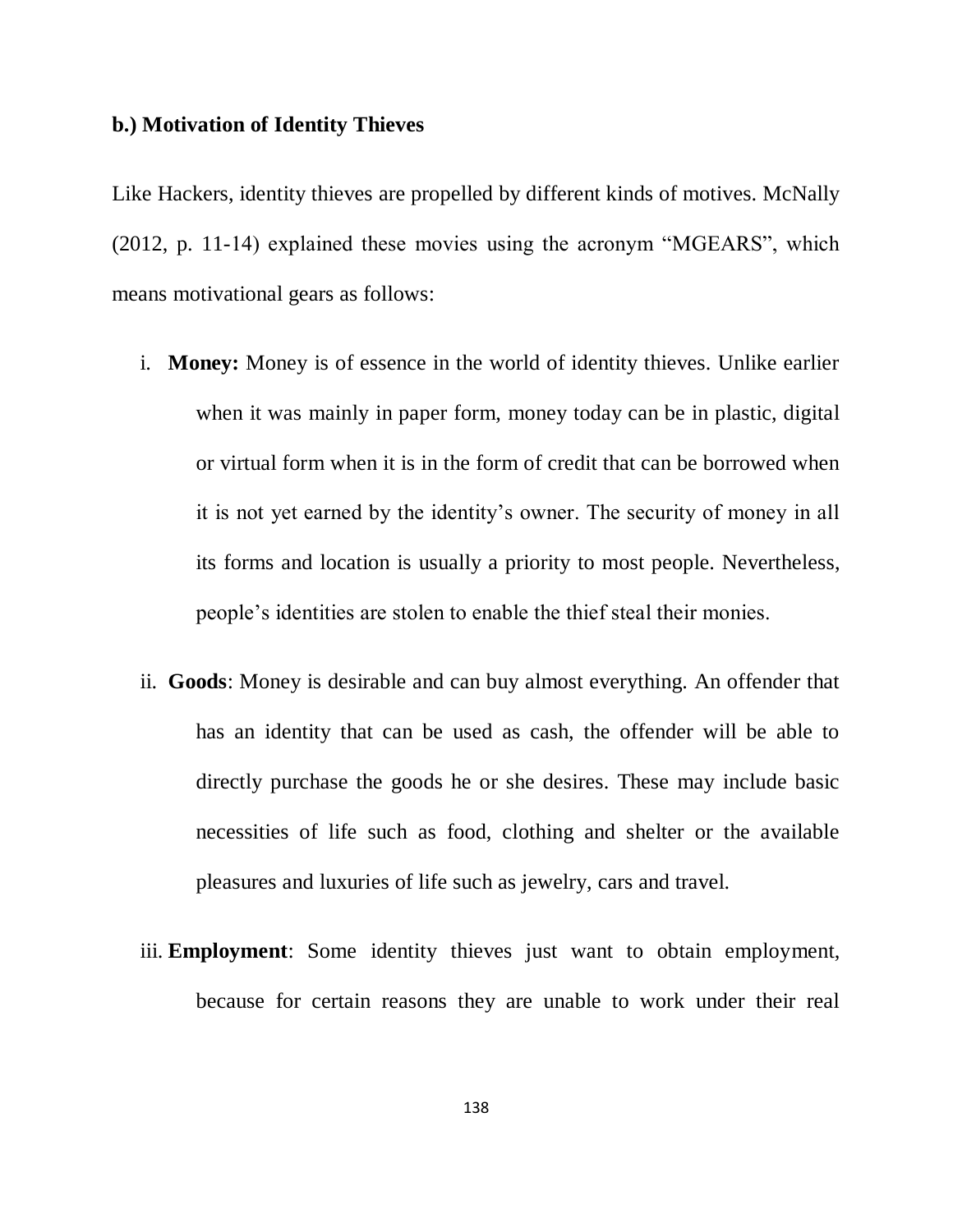**b.) Motivation of Identity Thieves**

Like Hackers, identity thieves are propelled by different kinds of motives. McNally (2012, p. 11-14) explained these movies using the acronym "MGEARS", which means motivational gears as follows:

i. **Money:** Money is of essence in the world of identity thieves. Unlike earlier when it was mainly in paper form, money today can be in plastic, digital or virtual form when it is in the form of credit that can be borrowed when it is not yet earned by the identity's owner. The security of money in all its forms and location is usually a priority to most people. Nevertheless, people's identities are stolen to enable the thief steal their monies.

ii. **Goods**: Money is desirable and can buy almost everything. An offender that has an identity that can be used as cash, the offender will be able to directly purchase the goods he or she desires. These may include basic necessities of life such as food, clothing and shelter or the available pleasures and luxuries of life such as jewelry, cars and travel.

iii. **Employment**: Some identity thieves just want to obtain employment, because for certain reasons they are unable to work under their real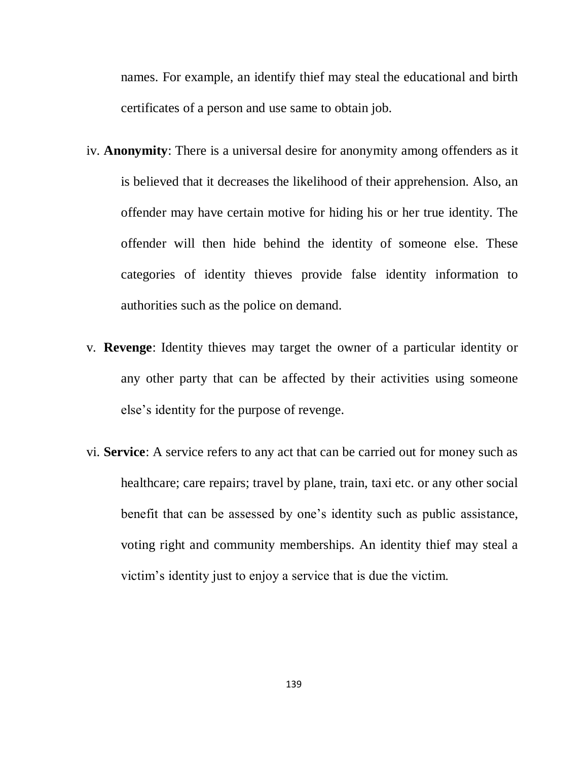names. For example, an identify thief may steal the educational and birth certificates of a person and use same to obtain job.

iv. **Anonymity**: There is a universal desire for anonymity among offenders as it is believed that it decreases the likelihood of their apprehension. Also, an offender may have certain motive for hiding his or her true identity. The offender will then hide behind the identity of someone else. These categories of identity thieves provide false identity information to authorities such as the police on demand.

v. **Revenge**: Identity thieves may target the owner of a particular identity or any other party that can be affected by their activities using someone else's identity for the purpose of revenge.

vi. **Service**: A service refers to any act that can be carried out for money such as healthcare; care repairs; travel by plane, train, taxi etc. or any other social benefit that can be assessed by one's identity such as public assistance, voting right and community memberships. An identity thief may steal a victim's identity just to enjoy a service that is due the victim.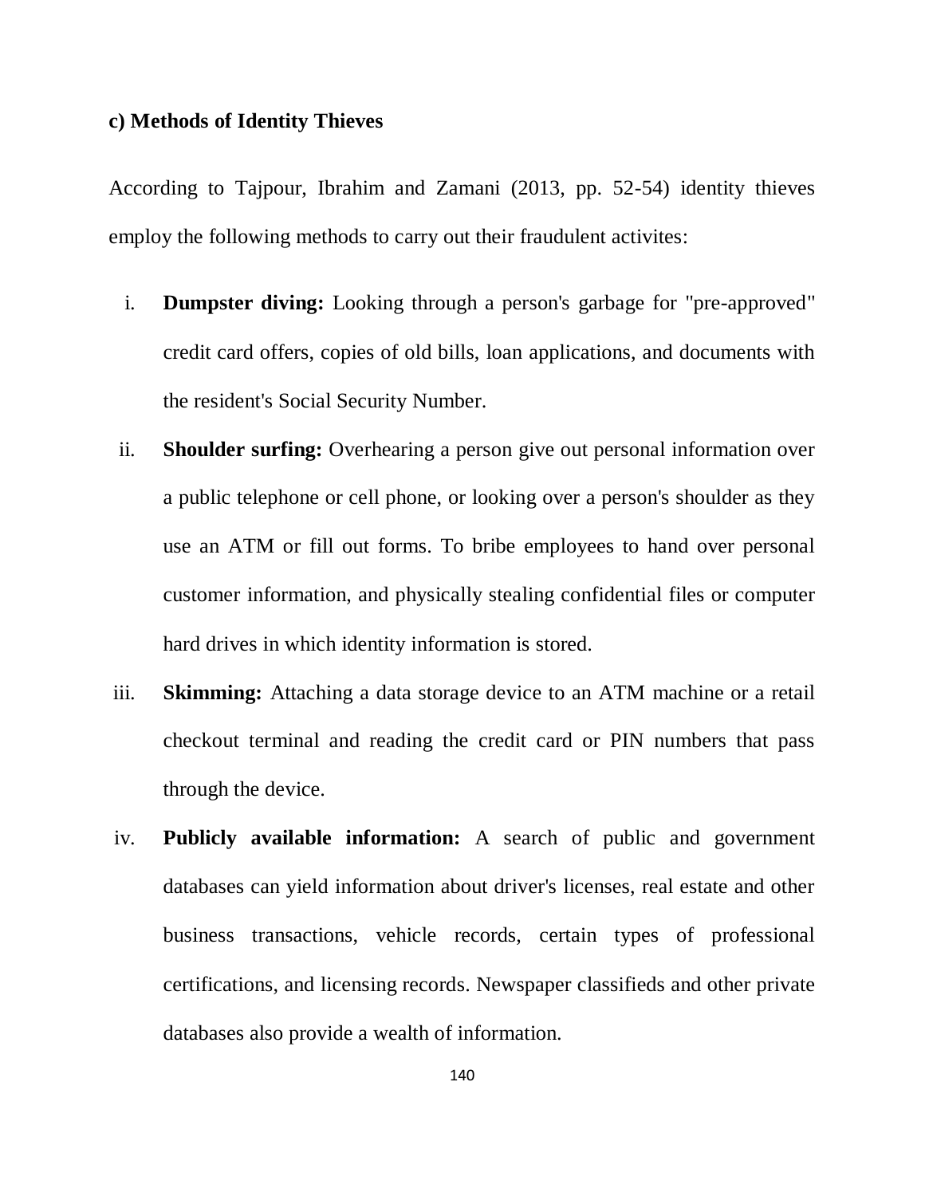**c) Methods of Identity Thieves**

According to Tajpour, Ibrahim and Zamani (2013, pp. 52-54) identity thieves employ the following methods to carry out their fraudulent activites:

i. **Dumpster diving:** Looking through a person's garbage for "pre-approved" credit card offers, copies of old bills, loan applications, and documents with the resident's Social Security Number.

ii. **Shoulder surfing:** Overhearing a person give out personal information over a public telephone or cell phone, or looking over a person's shoulder as they use an ATM or fill out forms. To bribe employees to hand over personal customer information, and physically stealing confidential files or computer hard drives in which identity information is stored.

iii. **Skimming:** Attaching a data storage device to an ATM machine or a retail checkout terminal and reading the credit card or PIN numbers that pass through the device.

iv. **Publicly available information:** A search of public and government databases can yield information about driver's licenses, real estate and other business transactions, vehicle records, certain types of professional certifications, and licensing records. Newspaper classifieds and other private databases also provide a wealth of information.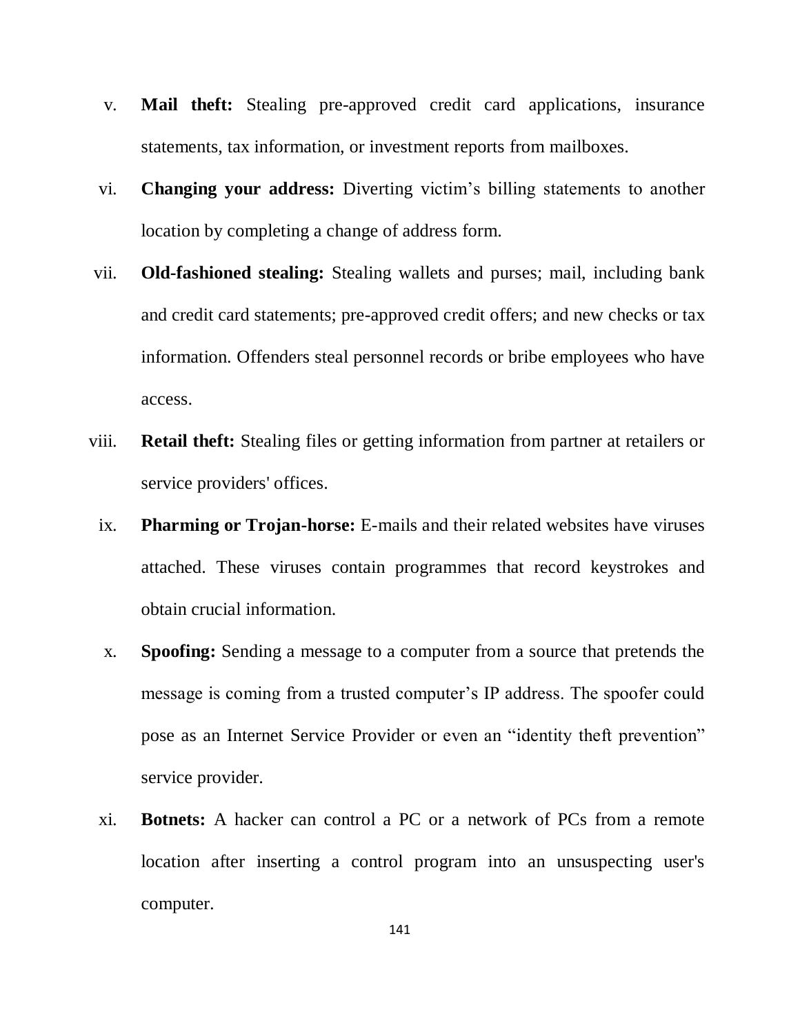v. **Mail theft:** Stealing pre-approved credit card applications, insurance statements, tax information, or investment reports from mailboxes.

vi. **Changing your address:** Diverting victim's billing statements to another location by completing a change of address form.

vii. **Old-fashioned stealing:** Stealing wallets and purses; mail, including bank and credit card statements; pre-approved credit offers; and new checks or tax information. Offenders steal personnel records or bribe employees who have access.

viii. **Retail theft:** Stealing files or getting information from partner at retailers or service providers' offices.

ix. **Pharming or Trojan-horse:** E-mails and their related websites have viruses attached. These viruses contain programmes that record keystrokes and obtain crucial information.

x. **Spoofing:** Sending a message to a computer from a source that pretends the message is coming from a trusted computer's IP address. The spoofer could pose as an Internet Service Provider or even an "identity theft prevention" service provider.

xi. **Botnets:** A hacker can control a PC or a network of PCs from a remote location after inserting a control program into an unsuspecting user's computer.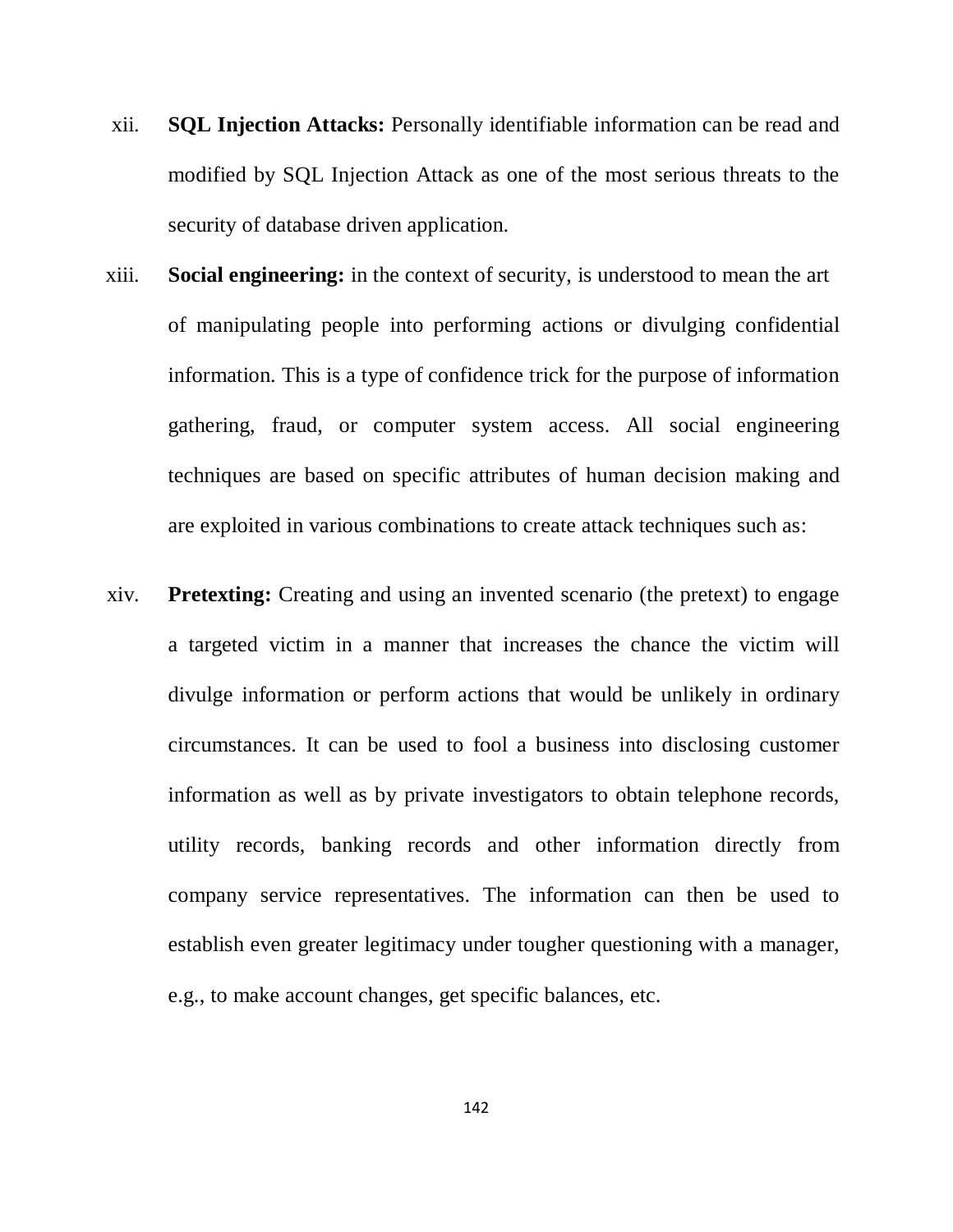xii. **SQL Injection Attacks:** Personally identifiable information can be read and modified by SQL Injection Attack as one of the most serious threats to the security of database driven application.

xiii. **Social engineering:** in the context of security, is understood to mean the art of manipulating people into performing actions or divulging confidential information. This is a type of confidence trick for the purpose of information gathering, fraud, or computer system access. All social engineering techniques are based on specific attributes of human decision making and are exploited in various combinations to create attack techniques such as:

xiv. **Pretexting:** Creating and using an invented scenario (the pretext) to engage a targeted victim in a manner that increases the chance the victim will divulge information or perform actions that would be unlikely in ordinary circumstances. It can be used to fool a business into disclosing customer information as well as by private investigators to obtain telephone records, utility records, banking records and other information directly from company service representatives. The information can then be used to establish even greater legitimacy under tougher questioning with a manager, e.g., to make account changes, get specific balances, etc.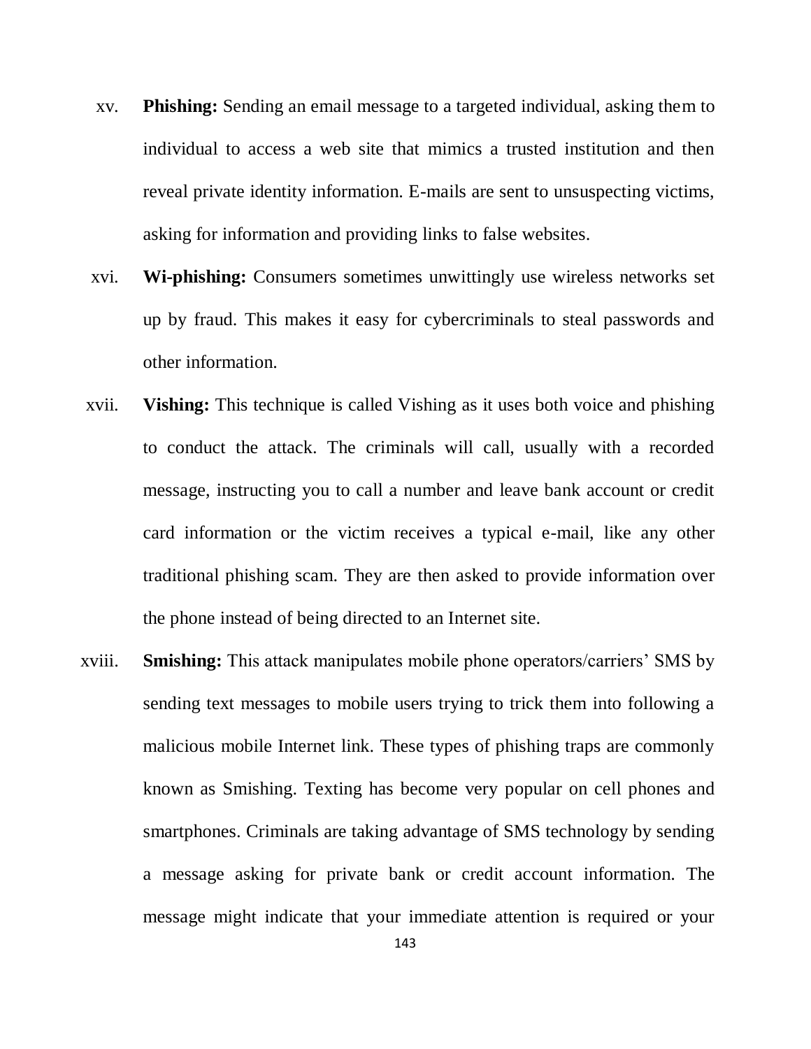xv. **Phishing:** Sending an email message to a targeted individual, asking them to individual to access a web site that mimics a trusted institution and then reveal private identity information. E-mails are sent to unsuspecting victims, asking for information and providing links to false websites.

xvi. **Wi-phishing:** Consumers sometimes unwittingly use wireless networks set up by fraud. This makes it easy for cybercriminals to steal passwords and other information.

xvii. **Vishing:** This technique is called Vishing as it uses both voice and phishing to conduct the attack. The criminals will call, usually with a recorded message, instructing you to call a number and leave bank account or credit card information or the victim receives a typical e-mail, like any other traditional phishing scam. They are then asked to provide information over the phone instead of being directed to an Internet site.

xviii. **Smishing:** This attack manipulates mobile phone operators/carriers' SMS by sending text messages to mobile users trying to trick them into following a malicious mobile Internet link. These types of phishing traps are commonly known as Smishing. Texting has become very popular on cell phones and smartphones. Criminals are taking advantage of SMS technology by sending a message asking for private bank or credit account information. The message might indicate that your immediate attention is required or your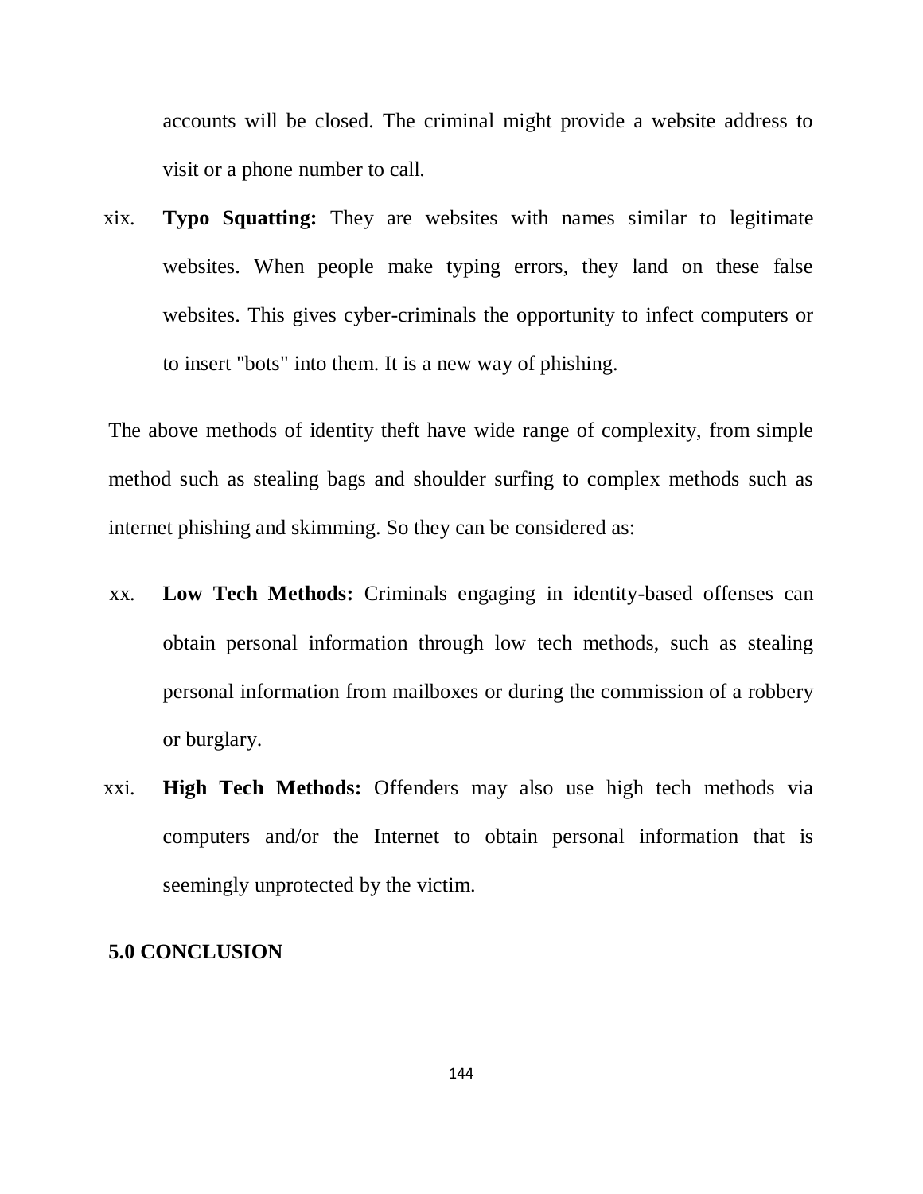accounts will be closed. The criminal might provide a website address to visit or a phone number to call.

xix. **Typo Squatting:** They are websites with names similar to legitimate websites. When people make typing errors, they land on these false websites. This gives cyber-criminals the opportunity to infect computers or to insert "bots" into them. It is a new way of phishing.

The above methods of identity theft have wide range of complexity, from simple method such as stealing bags and shoulder surfing to complex methods such as internet phishing and skimming. So they can be considered as:

xx. **Low Tech Methods:** Criminals engaging in identity-based offenses can obtain personal information through low tech methods, such as stealing personal information from mailboxes or during the commission of a robbery or burglary.

xxi. **High Tech Methods:** Offenders may also use high tech methods via computers and/or the Internet to obtain personal information that is seemingly unprotected by the victim.

## 5.0 CONCLUSION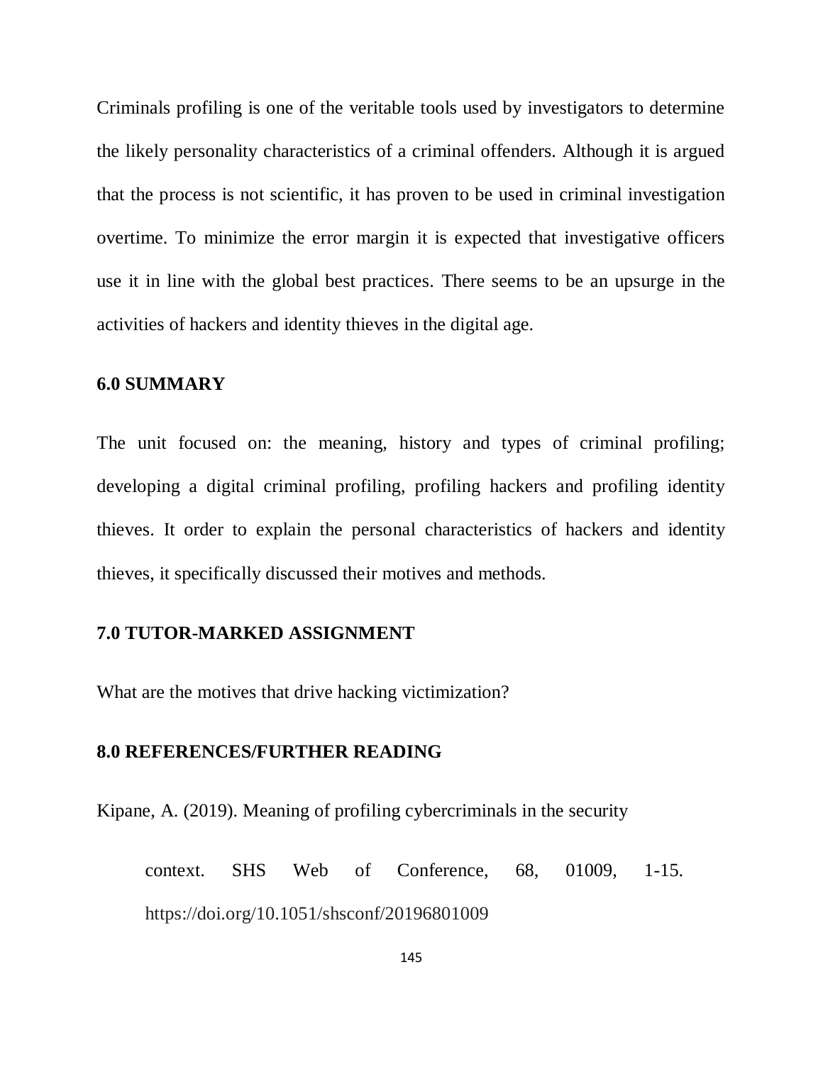Criminals profiling is one of the veritable tools used by investigators to determine the likely personality characteristics of a criminal offenders. Although it is argued that the process is not scientific, it has proven to be used in criminal investigation overtime. To minimize the error margin it is expected that investigative officers use it in line with the global best practices. There seems to be an upsurge in the activities of hackers and identity thieves in the digital age.

## 6.0 SUMMARY

The unit focused on: the meaning, history and types of criminal profiling; developing a digital criminal profiling, profiling hackers and profiling identity thieves. It order to explain the personal characteristics of hackers and identity thieves, it specifically discussed their motives and methods.

## 7.0 TUTOR-MARKED ASSIGNMENT

What are the motives that drive hacking victimization?

## 8.0 REFERENCES/FURTHER READING

Kipane, A. (2019). Meaning of profiling cybercriminals in the security context. SHS Web of Conference, 68, 01009, 1-15. https://doi.org/10.1051/shsconf/20196801009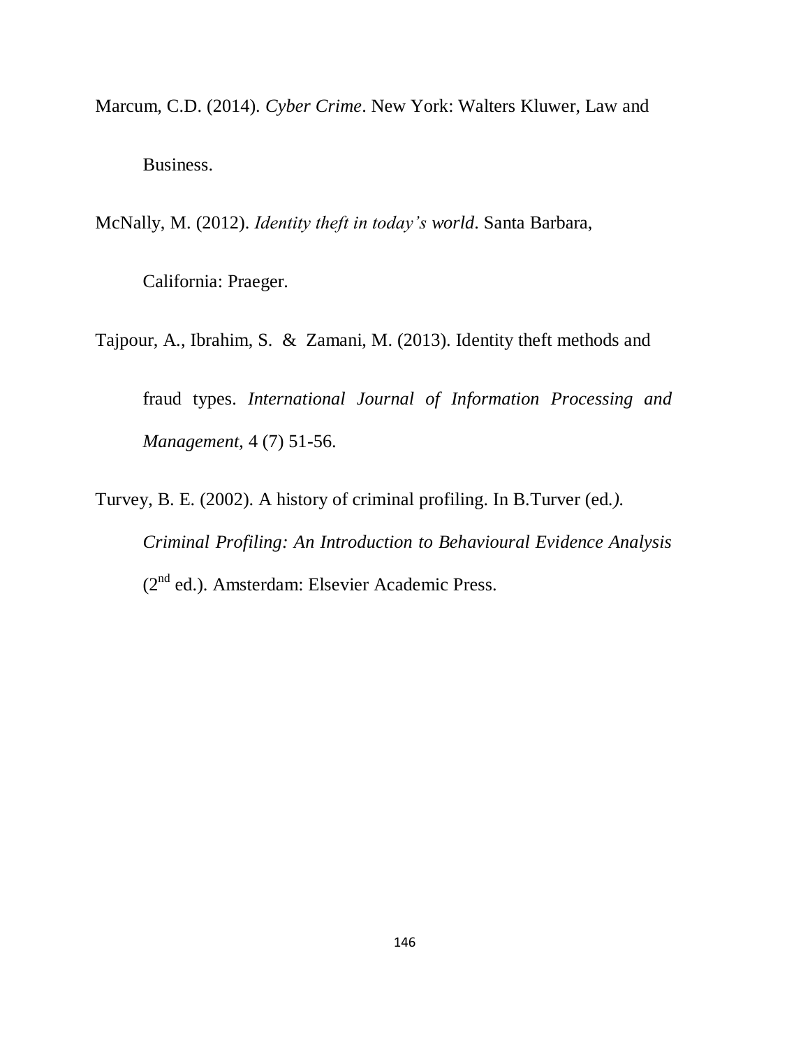Marcum, C.D. (2014). *Cyber Crime*. New York: Walters Kluwer, Law and Business.

McNally, M. (2012). *Identity theft in today's world*. Santa Barbara, California: Praeger.

Tajpour, A., Ibrahim, S. & Zamani, M. (2013). Identity theft methods and fraud types. *International Journal of Information Processing and Management*, 4 (7) 51-56.

Turvey, B. E. (2002). A history of criminal profiling. In B.Turver (ed.). *Criminal Profiling: An Introduction to Behavioural Evidence Analysis* (2nd ed.). Amsterdam: Elsevier Academic Press.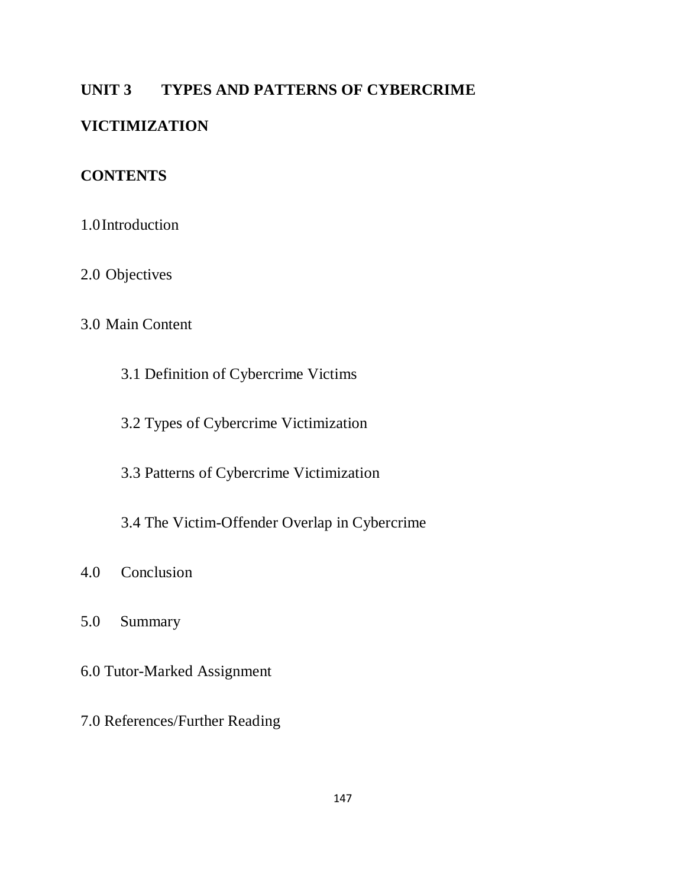## UNIT 3 TYPES AND PATTERNS OF CYBERCRIME VICTIMIZATION

### CONTENTS

1.0 Introduction

2.0 Objectives

3.0 Main Content

- 3.1 Definition of Cybercrime Victims
- 3.2 Types of Cybercrime Victimization
- 3.3 Patterns of Cybercrime Victimization
- 3.4 The Victim-Offender Overlap in Cybercrime

4.0 Conclusion

5.0 Summary

6.0 Tutor-Marked Assignment

7.0 References/Further Reading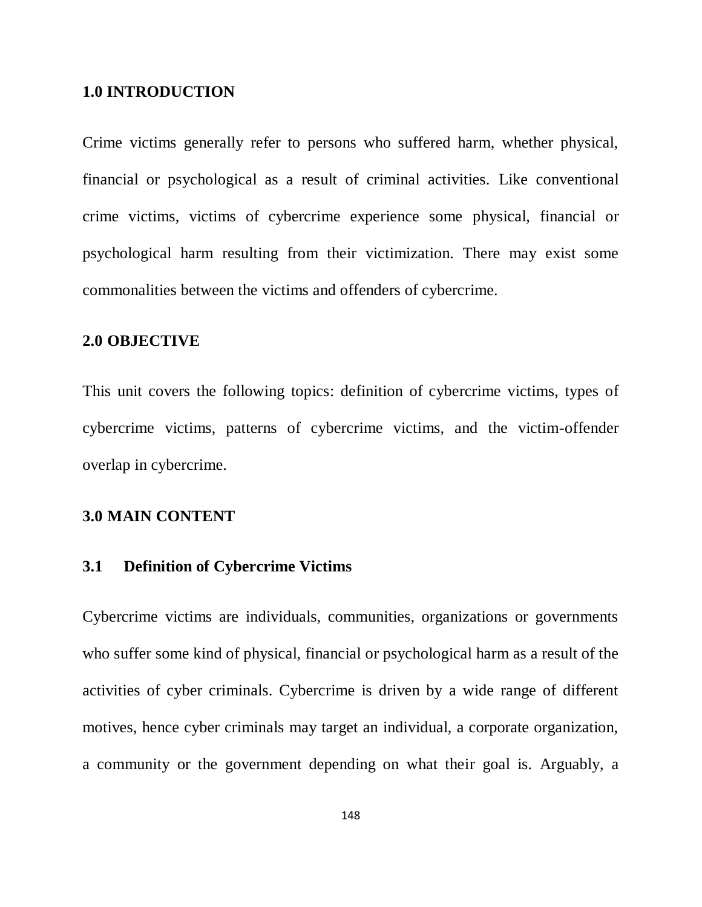## 1.0 INTRODUCTION

Crime victims generally refer to persons who suffered harm, whether physical, financial or psychological as a result of criminal activities. Like conventional crime victims, victims of cybercrime experience some physical, financial or psychological harm resulting from their victimization. There may exist some commonalities between the victims and offenders of cybercrime.

## 2.0 OBJECTIVE

This unit covers the following topics: definition of cybercrime victims, types of cybercrime victims, patterns of cybercrime victims, and the victim-offender overlap in cybercrime.

## 3.0 MAIN CONTENT

### 3.1 Definition of Cybercrime Victims

Cybercrime victims are individuals, communities, organizations or governments who suffer some kind of physical, financial or psychological harm as a result of the activities of cyber criminals. Cybercrime is driven by a wide range of different motives, hence cyber criminals may target an individual, a corporate organization, a community or the government depending on what their goal is. Arguably, a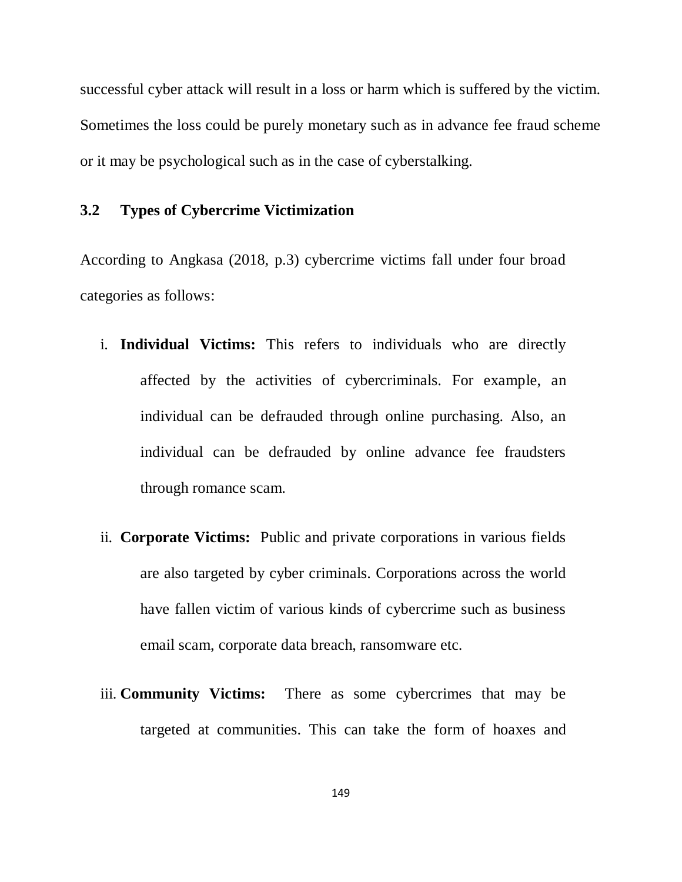successful cyber attack will result in a loss or harm which is suffered by the victim. Sometimes the loss could be purely monetary such as in advance fee fraud scheme or it may be psychological such as in the case of cyberstalking.

### 3.2 Types of Cybercrime Victimization

According to Angkasa (2018, p.3) cybercrime victims fall under four broad categories as follows:

i. **Individual Victims:** This refers to individuals who are directly affected by the activities of cybercriminals. For example, an individual can be defrauded through online purchasing. Also, an individual can be defrauded by online advance fee fraudsters through romance scam.

ii. **Corporate Victims:** Public and private corporations in various fields are also targeted by cyber criminals. Corporations across the world have fallen victim of various kinds of cybercrime such as business email scam, corporate data breach, ransomware etc.

iii. **Community Victims:** There as some cybercrimes that may be targeted at communities. This can take the form of hoaxes and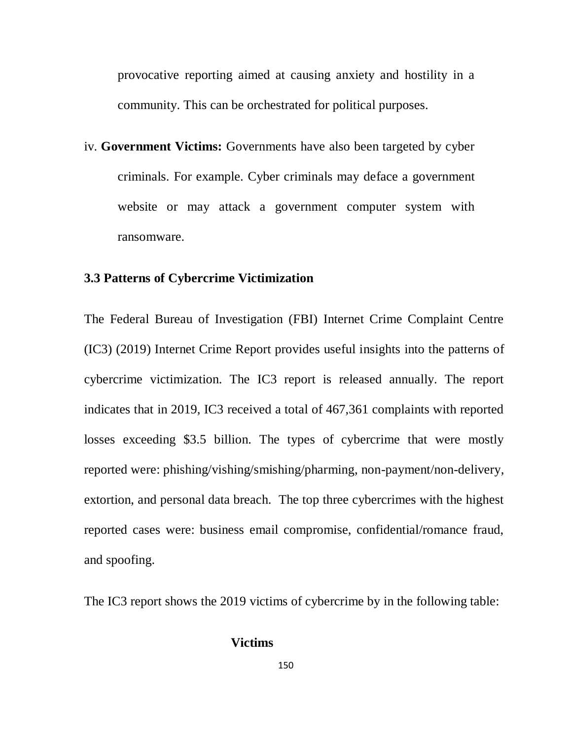provocative reporting aimed at causing anxiety and hostility in a community. This can be orchestrated for political purposes.

iv. **Government Victims:** Governments have also been targeted by cyber criminals. For example. Cyber criminals may deface a government website or may attack a government computer system with ransomware.

### 3.3 Patterns of Cybercrime Victimization

The Federal Bureau of Investigation (FBI) Internet Crime Complaint Centre (IC3) (2019) Internet Crime Report provides useful insights into the patterns of cybercrime victimization. The IC3 report is released annually. The report indicates that in 2019, IC3 received a total of 467,361 complaints with reported losses exceeding \$3.5 billion. The types of cybercrime that were mostly reported were: phishing/vishing/smishing/pharming, non-payment/non-delivery, extortion, and personal data breach. The top three cybercrimes with the highest reported cases were: business email compromise, confidential/romance fraud, and spoofing.

The IC3 report shows the 2019 victims of cybercrime by in the following table:

**Victims**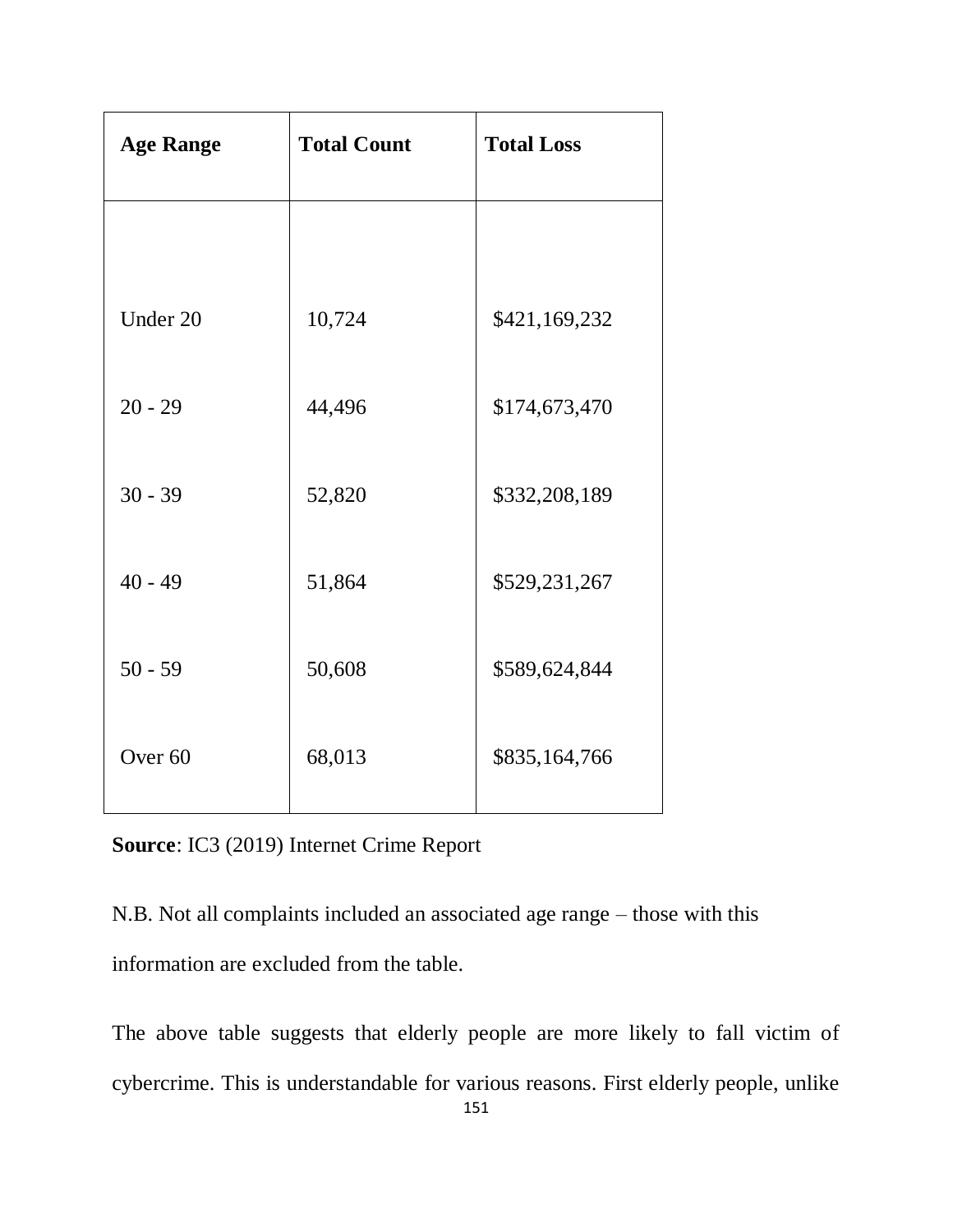| Age Range | Total Count | Total Loss |
|---|---|---|
| Under 20 | 10,724 | $421,169,232 |
| 20 - 29 | 44,496 | $174,673,470 |
| 30 - 39 | 52,820 | $332,208,189 |
| 40 - 49 | 51,864 | $529,231,267 |
| 50 - 59 | 50,608 | $589,624,844 |
| Over 60 | 68,013 | $835,164,766 |

**Source**: IC3 (2019) Internet Crime Report

N.B. Not all complaints included an associated age range – those with this information are excluded from the table.

The above table suggests that elderly people are more likely to fall victim of cybercrime. This is understandable for various reasons. First elderly people, unlike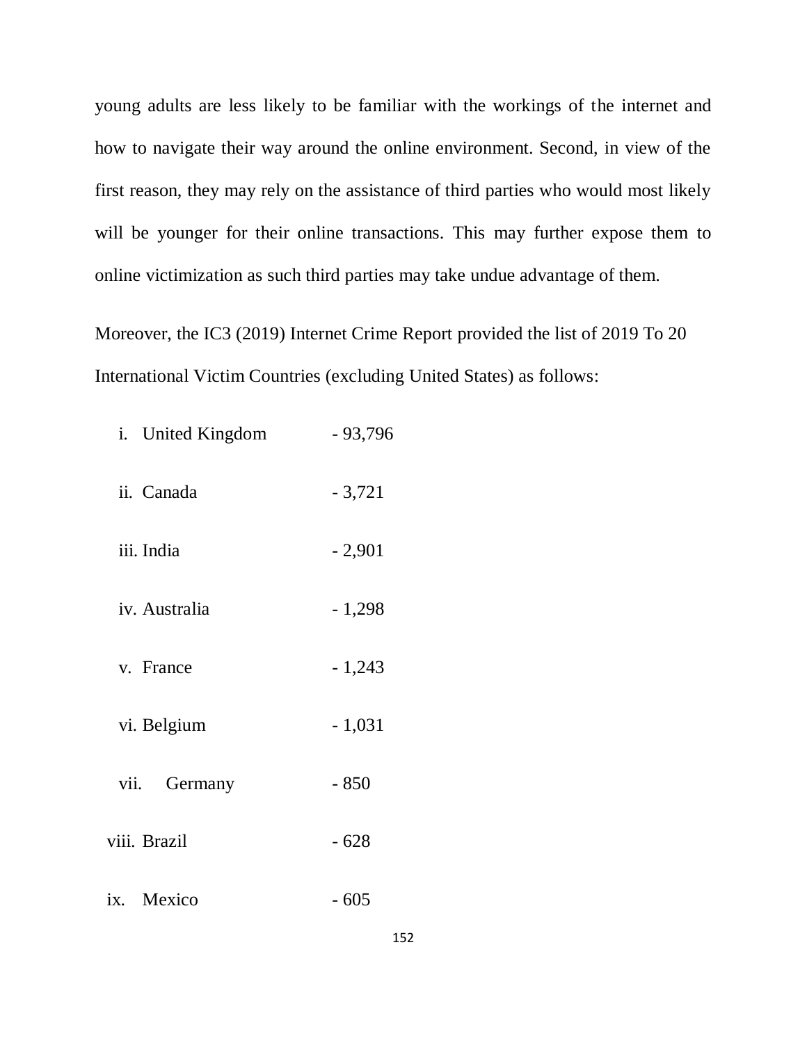young adults are less likely to be familiar with the workings of the internet and how to navigate their way around the online environment. Second, in view of the first reason, they may rely on the assistance of third parties who would most likely will be younger for their online transactions. This may further expose them to online victimization as such third parties may take undue advantage of them.

Moreover, the IC3 (2019) Internet Crime Report provided the list of 2019 To 20 International Victim Countries (excluding United States) as follows:

i. United Kingdom - 93,796

ii. Canada - 3,721

iii. India - 2,901

iv. Australia - 1,298

v. France - 1,243

vi. Belgium - 1,031

vii. Germany - 850

viii. Brazil - 628

ix. Mexico - 605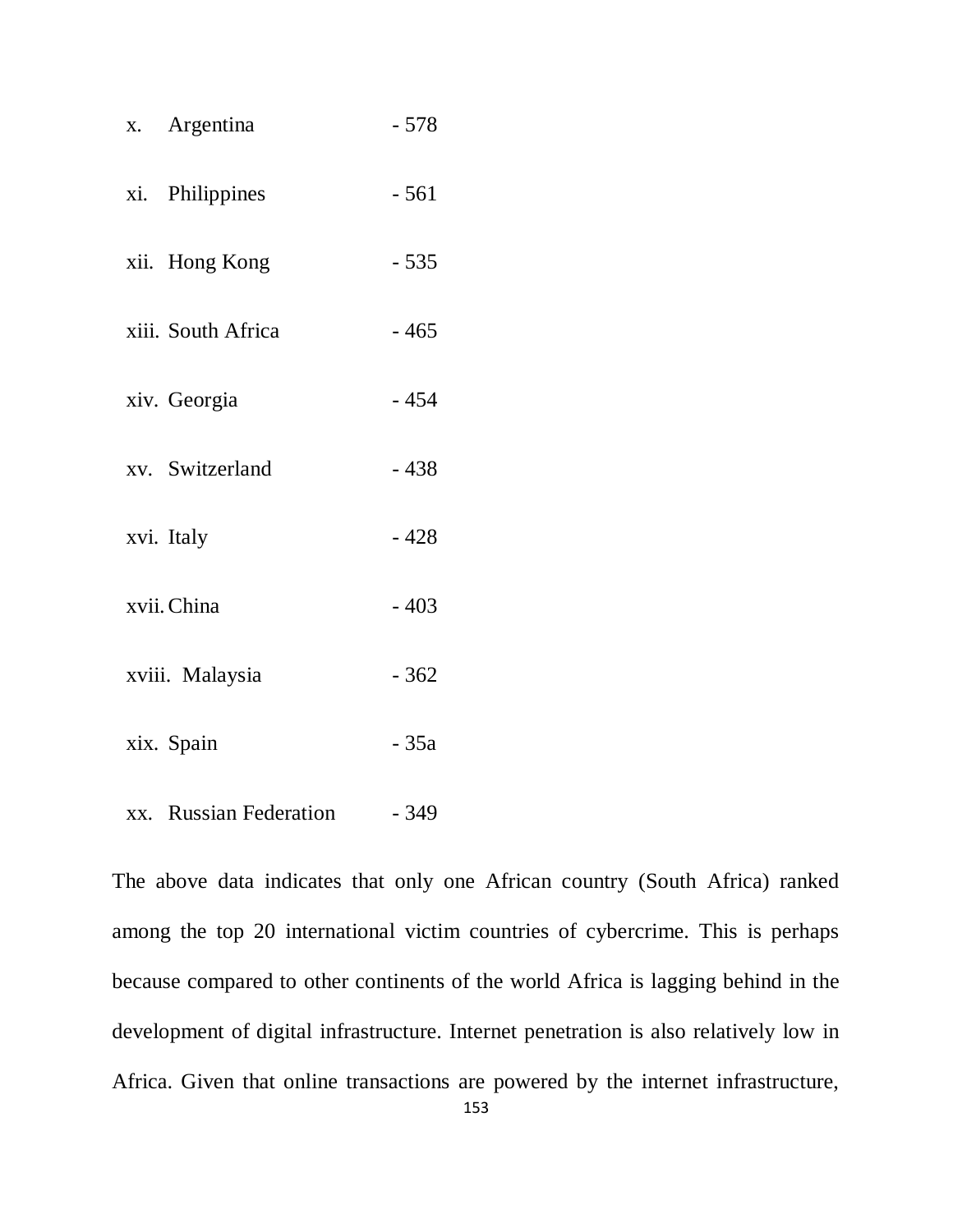x. Argentina - 578

xi. Philippines - 561

xii. Hong Kong - 535

xiii. South Africa - 465

xiv. Georgia - 454

xv. Switzerland - 438

xvi. Italy - 428

xvii. China - 403

xviii. Malaysia - 362

xix. Spain - 35a

xx. Russian Federation - 349

The above data indicates that only one African country (South Africa) ranked among the top 20 international victim countries of cybercrime. This is perhaps because compared to other continents of the world Africa is lagging behind in the development of digital infrastructure. Internet penetration is also relatively low in Africa. Given that online transactions are powered by the internet infrastructure,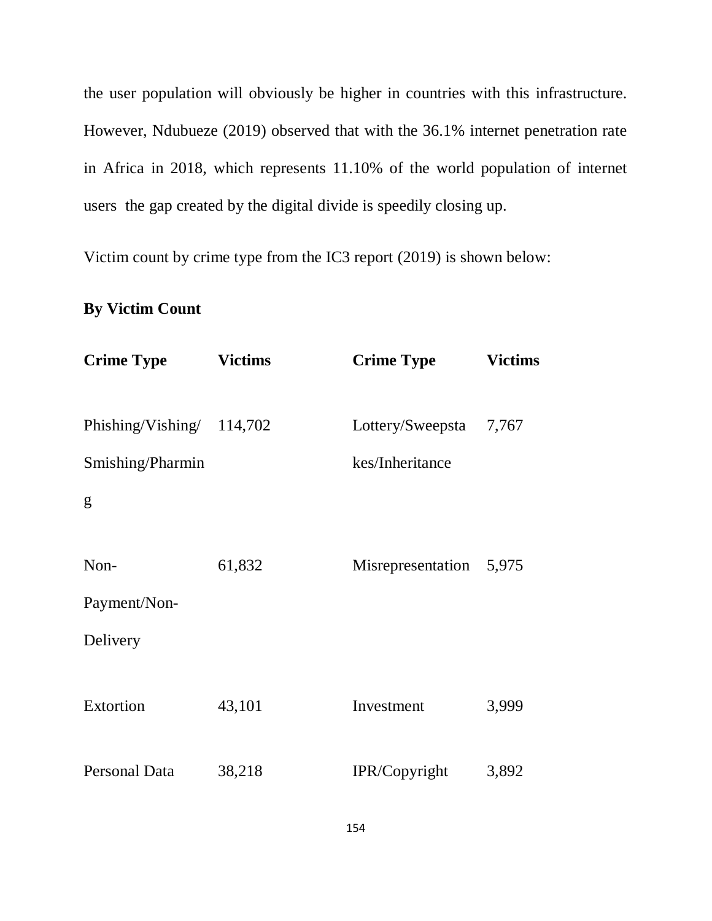the user population will obviously be higher in countries with this infrastructure. However, Ndubueze (2019) observed that with the 36.1% internet penetration rate in Africa in 2018, which represents 11.10% of the world population of internet users the gap created by the digital divide is speedily closing up.

Victim count by crime type from the IC3 report (2019) is shown below:

**By Victim Count**

| **Crime Type** | **Victims** | **Crime Type** | **Victims** |
|---|---|---|---|
| Phishing/Vishing/Smishing/Pharming | 114,702 | Lottery/Sweepstakes/Inheritance | 7,767 |
| Non-Payment/Non-Delivery | 61,832 | Misrepresentation | 5,975 |
| Extortion | 43,101 | Investment | 3,999 |
| Personal Data | 38,218 | IPR/Copyright | 3,892 |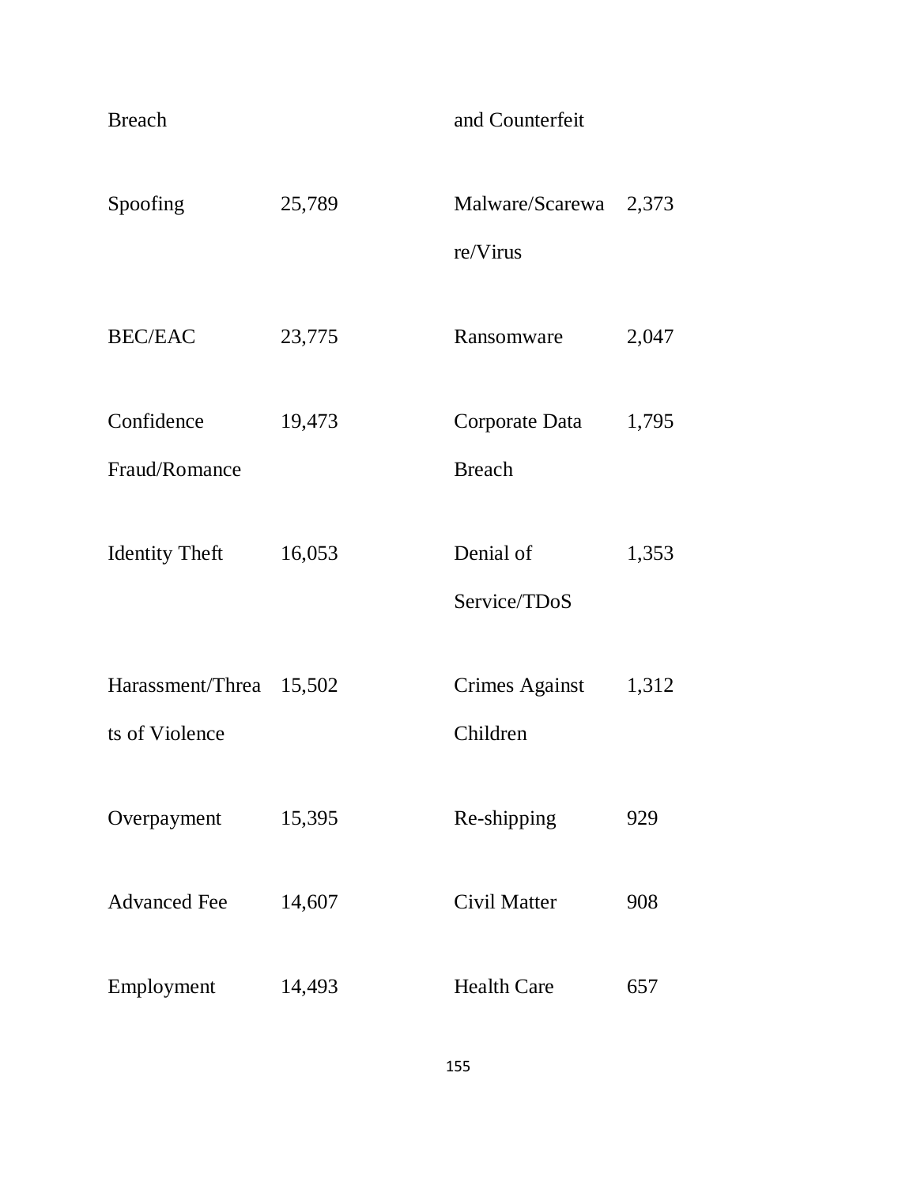| | | | |
|---|---|---|---|
| Breach | | and Counterfeit | |
| Spoofing | 25,789 | Malware/Scareware/Virus | 2,373 |
| BEC/EAC | 23,775 | Ransomware | 2,047 |
| Confidence Fraud/Romance | 19,473 | Corporate Data Breach | 1,795 |
| Identity Theft | 16,053 | Denial of Service/TDoS | 1,353 |
| Harassment/Threats of Violence | 15,502 | Crimes Against Children | 1,312 |
| Overpayment | 15,395 | Re-shipping | 929 |
| Advanced Fee | 14,607 | Civil Matter | 908 |
| Employment | 14,493 | Health Care | 657 |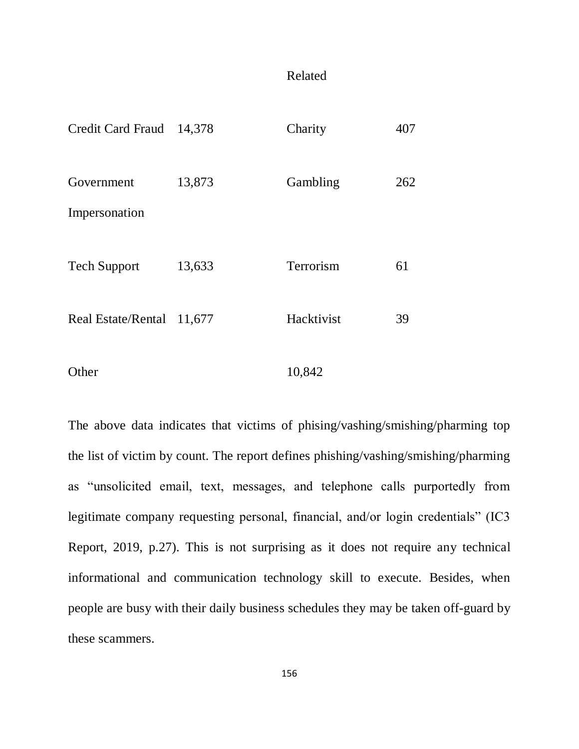| | | | |
|---|---|---|---|
| | | Related | |
| Credit Card Fraud | 14,378 | Charity | 407 |
| Government Impersonation | 13,873 | Gambling | 262 |
| Tech Support | 13,633 | Terrorism | 61 |
| Real Estate/Rental | 11,677 | Hacktivist | 39 |
| Other | | 10,842 | |

The above data indicates that victims of phising/vashing/smishing/pharming top the list of victim by count. The report defines phishing/vashing/smishing/pharming as "unsolicited email, text, messages, and telephone calls purportedly from legitimate company requesting personal, financial, and/or login credentials" (IC3 Report, 2019, p.27). This is not surprising as it does not require any technical informational and communication technology skill to execute. Besides, when people are busy with their daily business schedules they may be taken off-guard by these scammers.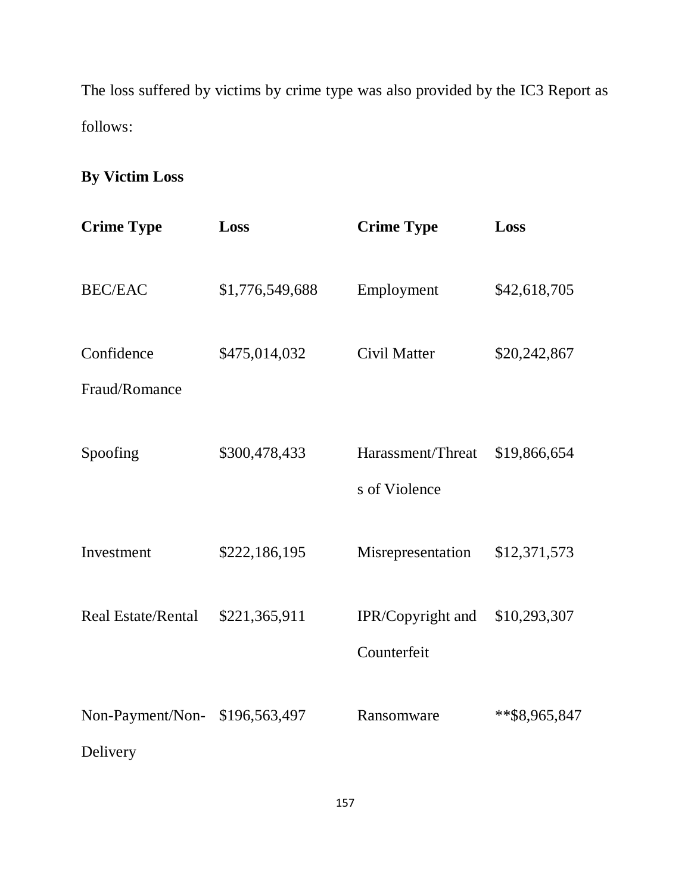The loss suffered by victims by crime type was also provided by the IC3 Report as follows:

**By Victim Loss**

| **Crime Type** | **Loss** | **Crime Type** | **Loss** |
|---|---|---|---|
| BEC/EAC | $1,776,549,688 | Employment | $42,618,705 |
| Confidence Fraud/Romance | $475,014,032 | Civil Matter | $20,242,867 |
| Spoofing | $300,478,433 | Harassment/Threats of Violence | $19,866,654 |
| Investment | $222,186,195 | Misrepresentation | $12,371,573 |
| Real Estate/Rental | $221,365,911 | IPR/Copyright and Counterfeit | $10,293,307 |
| Non-Payment/Non-Delivery | $196,563,497 | Ransomware | **$8,965,847 |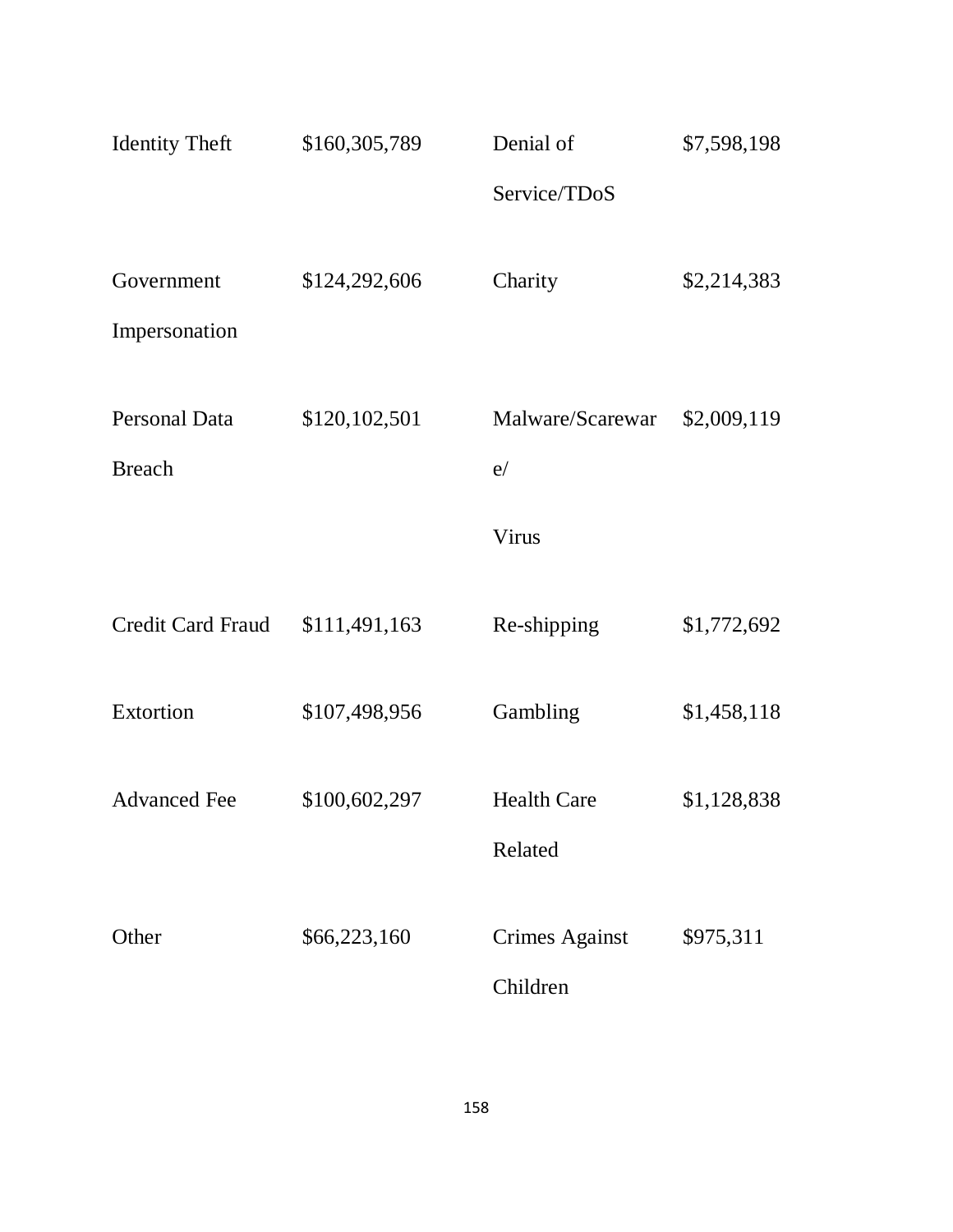| | | | |
|---|---|---|---|
| Identity Theft | $160,305,789 | Denial of Service/TDoS | $7,598,198 |
| Government Impersonation | $124,292,606 | Charity | $2,214,383 |
| Personal Data Breach | $120,102,501 | Malware/Scareware/ Virus | $2,009,119 |
| Credit Card Fraud | $111,491,163 | Re-shipping | $1,772,692 |
| Extortion | $107,498,956 | Gambling | $1,458,118 |
| Advanced Fee | $100,602,297 | Health Care Related | $1,128,838 |
| Other | $66,223,160 | Crimes Against Children | $975,311 |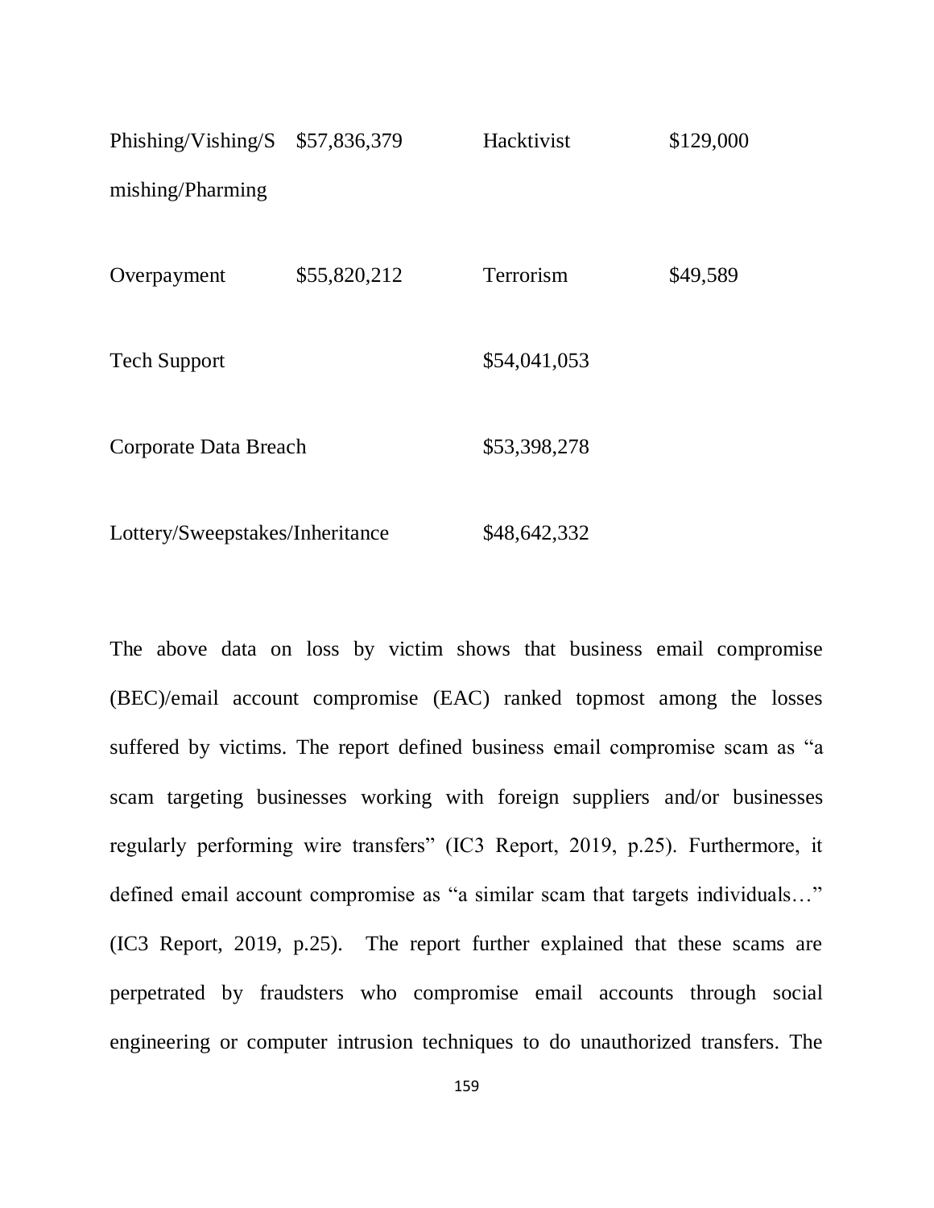| | | | |
|---|---|---|---|
| Phishing/Vishing/Smishing/Pharming | $57,836,379 | Hacktivist | $129,000 |
| Overpayment | $55,820,212 | Terrorism | $49,589 |
| Tech Support | | $54,041,053 | |
| Corporate Data Breach | | $53,398,278 | |
| Lottery/Sweepstakes/Inheritance | | $48,642,332 | |

The above data on loss by victim shows that business email compromise (BEC)/email account compromise (EAC) ranked topmost among the losses suffered by victims. The report defined business email compromise scam as "a scam targeting businesses working with foreign suppliers and/or businesses regularly performing wire transfers" (IC3 Report, 2019, p.25). Furthermore, it defined email account compromise as "a similar scam that targets individuals…" (IC3 Report, 2019, p.25). The report further explained that these scams are perpetrated by fraudsters who compromise email accounts through social engineering or computer intrusion techniques to do unauthorized transfers. The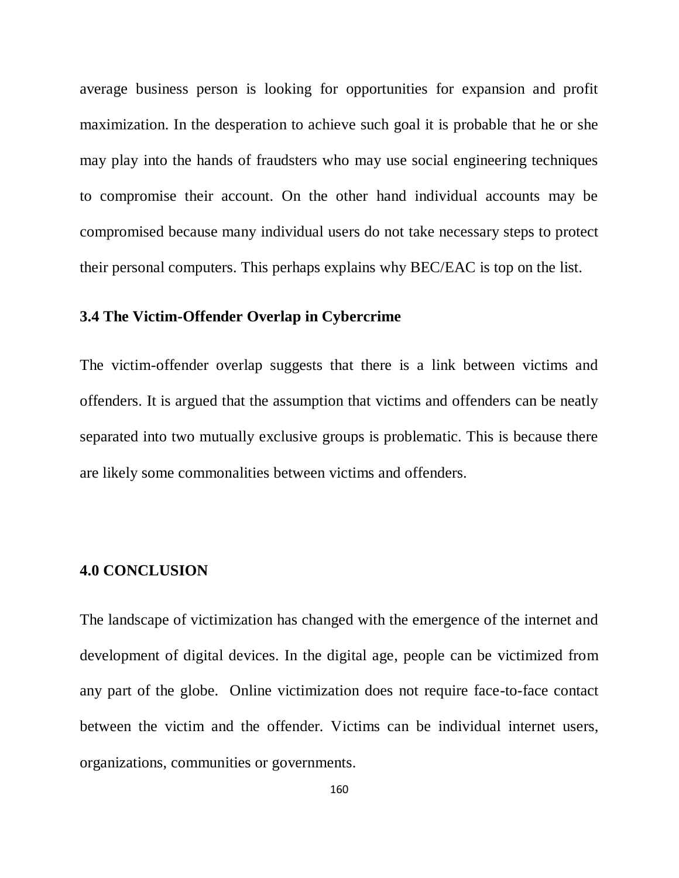average business person is looking for opportunities for expansion and profit maximization. In the desperation to achieve such goal it is probable that he or she may play into the hands of fraudsters who may use social engineering techniques to compromise their account. On the other hand individual accounts may be compromised because many individual users do not take necessary steps to protect their personal computers. This perhaps explains why BEC/EAC is top on the list.

### 3.4 The Victim-Offender Overlap in Cybercrime

The victim-offender overlap suggests that there is a link between victims and offenders. It is argued that the assumption that victims and offenders can be neatly separated into two mutually exclusive groups is problematic. This is because there are likely some commonalities between victims and offenders.

## 4.0 CONCLUSION

The landscape of victimization has changed with the emergence of the internet and development of digital devices. In the digital age, people can be victimized from any part of the globe. Online victimization does not require face-to-face contact between the victim and the offender. Victims can be individual internet users, organizations, communities or governments.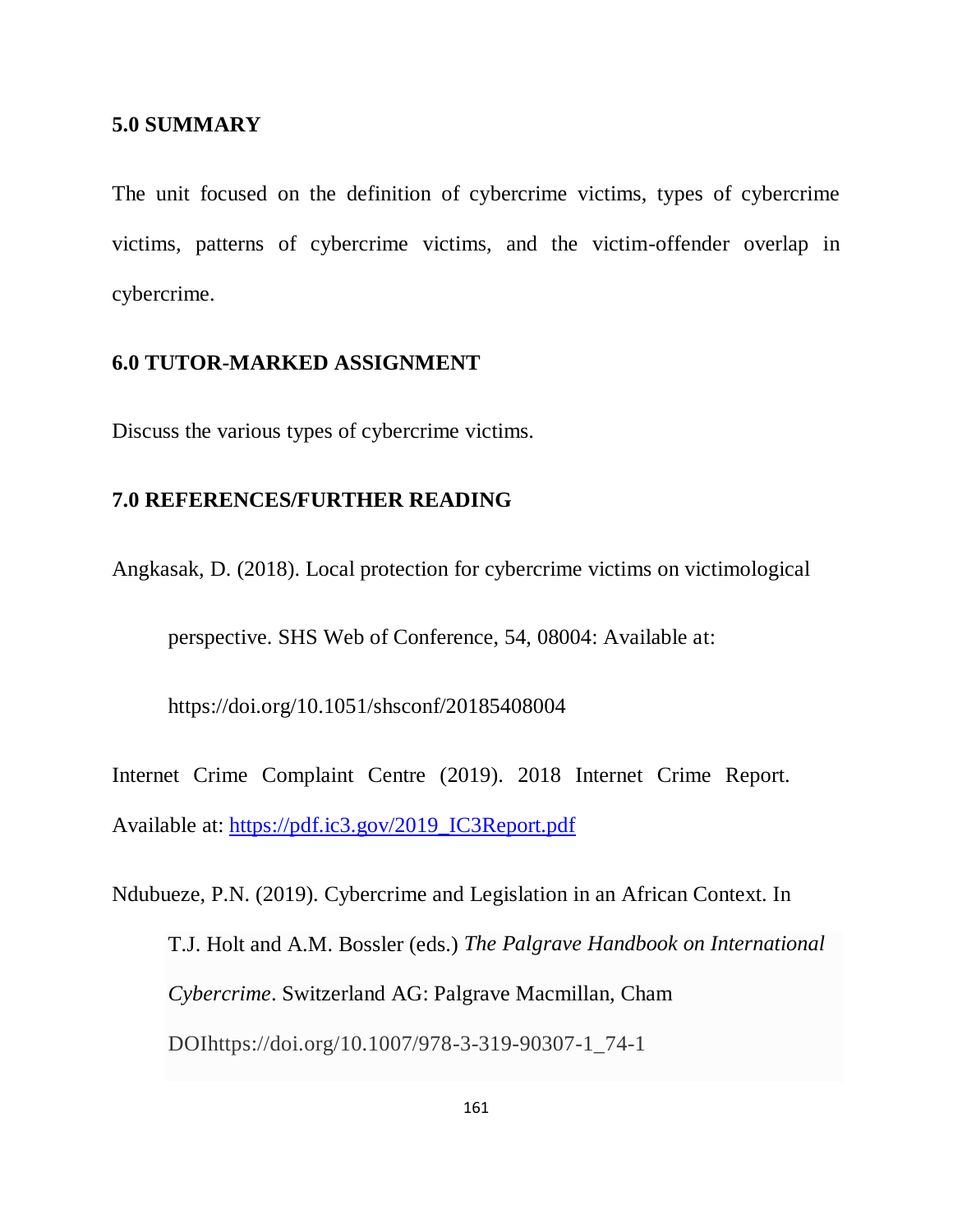## 5.0 SUMMARY

The unit focused on the definition of cybercrime victims, types of cybercrime victims, patterns of cybercrime victims, and the victim-offender overlap in cybercrime.

## 6.0 TUTOR-MARKED ASSIGNMENT

Discuss the various types of cybercrime victims.

## 7.0 REFERENCES/FURTHER READING

Angkasak, D. (2018). Local protection for cybercrime victims on victimological perspective. SHS Web of Conference, 54, 08004: Available at: https://doi.org/10.1051/shsconf/20185408004

Internet Crime Complaint Centre (2019). 2018 Internet Crime Report. Available at: https://pdf.ic3.gov/2019_IC3Report.pdf

Ndubueze, P.N. (2019). Cybercrime and Legislation in an African Context. In T.J. Holt and A.M. Bossler (eds.) *The Palgrave Handbook on International Cybercrime*. Switzerland AG: Palgrave Macmillan, Cham DOIhttps://doi.org/10.1007/978-3-319-90307-1_74-1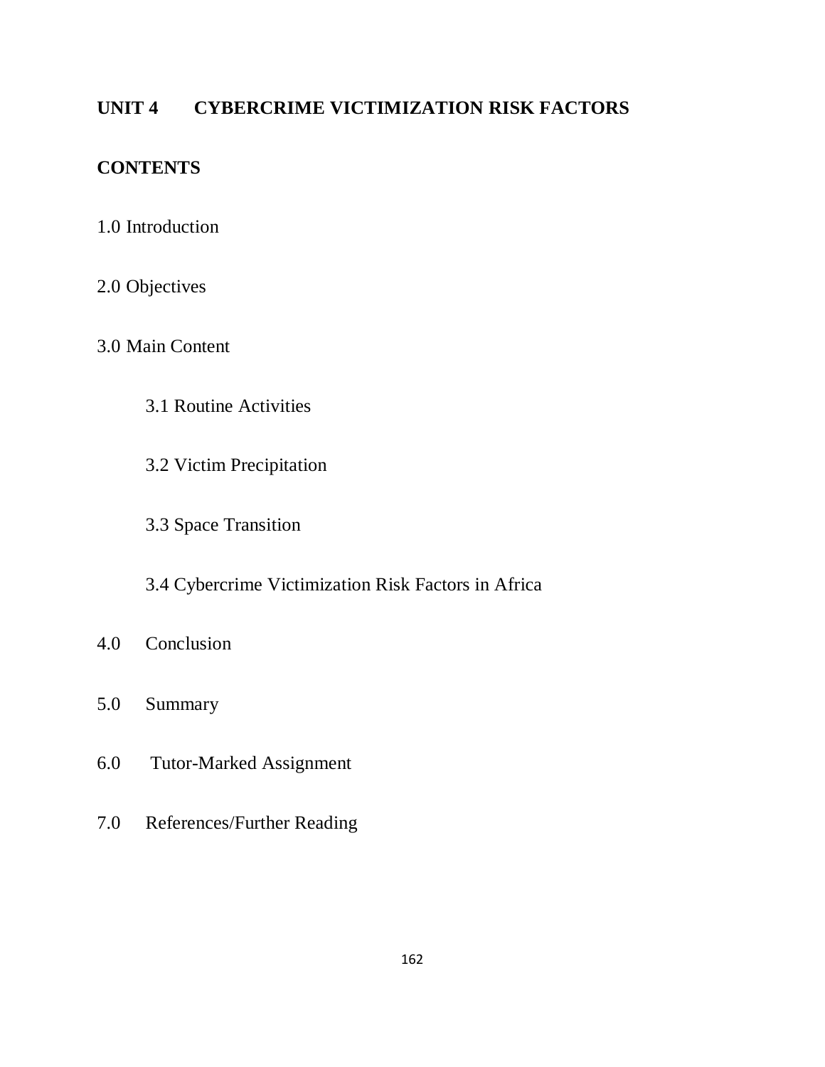## UNIT 4 CYBERCRIME VICTIMIZATION RISK FACTORS

### CONTENTS

1.0 Introduction

2.0 Objectives

3.0 Main Content

- 3.1 Routine Activities
- 3.2 Victim Precipitation
- 3.3 Space Transition
- 3.4 Cybercrime Victimization Risk Factors in Africa

4.0 Conclusion

5.0 Summary

6.0 Tutor-Marked Assignment

7.0 References/Further Reading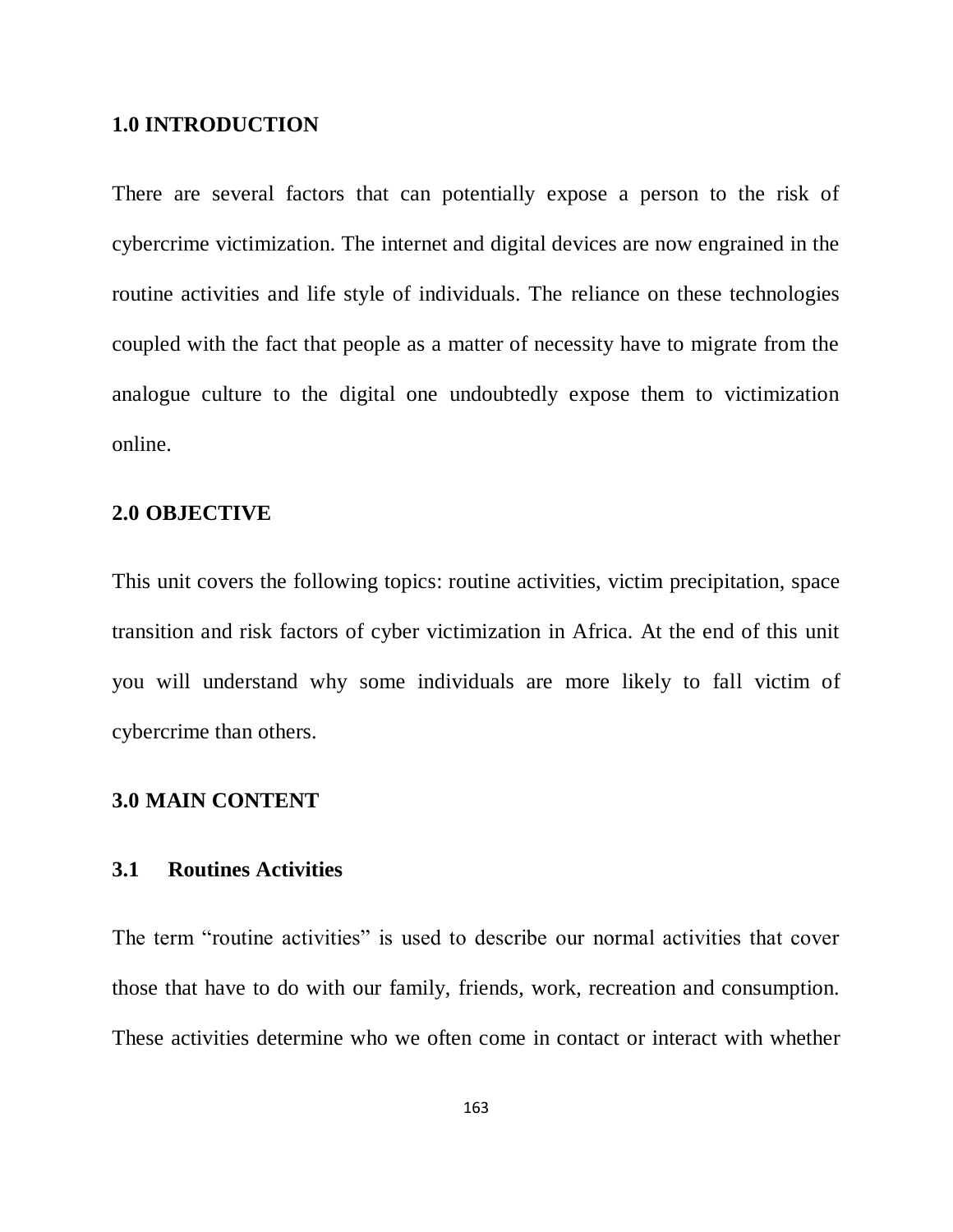## 1.0 INTRODUCTION

There are several factors that can potentially expose a person to the risk of cybercrime victimization. The internet and digital devices are now engrained in the routine activities and life style of individuals. The reliance on these technologies coupled with the fact that people as a matter of necessity have to migrate from the analogue culture to the digital one undoubtedly expose them to victimization online.

## 2.0 OBJECTIVE

This unit covers the following topics: routine activities, victim precipitation, space transition and risk factors of cyber victimization in Africa. At the end of this unit you will understand why some individuals are more likely to fall victim of cybercrime than others.

## 3.0 MAIN CONTENT

### 3.1 Routines Activities

The term "routine activities" is used to describe our normal activities that cover those that have to do with our family, friends, work, recreation and consumption. These activities determine who we often come in contact or interact with whether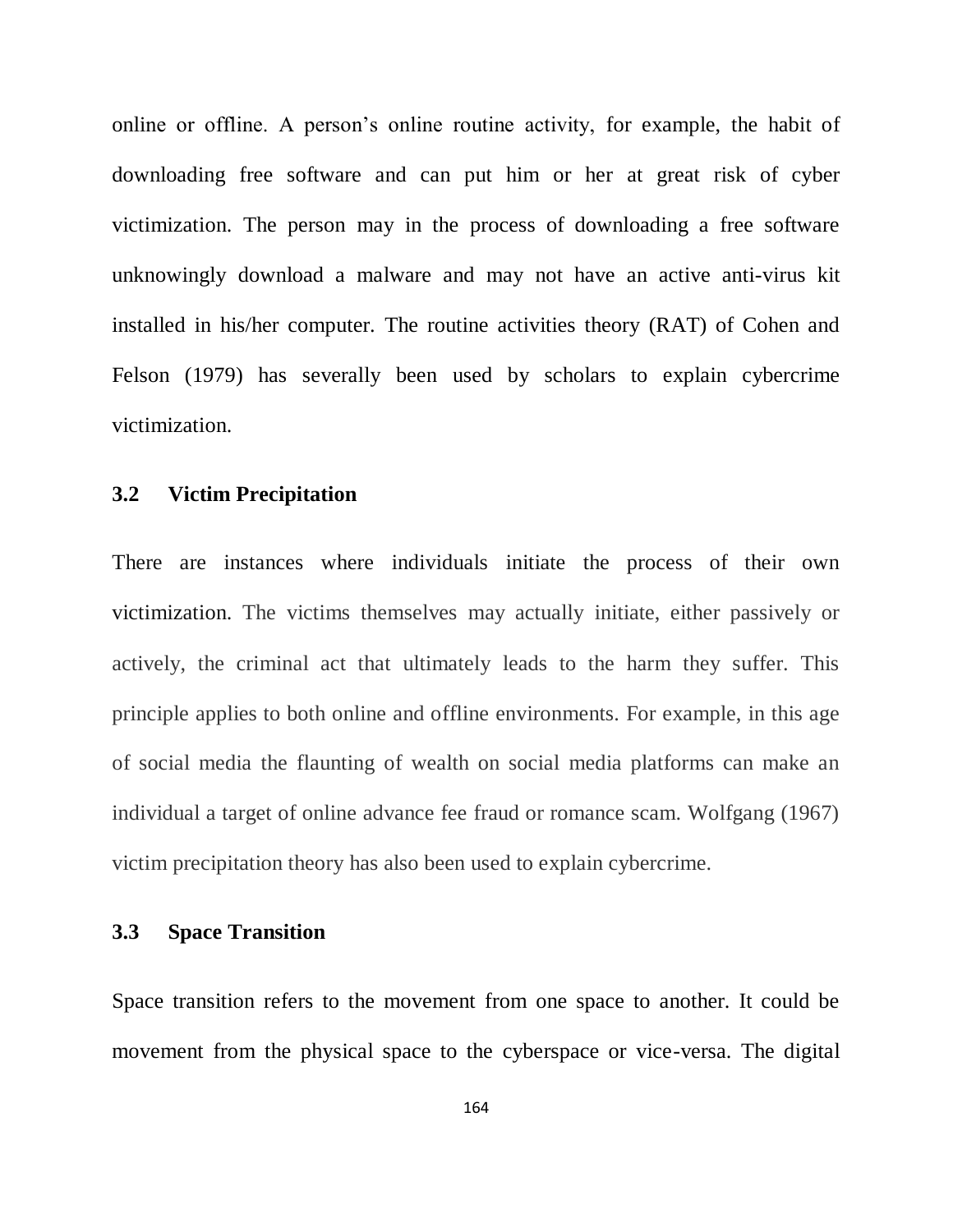online or offline. A person's online routine activity, for example, the habit of downloading free software and can put him or her at great risk of cyber victimization. The person may in the process of downloading a free software unknowingly download a malware and may not have an active anti-virus kit installed in his/her computer. The routine activities theory (RAT) of Cohen and Felson (1979) has severally been used by scholars to explain cybercrime victimization.

### 3.2 Victim Precipitation

There are instances where individuals initiate the process of their own victimization. The victims themselves may actually initiate, either passively or actively, the criminal act that ultimately leads to the harm they suffer. This principle applies to both online and offline environments. For example, in this age of social media the flaunting of wealth on social media platforms can make an individual a target of online advance fee fraud or romance scam. Wolfgang (1967) victim precipitation theory has also been used to explain cybercrime.

### 3.3 Space Transition

Space transition refers to the movement from one space to another. It could be movement from the physical space to the cyberspace or vice-versa. The digital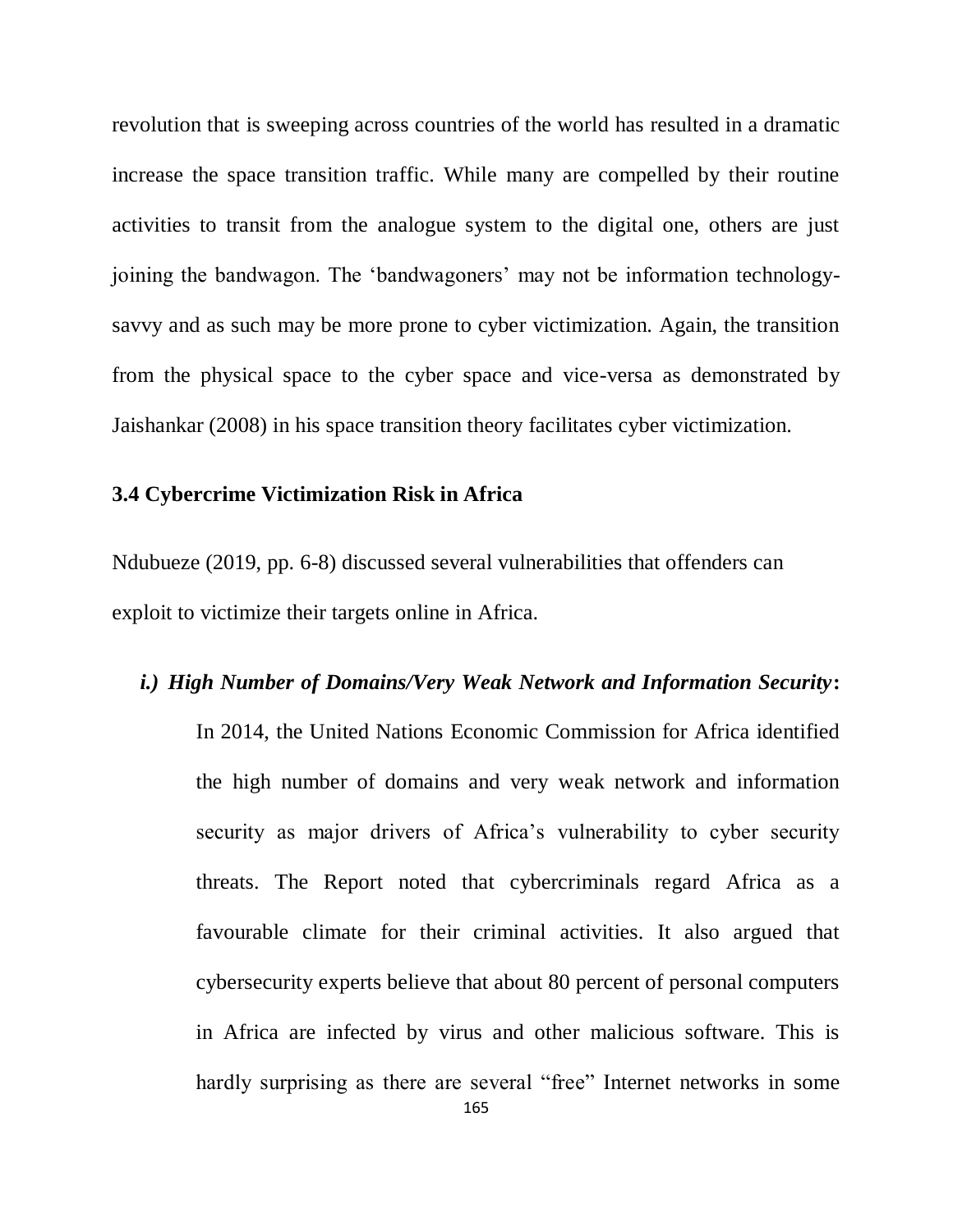revolution that is sweeping across countries of the world has resulted in a dramatic increase the space transition traffic. While many are compelled by their routine activities to transit from the analogue system to the digital one, others are just joining the bandwagon. The 'bandwagoners' may not be information technology-savvy and as such may be more prone to cyber victimization. Again, the transition from the physical space to the cyber space and vice-versa as demonstrated by Jaishankar (2008) in his space transition theory facilitates cyber victimization.

### 3.4 Cybercrime Victimization Risk in Africa

Ndubueze (2019, pp. 6-8) discussed several vulnerabilities that offenders can exploit to victimize their targets online in Africa.

***i.) High Number of Domains/Very Weak Network and Information Security*:** In 2014, the United Nations Economic Commission for Africa identified the high number of domains and very weak network and information security as major drivers of Africa's vulnerability to cyber security threats. The Report noted that cybercriminals regard Africa as a favourable climate for their criminal activities. It also argued that cybersecurity experts believe that about 80 percent of personal computers in Africa are infected by virus and other malicious software. This is hardly surprising as there are several "free" Internet networks in some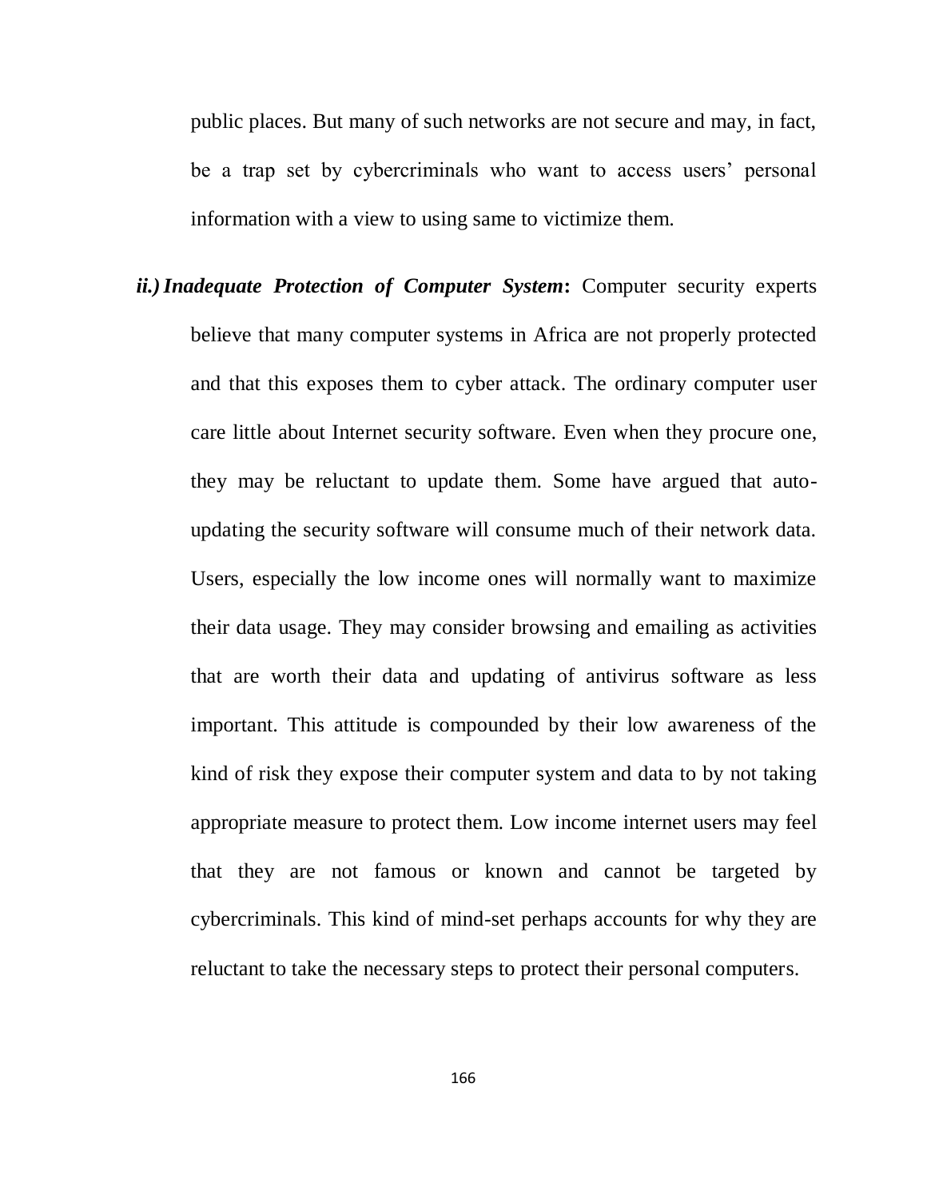public places. But many of such networks are not secure and may, in fact, be a trap set by cybercriminals who want to access users' personal information with a view to using same to victimize them.

***ii.) Inadequate Protection of Computer System*:** Computer security experts believe that many computer systems in Africa are not properly protected and that this exposes them to cyber attack. The ordinary computer user care little about Internet security software. Even when they procure one, they may be reluctant to update them. Some have argued that auto-updating the security software will consume much of their network data. Users, especially the low income ones will normally want to maximize their data usage. They may consider browsing and emailing as activities that are worth their data and updating of antivirus software as less important. This attitude is compounded by their low awareness of the kind of risk they expose their computer system and data to by not taking appropriate measure to protect them. Low income internet users may feel that they are not famous or known and cannot be targeted by cybercriminals. This kind of mind-set perhaps accounts for why they are reluctant to take the necessary steps to protect their personal computers.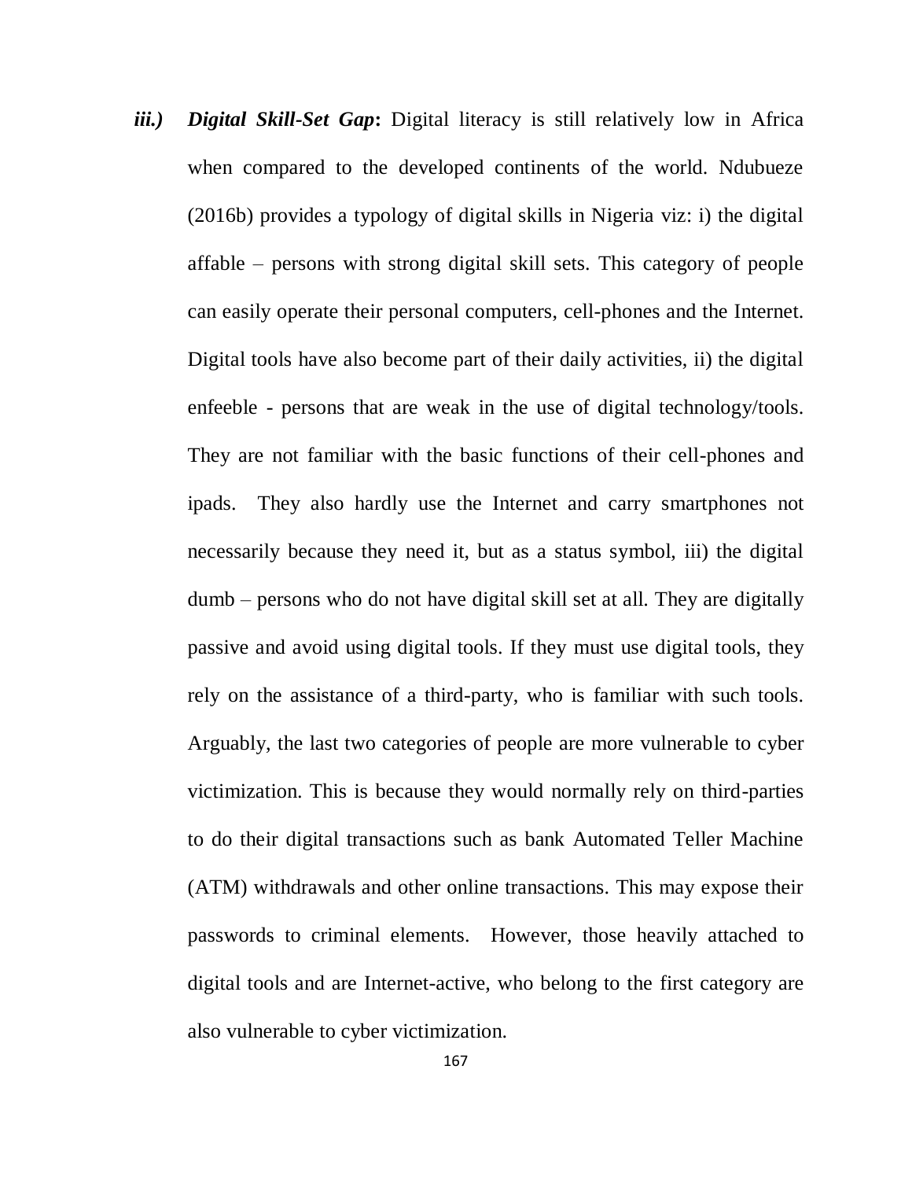***iii.) Digital Skill-Set Gap*****:** Digital literacy is still relatively low in Africa when compared to the developed continents of the world. Ndubueze (2016b) provides a typology of digital skills in Nigeria viz: i) the digital affable – persons with strong digital skill sets. This category of people can easily operate their personal computers, cell-phones and the Internet. Digital tools have also become part of their daily activities, ii) the digital enfeeble - persons that are weak in the use of digital technology/tools. They are not familiar with the basic functions of their cell-phones and ipads. They also hardly use the Internet and carry smartphones not necessarily because they need it, but as a status symbol, iii) the digital dumb – persons who do not have digital skill set at all. They are digitally passive and avoid using digital tools. If they must use digital tools, they rely on the assistance of a third-party, who is familiar with such tools. Arguably, the last two categories of people are more vulnerable to cyber victimization. This is because they would normally rely on third-parties to do their digital transactions such as bank Automated Teller Machine (ATM) withdrawals and other online transactions. This may expose their passwords to criminal elements. However, those heavily attached to digital tools and are Internet-active, who belong to the first category are also vulnerable to cyber victimization.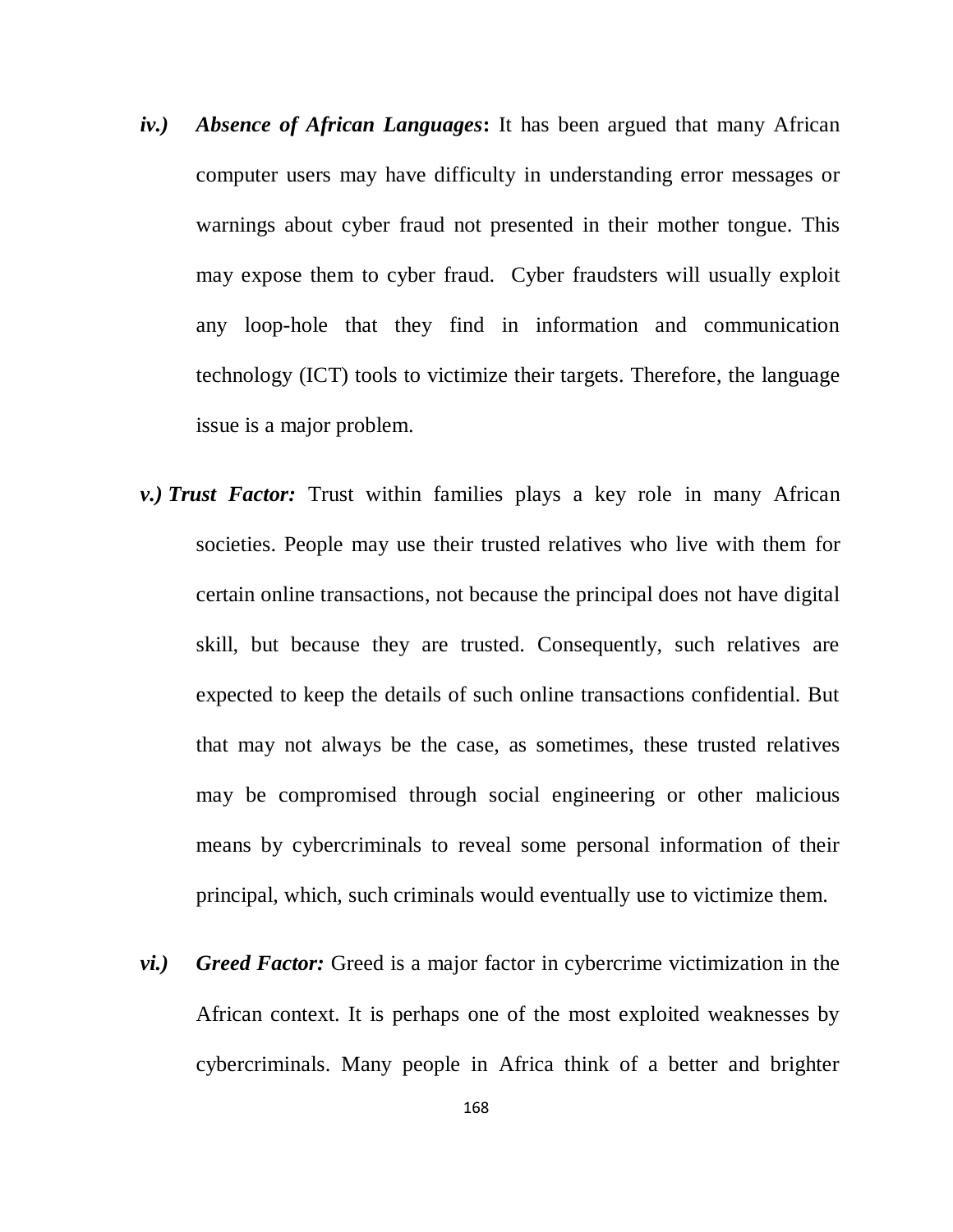*iv.)* ***Absence of African Languages*:** It has been argued that many African computer users may have difficulty in understanding error messages or warnings about cyber fraud not presented in their mother tongue. This may expose them to cyber fraud. Cyber fraudsters will usually exploit any loop-hole that they find in information and communication technology (ICT) tools to victimize their targets. Therefore, the language issue is a major problem.

*v.)* ***Trust Factor:*** Trust within families plays a key role in many African societies. People may use their trusted relatives who live with them for certain online transactions, not because the principal does not have digital skill, but because they are trusted. Consequently, such relatives are expected to keep the details of such online transactions confidential. But that may not always be the case, as sometimes, these trusted relatives may be compromised through social engineering or other malicious means by cybercriminals to reveal some personal information of their principal, which, such criminals would eventually use to victimize them.

*vi.)* ***Greed Factor:*** Greed is a major factor in cybercrime victimization in the African context. It is perhaps one of the most exploited weaknesses by cybercriminals. Many people in Africa think of a better and brighter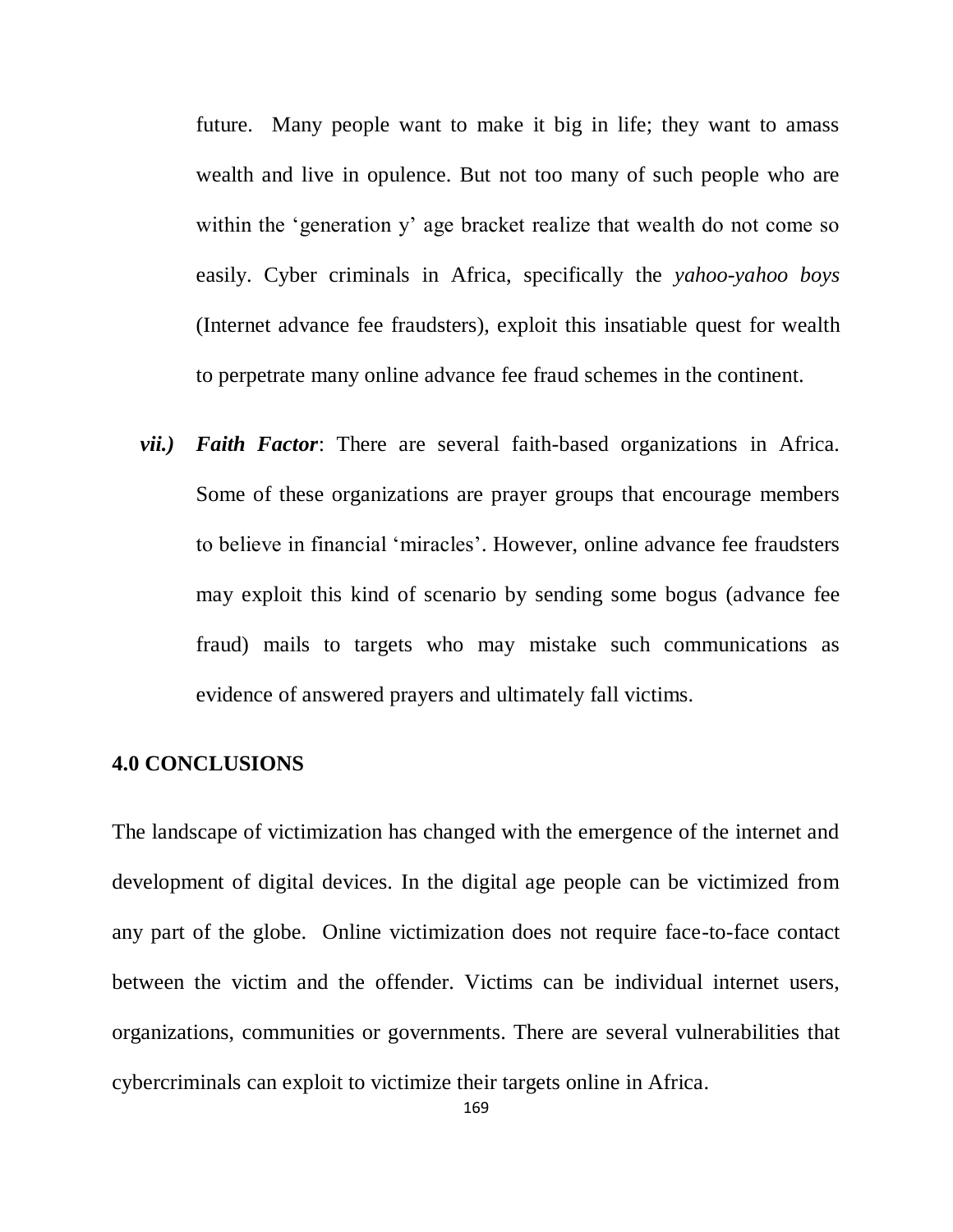future. Many people want to make it big in life; they want to amass wealth and live in opulence. But not too many of such people who are within the 'generation y' age bracket realize that wealth do not come so easily. Cyber criminals in Africa, specifically the *yahoo-yahoo boys* (Internet advance fee fraudsters), exploit this insatiable quest for wealth to perpetrate many online advance fee fraud schemes in the continent.

***vii.) Faith Factor***: There are several faith-based organizations in Africa. Some of these organizations are prayer groups that encourage members to believe in financial 'miracles'. However, online advance fee fraudsters may exploit this kind of scenario by sending some bogus (advance fee fraud) mails to targets who may mistake such communications as evidence of answered prayers and ultimately fall victims.

## 4.0 CONCLUSIONS

The landscape of victimization has changed with the emergence of the internet and development of digital devices. In the digital age people can be victimized from any part of the globe. Online victimization does not require face-to-face contact between the victim and the offender. Victims can be individual internet users, organizations, communities or governments. There are several vulnerabilities that cybercriminals can exploit to victimize their targets online in Africa.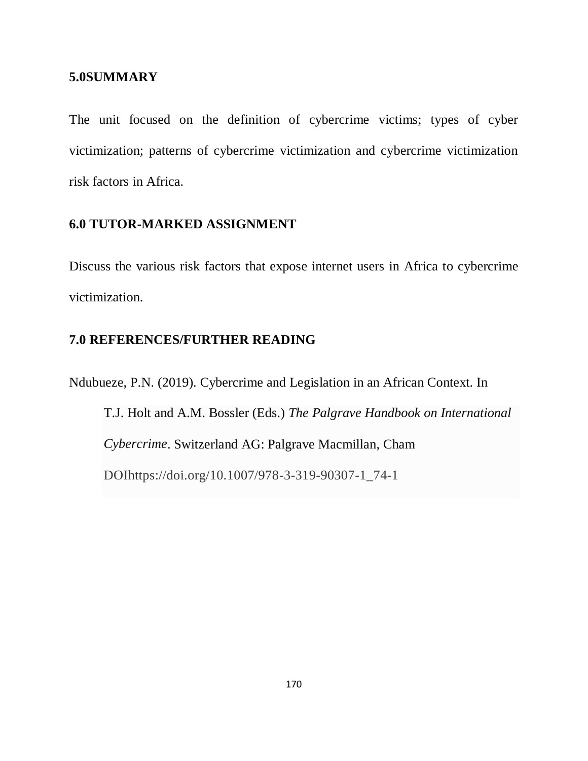## 5.0SUMMARY

The unit focused on the definition of cybercrime victims; types of cyber victimization; patterns of cybercrime victimization and cybercrime victimization risk factors in Africa.

## 6.0 TUTOR-MARKED ASSIGNMENT

Discuss the various risk factors that expose internet users in Africa to cybercrime victimization.

## 7.0 REFERENCES/FURTHER READING

Ndubueze, P.N. (2019). Cybercrime and Legislation in an African Context. In T.J. Holt and A.M. Bossler (Eds.) *The Palgrave Handbook on International Cybercrime*. Switzerland AG: Palgrave Macmillan, Cham DOIhttps://doi.org/10.1007/978-3-319-90307-1_74-1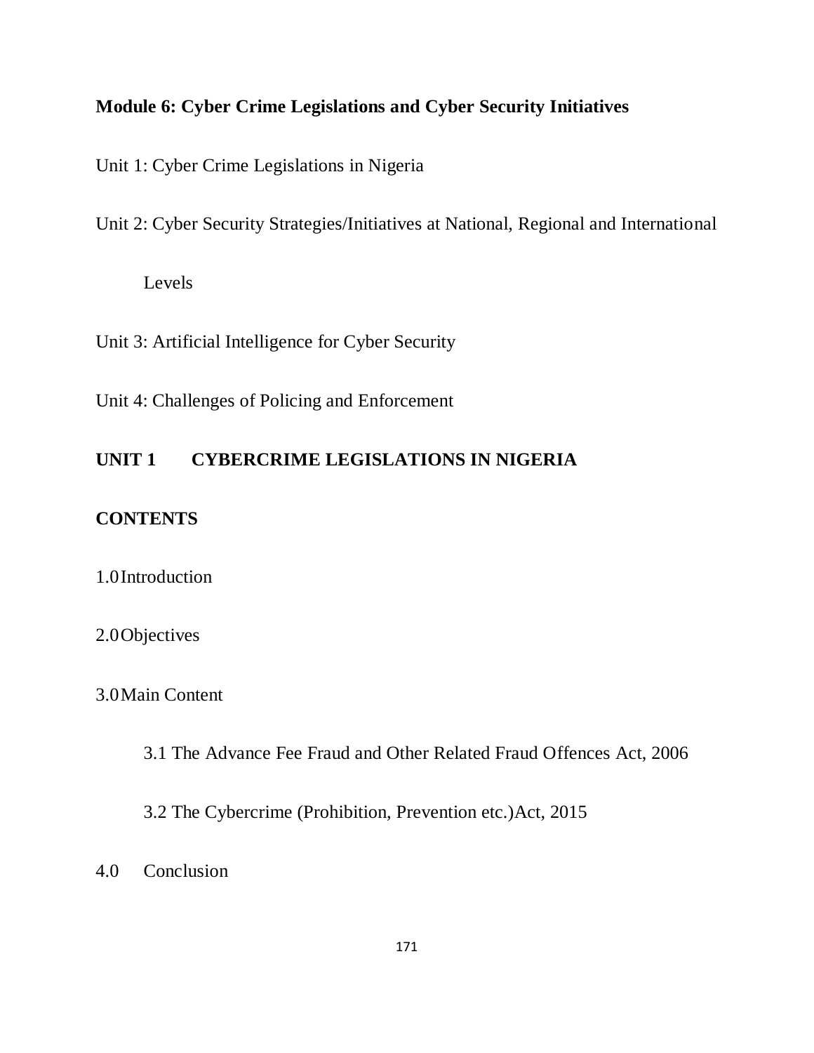## Module 6: Cyber Crime Legislations and Cyber Security Initiatives

Unit 1: Cyber Crime Legislations in Nigeria

Unit 2: Cyber Security Strategies/Initiatives at National, Regional and International Levels

Unit 3: Artificial Intelligence for Cyber Security

Unit 4: Challenges of Policing and Enforcement

## UNIT 1 CYBERCRIME LEGISLATIONS IN NIGERIA

### CONTENTS

1.0 Introduction

2.0 Objectives

3.0 Main Content

  3.1 The Advance Fee Fraud and Other Related Fraud Offences Act, 2006

  3.2 The Cybercrime (Prohibition, Prevention etc.)Act, 2015

4.0 Conclusion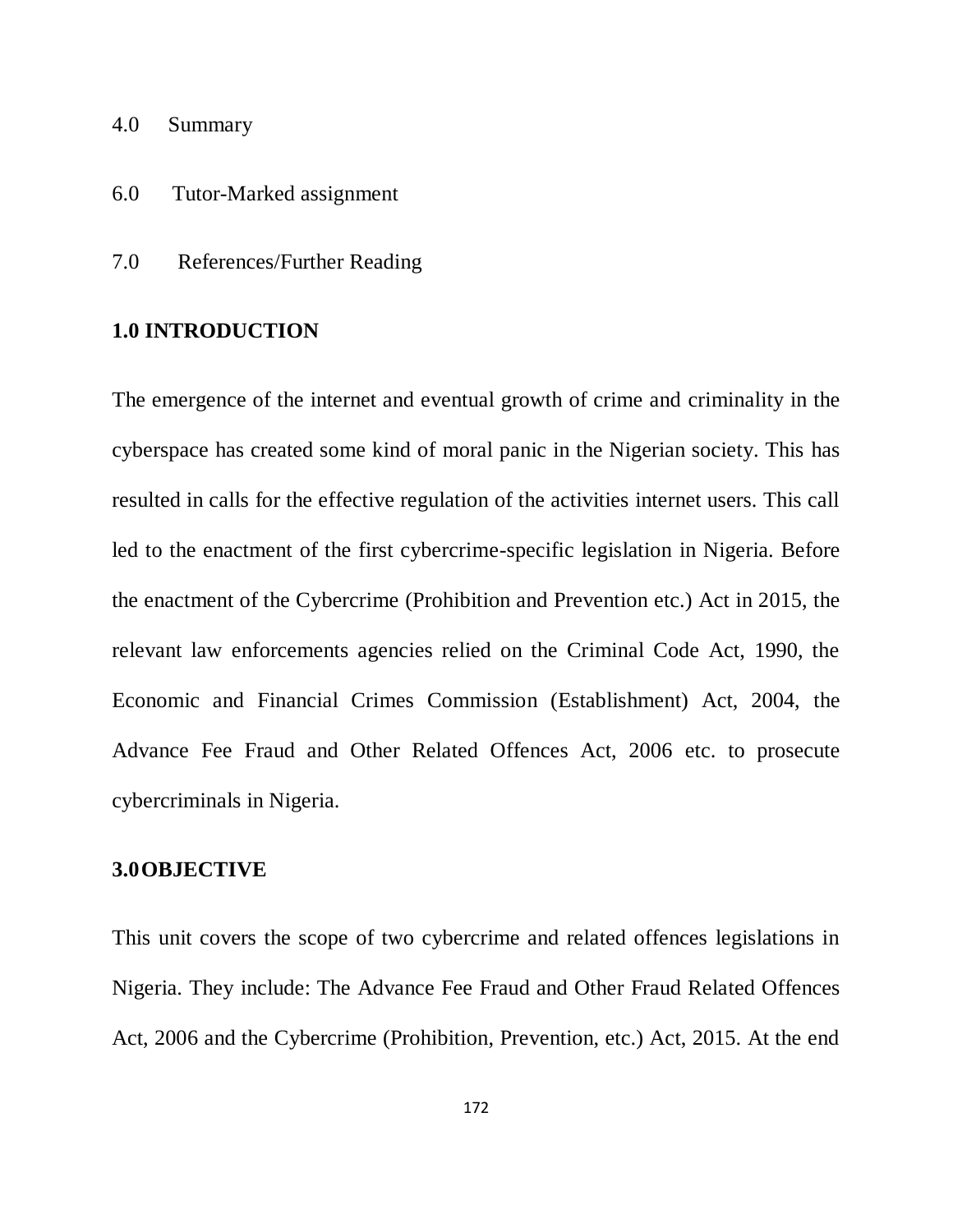4.0 Summary

6.0 Tutor-Marked assignment

7.0 References/Further Reading

## 1.0 INTRODUCTION

The emergence of the internet and eventual growth of crime and criminality in the cyberspace has created some kind of moral panic in the Nigerian society. This has resulted in calls for the effective regulation of the activities internet users. This call led to the enactment of the first cybercrime-specific legislation in Nigeria. Before the enactment of the Cybercrime (Prohibition and Prevention etc.) Act in 2015, the relevant law enforcements agencies relied on the Criminal Code Act, 1990, the Economic and Financial Crimes Commission (Establishment) Act, 2004, the Advance Fee Fraud and Other Related Offences Act, 2006 etc. to prosecute cybercriminals in Nigeria.

## 3.0 OBJECTIVE

This unit covers the scope of two cybercrime and related offences legislations in Nigeria. They include: The Advance Fee Fraud and Other Fraud Related Offences Act, 2006 and the Cybercrime (Prohibition, Prevention, etc.) Act, 2015. At the end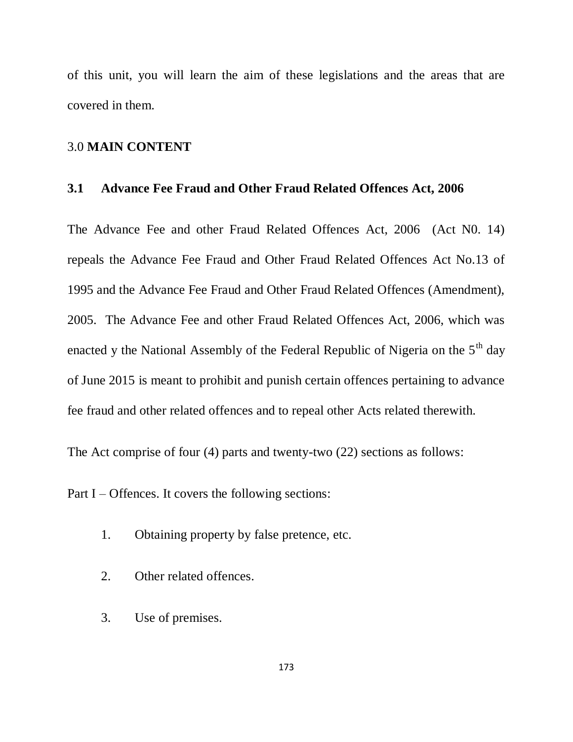of this unit, you will learn the aim of these legislations and the areas that are covered in them.

## 3.0 **MAIN CONTENT**

### 3.1 Advance Fee Fraud and Other Fraud Related Offences Act, 2006

The Advance Fee and other Fraud Related Offences Act, 2006 (Act N0. 14) repeals the Advance Fee Fraud and Other Fraud Related Offences Act No.13 of 1995 and the Advance Fee Fraud and Other Fraud Related Offences (Amendment), 2005. The Advance Fee and other Fraud Related Offences Act, 2006, which was enacted y the National Assembly of the Federal Republic of Nigeria on the 5th day of June 2015 is meant to prohibit and punish certain offences pertaining to advance fee fraud and other related offences and to repeal other Acts related therewith.

The Act comprise of four (4) parts and twenty-two (22) sections as follows:

Part I – Offences. It covers the following sections:

1. Obtaining property by false pretence, etc.
2. Other related offences.
3. Use of premises.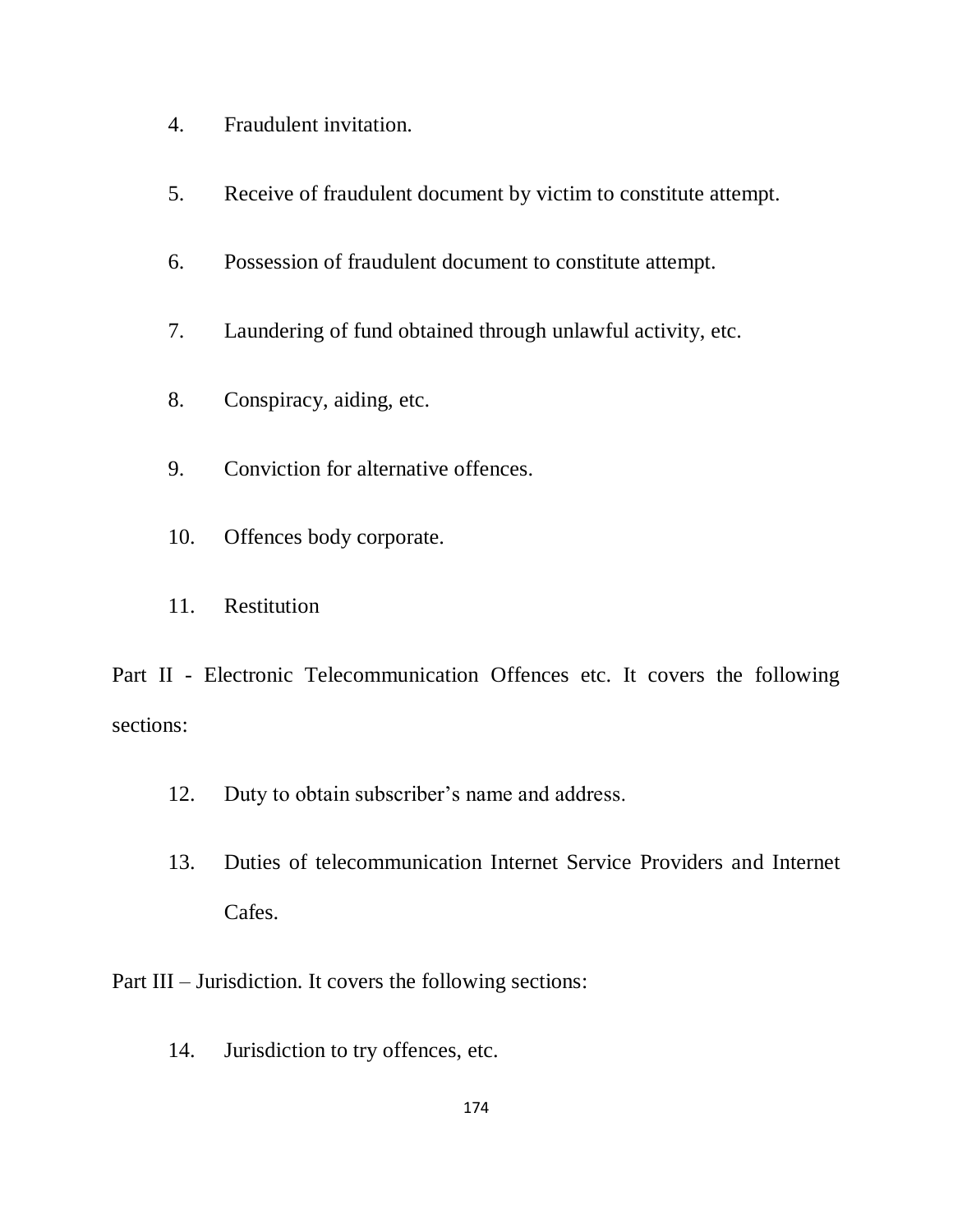4. Fraudulent invitation.

5. Receive of fraudulent document by victim to constitute attempt.

6. Possession of fraudulent document to constitute attempt.

7. Laundering of fund obtained through unlawful activity, etc.

8. Conspiracy, aiding, etc.

9. Conviction for alternative offences.

10. Offences body corporate.

11. Restitution

Part II - Electronic Telecommunication Offences etc. It covers the following sections:

12. Duty to obtain subscriber's name and address.

13. Duties of telecommunication Internet Service Providers and Internet Cafes.

Part III – Jurisdiction. It covers the following sections:

14. Jurisdiction to try offences, etc.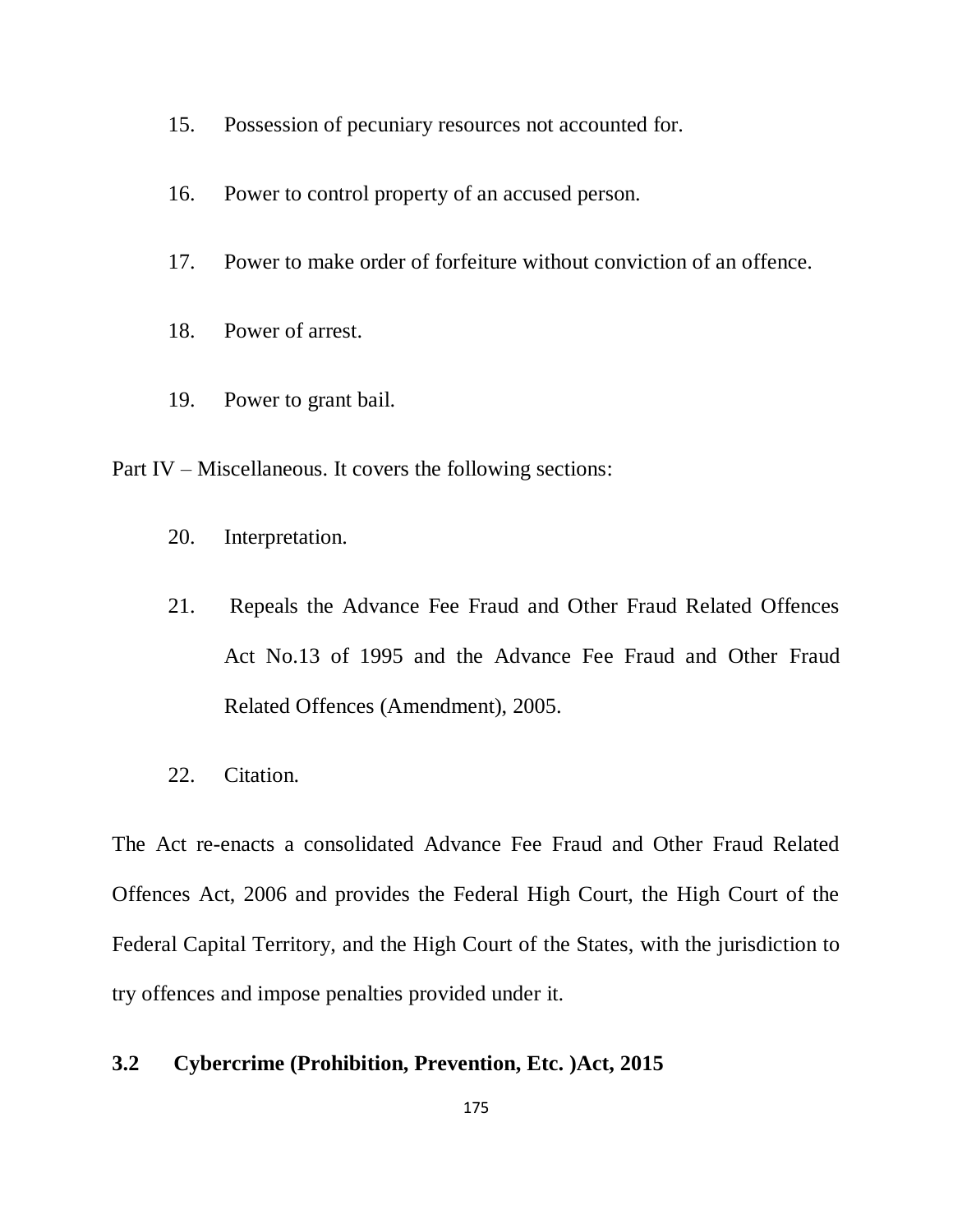15. Possession of pecuniary resources not accounted for.

16. Power to control property of an accused person.

17. Power to make order of forfeiture without conviction of an offence.

18. Power of arrest.

19. Power to grant bail.

Part IV – Miscellaneous. It covers the following sections:

20. Interpretation.

21. Repeals the Advance Fee Fraud and Other Fraud Related Offences Act No.13 of 1995 and the Advance Fee Fraud and Other Fraud Related Offences (Amendment), 2005.

22. Citation.

The Act re-enacts a consolidated Advance Fee Fraud and Other Fraud Related Offences Act, 2006 and provides the Federal High Court, the High Court of the Federal Capital Territory, and the High Court of the States, with the jurisdiction to try offences and impose penalties provided under it.

### 3.2 Cybercrime (Prohibition, Prevention, Etc. )Act, 2015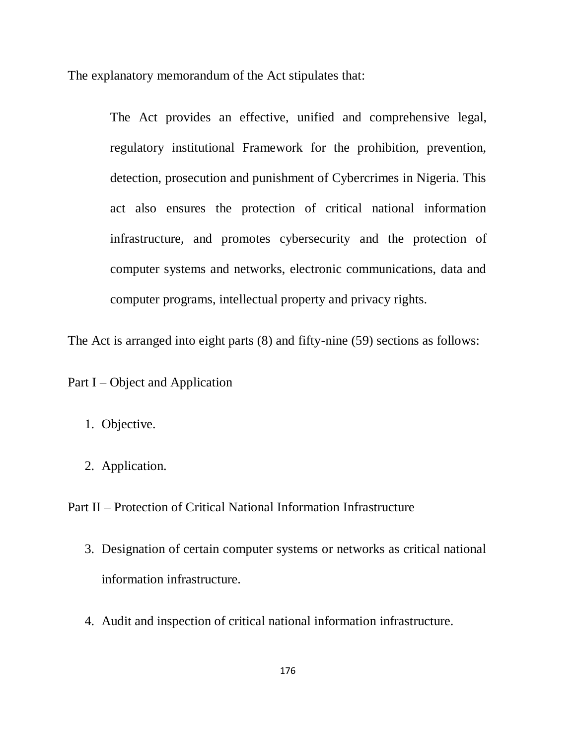The explanatory memorandum of the Act stipulates that:

> The Act provides an effective, unified and comprehensive legal, regulatory institutional Framework for the prohibition, prevention, detection, prosecution and punishment of Cybercrimes in Nigeria. This act also ensures the protection of critical national information infrastructure, and promotes cybersecurity and the protection of computer systems and networks, electronic communications, data and computer programs, intellectual property and privacy rights.

The Act is arranged into eight parts (8) and fifty-nine (59) sections as follows:

Part I – Object and Application

1. Objective.
2. Application.

Part II – Protection of Critical National Information Infrastructure

3. Designation of certain computer systems or networks as critical national information infrastructure.
4. Audit and inspection of critical national information infrastructure.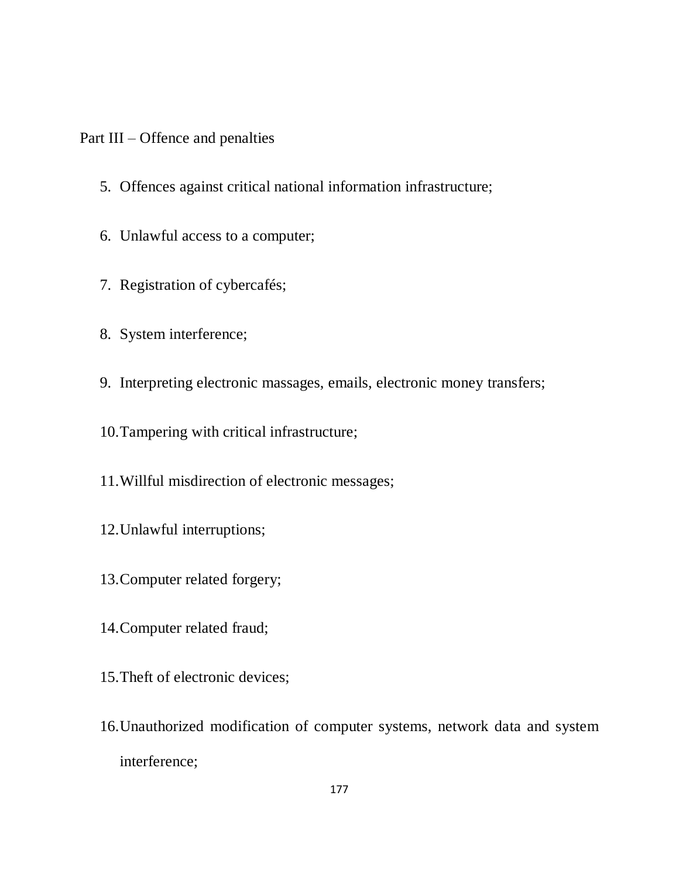Part III – Offence and penalties

5. Offences against critical national information infrastructure;
6. Unlawful access to a computer;
7. Registration of cybercafés;
8. System interference;
9. Interpreting electronic massages, emails, electronic money transfers;
10. Tampering with critical infrastructure;
11. Willful misdirection of electronic messages;
12. Unlawful interruptions;
13. Computer related forgery;
14. Computer related fraud;
15. Theft of electronic devices;
16. Unauthorized modification of computer systems, network data and system interference;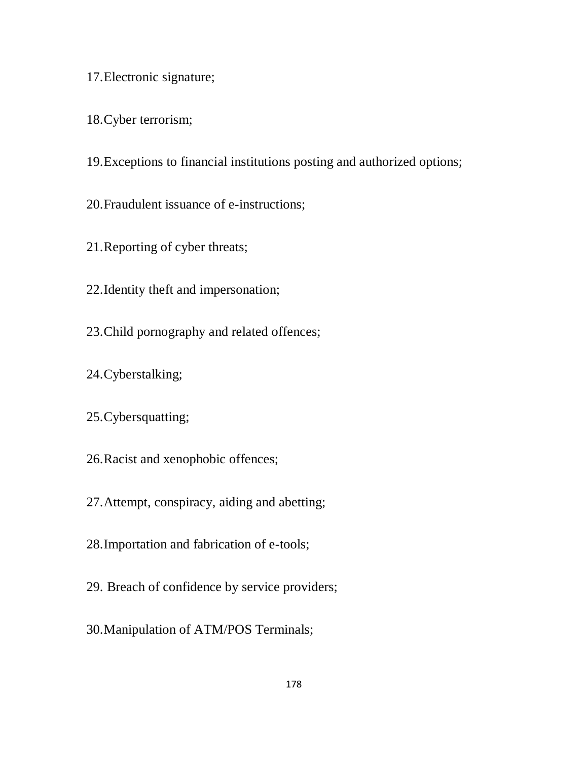17. Electronic signature;

18. Cyber terrorism;

19. Exceptions to financial institutions posting and authorized options;

20. Fraudulent issuance of e-instructions;

21. Reporting of cyber threats;

22. Identity theft and impersonation;

23. Child pornography and related offences;

24. Cyberstalking;

25. Cybersquatting;

26. Racist and xenophobic offences;

27. Attempt, conspiracy, aiding and abetting;

28. Importation and fabrication of e-tools;

29. Breach of confidence by service providers;

30. Manipulation of ATM/POS Terminals;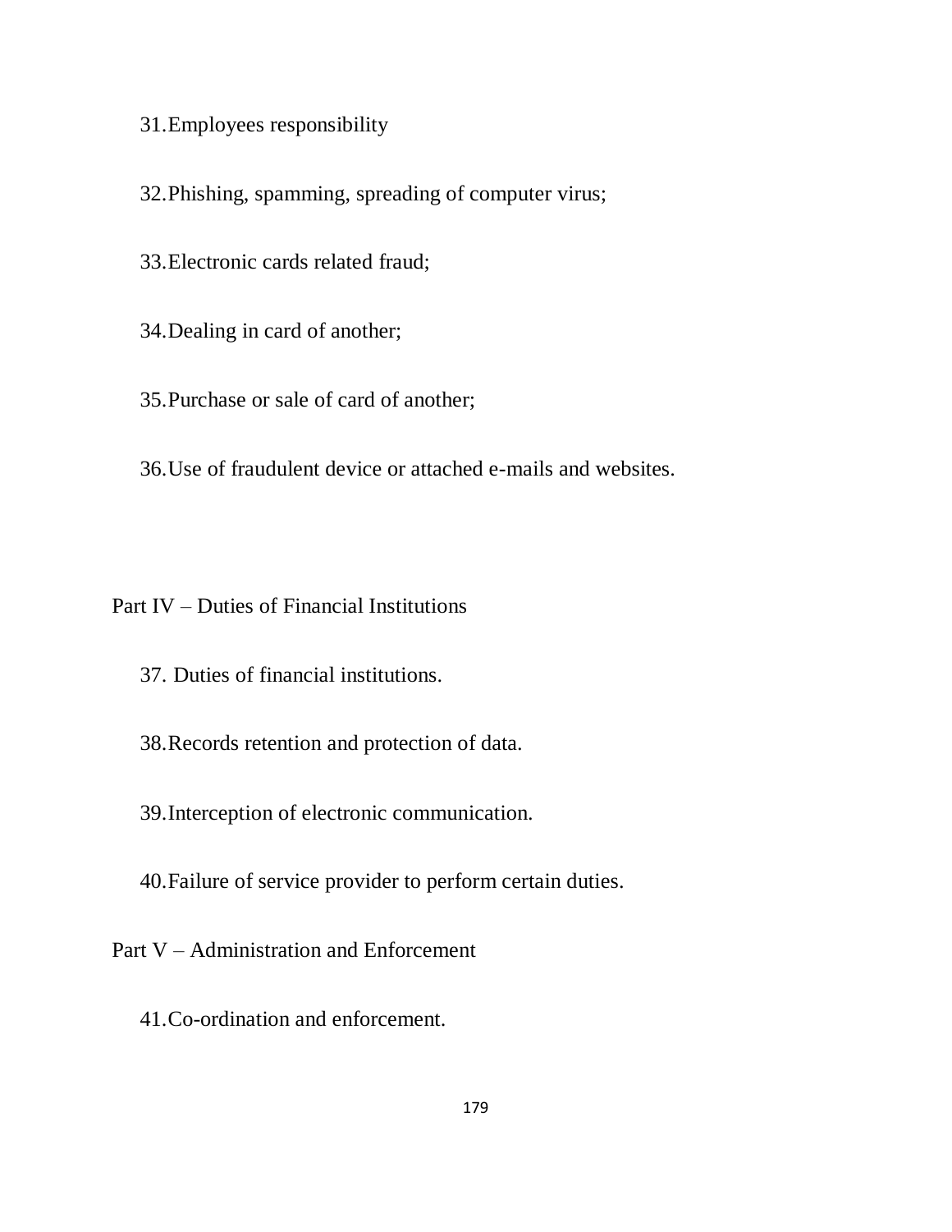31. Employees responsibility

32. Phishing, spamming, spreading of computer virus;

33. Electronic cards related fraud;

34. Dealing in card of another;

35. Purchase or sale of card of another;

36. Use of fraudulent device or attached e-mails and websites.

Part IV – Duties of Financial Institutions

37. Duties of financial institutions.

38. Records retention and protection of data.

39. Interception of electronic communication.

40. Failure of service provider to perform certain duties.

Part V – Administration and Enforcement

41. Co-ordination and enforcement.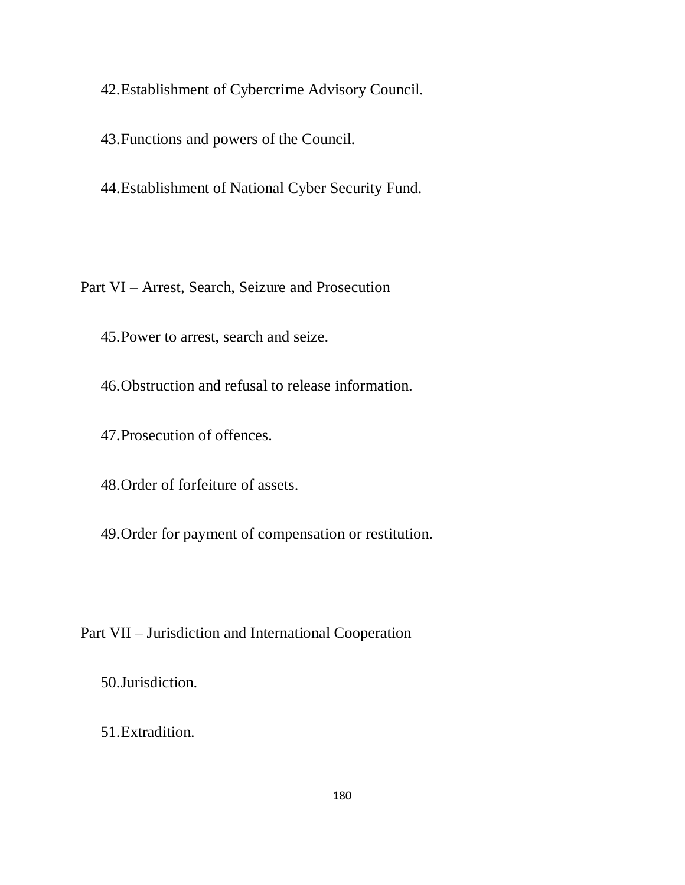42. Establishment of Cybercrime Advisory Council.

43. Functions and powers of the Council.

44. Establishment of National Cyber Security Fund.

Part VI – Arrest, Search, Seizure and Prosecution

45. Power to arrest, search and seize.

46. Obstruction and refusal to release information.

47. Prosecution of offences.

48. Order of forfeiture of assets.

49. Order for payment of compensation or restitution.

Part VII – Jurisdiction and International Cooperation

50. Jurisdiction.

51. Extradition.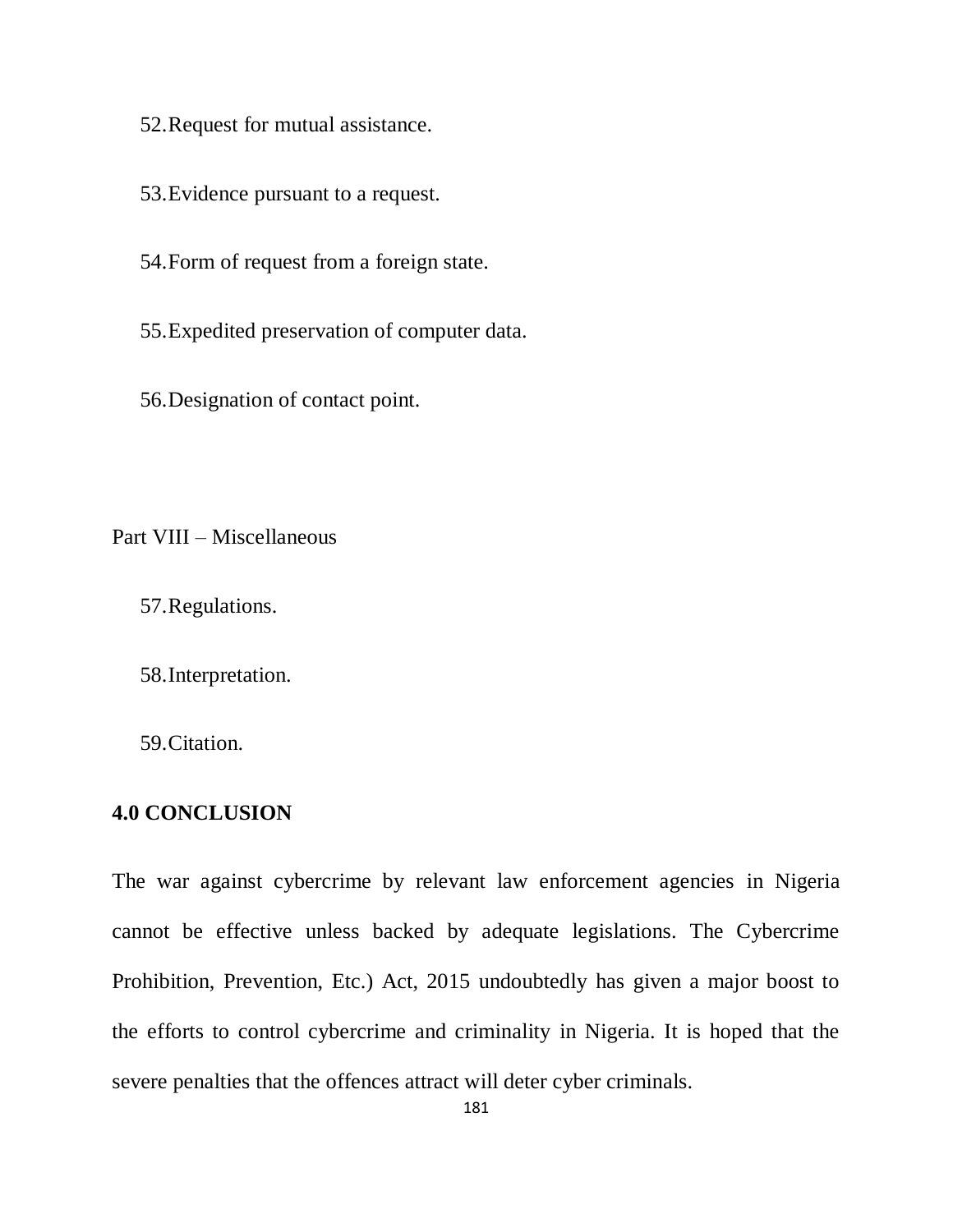52. Request for mutual assistance.

53. Evidence pursuant to a request.

54. Form of request from a foreign state.

55. Expedited preservation of computer data.

56. Designation of contact point.

Part VIII – Miscellaneous

57. Regulations.

58. Interpretation.

59. Citation.

## 4.0 CONCLUSION

The war against cybercrime by relevant law enforcement agencies in Nigeria cannot be effective unless backed by adequate legislations. The Cybercrime Prohibition, Prevention, Etc.) Act, 2015 undoubtedly has given a major boost to the efforts to control cybercrime and criminality in Nigeria. It is hoped that the severe penalties that the offences attract will deter cyber criminals.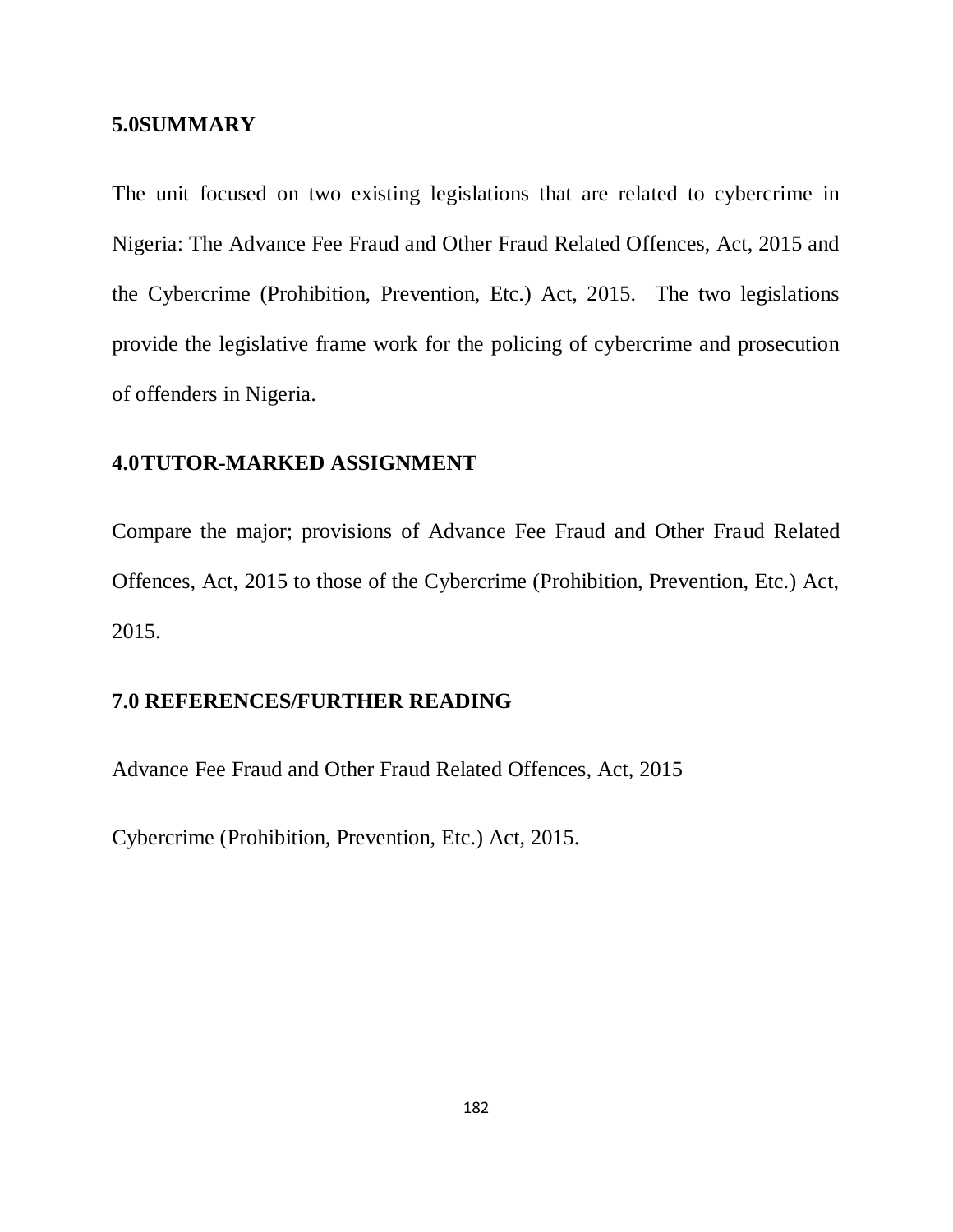## 5.0SUMMARY

The unit focused on two existing legislations that are related to cybercrime in Nigeria: The Advance Fee Fraud and Other Fraud Related Offences, Act, 2015 and the Cybercrime (Prohibition, Prevention, Etc.) Act, 2015. The two legislations provide the legislative frame work for the policing of cybercrime and prosecution of offenders in Nigeria.

## 4.0TUTOR-MARKED ASSIGNMENT

Compare the major; provisions of Advance Fee Fraud and Other Fraud Related Offences, Act, 2015 to those of the Cybercrime (Prohibition, Prevention, Etc.) Act, 2015.

## 7.0 REFERENCES/FURTHER READING

Advance Fee Fraud and Other Fraud Related Offences, Act, 2015

Cybercrime (Prohibition, Prevention, Etc.) Act, 2015.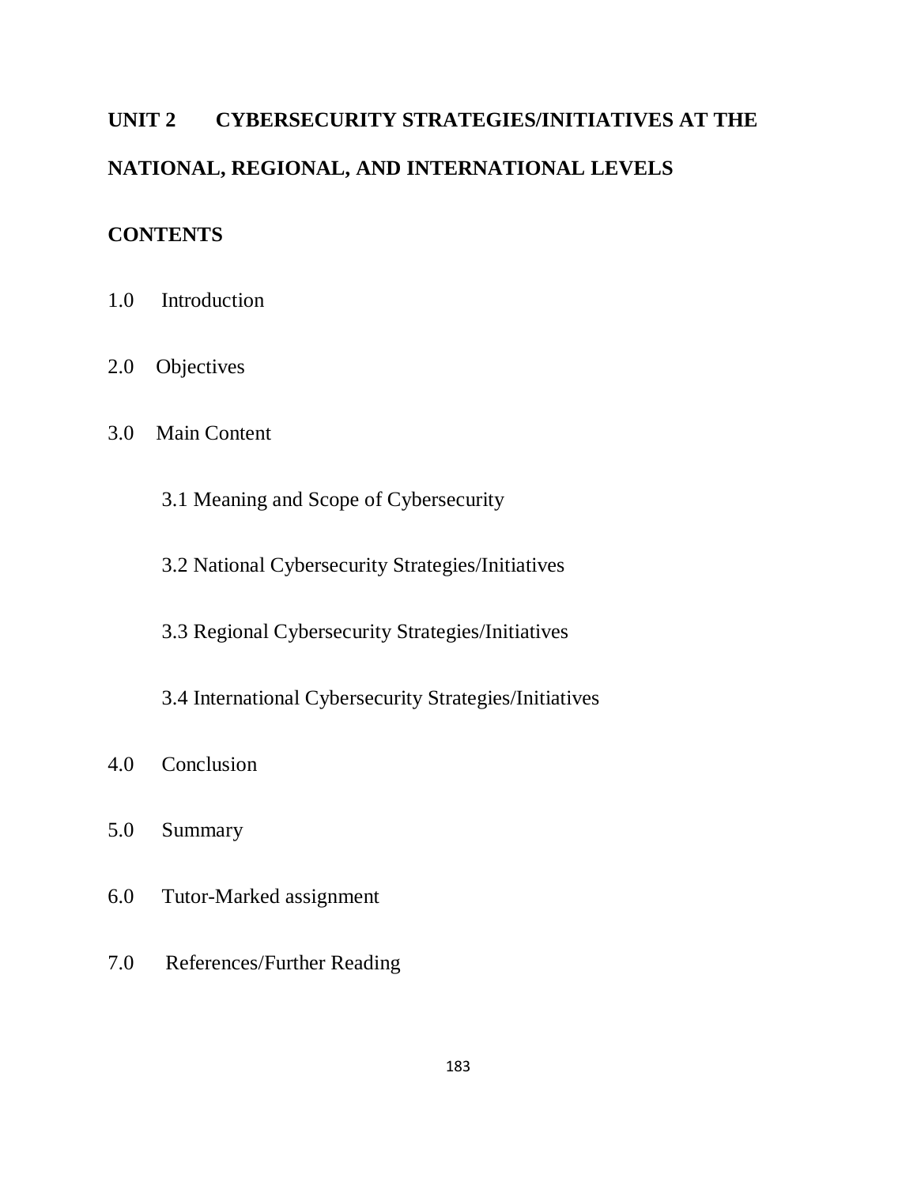# UNIT 2 CYBERSECURITY STRATEGIES/INITIATIVES AT THE NATIONAL, REGIONAL, AND INTERNATIONAL LEVELS

## CONTENTS

1.0 Introduction

2.0 Objectives

3.0 Main Content

 3.1 Meaning and Scope of Cybersecurity

 3.2 National Cybersecurity Strategies/Initiatives

 3.3 Regional Cybersecurity Strategies/Initiatives

 3.4 International Cybersecurity Strategies/Initiatives

4.0 Conclusion

5.0 Summary

6.0 Tutor-Marked assignment

7.0 References/Further Reading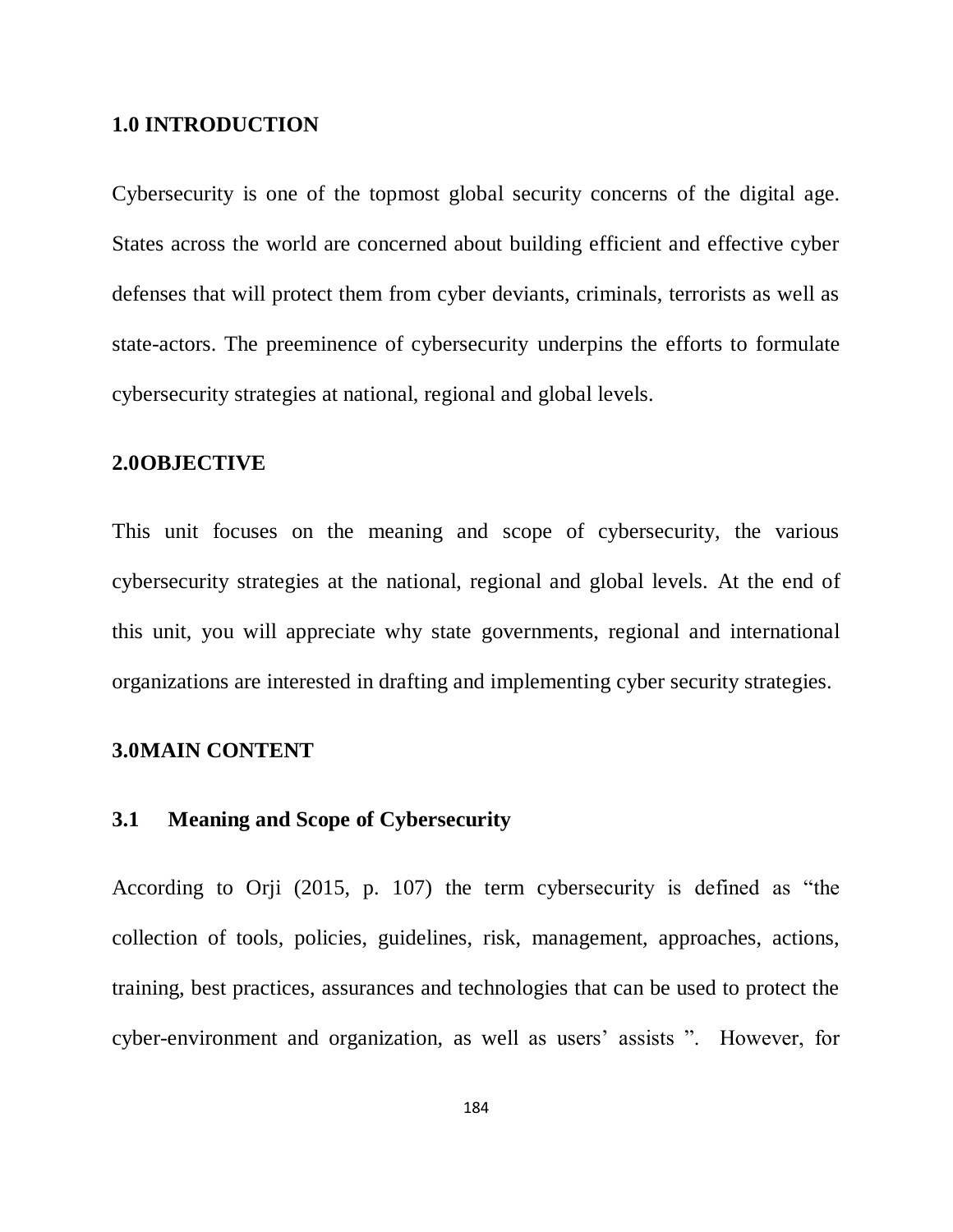## 1.0 INTRODUCTION

Cybersecurity is one of the topmost global security concerns of the digital age. States across the world are concerned about building efficient and effective cyber defenses that will protect them from cyber deviants, criminals, terrorists as well as state-actors. The preeminence of cybersecurity underpins the efforts to formulate cybersecurity strategies at national, regional and global levels.

## 2.0OBJECTIVE

This unit focuses on the meaning and scope of cybersecurity, the various cybersecurity strategies at the national, regional and global levels. At the end of this unit, you will appreciate why state governments, regional and international organizations are interested in drafting and implementing cyber security strategies.

## 3.0MAIN CONTENT

### 3.1 Meaning and Scope of Cybersecurity

According to Orji (2015, p. 107) the term cybersecurity is defined as "the collection of tools, policies, guidelines, risk, management, approaches, actions, training, best practices, assurances and technologies that can be used to protect the cyber-environment and organization, as well as users' assists ". However, for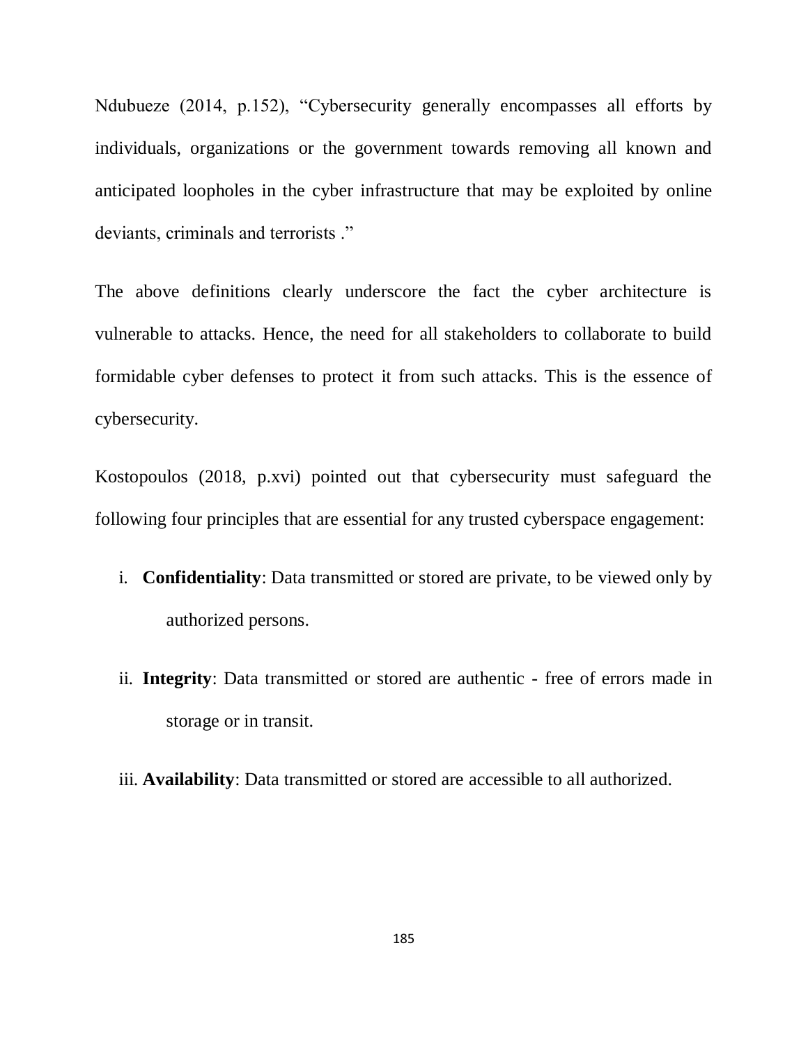Ndubueze (2014, p.152), “Cybersecurity generally encompasses all efforts by individuals, organizations or the government towards removing all known and anticipated loopholes in the cyber infrastructure that may be exploited by online deviants, criminals and terrorists .”

The above definitions clearly underscore the fact the cyber architecture is vulnerable to attacks. Hence, the need for all stakeholders to collaborate to build formidable cyber defenses to protect it from such attacks. This is the essence of cybersecurity.

Kostopoulos (2018, p.xvi) pointed out that cybersecurity must safeguard the following four principles that are essential for any trusted cyberspace engagement:

i. **Confidentiality**: Data transmitted or stored are private, to be viewed only by authorized persons.

ii. **Integrity**: Data transmitted or stored are authentic - free of errors made in storage or in transit.

iii. **Availability**: Data transmitted or stored are accessible to all authorized.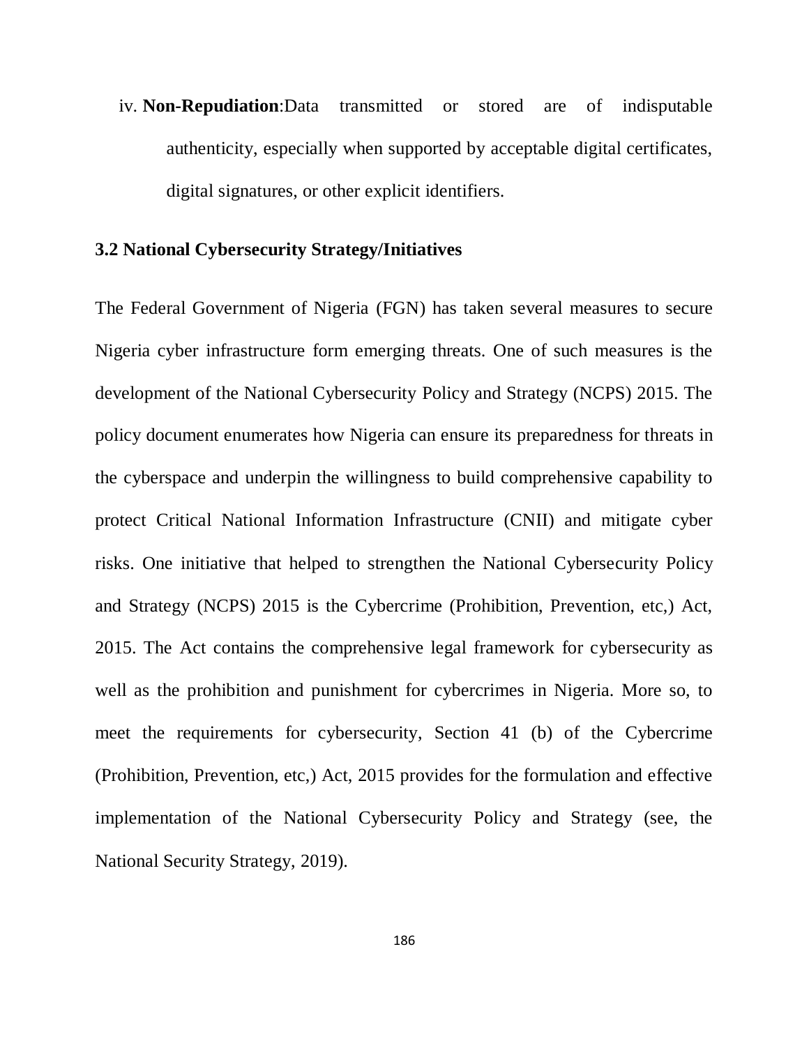iv. **Non-Repudiation**:Data transmitted or stored are of indisputable authenticity, especially when supported by acceptable digital certificates, digital signatures, or other explicit identifiers.

### 3.2 National Cybersecurity Strategy/Initiatives

The Federal Government of Nigeria (FGN) has taken several measures to secure Nigeria cyber infrastructure form emerging threats. One of such measures is the development of the National Cybersecurity Policy and Strategy (NCPS) 2015. The policy document enumerates how Nigeria can ensure its preparedness for threats in the cyberspace and underpin the willingness to build comprehensive capability to protect Critical National Information Infrastructure (CNII) and mitigate cyber risks. One initiative that helped to strengthen the National Cybersecurity Policy and Strategy (NCPS) 2015 is the Cybercrime (Prohibition, Prevention, etc,) Act, 2015. The Act contains the comprehensive legal framework for cybersecurity as well as the prohibition and punishment for cybercrimes in Nigeria. More so, to meet the requirements for cybersecurity, Section 41 (b) of the Cybercrime (Prohibition, Prevention, etc,) Act, 2015 provides for the formulation and effective implementation of the National Cybersecurity Policy and Strategy (see, the National Security Strategy, 2019).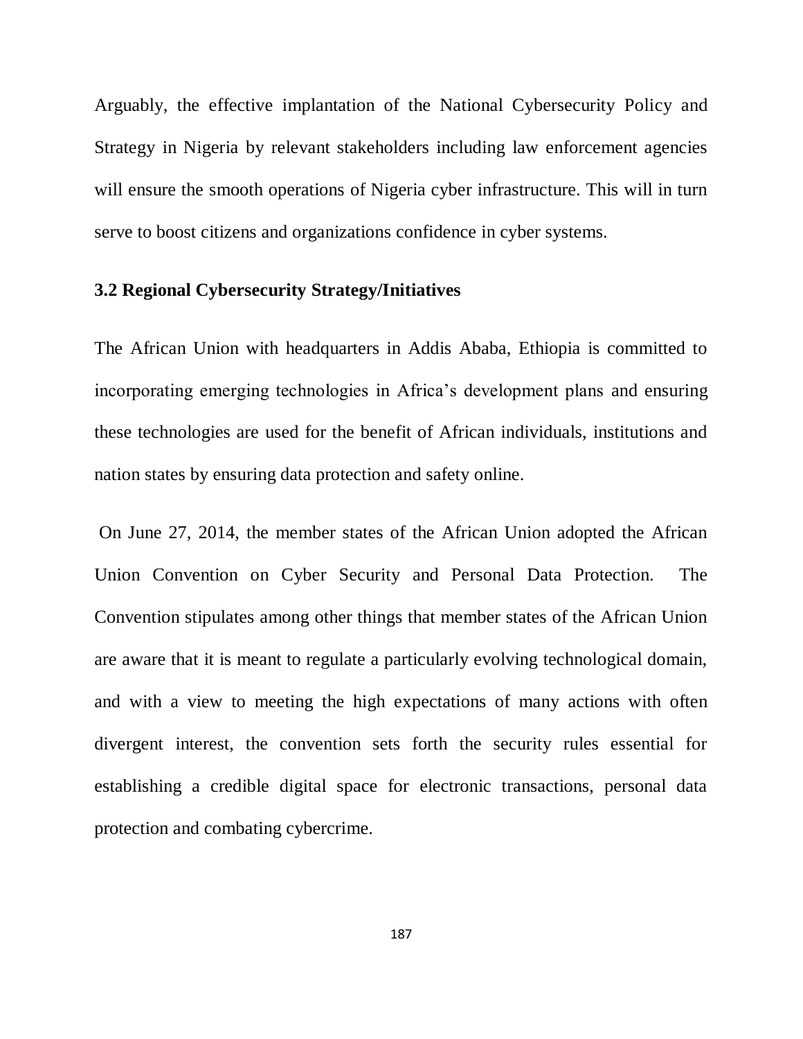Arguably, the effective implantation of the National Cybersecurity Policy and Strategy in Nigeria by relevant stakeholders including law enforcement agencies will ensure the smooth operations of Nigeria cyber infrastructure. This will in turn serve to boost citizens and organizations confidence in cyber systems.

### 3.2 Regional Cybersecurity Strategy/Initiatives

The African Union with headquarters in Addis Ababa, Ethiopia is committed to incorporating emerging technologies in Africa's development plans and ensuring these technologies are used for the benefit of African individuals, institutions and nation states by ensuring data protection and safety online.

On June 27, 2014, the member states of the African Union adopted the African Union Convention on Cyber Security and Personal Data Protection. The Convention stipulates among other things that member states of the African Union are aware that it is meant to regulate a particularly evolving technological domain, and with a view to meeting the high expectations of many actions with often divergent interest, the convention sets forth the security rules essential for establishing a credible digital space for electronic transactions, personal data protection and combating cybercrime.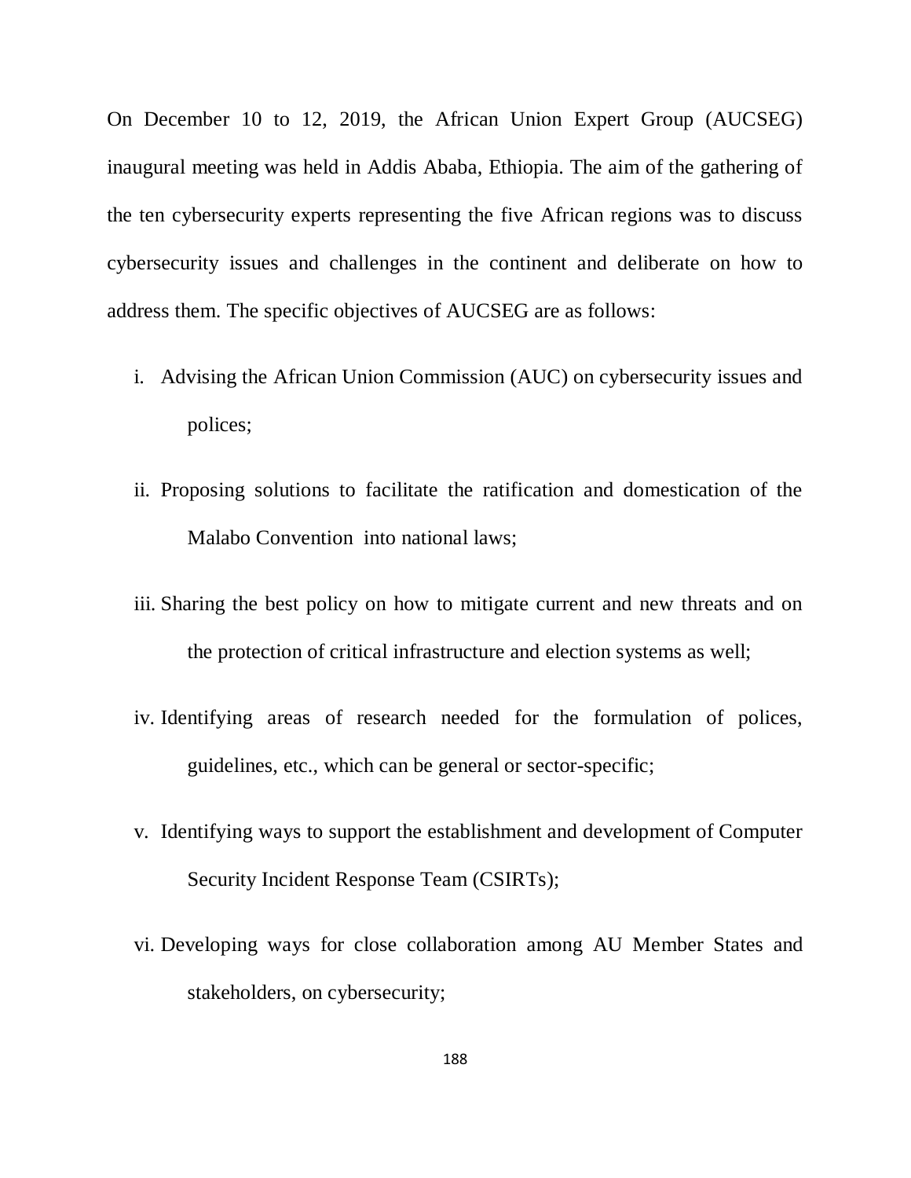On December 10 to 12, 2019, the African Union Expert Group (AUCSEG) inaugural meeting was held in Addis Ababa, Ethiopia. The aim of the gathering of the ten cybersecurity experts representing the five African regions was to discuss cybersecurity issues and challenges in the continent and deliberate on how to address them. The specific objectives of AUCSEG are as follows:

i. Advising the African Union Commission (AUC) on cybersecurity issues and polices;

ii. Proposing solutions to facilitate the ratification and domestication of the Malabo Convention into national laws;

iii. Sharing the best policy on how to mitigate current and new threats and on the protection of critical infrastructure and election systems as well;

iv. Identifying areas of research needed for the formulation of polices, guidelines, etc., which can be general or sector-specific;

v. Identifying ways to support the establishment and development of Computer Security Incident Response Team (CSIRTs);

vi. Developing ways for close collaboration among AU Member States and stakeholders, on cybersecurity;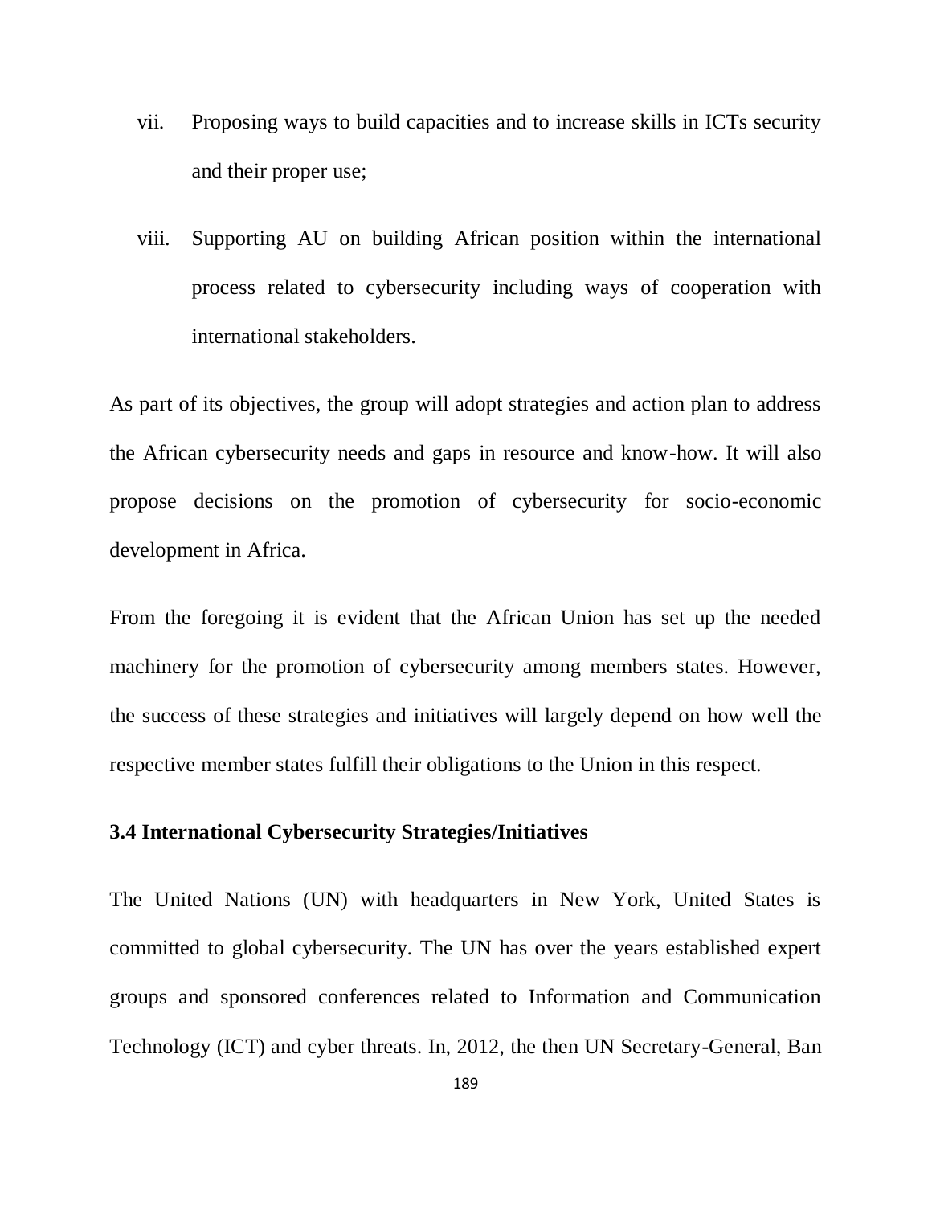vii. Proposing ways to build capacities and to increase skills in ICTs security and their proper use;

viii. Supporting AU on building African position within the international process related to cybersecurity including ways of cooperation with international stakeholders.

As part of its objectives, the group will adopt strategies and action plan to address the African cybersecurity needs and gaps in resource and know-how. It will also propose decisions on the promotion of cybersecurity for socio-economic development in Africa.

From the foregoing it is evident that the African Union has set up the needed machinery for the promotion of cybersecurity among members states. However, the success of these strategies and initiatives will largely depend on how well the respective member states fulfill their obligations to the Union in this respect.

### 3.4 International Cybersecurity Strategies/Initiatives

The United Nations (UN) with headquarters in New York, United States is committed to global cybersecurity. The UN has over the years established expert groups and sponsored conferences related to Information and Communication Technology (ICT) and cyber threats. In, 2012, the then UN Secretary-General, Ban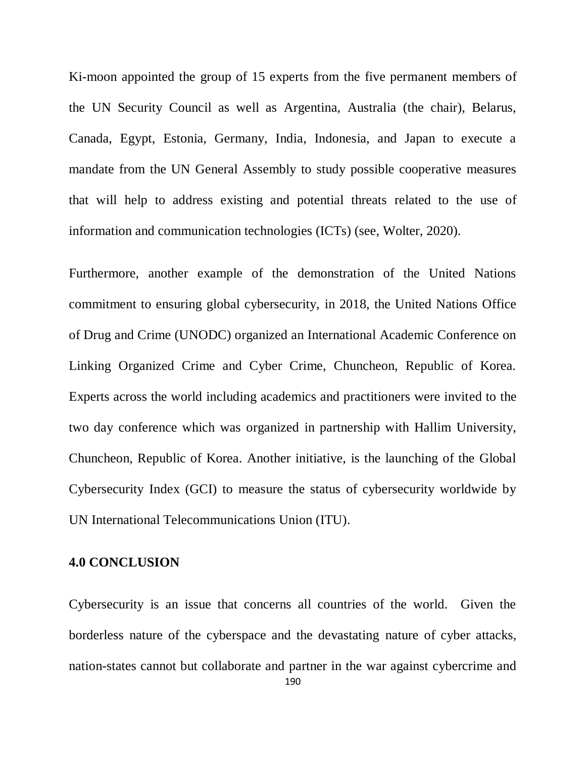Ki-moon appointed the group of 15 experts from the five permanent members of the UN Security Council as well as Argentina, Australia (the chair), Belarus, Canada, Egypt, Estonia, Germany, India, Indonesia, and Japan to execute a mandate from the UN General Assembly to study possible cooperative measures that will help to address existing and potential threats related to the use of information and communication technologies (ICTs) (see, Wolter, 2020).

Furthermore, another example of the demonstration of the United Nations commitment to ensuring global cybersecurity, in 2018, the United Nations Office of Drug and Crime (UNODC) organized an International Academic Conference on Linking Organized Crime and Cyber Crime, Chuncheon, Republic of Korea. Experts across the world including academics and practitioners were invited to the two day conference which was organized in partnership with Hallim University, Chuncheon, Republic of Korea. Another initiative, is the launching of the Global Cybersecurity Index (GCI) to measure the status of cybersecurity worldwide by UN International Telecommunications Union (ITU).

## 4.0 CONCLUSION

Cybersecurity is an issue that concerns all countries of the world. Given the borderless nature of the cyberspace and the devastating nature of cyber attacks, nation-states cannot but collaborate and partner in the war against cybercrime and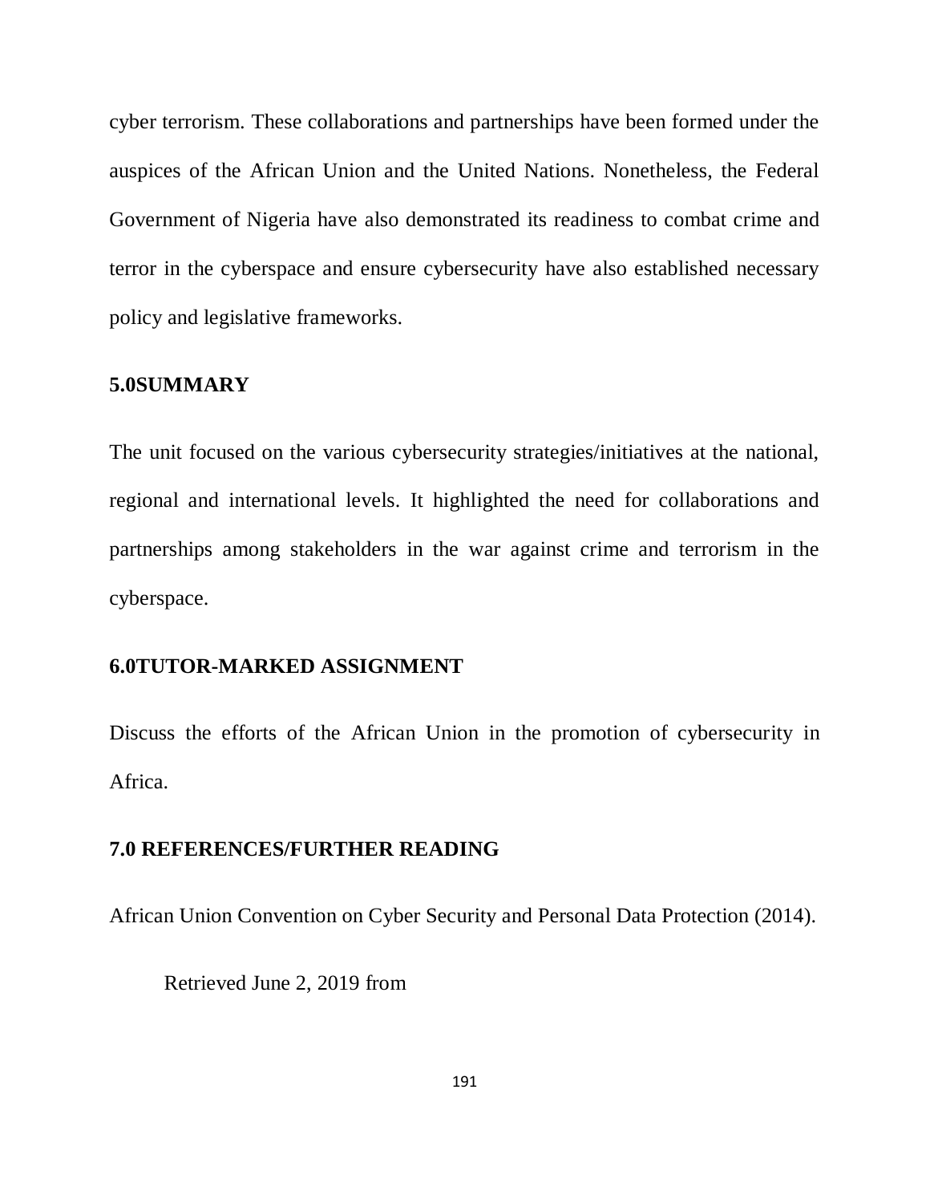cyber terrorism. These collaborations and partnerships have been formed under the auspices of the African Union and the United Nations. Nonetheless, the Federal Government of Nigeria have also demonstrated its readiness to combat crime and terror in the cyberspace and ensure cybersecurity have also established necessary policy and legislative frameworks.

## 5.0SUMMARY

The unit focused on the various cybersecurity strategies/initiatives at the national, regional and international levels. It highlighted the need for collaborations and partnerships among stakeholders in the war against crime and terrorism in the cyberspace.

## 6.0TUTOR-MARKED ASSIGNMENT

Discuss the efforts of the African Union in the promotion of cybersecurity in Africa.

## 7.0 REFERENCES/FURTHER READING

African Union Convention on Cyber Security and Personal Data Protection (2014).

Retrieved June 2, 2019 from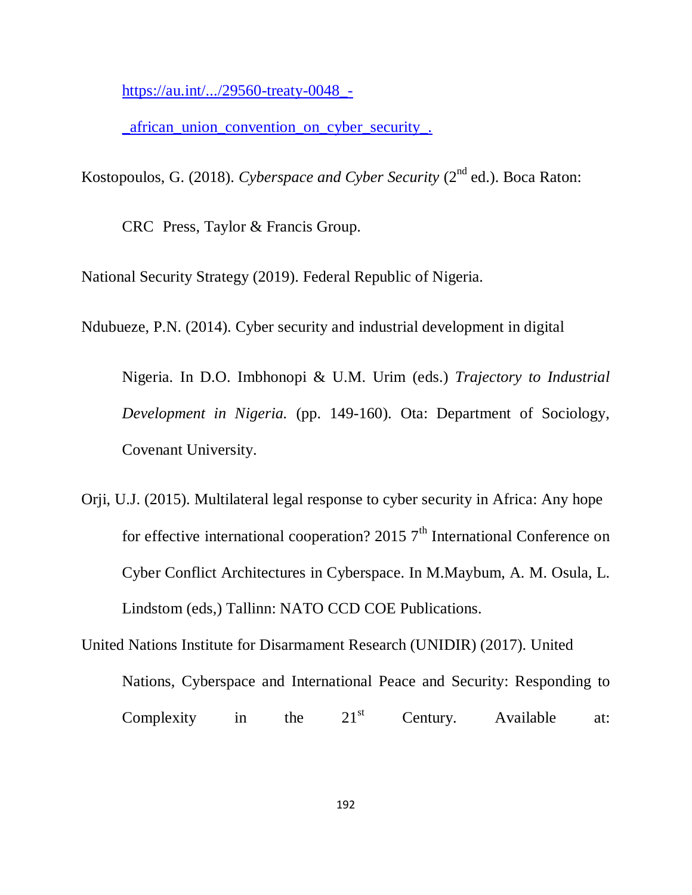https://au.int/.../29560-treaty-0048_-_african_union_convention_on_cyber_security_.

Kostopoulos, G. (2018). *Cyberspace and Cyber Security* (2nd ed.). Boca Raton: CRC Press, Taylor & Francis Group.

National Security Strategy (2019). Federal Republic of Nigeria.

Ndubueze, P.N. (2014). Cyber security and industrial development in digital Nigeria. In D.O. Imbhonopi & U.M. Urim (eds.) *Trajectory to Industrial Development in Nigeria.* (pp. 149-160). Ota: Department of Sociology, Covenant University.

Orji, U.J. (2015). Multilateral legal response to cyber security in Africa: Any hope for effective international cooperation? 2015 7th International Conference on Cyber Conflict Architectures in Cyberspace. In M.Maybum, A. M. Osula, L. Lindstom (eds,) Tallinn: NATO CCD COE Publications.

United Nations Institute for Disarmament Research (UNIDIR) (2017). United Nations, Cyberspace and International Peace and Security: Responding to Complexity in the 21st Century. Available at: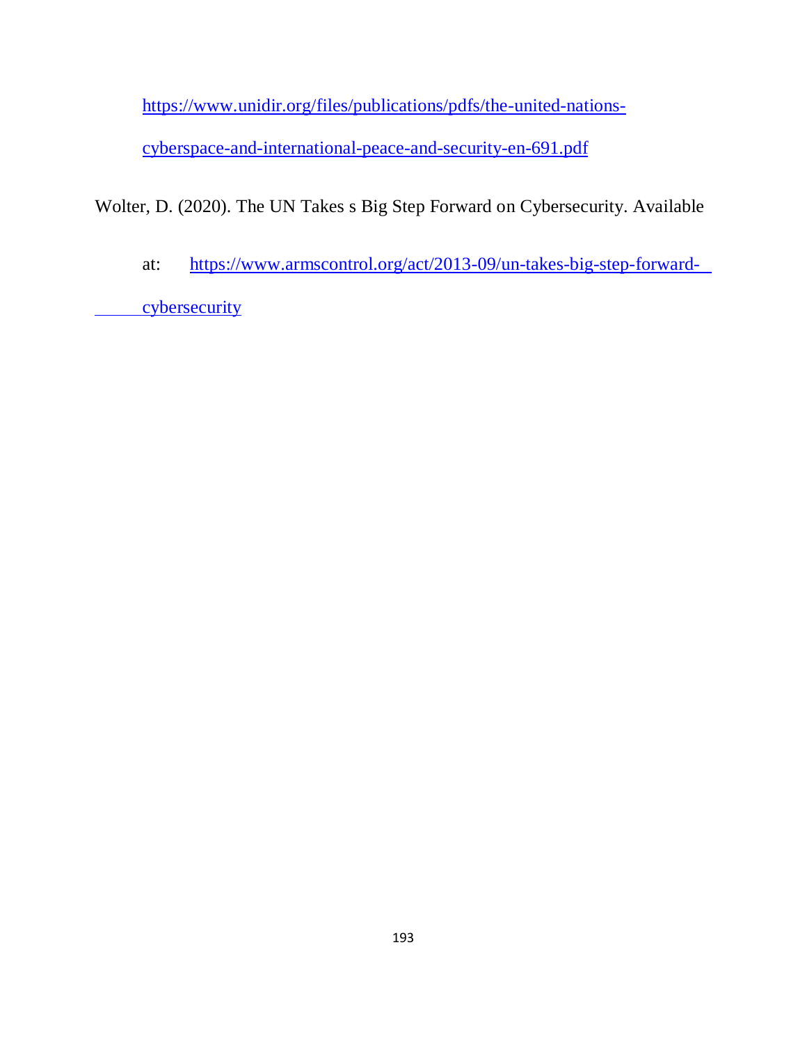https://www.unidir.org/files/publications/pdfs/the-united-nations-cyberspace-and-international-peace-and-security-en-691.pdf

Wolter, D. (2020). The UN Takes s Big Step Forward on Cybersecurity. Available at: https://www.armscontrol.org/act/2013-09/un-takes-big-step-forward-cybersecurity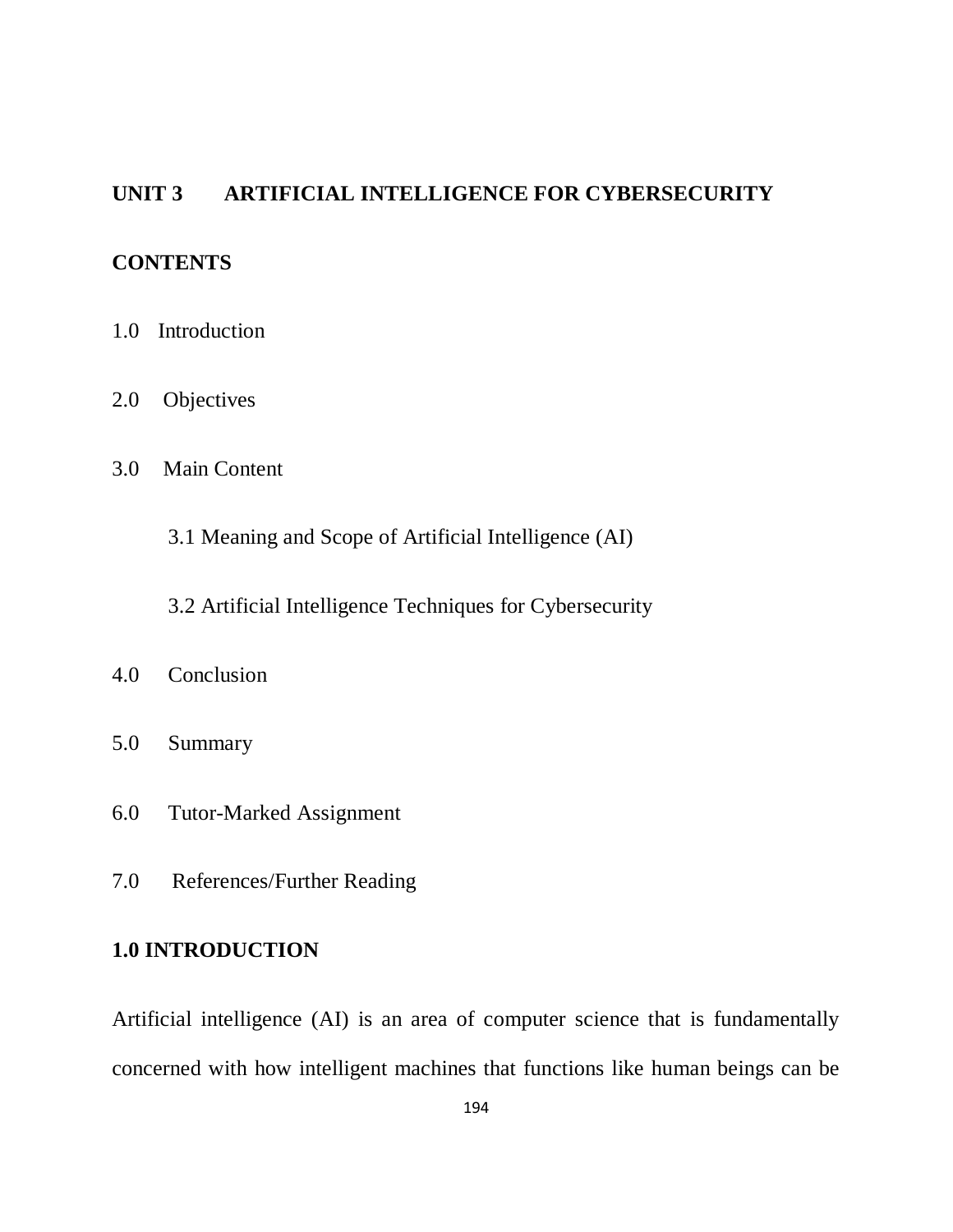## UNIT 3 ARTIFICIAL INTELLIGENCE FOR CYBERSECURITY

### CONTENTS

1.0 Introduction

2.0 Objectives

3.0 Main Content

  3.1 Meaning and Scope of Artificial Intelligence (AI)

  3.2 Artificial Intelligence Techniques for Cybersecurity

4.0 Conclusion

5.0 Summary

6.0 Tutor-Marked Assignment

7.0 References/Further Reading

### 1.0 INTRODUCTION

Artificial intelligence (AI) is an area of computer science that is fundamentally concerned with how intelligent machines that functions like human beings can be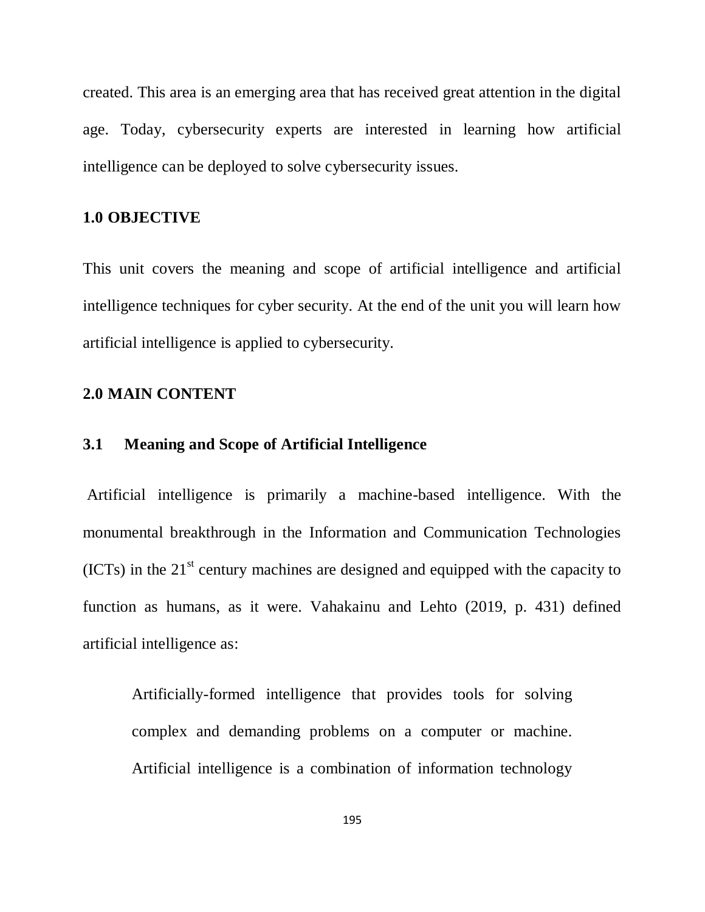created. This area is an emerging area that has received great attention in the digital age. Today, cybersecurity experts are interested in learning how artificial intelligence can be deployed to solve cybersecurity issues.

## 1.0 OBJECTIVE

This unit covers the meaning and scope of artificial intelligence and artificial intelligence techniques for cyber security. At the end of the unit you will learn how artificial intelligence is applied to cybersecurity.

## 2.0 MAIN CONTENT

### 3.1 Meaning and Scope of Artificial Intelligence

Artificial intelligence is primarily a machine-based intelligence. With the monumental breakthrough in the Information and Communication Technologies (ICTs) in the 21st century machines are designed and equipped with the capacity to function as humans, as it were. Vahakainu and Lehto (2019, p. 431) defined artificial intelligence as:

> Artificially-formed intelligence that provides tools for solving complex and demanding problems on a computer or machine. Artificial intelligence is a combination of information technology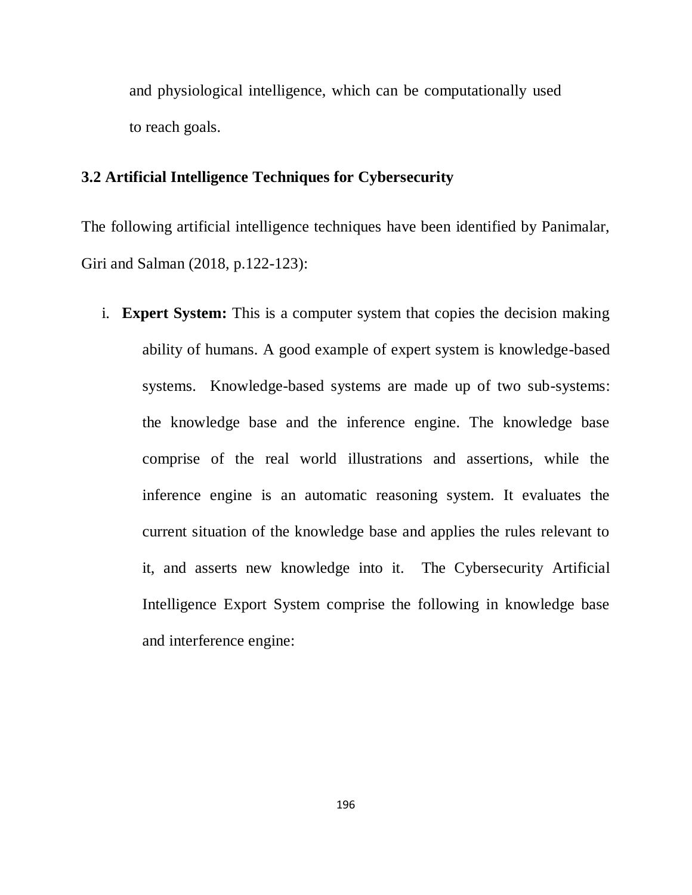and physiological intelligence, which can be computationally used to reach goals.

### 3.2 Artificial Intelligence Techniques for Cybersecurity

The following artificial intelligence techniques have been identified by Panimalar, Giri and Salman (2018, p.122-123):

i. **Expert System:** This is a computer system that copies the decision making ability of humans. A good example of expert system is knowledge-based systems. Knowledge-based systems are made up of two sub-systems: the knowledge base and the inference engine. The knowledge base comprise of the real world illustrations and assertions, while the inference engine is an automatic reasoning system. It evaluates the current situation of the knowledge base and applies the rules relevant to it, and asserts new knowledge into it. The Cybersecurity Artificial Intelligence Export System comprise the following in knowledge base and interference engine: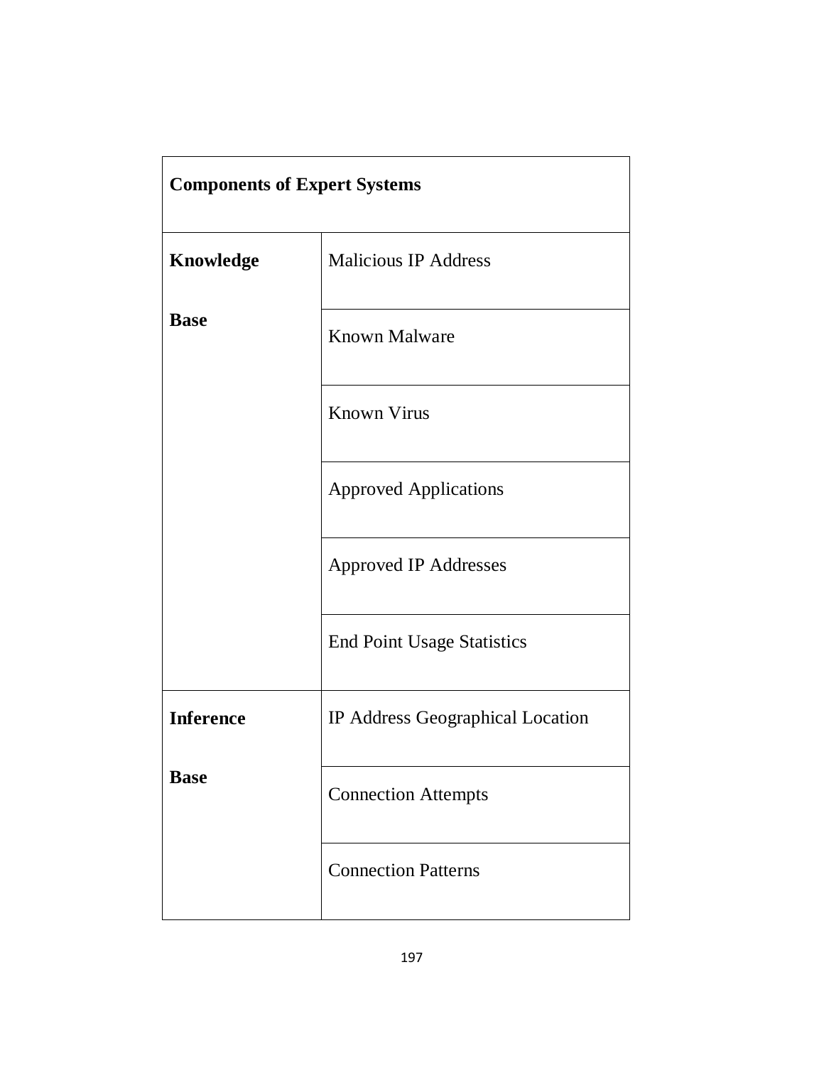| Components of Expert Systems | |
|---|---|
| **Knowledge Base** | Malicious IP Address |
| | Known Malware |
| | Known Virus |
| | Approved Applications |
| | Approved IP Addresses |
| | End Point Usage Statistics |
| **Inference Base** | IP Address Geographical Location |
| | Connection Attempts |
| | Connection Patterns |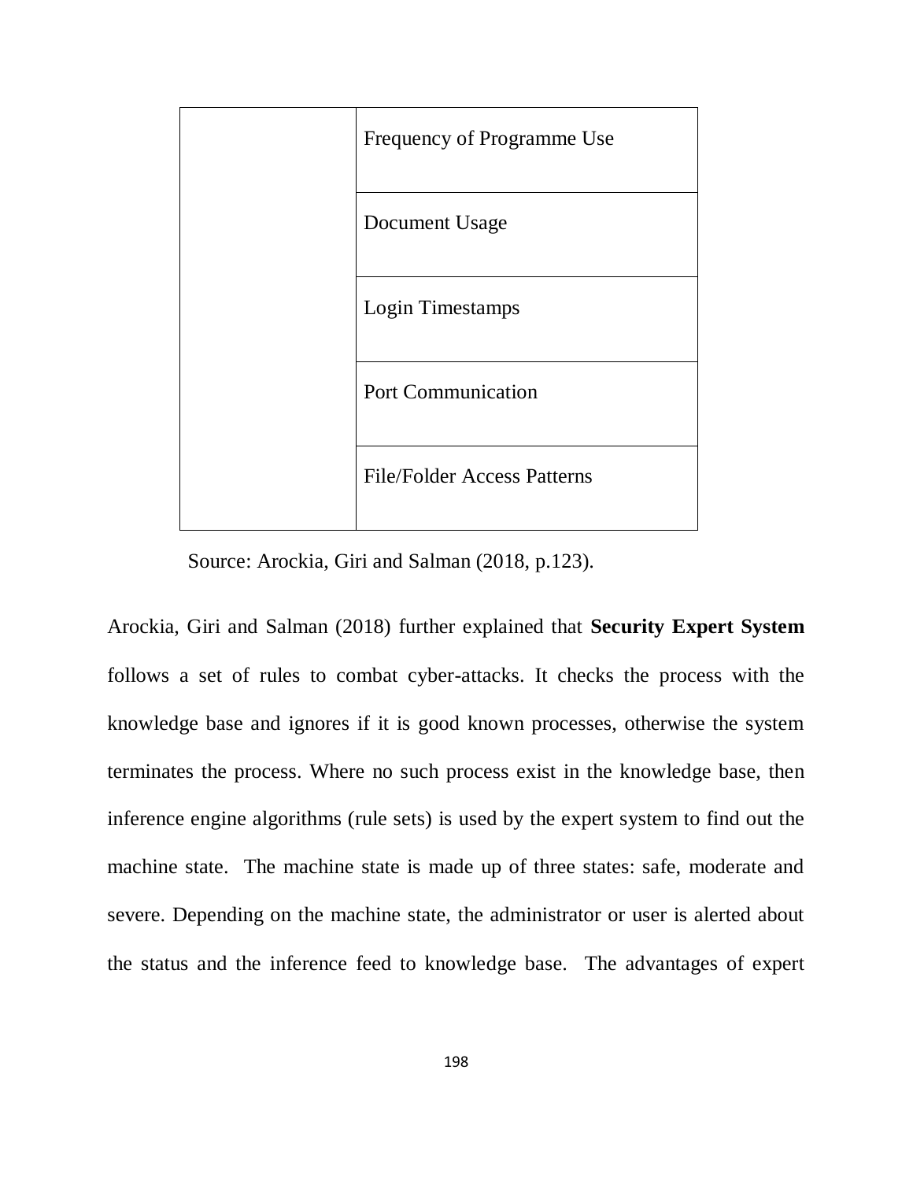| | |
|---|---|
| | Frequency of Programme Use |
| | Document Usage |
| | Login Timestamps |
| | Port Communication |
| | File/Folder Access Patterns |

Source: Arockia, Giri and Salman (2018, p.123).

Arockia, Giri and Salman (2018) further explained that **Security Expert System** follows a set of rules to combat cyber-attacks. It checks the process with the knowledge base and ignores if it is good known processes, otherwise the system terminates the process. Where no such process exist in the knowledge base, then inference engine algorithms (rule sets) is used by the expert system to find out the machine state. The machine state is made up of three states: safe, moderate and severe. Depending on the machine state, the administrator or user is alerted about the status and the inference feed to knowledge base. The advantages of expert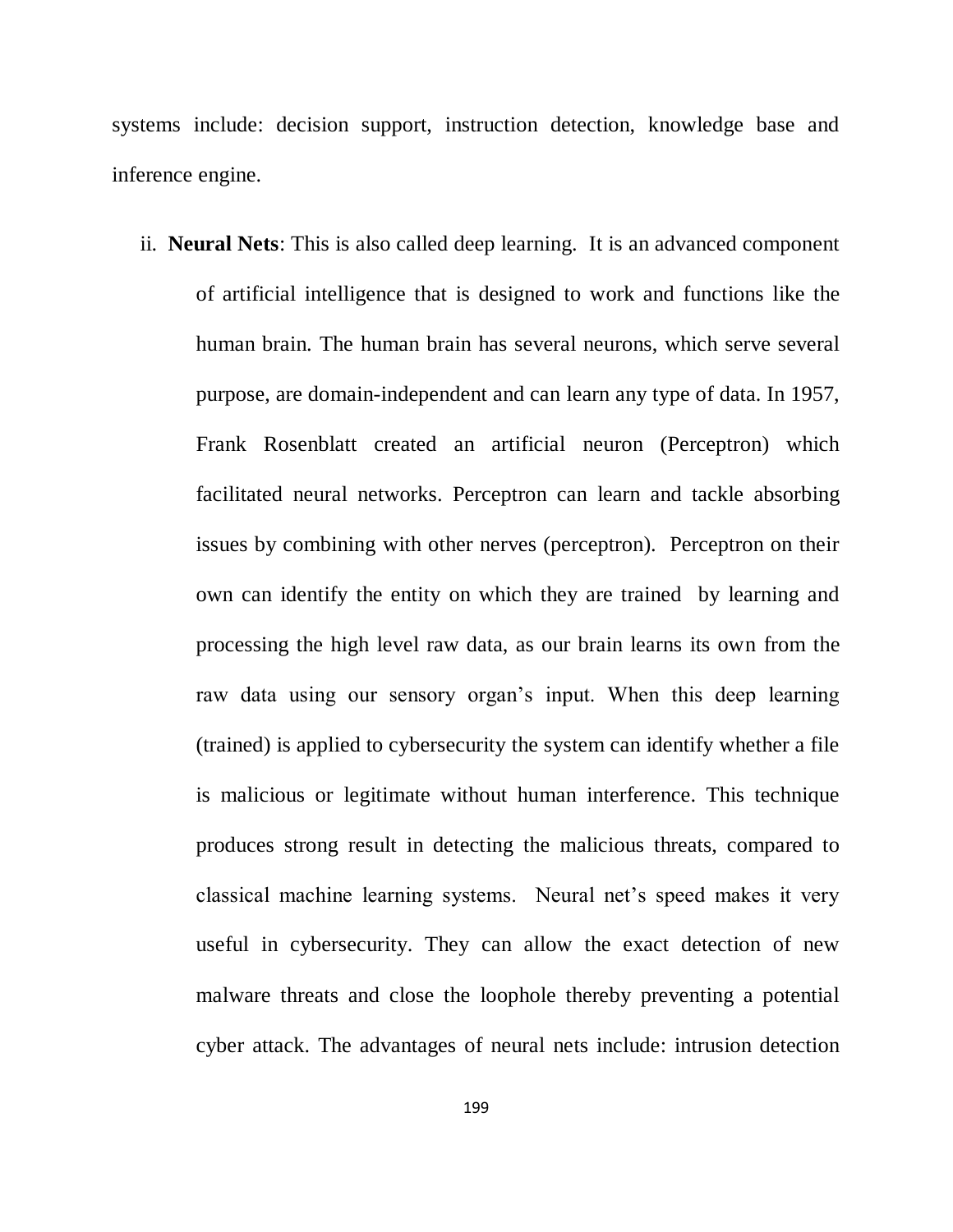systems include: decision support, instruction detection, knowledge base and inference engine.

ii. **Neural Nets**: This is also called deep learning. It is an advanced component of artificial intelligence that is designed to work and functions like the human brain. The human brain has several neurons, which serve several purpose, are domain-independent and can learn any type of data. In 1957, Frank Rosenblatt created an artificial neuron (Perceptron) which facilitated neural networks. Perceptron can learn and tackle absorbing issues by combining with other nerves (perceptron). Perceptron on their own can identify the entity on which they are trained by learning and processing the high level raw data, as our brain learns its own from the raw data using our sensory organ's input. When this deep learning (trained) is applied to cybersecurity the system can identify whether a file is malicious or legitimate without human interference. This technique produces strong result in detecting the malicious threats, compared to classical machine learning systems. Neural net's speed makes it very useful in cybersecurity. They can allow the exact detection of new malware threats and close the loophole thereby preventing a potential cyber attack. The advantages of neural nets include: intrusion detection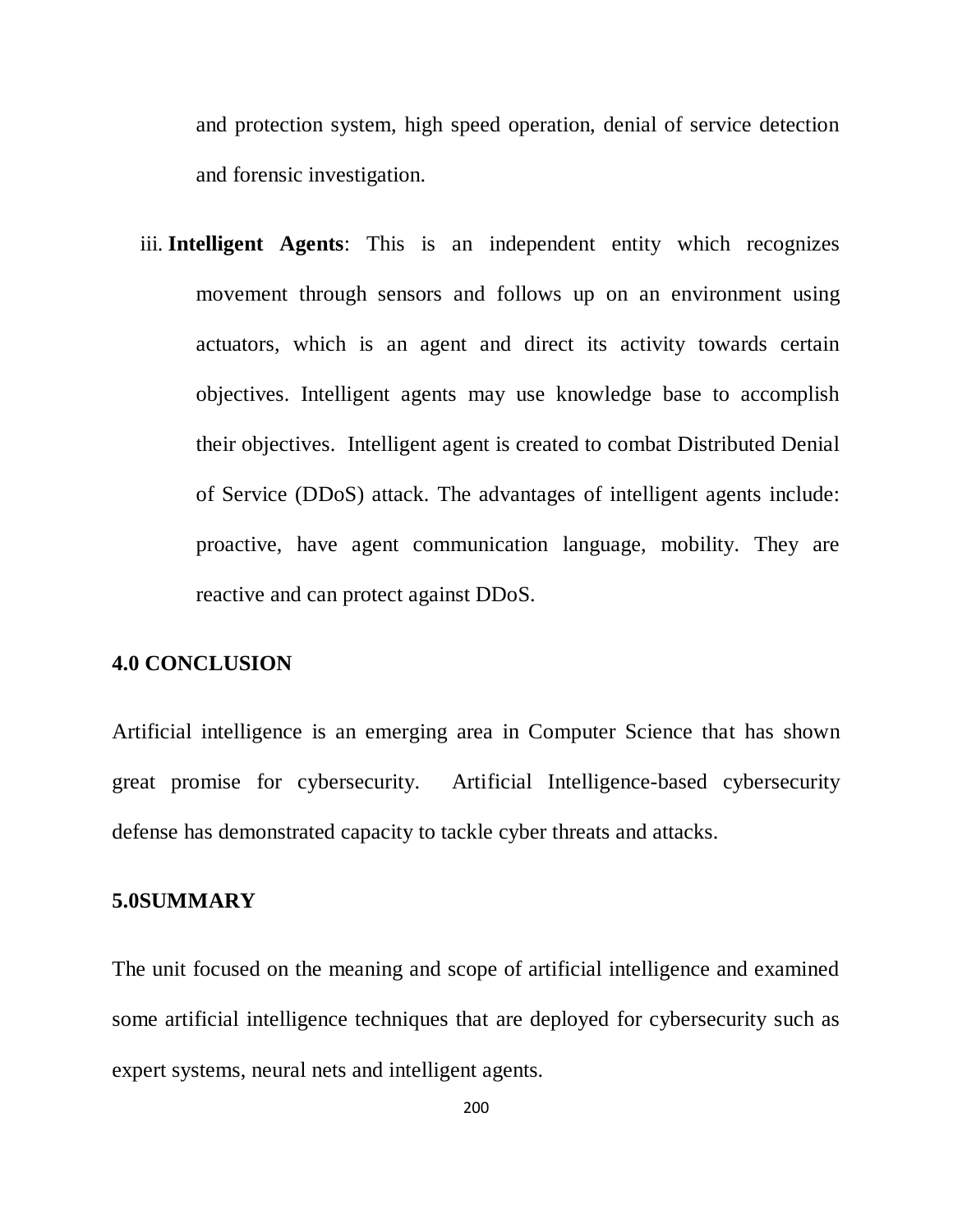and protection system, high speed operation, denial of service detection and forensic investigation.

iii. **Intelligent Agents**: This is an independent entity which recognizes movement through sensors and follows up on an environment using actuators, which is an agent and direct its activity towards certain objectives. Intelligent agents may use knowledge base to accomplish their objectives. Intelligent agent is created to combat Distributed Denial of Service (DDoS) attack. The advantages of intelligent agents include: proactive, have agent communication language, mobility. They are reactive and can protect against DDoS.

## 4.0 CONCLUSION

Artificial intelligence is an emerging area in Computer Science that has shown great promise for cybersecurity. Artificial Intelligence-based cybersecurity defense has demonstrated capacity to tackle cyber threats and attacks.

## 5.0SUMMARY

The unit focused on the meaning and scope of artificial intelligence and examined some artificial intelligence techniques that are deployed for cybersecurity such as expert systems, neural nets and intelligent agents.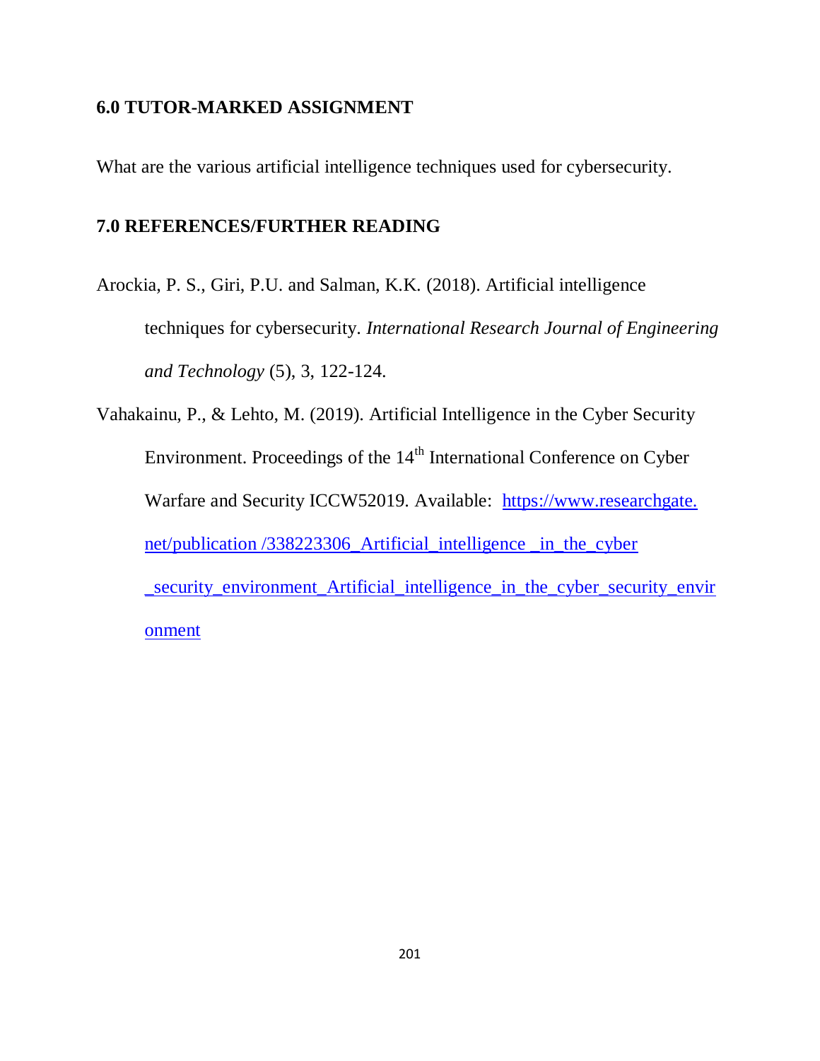## 6.0 TUTOR-MARKED ASSIGNMENT

What are the various artificial intelligence techniques used for cybersecurity.

## 7.0 REFERENCES/FURTHER READING

Arockia, P. S., Giri, P.U. and Salman, K.K. (2018). Artificial intelligence techniques for cybersecurity. *International Research Journal of Engineering and Technology* (5), 3, 122-124.

Vahakainu, P., & Lehto, M. (2019). Artificial Intelligence in the Cyber Security Environment. Proceedings of the 14th International Conference on Cyber Warfare and Security ICCW52019. Available: https://www.researchgate.net/publication /338223306_Artificial_intelligence _in_the_cyber _security_environment_Artificial_intelligence_in_the_cyber_security_environment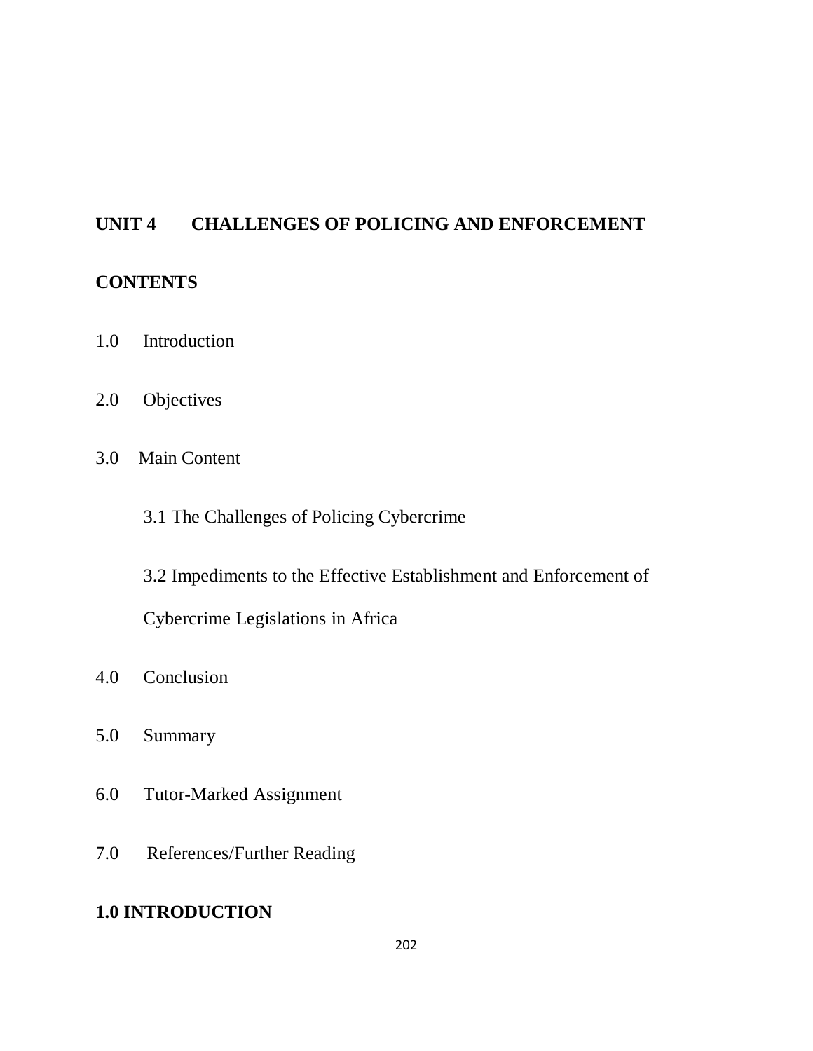## UNIT 4 CHALLENGES OF POLICING AND ENFORCEMENT

### CONTENTS

1.0 Introduction

2.0 Objectives

3.0 Main Content

    3.1 The Challenges of Policing Cybercrime

    3.2 Impediments to the Effective Establishment and Enforcement of Cybercrime Legislations in Africa

4.0 Conclusion

5.0 Summary

6.0 Tutor-Marked Assignment

7.0 References/Further Reading

### 1.0 INTRODUCTION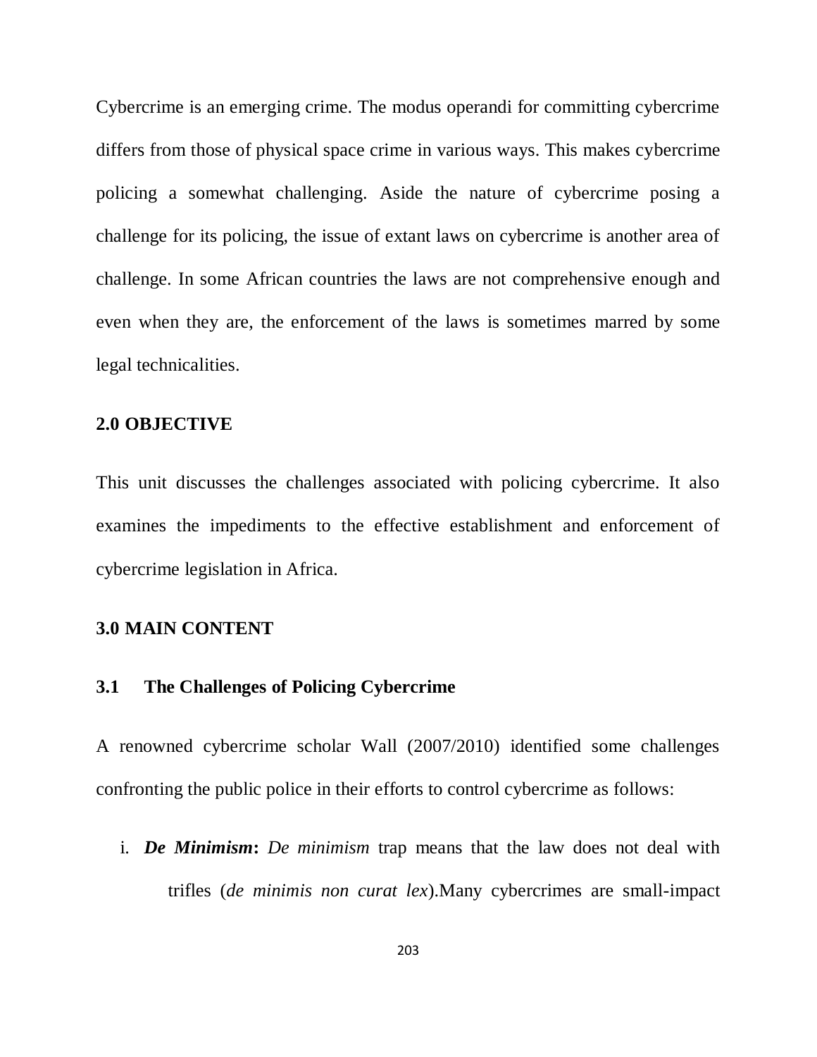Cybercrime is an emerging crime. The modus operandi for committing cybercrime differs from those of physical space crime in various ways. This makes cybercrime policing a somewhat challenging. Aside the nature of cybercrime posing a challenge for its policing, the issue of extant laws on cybercrime is another area of challenge. In some African countries the laws are not comprehensive enough and even when they are, the enforcement of the laws is sometimes marred by some legal technicalities.

## 2.0 OBJECTIVE

This unit discusses the challenges associated with policing cybercrime. It also examines the impediments to the effective establishment and enforcement of cybercrime legislation in Africa.

## 3.0 MAIN CONTENT

### 3.1 The Challenges of Policing Cybercrime

A renowned cybercrime scholar Wall (2007/2010) identified some challenges confronting the public police in their efforts to control cybercrime as follows:

i. ***De Minimism*****:** *De minimism* trap means that the law does not deal with trifles (*de minimis non curat lex*).Many cybercrimes are small-impact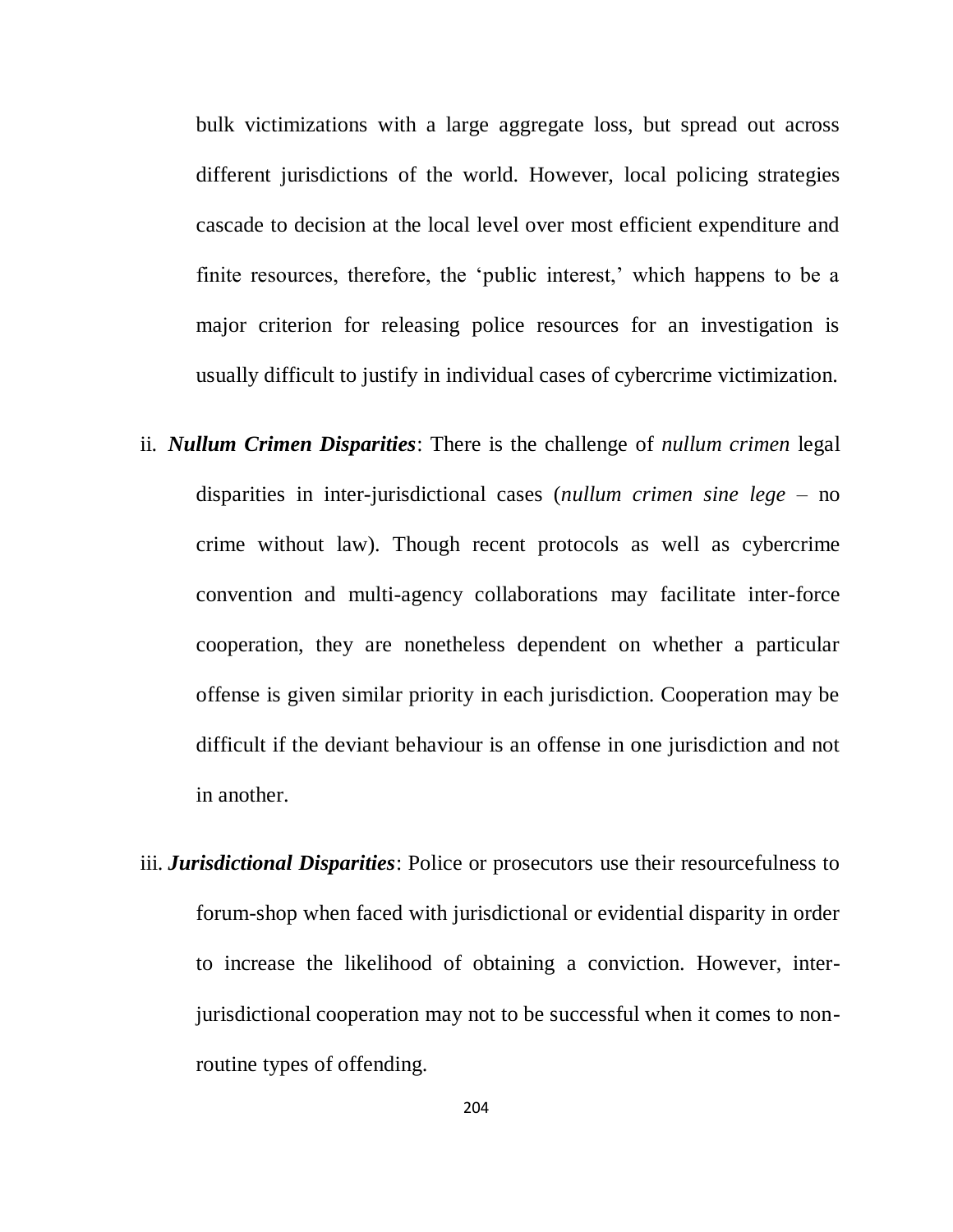bulk victimizations with a large aggregate loss, but spread out across different jurisdictions of the world. However, local policing strategies cascade to decision at the local level over most efficient expenditure and finite resources, therefore, the 'public interest,' which happens to be a major criterion for releasing police resources for an investigation is usually difficult to justify in individual cases of cybercrime victimization.

ii. ***Nullum Crimen Disparities***: There is the challenge of *nullum crimen* legal disparities in inter-jurisdictional cases (*nullum crimen sine lege* – no crime without law). Though recent protocols as well as cybercrime convention and multi-agency collaborations may facilitate inter-force cooperation, they are nonetheless dependent on whether a particular offense is given similar priority in each jurisdiction. Cooperation may be difficult if the deviant behaviour is an offense in one jurisdiction and not in another.

iii. ***Jurisdictional Disparities***: Police or prosecutors use their resourcefulness to forum-shop when faced with jurisdictional or evidential disparity in order to increase the likelihood of obtaining a conviction. However, inter-jurisdictional cooperation may not to be successful when it comes to non-routine types of offending.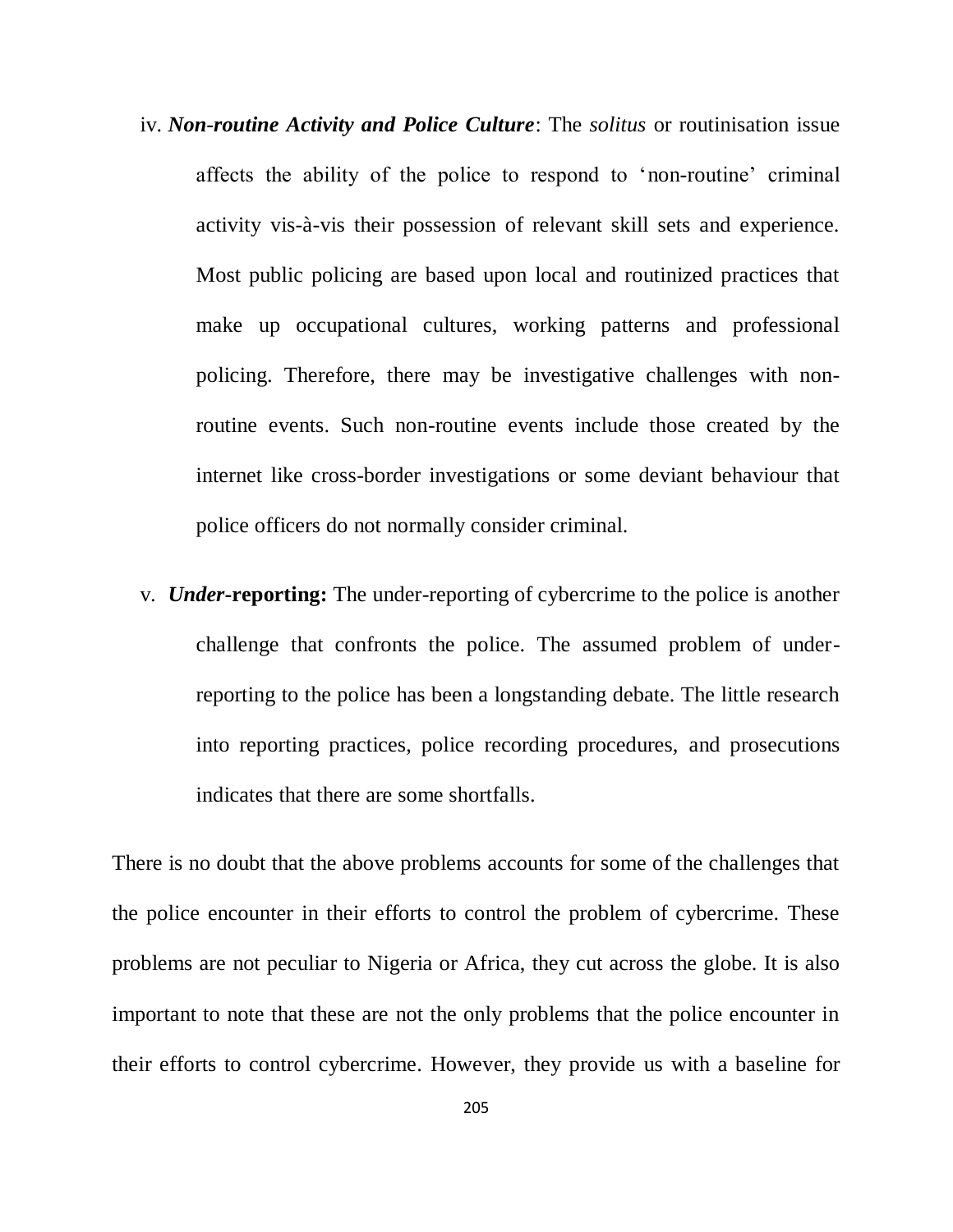iv. ***Non-routine Activity and Police Culture***: The *solitus* or routinisation issue affects the ability of the police to respond to 'non-routine' criminal activity vis-à-vis their possession of relevant skill sets and experience. Most public policing are based upon local and routinized practices that make up occupational cultures, working patterns and professional policing. Therefore, there may be investigative challenges with non-routine events. Such non-routine events include those created by the internet like cross-border investigations or some deviant behaviour that police officers do not normally consider criminal.

v. ***Under*-reporting:** The under-reporting of cybercrime to the police is another challenge that confronts the police. The assumed problem of under-reporting to the police has been a longstanding debate. The little research into reporting practices, police recording procedures, and prosecutions indicates that there are some shortfalls.

There is no doubt that the above problems accounts for some of the challenges that the police encounter in their efforts to control the problem of cybercrime. These problems are not peculiar to Nigeria or Africa, they cut across the globe. It is also important to note that these are not the only problems that the police encounter in their efforts to control cybercrime. However, they provide us with a baseline for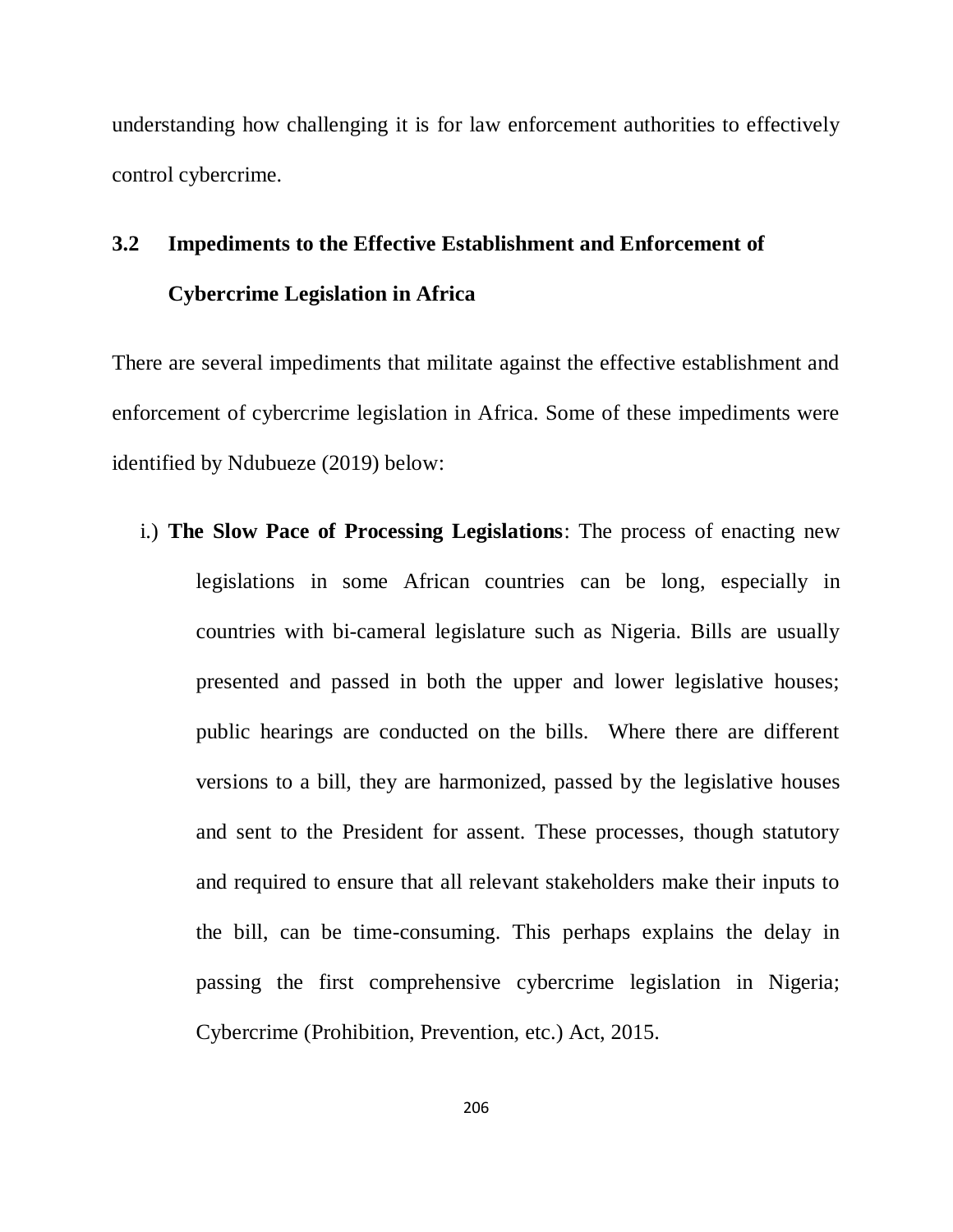understanding how challenging it is for law enforcement authorities to effectively control cybercrime.

## 3.2 Impediments to the Effective Establishment and Enforcement of Cybercrime Legislation in Africa

There are several impediments that militate against the effective establishment and enforcement of cybercrime legislation in Africa. Some of these impediments were identified by Ndubueze (2019) below:

i.) **The Slow Pace of Processing Legislations**: The process of enacting new legislations in some African countries can be long, especially in countries with bi-cameral legislature such as Nigeria. Bills are usually presented and passed in both the upper and lower legislative houses; public hearings are conducted on the bills. Where there are different versions to a bill, they are harmonized, passed by the legislative houses and sent to the President for assent. These processes, though statutory and required to ensure that all relevant stakeholders make their inputs to the bill, can be time-consuming. This perhaps explains the delay in passing the first comprehensive cybercrime legislation in Nigeria; Cybercrime (Prohibition, Prevention, etc.) Act, 2015.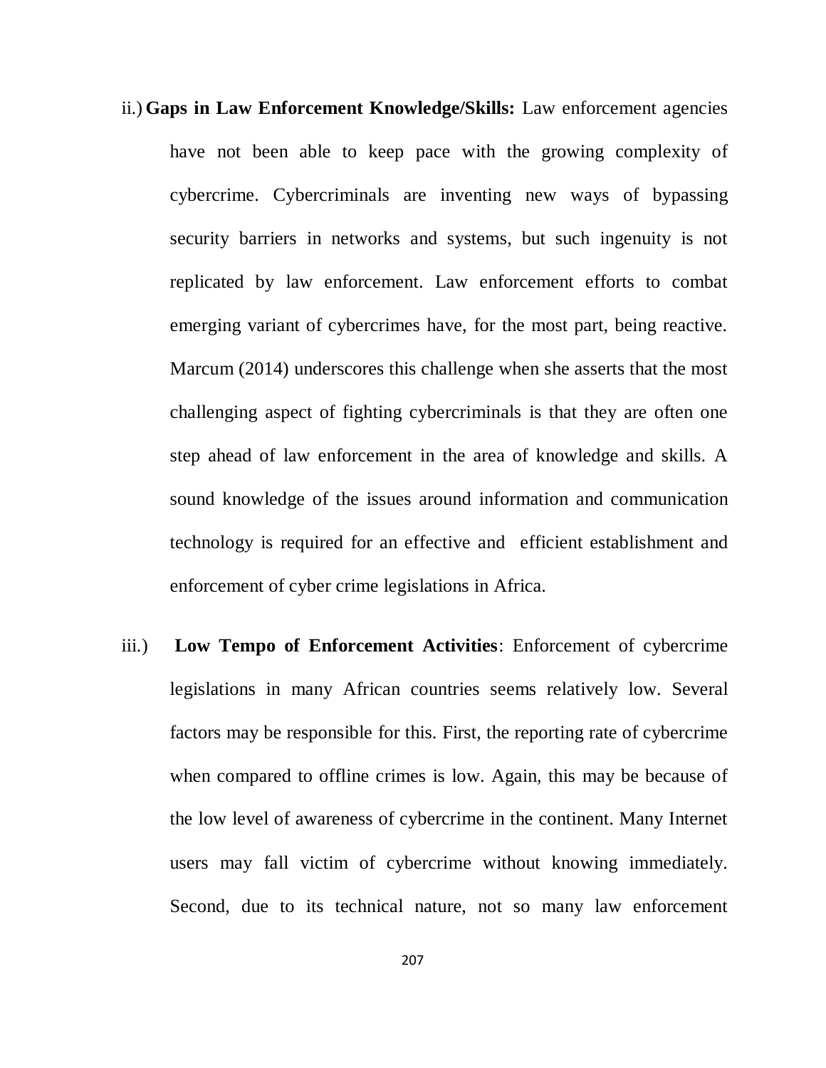ii.) **Gaps in Law Enforcement Knowledge/Skills:** Law enforcement agencies have not been able to keep pace with the growing complexity of cybercrime. Cybercriminals are inventing new ways of bypassing security barriers in networks and systems, but such ingenuity is not replicated by law enforcement. Law enforcement efforts to combat emerging variant of cybercrimes have, for the most part, being reactive. Marcum (2014) underscores this challenge when she asserts that the most challenging aspect of fighting cybercriminals is that they are often one step ahead of law enforcement in the area of knowledge and skills. A sound knowledge of the issues around information and communication technology is required for an effective and efficient establishment and enforcement of cyber crime legislations in Africa.

iii.) **Low Tempo of Enforcement Activities**: Enforcement of cybercrime legislations in many African countries seems relatively low. Several factors may be responsible for this. First, the reporting rate of cybercrime when compared to offline crimes is low. Again, this may be because of the low level of awareness of cybercrime in the continent. Many Internet users may fall victim of cybercrime without knowing immediately. Second, due to its technical nature, not so many law enforcement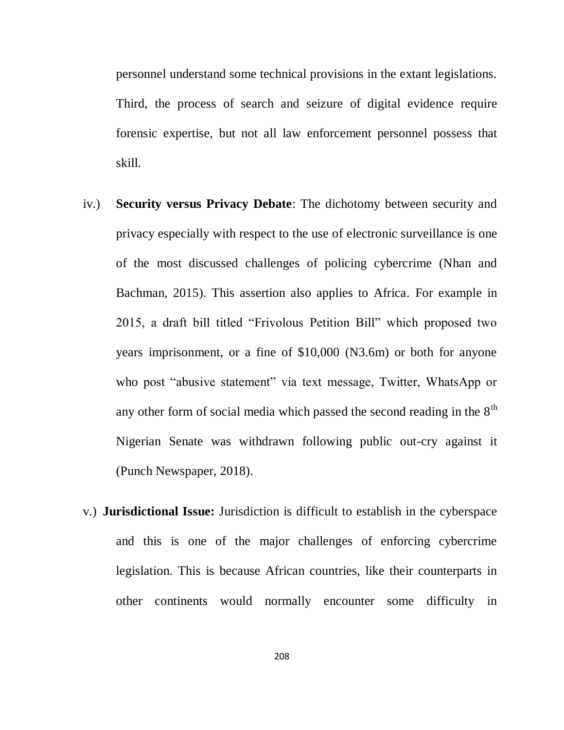personnel understand some technical provisions in the extant legislations. Third, the process of search and seizure of digital evidence require forensic expertise, but not all law enforcement personnel possess that skill.

iv.) **Security versus Privacy Debate**: The dichotomy between security and privacy especially with respect to the use of electronic surveillance is one of the most discussed challenges of policing cybercrime (Nhan and Bachman, 2015). This assertion also applies to Africa. For example in 2015, a draft bill titled "Frivolous Petition Bill" which proposed two years imprisonment, or a fine of $10,000 (N3.6m) or both for anyone who post "abusive statement" via text message, Twitter, WhatsApp or any other form of social media which passed the second reading in the 8th Nigerian Senate was withdrawn following public out-cry against it (Punch Newspaper, 2018).

v.) **Jurisdictional Issue:** Jurisdiction is difficult to establish in the cyberspace and this is one of the major challenges of enforcing cybercrime legislation. This is because African countries, like their counterparts in other continents would normally encounter some difficulty in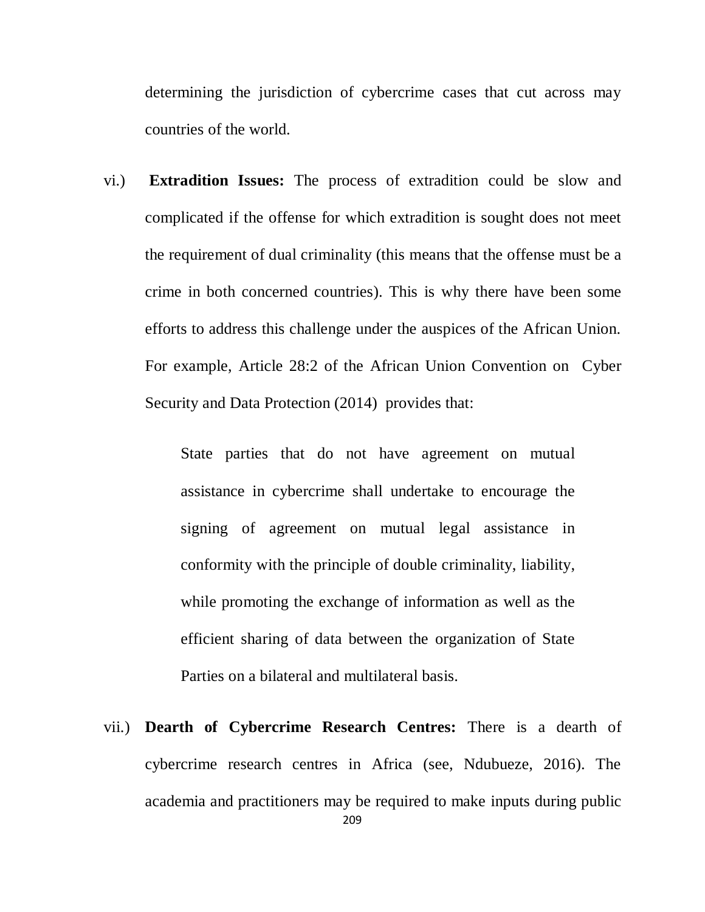determining the jurisdiction of cybercrime cases that cut across may countries of the world.

vi.) **Extradition Issues:** The process of extradition could be slow and complicated if the offense for which extradition is sought does not meet the requirement of dual criminality (this means that the offense must be a crime in both concerned countries). This is why there have been some efforts to address this challenge under the auspices of the African Union. For example, Article 28:2 of the African Union Convention on Cyber Security and Data Protection (2014) provides that:

> State parties that do not have agreement on mutual assistance in cybercrime shall undertake to encourage the signing of agreement on mutual legal assistance in conformity with the principle of double criminality, liability, while promoting the exchange of information as well as the efficient sharing of data between the organization of State Parties on a bilateral and multilateral basis.

vii.) **Dearth of Cybercrime Research Centres:** There is a dearth of cybercrime research centres in Africa (see, Ndubueze, 2016). The academia and practitioners may be required to make inputs during public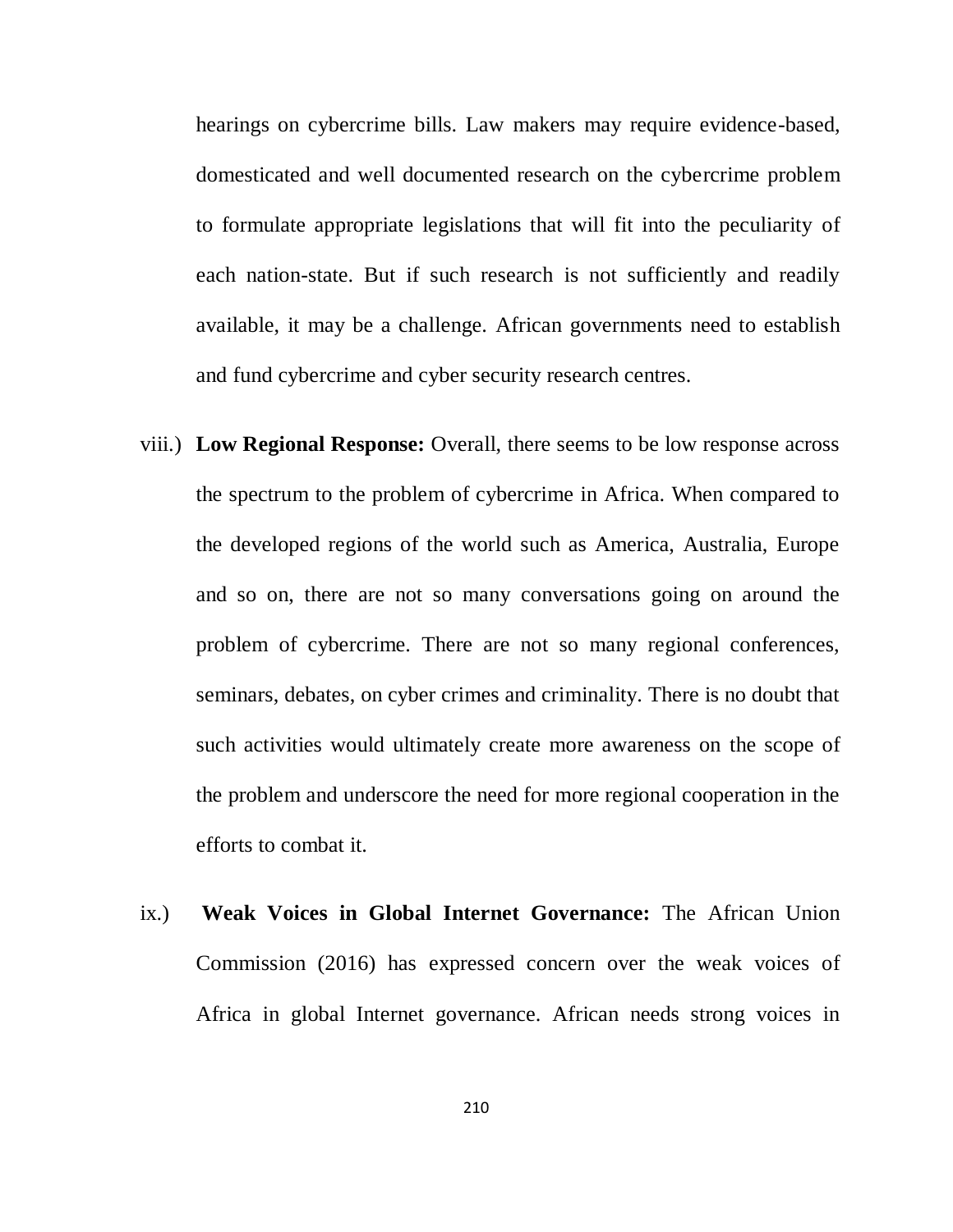hearings on cybercrime bills. Law makers may require evidence-based, domesticated and well documented research on the cybercrime problem to formulate appropriate legislations that will fit into the peculiarity of each nation-state. But if such research is not sufficiently and readily available, it may be a challenge. African governments need to establish and fund cybercrime and cyber security research centres.

viii.) **Low Regional Response:** Overall, there seems to be low response across the spectrum to the problem of cybercrime in Africa. When compared to the developed regions of the world such as America, Australia, Europe and so on, there are not so many conversations going on around the problem of cybercrime. There are not so many regional conferences, seminars, debates, on cyber crimes and criminality. There is no doubt that such activities would ultimately create more awareness on the scope of the problem and underscore the need for more regional cooperation in the efforts to combat it.

ix.) **Weak Voices in Global Internet Governance:** The African Union Commission (2016) has expressed concern over the weak voices of Africa in global Internet governance. African needs strong voices in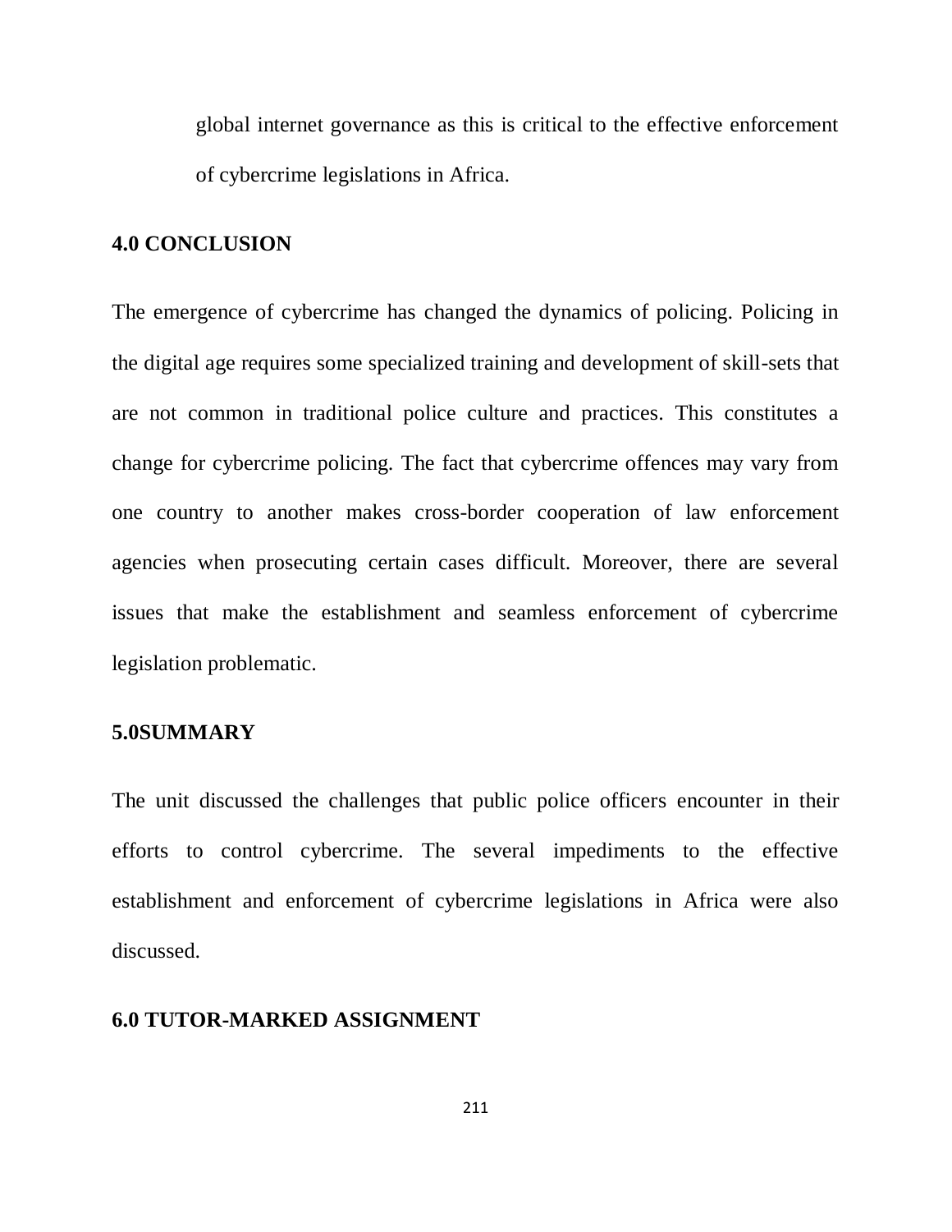global internet governance as this is critical to the effective enforcement of cybercrime legislations in Africa.

## 4.0 CONCLUSION

The emergence of cybercrime has changed the dynamics of policing. Policing in the digital age requires some specialized training and development of skill-sets that are not common in traditional police culture and practices. This constitutes a change for cybercrime policing. The fact that cybercrime offences may vary from one country to another makes cross-border cooperation of law enforcement agencies when prosecuting certain cases difficult. Moreover, there are several issues that make the establishment and seamless enforcement of cybercrime legislation problematic.

## 5.0SUMMARY

The unit discussed the challenges that public police officers encounter in their efforts to control cybercrime. The several impediments to the effective establishment and enforcement of cybercrime legislations in Africa were also discussed.

## 6.0 TUTOR-MARKED ASSIGNMENT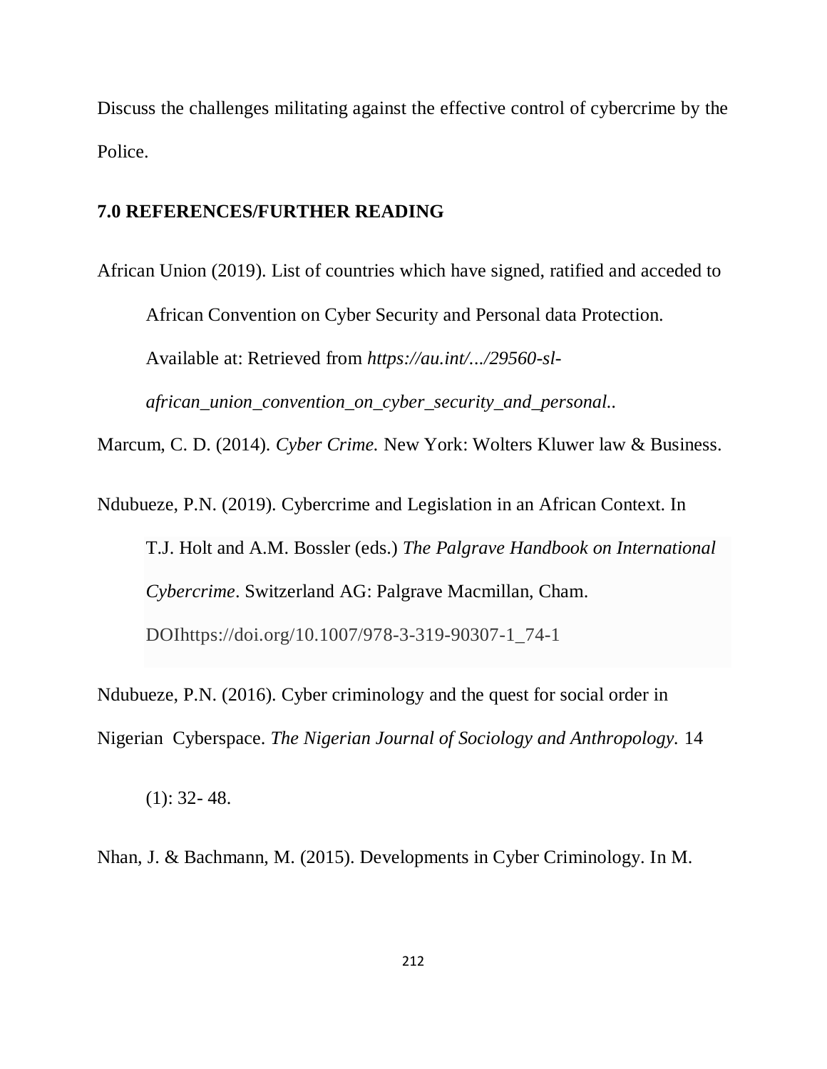Discuss the challenges militating against the effective control of cybercrime by the Police.

## 7.0 REFERENCES/FURTHER READING

African Union (2019). List of countries which have signed, ratified and acceded to African Convention on Cyber Security and Personal data Protection. Available at: Retrieved from *https://au.int/.../29560-sl-african_union_convention_on_cyber_security_and_personal..*

Marcum, C. D. (2014). *Cyber Crime.* New York: Wolters Kluwer law & Business.

Ndubueze, P.N. (2019). Cybercrime and Legislation in an African Context. In T.J. Holt and A.M. Bossler (eds.) *The Palgrave Handbook on International Cybercrime*. Switzerland AG: Palgrave Macmillan, Cham. DOIhttps://doi.org/10.1007/978-3-319-90307-1_74-1

Ndubueze, P.N. (2016). Cyber criminology and the quest for social order in Nigerian Cyberspace. *The Nigerian Journal of Sociology and Anthropology.* 14 (1): 32- 48.

Nhan, J. & Bachmann, M. (2015). Developments in Cyber Criminology. In M.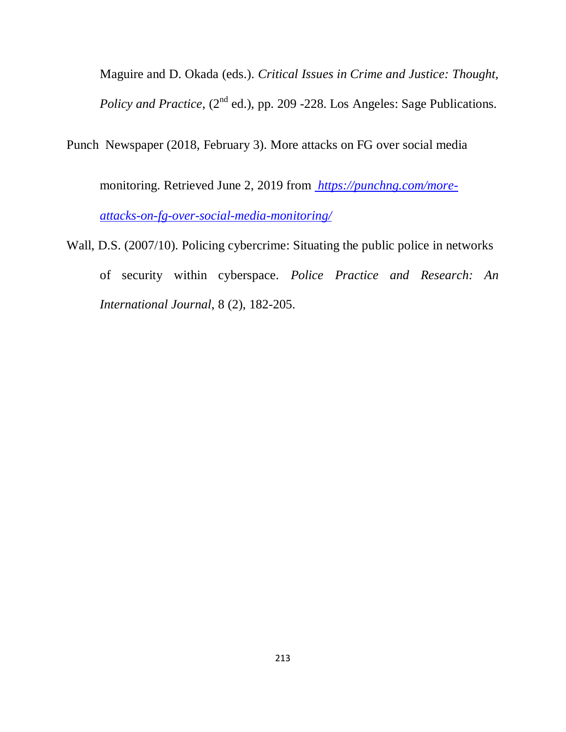Maguire and D. Okada (eds.). *Critical Issues in Crime and Justice: Thought, Policy and Practice*, (2nd ed.), pp. 209 -228. Los Angeles: Sage Publications.

Punch Newspaper (2018, February 3). More attacks on FG over social media monitoring. Retrieved June 2, 2019 from [https://punchng.com/more-attacks-on-fg-over-social-media-monitoring/](https://punchng.com/more-attacks-on-fg-over-social-media-monitoring/)

Wall, D.S. (2007/10). Policing cybercrime: Situating the public police in networks of security within cyberspace. *Police Practice and Research: An International Journal*, 8 (2), 182-205.